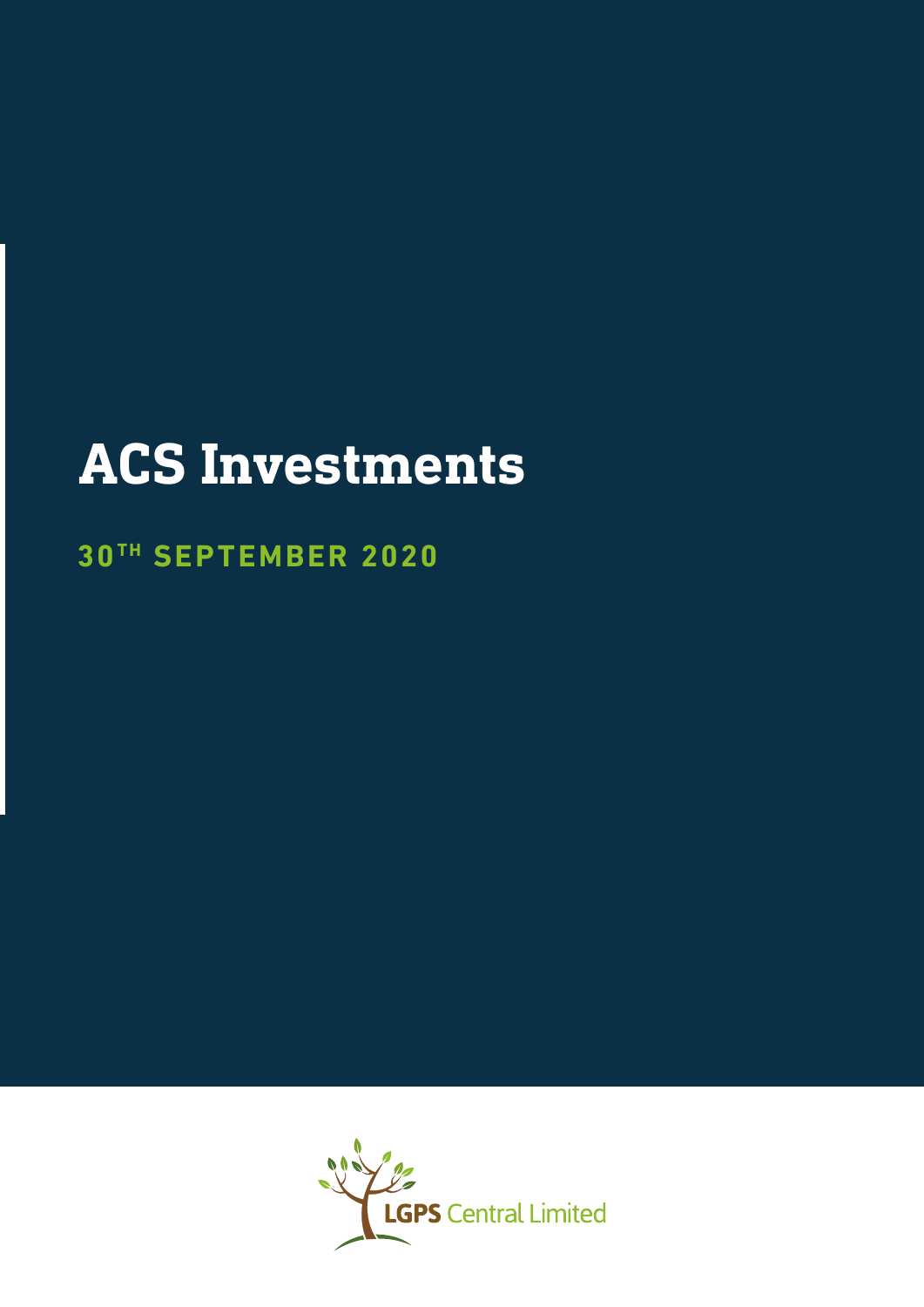# ACS Investments

## 30TH SEPTEMBER 2020

LGPS Central Limited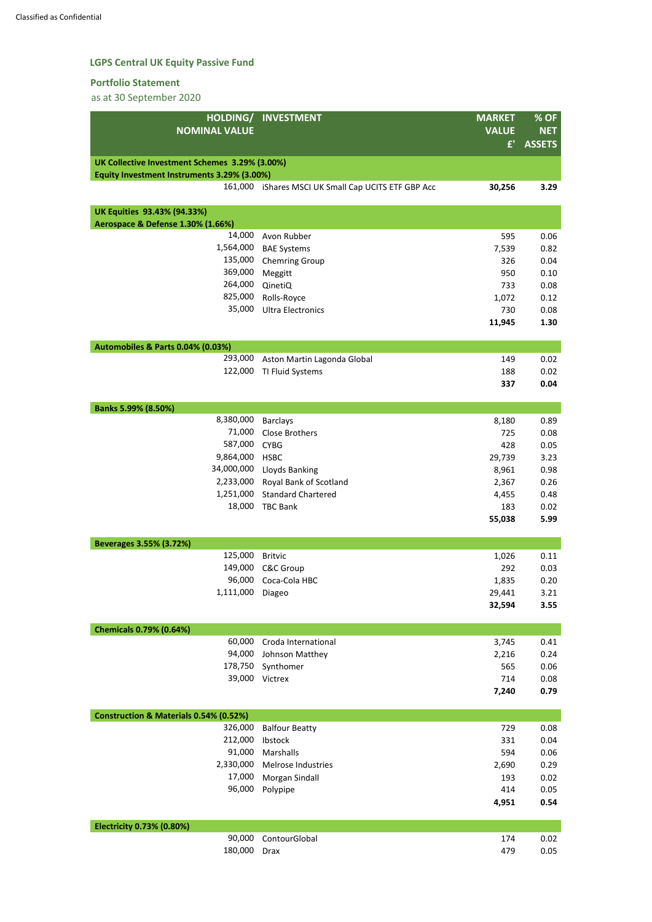## LGPS Central UK Equity Passive Fund

### Portfolio Statement

as at 30 September 2020

| HOLDING/ NOMINAL VALUE | INVESTMENT | MARKET VALUE £' | % OF NET ASSETS |
|---|---|---|---|
| **UK Collective Investment Schemes 3.29% (3.00%)** | | | |
| **Equity Investment Instruments 3.29% (3.00%)** | | | |
| 161,000 | iShares MSCI UK Small Cap UCITS ETF GBP Acc | **30,256** | **3.29** |
| | | | |
| **UK Equities 93.43% (94.33%)** | | | |
| **Aerospace & Defense 1.30% (1.66%)** | | | |
| 14,000 | Avon Rubber | 595 | 0.06 |
| 1,564,000 | BAE Systems | 7,539 | 0.82 |
| 135,000 | Chemring Group | 326 | 0.04 |
| 369,000 | Meggitt | 950 | 0.10 |
| 264,000 | QinetiQ | 733 | 0.08 |
| 825,000 | Rolls-Royce | 1,072 | 0.12 |
| 35,000 | Ultra Electronics | 730 | 0.08 |
| | | **11,945** | **1.30** |
| | | | |
| **Automobiles & Parts 0.04% (0.03%)** | | | |
| 293,000 | Aston Martin Lagonda Global | 149 | 0.02 |
| 122,000 | TI Fluid Systems | 188 | 0.02 |
| | | **337** | **0.04** |
| | | | |
| **Banks 5.99% (8.50%)** | | | |
| 8,380,000 | Barclays | 8,180 | 0.89 |
| 71,000 | Close Brothers | 725 | 0.08 |
| 587,000 | CYBG | 428 | 0.05 |
| 9,864,000 | HSBC | 29,739 | 3.23 |
| 34,000,000 | Lloyds Banking | 8,961 | 0.98 |
| 2,233,000 | Royal Bank of Scotland | 2,367 | 0.26 |
| 1,251,000 | Standard Chartered | 4,455 | 0.48 |
| 18,000 | TBC Bank | 183 | 0.02 |
| | | **55,038** | **5.99** |
| | | | |
| **Beverages 3.55% (3.72%)** | | | |
| 125,000 | Britvic | 1,026 | 0.11 |
| 149,000 | C&C Group | 292 | 0.03 |
| 96,000 | Coca-Cola HBC | 1,835 | 0.20 |
| 1,111,000 | Diageo | 29,441 | 3.21 |
| | | **32,594** | **3.55** |
| | | | |
| **Chemicals 0.79% (0.64%)** | | | |
| 60,000 | Croda International | 3,745 | 0.41 |
| 94,000 | Johnson Matthey | 2,216 | 0.24 |
| 178,750 | Synthomer | 565 | 0.06 |
| 39,000 | Victrex | 714 | 0.08 |
| | | **7,240** | **0.79** |
| | | | |
| **Construction & Materials 0.54% (0.52%)** | | | |
| 326,000 | Balfour Beatty | 729 | 0.08 |
| 212,000 | Ibstock | 331 | 0.04 |
| 91,000 | Marshalls | 594 | 0.06 |
| 2,330,000 | Melrose Industries | 2,690 | 0.29 |
| 17,000 | Morgan Sindall | 193 | 0.02 |
| 96,000 | Polypipe | 414 | 0.05 |
| | | **4,951** | **0.54** |
| | | | |
| **Electricity 0.73% (0.80%)** | | | |
| 90,000 | ContourGlobal | 174 | 0.02 |
| 180,000 | Drax | 479 | 0.05 |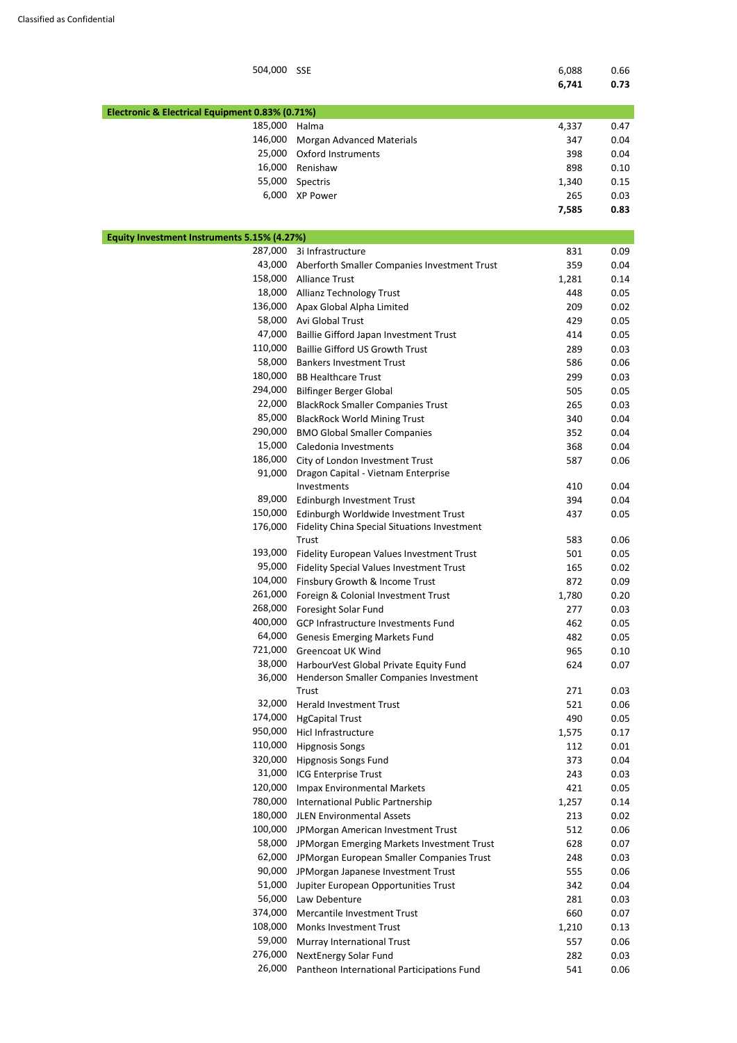Classified as Confidential

| Holding | Investment | Market Value £'000 | % of Net Assets |
|---|---|---|---|
| 504,000 | SSE | 6,088 | 0.66 |
| | | **6,741** | **0.73** |
| **Electronic & Electrical Equipment 0.83% (0.71%)** | | | |
| 185,000 | Halma | 4,337 | 0.47 |
| 146,000 | Morgan Advanced Materials | 347 | 0.04 |
| 25,000 | Oxford Instruments | 398 | 0.04 |
| 16,000 | Renishaw | 898 | 0.10 |
| 55,000 | Spectris | 1,340 | 0.15 |
| 6,000 | XP Power | 265 | 0.03 |
| | | **7,585** | **0.83** |
| **Equity Investment Instruments 5.15% (4.27%)** | | | |
| 287,000 | 3i Infrastructure | 831 | 0.09 |
| 43,000 | Aberforth Smaller Companies Investment Trust | 359 | 0.04 |
| 158,000 | Alliance Trust | 1,281 | 0.14 |
| 18,000 | Allianz Technology Trust | 448 | 0.05 |
| 136,000 | Apax Global Alpha Limited | 209 | 0.02 |
| 58,000 | Avi Global Trust | 429 | 0.05 |
| 47,000 | Baillie Gifford Japan Investment Trust | 414 | 0.05 |
| 110,000 | Baillie Gifford US Growth Trust | 289 | 0.03 |
| 58,000 | Bankers Investment Trust | 586 | 0.06 |
| 180,000 | BB Healthcare Trust | 299 | 0.03 |
| 294,000 | Bilfinger Berger Global | 505 | 0.05 |
| 22,000 | BlackRock Smaller Companies Trust | 265 | 0.03 |
| 85,000 | BlackRock World Mining Trust | 340 | 0.04 |
| 290,000 | BMO Global Smaller Companies | 352 | 0.04 |
| 15,000 | Caledonia Investments | 368 | 0.04 |
| 186,000 | City of London Investment Trust | 587 | 0.06 |
| 91,000 | Dragon Capital - Vietnam Enterprise Investments | 410 | 0.04 |
| 89,000 | Edinburgh Investment Trust | 394 | 0.04 |
| 150,000 | Edinburgh Worldwide Investment Trust | 437 | 0.05 |
| 176,000 | Fidelity China Special Situations Investment Trust | 583 | 0.06 |
| 193,000 | Fidelity European Values Investment Trust | 501 | 0.05 |
| 95,000 | Fidelity Special Values Investment Trust | 165 | 0.02 |
| 104,000 | Finsbury Growth & Income Trust | 872 | 0.09 |
| 261,000 | Foreign & Colonial Investment Trust | 1,780 | 0.20 |
| 268,000 | Foresight Solar Fund | 277 | 0.03 |
| 400,000 | GCP Infrastructure Investments Fund | 462 | 0.05 |
| 64,000 | Genesis Emerging Markets Fund | 482 | 0.05 |
| 721,000 | Greencoat UK Wind | 965 | 0.10 |
| 38,000 | HarbourVest Global Private Equity Fund | 624 | 0.07 |
| 36,000 | Henderson Smaller Companies Investment Trust | 271 | 0.03 |
| 32,000 | Herald Investment Trust | 521 | 0.06 |
| 174,000 | HgCapital Trust | 490 | 0.05 |
| 950,000 | Hicl Infrastructure | 1,575 | 0.17 |
| 110,000 | Hipgnosis Songs | 112 | 0.01 |
| 320,000 | Hipgnosis Songs Fund | 373 | 0.04 |
| 31,000 | ICG Enterprise Trust | 243 | 0.03 |
| 120,000 | Impax Environmental Markets | 421 | 0.05 |
| 780,000 | International Public Partnership | 1,257 | 0.14 |
| 180,000 | JLEN Environmental Assets | 213 | 0.02 |
| 100,000 | JPMorgan American Investment Trust | 512 | 0.06 |
| 58,000 | JPMorgan Emerging Markets Investment Trust | 628 | 0.07 |
| 62,000 | JPMorgan European Smaller Companies Trust | 248 | 0.03 |
| 90,000 | JPMorgan Japanese Investment Trust | 555 | 0.06 |
| 51,000 | Jupiter European Opportunities Trust | 342 | 0.04 |
| 56,000 | Law Debenture | 281 | 0.03 |
| 374,000 | Mercantile Investment Trust | 660 | 0.07 |
| 108,000 | Monks Investment Trust | 1,210 | 0.13 |
| 59,000 | Murray International Trust | 557 | 0.06 |
| 276,000 | NextEnergy Solar Fund | 282 | 0.03 |
| 26,000 | Pantheon International Participations Fund | 541 | 0.06 |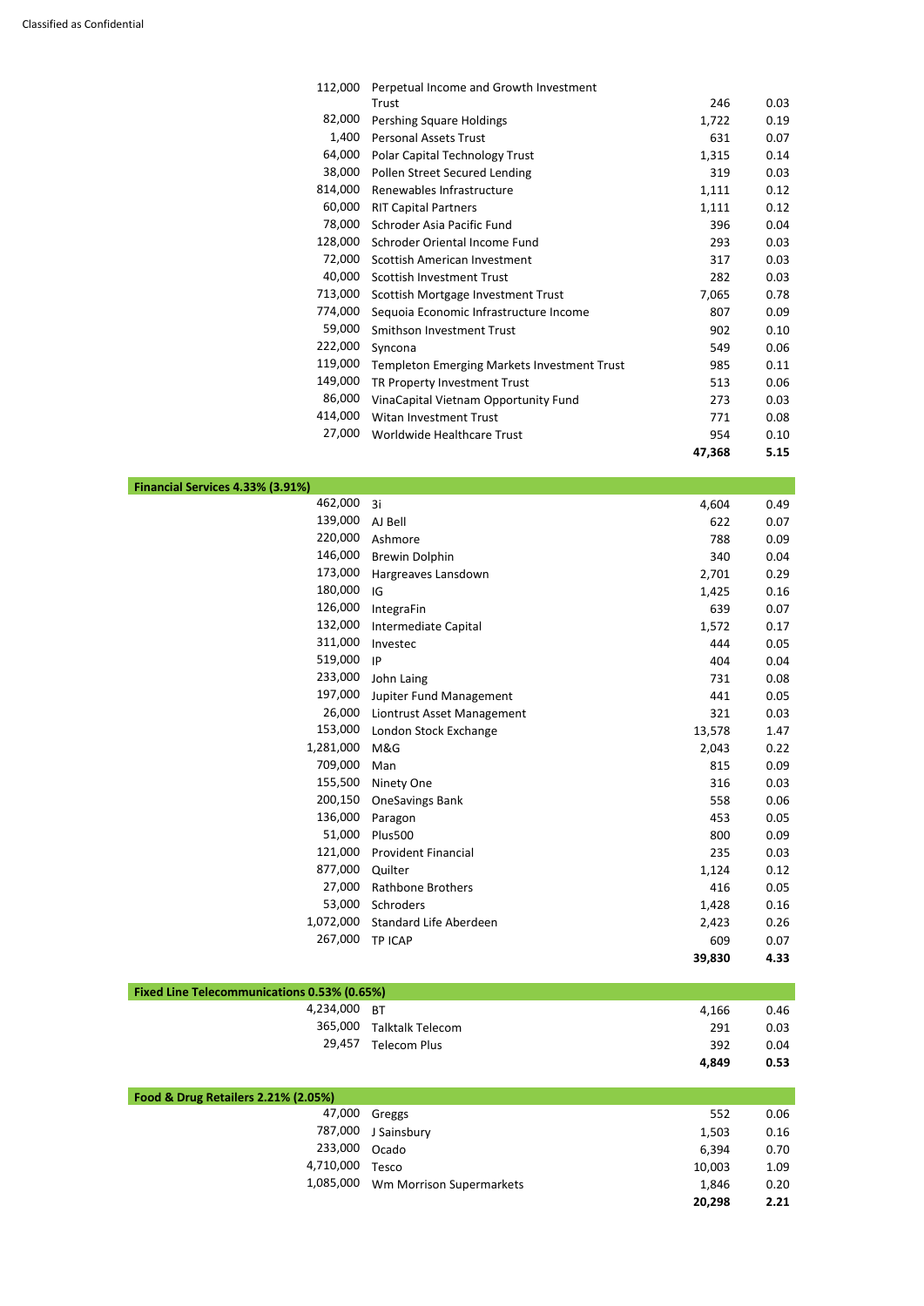| Holding | Investment | Market Value £'000 | % of Net Assets |
|---|---|---|---|
| 112,000 | Perpetual Income and Growth Investment Trust | 246 | 0.03 |
| 82,000 | Pershing Square Holdings | 1,722 | 0.19 |
| 1,400 | Personal Assets Trust | 631 | 0.07 |
| 64,000 | Polar Capital Technology Trust | 1,315 | 0.14 |
| 38,000 | Pollen Street Secured Lending | 319 | 0.03 |
| 814,000 | Renewables Infrastructure | 1,111 | 0.12 |
| 60,000 | RIT Capital Partners | 1,111 | 0.12 |
| 78,000 | Schroder Asia Pacific Fund | 396 | 0.04 |
| 128,000 | Schroder Oriental Income Fund | 293 | 0.03 |
| 72,000 | Scottish American Investment | 317 | 0.03 |
| 40,000 | Scottish Investment Trust | 282 | 0.03 |
| 713,000 | Scottish Mortgage Investment Trust | 7,065 | 0.78 |
| 774,000 | Sequoia Economic Infrastructure Income | 807 | 0.09 |
| 59,000 | Smithson Investment Trust | 902 | 0.10 |
| 222,000 | Syncona | 549 | 0.06 |
| 119,000 | Templeton Emerging Markets Investment Trust | 985 | 0.11 |
| 149,000 | TR Property Investment Trust | 513 | 0.06 |
| 86,000 | VinaCapital Vietnam Opportunity Fund | 273 | 0.03 |
| 414,000 | Witan Investment Trust | 771 | 0.08 |
| 27,000 | Worldwide Healthcare Trust | 954 | 0.10 |
| | | **47,368** | **5.15** |
| **Financial Services 4.33% (3.91%)** | | | |
| 462,000 | 3i | 4,604 | 0.49 |
| 139,000 | AJ Bell | 622 | 0.07 |
| 220,000 | Ashmore | 788 | 0.09 |
| 146,000 | Brewin Dolphin | 340 | 0.04 |
| 173,000 | Hargreaves Lansdown | 2,701 | 0.29 |
| 180,000 | IG | 1,425 | 0.16 |
| 126,000 | IntegraFin | 639 | 0.07 |
| 132,000 | Intermediate Capital | 1,572 | 0.17 |
| 311,000 | Investec | 444 | 0.05 |
| 519,000 | IP | 404 | 0.04 |
| 233,000 | John Laing | 731 | 0.08 |
| 197,000 | Jupiter Fund Management | 441 | 0.05 |
| 26,000 | Liontrust Asset Management | 321 | 0.03 |
| 153,000 | London Stock Exchange | 13,578 | 1.47 |
| 1,281,000 | M&G | 2,043 | 0.22 |
| 709,000 | Man | 815 | 0.09 |
| 155,500 | Ninety One | 316 | 0.03 |
| 200,150 | OneSavings Bank | 558 | 0.06 |
| 136,000 | Paragon | 453 | 0.05 |
| 51,000 | Plus500 | 800 | 0.09 |
| 121,000 | Provident Financial | 235 | 0.03 |
| 877,000 | Quilter | 1,124 | 0.12 |
| 27,000 | Rathbone Brothers | 416 | 0.05 |
| 53,000 | Schroders | 1,428 | 0.16 |
| 1,072,000 | Standard Life Aberdeen | 2,423 | 0.26 |
| 267,000 | TP ICAP | 609 | 0.07 |
| | | **39,830** | **4.33** |
| **Fixed Line Telecommunications 0.53% (0.65%)** | | | |
| 4,234,000 | BT | 4,166 | 0.46 |
| 365,000 | Talktalk Telecom | 291 | 0.03 |
| 29,457 | Telecom Plus | 392 | 0.04 |
| | | **4,849** | **0.53** |
| **Food & Drug Retailers 2.21% (2.05%)** | | | |
| 47,000 | Greggs | 552 | 0.06 |
| 787,000 | J Sainsbury | 1,503 | 0.16 |
| 233,000 | Ocado | 6,394 | 0.70 |
| 4,710,000 | Tesco | 10,003 | 1.09 |
| 1,085,000 | Wm Morrison Supermarkets | 1,846 | 0.20 |
| | | **20,298** | **2.21** |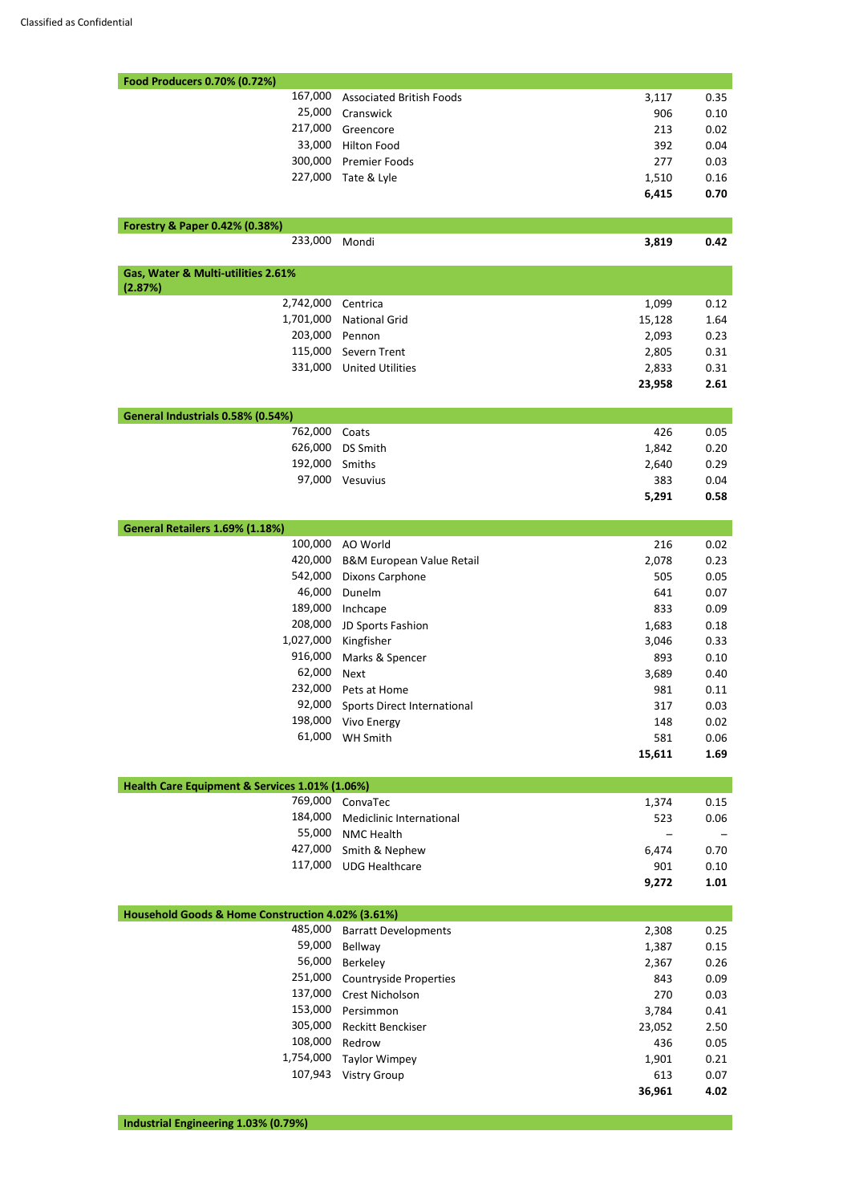| Holding | Investment | Market value £'000 | Total net assets % |
|---|---|---|---|
| **Food Producers 0.70% (0.72%)** | | | |
| 167,000 | Associated British Foods | 3,117 | 0.35 |
| 25,000 | Cranswick | 906 | 0.10 |
| 217,000 | Greencore | 213 | 0.02 |
| 33,000 | Hilton Food | 392 | 0.04 |
| 300,000 | Premier Foods | 277 | 0.03 |
| 227,000 | Tate & Lyle | 1,510 | 0.16 |
| | | **6,415** | **0.70** |
| **Forestry & Paper 0.42% (0.38%)** | | | |
| 233,000 | Mondi | **3,819** | **0.42** |
| **Gas, Water & Multi-utilities 2.61% (2.87%)** | | | |
| 2,742,000 | Centrica | 1,099 | 0.12 |
| 1,701,000 | National Grid | 15,128 | 1.64 |
| 203,000 | Pennon | 2,093 | 0.23 |
| 115,000 | Severn Trent | 2,805 | 0.31 |
| 331,000 | United Utilities | 2,833 | 0.31 |
| | | **23,958** | **2.61** |
| **General Industrials 0.58% (0.54%)** | | | |
| 762,000 | Coats | 426 | 0.05 |
| 626,000 | DS Smith | 1,842 | 0.20 |
| 192,000 | Smiths | 2,640 | 0.29 |
| 97,000 | Vesuvius | 383 | 0.04 |
| | | **5,291** | **0.58** |
| **General Retailers 1.69% (1.18%)** | | | |
| 100,000 | AO World | 216 | 0.02 |
| 420,000 | B&M European Value Retail | 2,078 | 0.23 |
| 542,000 | Dixons Carphone | 505 | 0.05 |
| 46,000 | Dunelm | 641 | 0.07 |
| 189,000 | Inchcape | 833 | 0.09 |
| 208,000 | JD Sports Fashion | 1,683 | 0.18 |
| 1,027,000 | Kingfisher | 3,046 | 0.33 |
| 916,000 | Marks & Spencer | 893 | 0.10 |
| 62,000 | Next | 3,689 | 0.40 |
| 232,000 | Pets at Home | 981 | 0.11 |
| 92,000 | Sports Direct International | 317 | 0.03 |
| 198,000 | Vivo Energy | 148 | 0.02 |
| 61,000 | WH Smith | 581 | 0.06 |
| | | **15,611** | **1.69** |
| **Health Care Equipment & Services 1.01% (1.06%)** | | | |
| 769,000 | ConvaTec | 1,374 | 0.15 |
| 184,000 | Mediclinic International | 523 | 0.06 |
| 55,000 | NMC Health | – | – |
| 427,000 | Smith & Nephew | 6,474 | 0.70 |
| 117,000 | UDG Healthcare | 901 | 0.10 |
| | | **9,272** | **1.01** |
| **Household Goods & Home Construction 4.02% (3.61%)** | | | |
| 485,000 | Barratt Developments | 2,308 | 0.25 |
| 59,000 | Bellway | 1,387 | 0.15 |
| 56,000 | Berkeley | 2,367 | 0.26 |
| 251,000 | Countryside Properties | 843 | 0.09 |
| 137,000 | Crest Nicholson | 270 | 0.03 |
| 153,000 | Persimmon | 3,784 | 0.41 |
| 305,000 | Reckitt Benckiser | 23,052 | 2.50 |
| 108,000 | Redrow | 436 | 0.05 |
| 1,754,000 | Taylor Wimpey | 1,901 | 0.21 |
| 107,943 | Vistry Group | 613 | 0.07 |
| | | **36,961** | **4.02** |
| **Industrial Engineering 1.03% (0.79%)** | | | |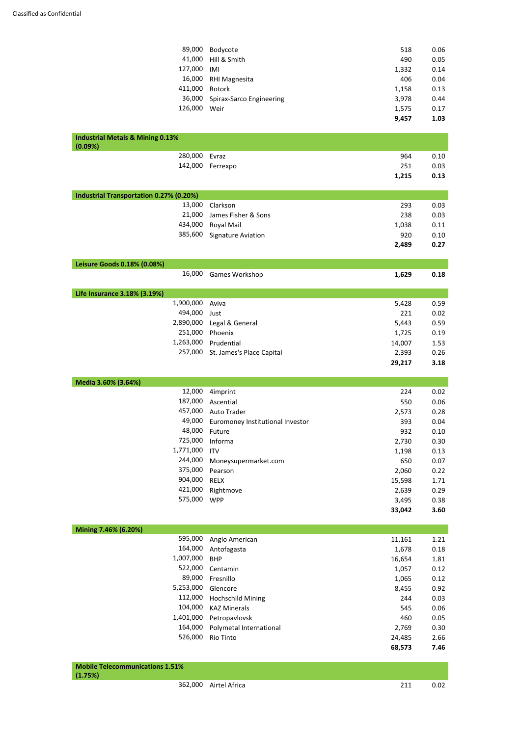| Holding | Investment | Market value £'000 | % of net assets |
|---|---|---|---|
| 89,000 | Bodycote | 518 | 0.06 |
| 41,000 | Hill & Smith | 490 | 0.05 |
| 127,000 | IMI | 1,332 | 0.14 |
| 16,000 | RHI Magnesita | 406 | 0.04 |
| 411,000 | Rotork | 1,158 | 0.13 |
| 36,000 | Spirax-Sarco Engineering | 3,978 | 0.44 |
| 126,000 | Weir | 1,575 | 0.17 |
| | | **9,457** | **1.03** |
| **Industrial Metals & Mining 0.13% (0.09%)** | | | |
| 280,000 | Evraz | 964 | 0.10 |
| 142,000 | Ferrexpo | 251 | 0.03 |
| | | **1,215** | **0.13** |
| **Industrial Transportation 0.27% (0.20%)** | | | |
| 13,000 | Clarkson | 293 | 0.03 |
| 21,000 | James Fisher & Sons | 238 | 0.03 |
| 434,000 | Royal Mail | 1,038 | 0.11 |
| 385,600 | Signature Aviation | 920 | 0.10 |
| | | **2,489** | **0.27** |
| **Leisure Goods 0.18% (0.08%)** | | | |
| 16,000 | Games Workshop | **1,629** | **0.18** |
| **Life Insurance 3.18% (3.19%)** | | | |
| 1,900,000 | Aviva | 5,428 | 0.59 |
| 494,000 | Just | 221 | 0.02 |
| 2,890,000 | Legal & General | 5,443 | 0.59 |
| 251,000 | Phoenix | 1,725 | 0.19 |
| 1,263,000 | Prudential | 14,007 | 1.53 |
| 257,000 | St. James's Place Capital | 2,393 | 0.26 |
| | | **29,217** | **3.18** |
| **Media 3.60% (3.64%)** | | | |
| 12,000 | 4imprint | 224 | 0.02 |
| 187,000 | Ascential | 550 | 0.06 |
| 457,000 | Auto Trader | 2,573 | 0.28 |
| 49,000 | Euromoney Institutional Investor | 393 | 0.04 |
| 48,000 | Future | 932 | 0.10 |
| 725,000 | Informa | 2,730 | 0.30 |
| 1,771,000 | ITV | 1,198 | 0.13 |
| 244,000 | Moneysupermarket.com | 650 | 0.07 |
| 375,000 | Pearson | 2,060 | 0.22 |
| 904,000 | RELX | 15,598 | 1.71 |
| 421,000 | Rightmove | 2,639 | 0.29 |
| 575,000 | WPP | 3,495 | 0.38 |
| | | **33,042** | **3.60** |
| **Mining 7.46% (6.20%)** | | | |
| 595,000 | Anglo American | 11,161 | 1.21 |
| 164,000 | Antofagasta | 1,678 | 0.18 |
| 1,007,000 | BHP | 16,654 | 1.81 |
| 522,000 | Centamin | 1,057 | 0.12 |
| 89,000 | Fresnillo | 1,065 | 0.12 |
| 5,253,000 | Glencore | 8,455 | 0.92 |
| 112,000 | Hochschild Mining | 244 | 0.03 |
| 104,000 | KAZ Minerals | 545 | 0.06 |
| 1,401,000 | Petropavlovsk | 460 | 0.05 |
| 164,000 | Polymetal International | 2,769 | 0.30 |
| 526,000 | Rio Tinto | 24,485 | 2.66 |
| | | **68,573** | **7.46** |
| **Mobile Telecommunications 1.51% (1.75%)** | | | |
| 362,000 | Airtel Africa | 211 | 0.02 |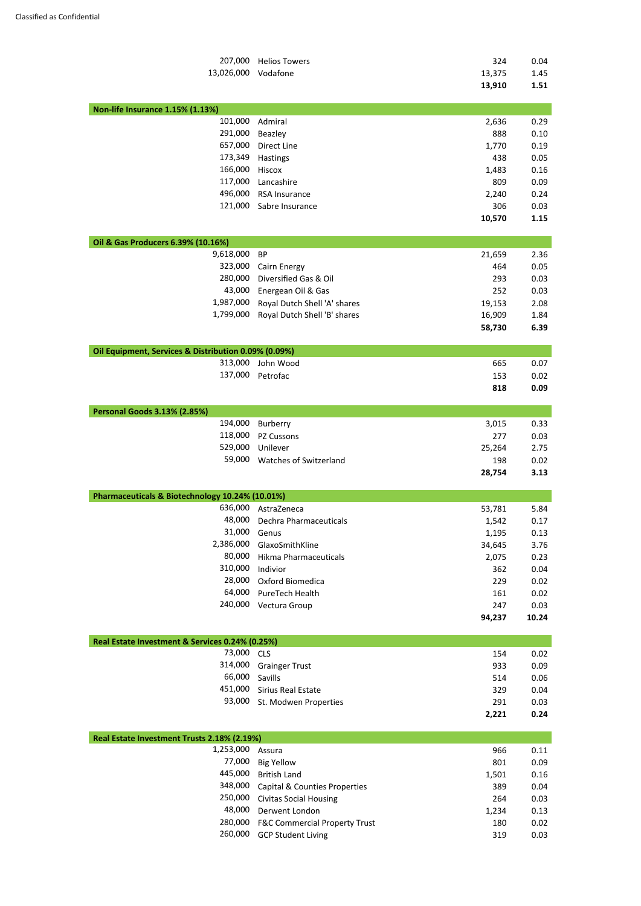| Holding | Investment | Market value £'000 | % of net assets |
|---|---|---|---|
| 207,000 | Helios Towers | 324 | 0.04 |
| 13,026,000 | Vodafone | 13,375 | 1.45 |
| | | **13,910** | **1.51** |
| **Non-life Insurance 1.15% (1.13%)** | | | |
| 101,000 | Admiral | 2,636 | 0.29 |
| 291,000 | Beazley | 888 | 0.10 |
| 657,000 | Direct Line | 1,770 | 0.19 |
| 173,349 | Hastings | 438 | 0.05 |
| 166,000 | Hiscox | 1,483 | 0.16 |
| 117,000 | Lancashire | 809 | 0.09 |
| 496,000 | RSA Insurance | 2,240 | 0.24 |
| 121,000 | Sabre Insurance | 306 | 0.03 |
| | | **10,570** | **1.15** |
| **Oil & Gas Producers 6.39% (10.16%)** | | | |
| 9,618,000 | BP | 21,659 | 2.36 |
| 323,000 | Cairn Energy | 464 | 0.05 |
| 280,000 | Diversified Gas & Oil | 293 | 0.03 |
| 43,000 | Energean Oil & Gas | 252 | 0.03 |
| 1,987,000 | Royal Dutch Shell 'A' shares | 19,153 | 2.08 |
| 1,799,000 | Royal Dutch Shell 'B' shares | 16,909 | 1.84 |
| | | **58,730** | **6.39** |
| **Oil Equipment, Services & Distribution 0.09% (0.09%)** | | | |
| 313,000 | John Wood | 665 | 0.07 |
| 137,000 | Petrofac | 153 | 0.02 |
| | | **818** | **0.09** |
| **Personal Goods 3.13% (2.85%)** | | | |
| 194,000 | Burberry | 3,015 | 0.33 |
| 118,000 | PZ Cussons | 277 | 0.03 |
| 529,000 | Unilever | 25,264 | 2.75 |
| 59,000 | Watches of Switzerland | 198 | 0.02 |
| | | **28,754** | **3.13** |
| **Pharmaceuticals & Biotechnology 10.24% (10.01%)** | | | |
| 636,000 | AstraZeneca | 53,781 | 5.84 |
| 48,000 | Dechra Pharmaceuticals | 1,542 | 0.17 |
| 31,000 | Genus | 1,195 | 0.13 |
| 2,386,000 | GlaxoSmithKline | 34,645 | 3.76 |
| 80,000 | Hikma Pharmaceuticals | 2,075 | 0.23 |
| 310,000 | Indivior | 362 | 0.04 |
| 28,000 | Oxford Biomedica | 229 | 0.02 |
| 64,000 | PureTech Health | 161 | 0.02 |
| 240,000 | Vectura Group | 247 | 0.03 |
| | | **94,237** | **10.24** |
| **Real Estate Investment & Services 0.24% (0.25%)** | | | |
| 73,000 | CLS | 154 | 0.02 |
| 314,000 | Grainger Trust | 933 | 0.09 |
| 66,000 | Savills | 514 | 0.06 |
| 451,000 | Sirius Real Estate | 329 | 0.04 |
| 93,000 | St. Modwen Properties | 291 | 0.03 |
| | | **2,221** | **0.24** |
| **Real Estate Investment Trusts 2.18% (2.19%)** | | | |
| 1,253,000 | Assura | 966 | 0.11 |
| 77,000 | Big Yellow | 801 | 0.09 |
| 445,000 | British Land | 1,501 | 0.16 |
| 348,000 | Capital & Counties Properties | 389 | 0.04 |
| 250,000 | Civitas Social Housing | 264 | 0.03 |
| 48,000 | Derwent London | 1,234 | 0.13 |
| 280,000 | F&C Commercial Property Trust | 180 | 0.02 |
| 260,000 | GCP Student Living | 319 | 0.03 |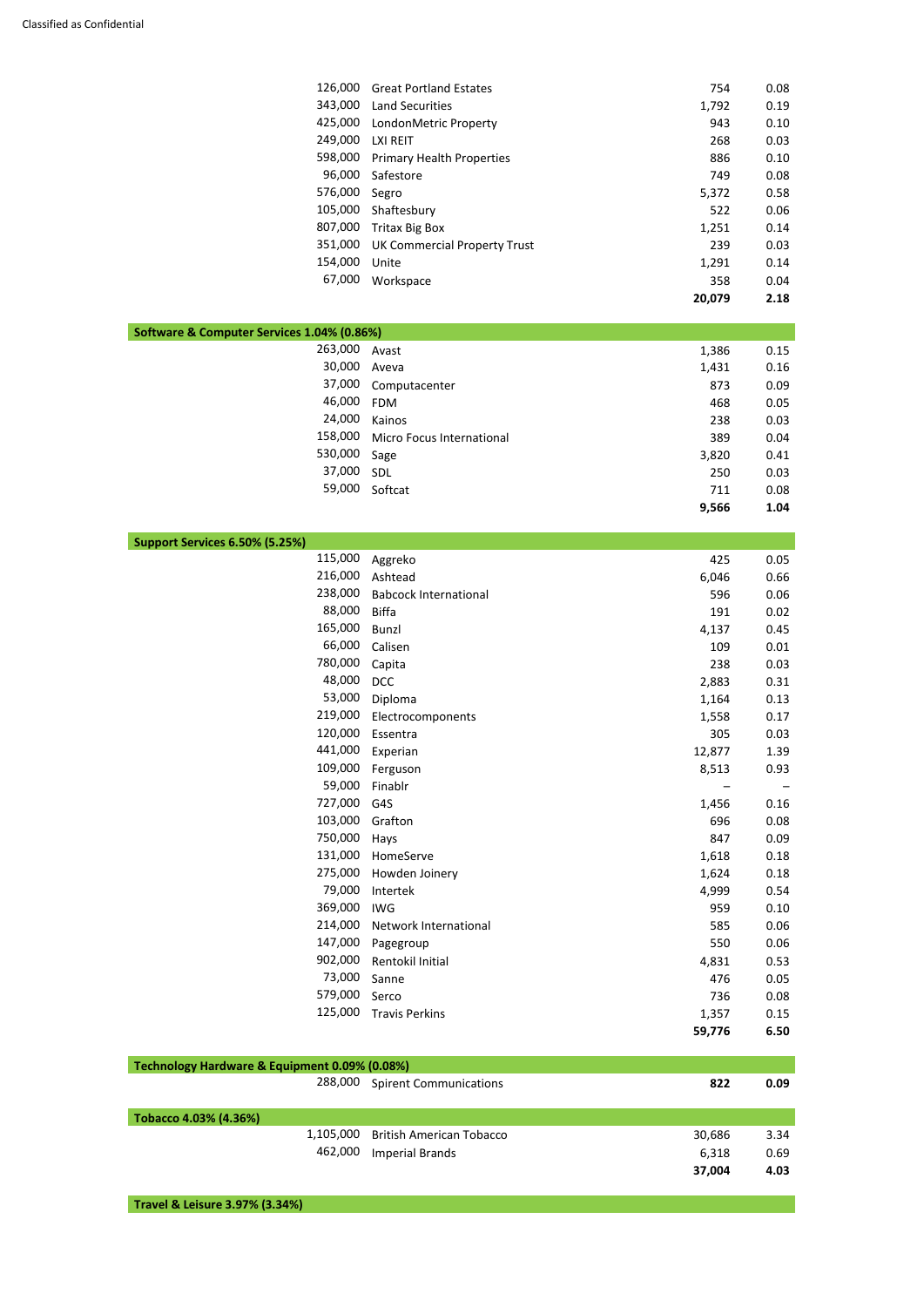| Holding | Investment | Market value £'000 | % of net assets |
|---|---|---|---|
| 126,000 | Great Portland Estates | 754 | 0.08 |
| 343,000 | Land Securities | 1,792 | 0.19 |
| 425,000 | LondonMetric Property | 943 | 0.10 |
| 249,000 | LXI REIT | 268 | 0.03 |
| 598,000 | Primary Health Properties | 886 | 0.10 |
| 96,000 | Safestore | 749 | 0.08 |
| 576,000 | Segro | 5,372 | 0.58 |
| 105,000 | Shaftesbury | 522 | 0.06 |
| 807,000 | Tritax Big Box | 1,251 | 0.14 |
| 351,000 | UK Commercial Property Trust | 239 | 0.03 |
| 154,000 | Unite | 1,291 | 0.14 |
| 67,000 | Workspace | 358 | 0.04 |
| | | **20,079** | **2.18** |
| **Software & Computer Services 1.04% (0.86%)** | | | |
| 263,000 | Avast | 1,386 | 0.15 |
| 30,000 | Aveva | 1,431 | 0.16 |
| 37,000 | Computacenter | 873 | 0.09 |
| 46,000 | FDM | 468 | 0.05 |
| 24,000 | Kainos | 238 | 0.03 |
| 158,000 | Micro Focus International | 389 | 0.04 |
| 530,000 | Sage | 3,820 | 0.41 |
| 37,000 | SDL | 250 | 0.03 |
| 59,000 | Softcat | 711 | 0.08 |
| | | **9,566** | **1.04** |
| **Support Services 6.50% (5.25%)** | | | |
| 115,000 | Aggreko | 425 | 0.05 |
| 216,000 | Ashtead | 6,046 | 0.66 |
| 238,000 | Babcock International | 596 | 0.06 |
| 88,000 | Biffa | 191 | 0.02 |
| 165,000 | Bunzl | 4,137 | 0.45 |
| 66,000 | Calisen | 109 | 0.01 |
| 780,000 | Capita | 238 | 0.03 |
| 48,000 | DCC | 2,883 | 0.31 |
| 53,000 | Diploma | 1,164 | 0.13 |
| 219,000 | Electrocomponents | 1,558 | 0.17 |
| 120,000 | Essentra | 305 | 0.03 |
| 441,000 | Experian | 12,877 | 1.39 |
| 109,000 | Ferguson | 8,513 | 0.93 |
| 59,000 | Finablr | – | – |
| 727,000 | G4S | 1,456 | 0.16 |
| 103,000 | Grafton | 696 | 0.08 |
| 750,000 | Hays | 847 | 0.09 |
| 131,000 | HomeServe | 1,618 | 0.18 |
| 275,000 | Howden Joinery | 1,624 | 0.18 |
| 79,000 | Intertek | 4,999 | 0.54 |
| 369,000 | IWG | 959 | 0.10 |
| 214,000 | Network International | 585 | 0.06 |
| 147,000 | Pagegroup | 550 | 0.06 |
| 902,000 | Rentokil Initial | 4,831 | 0.53 |
| 73,000 | Sanne | 476 | 0.05 |
| 579,000 | Serco | 736 | 0.08 |
| 125,000 | Travis Perkins | 1,357 | 0.15 |
| | | **59,776** | **6.50** |
| **Technology Hardware & Equipment 0.09% (0.08%)** | | | |
| 288,000 | Spirent Communications | **822** | **0.09** |
| **Tobacco 4.03% (4.36%)** | | | |
| 1,105,000 | British American Tobacco | 30,686 | 3.34 |
| 462,000 | Imperial Brands | 6,318 | 0.69 |
| | | **37,004** | **4.03** |
| **Travel & Leisure 3.97% (3.34%)** | | | |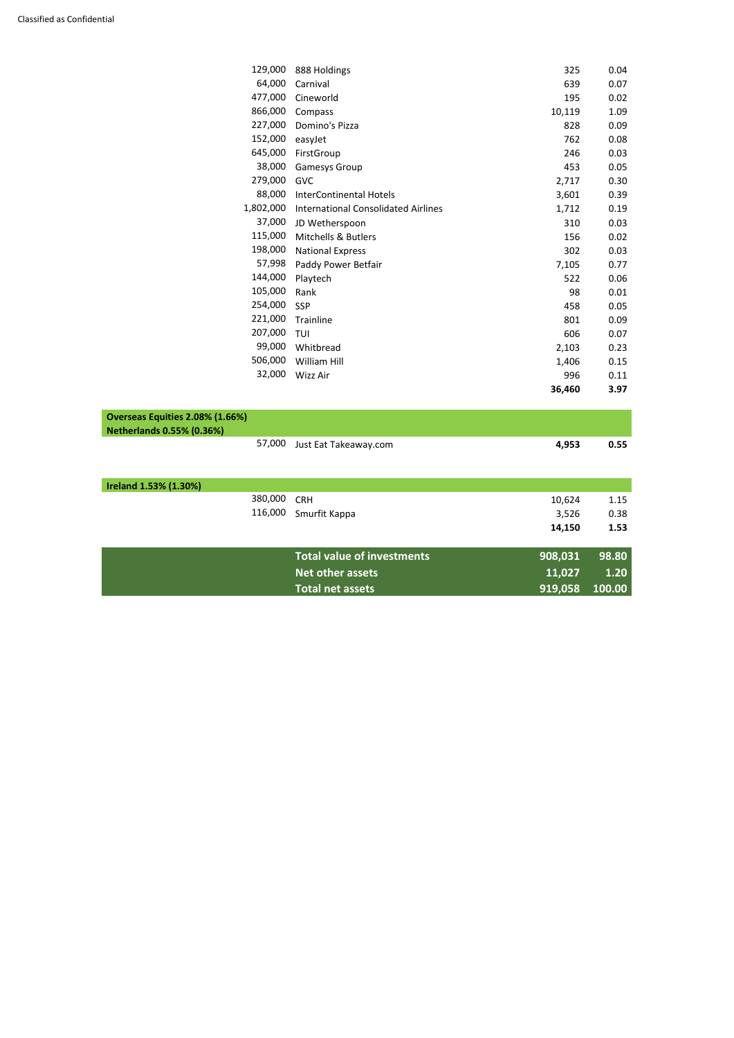Classified as Confidential

| Holding | Investment | Market value | % of total net assets |
|---|---|---|---|
| 129,000 | 888 Holdings | 325 | 0.04 |
| 64,000 | Carnival | 639 | 0.07 |
| 477,000 | Cineworld | 195 | 0.02 |
| 866,000 | Compass | 10,119 | 1.09 |
| 227,000 | Domino's Pizza | 828 | 0.09 |
| 152,000 | easyJet | 762 | 0.08 |
| 645,000 | FirstGroup | 246 | 0.03 |
| 38,000 | Gamesys Group | 453 | 0.05 |
| 279,000 | GVC | 2,717 | 0.30 |
| 88,000 | InterContinental Hotels | 3,601 | 0.39 |
| 1,802,000 | International Consolidated Airlines | 1,712 | 0.19 |
| 37,000 | JD Wetherspoon | 310 | 0.03 |
| 115,000 | Mitchells & Butlers | 156 | 0.02 |
| 198,000 | National Express | 302 | 0.03 |
| 57,998 | Paddy Power Betfair | 7,105 | 0.77 |
| 144,000 | Playtech | 522 | 0.06 |
| 105,000 | Rank | 98 | 0.01 |
| 254,000 | SSP | 458 | 0.05 |
| 221,000 | Trainline | 801 | 0.09 |
| 207,000 | TUI | 606 | 0.07 |
| 99,000 | Whitbread | 2,103 | 0.23 |
| 506,000 | William Hill | 1,406 | 0.15 |
| 32,000 | Wizz Air | 996 | 0.11 |
| | | **36,460** | **3.97** |
| **Overseas Equities 2.08% (1.66%)** | | | |
| **Netherlands 0.55% (0.36%)** | | | |
| 57,000 | Just Eat Takeaway.com | **4,953** | **0.55** |
| **Ireland 1.53% (1.30%)** | | | |
| 380,000 | CRH | 10,624 | 1.15 |
| 116,000 | Smurfit Kappa | 3,526 | 0.38 |
| | | **14,150** | **1.53** |
| | **Total value of investments** | **908,031** | **98.80** |
| | **Net other assets** | **11,027** | **1.20** |
| | **Total net assets** | **919,058** | **100.00** |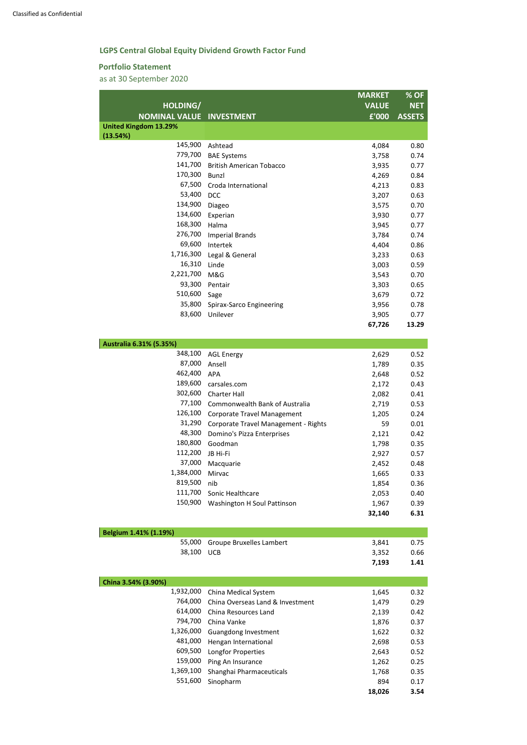Classified as Confidential

## LGPS Central Global Equity Dividend Growth Factor Fund

### Portfolio Statement

as at 30 September 2020

| HOLDING/ NOMINAL VALUE | INVESTMENT | MARKET VALUE £'000 | % OF NET ASSETS |
|---|---|---|---|
| **United Kingdom 13.29% (13.54%)** | | | |
| 145,900 | Ashtead | 4,084 | 0.80 |
| 779,700 | BAE Systems | 3,758 | 0.74 |
| 141,700 | British American Tobacco | 3,935 | 0.77 |
| 170,300 | Bunzl | 4,269 | 0.84 |
| 67,500 | Croda International | 4,213 | 0.83 |
| 53,400 | DCC | 3,207 | 0.63 |
| 134,900 | Diageo | 3,575 | 0.70 |
| 134,600 | Experian | 3,930 | 0.77 |
| 168,300 | Halma | 3,945 | 0.77 |
| 276,700 | Imperial Brands | 3,784 | 0.74 |
| 69,600 | Intertek | 4,404 | 0.86 |
| 1,716,300 | Legal & General | 3,233 | 0.63 |
| 16,310 | Linde | 3,003 | 0.59 |
| 2,221,700 | M&G | 3,543 | 0.70 |
| 93,300 | Pentair | 3,303 | 0.65 |
| 510,600 | Sage | 3,679 | 0.72 |
| 35,800 | Spirax-Sarco Engineering | 3,956 | 0.78 |
| 83,600 | Unilever | 3,905 | 0.77 |
| | | **67,726** | **13.29** |
| **Australia 6.31% (5.35%)** | | | |
| 348,100 | AGL Energy | 2,629 | 0.52 |
| 87,000 | Ansell | 1,789 | 0.35 |
| 462,400 | APA | 2,648 | 0.52 |
| 189,600 | carsales.com | 2,172 | 0.43 |
| 302,600 | Charter Hall | 2,082 | 0.41 |
| 77,100 | Commonwealth Bank of Australia | 2,719 | 0.53 |
| 126,100 | Corporate Travel Management | 1,205 | 0.24 |
| 31,290 | Corporate Travel Management - Rights | 59 | 0.01 |
| 48,300 | Domino's Pizza Enterprises | 2,121 | 0.42 |
| 180,800 | Goodman | 1,798 | 0.35 |
| 112,200 | JB Hi-Fi | 2,927 | 0.57 |
| 37,000 | Macquarie | 2,452 | 0.48 |
| 1,384,000 | Mirvac | 1,665 | 0.33 |
| 819,500 | nib | 1,854 | 0.36 |
| 111,700 | Sonic Healthcare | 2,053 | 0.40 |
| 150,900 | Washington H Soul Pattinson | 1,967 | 0.39 |
| | | **32,140** | **6.31** |
| **Belgium 1.41% (1.19%)** | | | |
| 55,000 | Groupe Bruxelles Lambert | 3,841 | 0.75 |
| 38,100 | UCB | 3,352 | 0.66 |
| | | **7,193** | **1.41** |
| **China 3.54% (3.90%)** | | | |
| 1,932,000 | China Medical System | 1,645 | 0.32 |
| 764,000 | China Overseas Land & Investment | 1,479 | 0.29 |
| 614,000 | China Resources Land | 2,139 | 0.42 |
| 794,700 | China Vanke | 1,876 | 0.37 |
| 1,326,000 | Guangdong Investment | 1,622 | 0.32 |
| 481,000 | Hengan International | 2,698 | 0.53 |
| 609,500 | Longfor Properties | 2,643 | 0.52 |
| 159,000 | Ping An Insurance | 1,262 | 0.25 |
| 1,369,100 | Shanghai Pharmaceuticals | 1,768 | 0.35 |
| 551,600 | Sinopharm | 894 | 0.17 |
| | | **18,026** | **3.54** |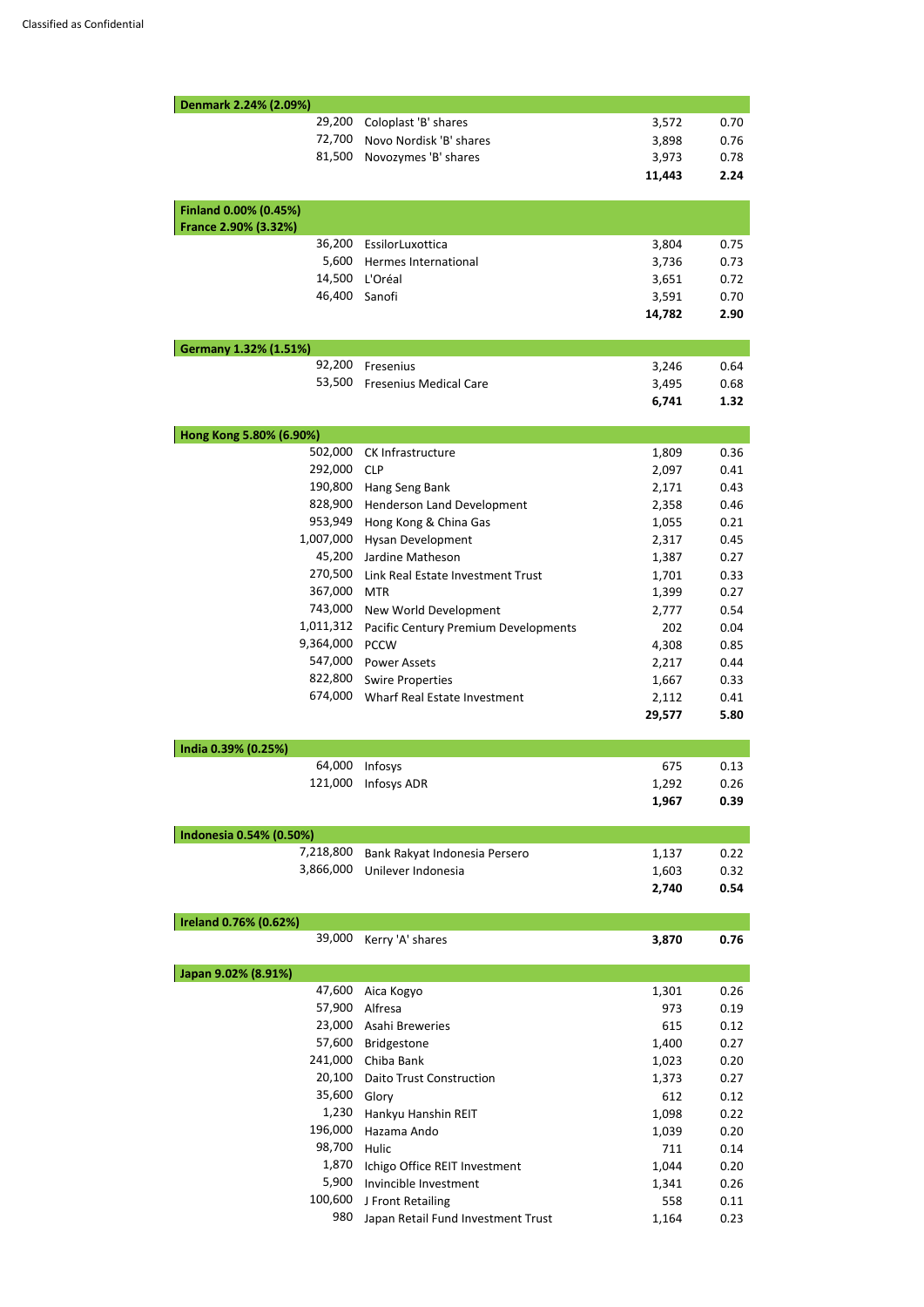| Holding | Investment | Market value £'000 | % of total net assets |
|---|---|---|---|
| **Denmark 2.24% (2.09%)** | | | |
| 29,200 | Coloplast 'B' shares | 3,572 | 0.70 |
| 72,700 | Novo Nordisk 'B' shares | 3,898 | 0.76 |
| 81,500 | Novozymes 'B' shares | 3,973 | 0.78 |
| | | **11,443** | **2.24** |
| **Finland 0.00% (0.45%)** | | | |
| **France 2.90% (3.32%)** | | | |
| 36,200 | EssilorLuxottica | 3,804 | 0.75 |
| 5,600 | Hermes International | 3,736 | 0.73 |
| 14,500 | L'Oréal | 3,651 | 0.72 |
| 46,400 | Sanofi | 3,591 | 0.70 |
| | | **14,782** | **2.90** |
| **Germany 1.32% (1.51%)** | | | |
| 92,200 | Fresenius | 3,246 | 0.64 |
| 53,500 | Fresenius Medical Care | 3,495 | 0.68 |
| | | **6,741** | **1.32** |
| **Hong Kong 5.80% (6.90%)** | | | |
| 502,000 | CK Infrastructure | 1,809 | 0.36 |
| 292,000 | CLP | 2,097 | 0.41 |
| 190,800 | Hang Seng Bank | 2,171 | 0.43 |
| 828,900 | Henderson Land Development | 2,358 | 0.46 |
| 953,949 | Hong Kong & China Gas | 1,055 | 0.21 |
| 1,007,000 | Hysan Development | 2,317 | 0.45 |
| 45,200 | Jardine Matheson | 1,387 | 0.27 |
| 270,500 | Link Real Estate Investment Trust | 1,701 | 0.33 |
| 367,000 | MTR | 1,399 | 0.27 |
| 743,000 | New World Development | 2,777 | 0.54 |
| 1,011,312 | Pacific Century Premium Developments | 202 | 0.04 |
| 9,364,000 | PCCW | 4,308 | 0.85 |
| 547,000 | Power Assets | 2,217 | 0.44 |
| 822,800 | Swire Properties | 1,667 | 0.33 |
| 674,000 | Wharf Real Estate Investment | 2,112 | 0.41 |
| | | **29,577** | **5.80** |
| **India 0.39% (0.25%)** | | | |
| 64,000 | Infosys | 675 | 0.13 |
| 121,000 | Infosys ADR | 1,292 | 0.26 |
| | | **1,967** | **0.39** |
| **Indonesia 0.54% (0.50%)** | | | |
| 7,218,800 | Bank Rakyat Indonesia Persero | 1,137 | 0.22 |
| 3,866,000 | Unilever Indonesia | 1,603 | 0.32 |
| | | **2,740** | **0.54** |
| **Ireland 0.76% (0.62%)** | | | |
| 39,000 | Kerry 'A' shares | **3,870** | **0.76** |
| **Japan 9.02% (8.91%)** | | | |
| 47,600 | Aica Kogyo | 1,301 | 0.26 |
| 57,900 | Alfresa | 973 | 0.19 |
| 23,000 | Asahi Breweries | 615 | 0.12 |
| 57,600 | Bridgestone | 1,400 | 0.27 |
| 241,000 | Chiba Bank | 1,023 | 0.20 |
| 20,100 | Daito Trust Construction | 1,373 | 0.27 |
| 35,600 | Glory | 612 | 0.12 |
| 1,230 | Hankyu Hanshin REIT | 1,098 | 0.22 |
| 196,000 | Hazama Ando | 1,039 | 0.20 |
| 98,700 | Hulic | 711 | 0.14 |
| 1,870 | Ichigo Office REIT Investment | 1,044 | 0.20 |
| 5,900 | Invincible Investment | 1,341 | 0.26 |
| 100,600 | J Front Retailing | 558 | 0.11 |
| 980 | Japan Retail Fund Investment Trust | 1,164 | 0.23 |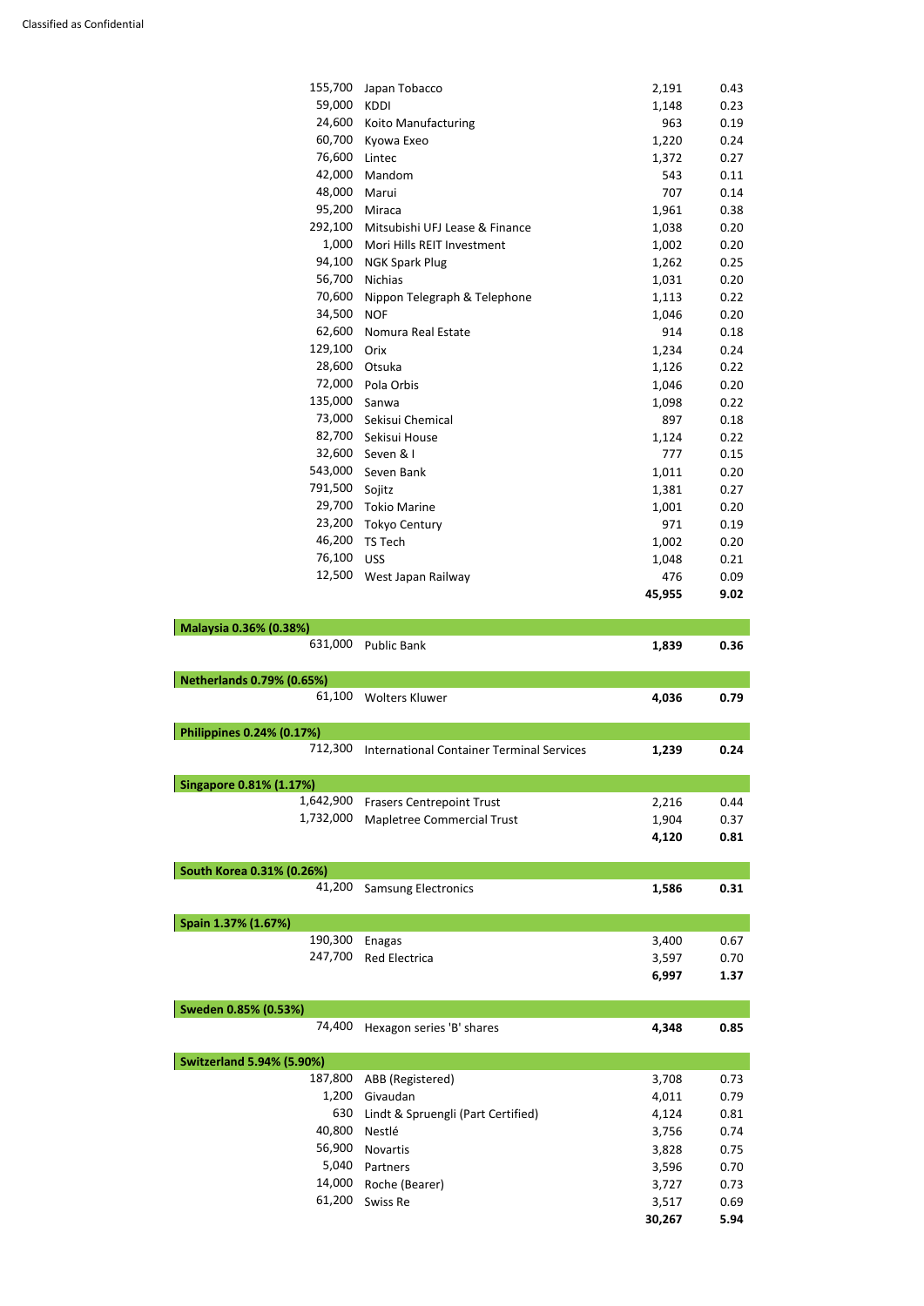| Holding | Investment | Market value £'000 | % of total net assets |
|---|---|---|---|
| 155,700 | Japan Tobacco | 2,191 | 0.43 |
| 59,000 | KDDI | 1,148 | 0.23 |
| 24,600 | Koito Manufacturing | 963 | 0.19 |
| 60,700 | Kyowa Exeo | 1,220 | 0.24 |
| 76,600 | Lintec | 1,372 | 0.27 |
| 42,000 | Mandom | 543 | 0.11 |
| 48,000 | Marui | 707 | 0.14 |
| 95,200 | Miraca | 1,961 | 0.38 |
| 292,100 | Mitsubishi UFJ Lease & Finance | 1,038 | 0.20 |
| 1,000 | Mori Hills REIT Investment | 1,002 | 0.20 |
| 94,100 | NGK Spark Plug | 1,262 | 0.25 |
| 56,700 | Nichias | 1,031 | 0.20 |
| 70,600 | Nippon Telegraph & Telephone | 1,113 | 0.22 |
| 34,500 | NOF | 1,046 | 0.20 |
| 62,600 | Nomura Real Estate | 914 | 0.18 |
| 129,100 | Orix | 1,234 | 0.24 |
| 28,600 | Otsuka | 1,126 | 0.22 |
| 72,000 | Pola Orbis | 1,046 | 0.20 |
| 135,000 | Sanwa | 1,098 | 0.22 |
| 73,000 | Sekisui Chemical | 897 | 0.18 |
| 82,700 | Sekisui House | 1,124 | 0.22 |
| 32,600 | Seven & I | 777 | 0.15 |
| 543,000 | Seven Bank | 1,011 | 0.20 |
| 791,500 | Sojitz | 1,381 | 0.27 |
| 29,700 | Tokio Marine | 1,001 | 0.20 |
| 23,200 | Tokyo Century | 971 | 0.19 |
| 46,200 | TS Tech | 1,002 | 0.20 |
| 76,100 | USS | 1,048 | 0.21 |
| 12,500 | West Japan Railway | 476 | 0.09 |
| | | **45,955** | **9.02** |
| **Malaysia 0.36% (0.38%)** | | | |
| 631,000 | Public Bank | **1,839** | **0.36** |
| **Netherlands 0.79% (0.65%)** | | | |
| 61,100 | Wolters Kluwer | **4,036** | **0.79** |
| **Philippines 0.24% (0.17%)** | | | |
| 712,300 | International Container Terminal Services | **1,239** | **0.24** |
| **Singapore 0.81% (1.17%)** | | | |
| 1,642,900 | Frasers Centrepoint Trust | 2,216 | 0.44 |
| 1,732,000 | Mapletree Commercial Trust | 1,904 | 0.37 |
| | | **4,120** | **0.81** |
| **South Korea 0.31% (0.26%)** | | | |
| 41,200 | Samsung Electronics | **1,586** | **0.31** |
| **Spain 1.37% (1.67%)** | | | |
| 190,300 | Enagas | 3,400 | 0.67 |
| 247,700 | Red Electrica | 3,597 | 0.70 |
| | | **6,997** | **1.37** |
| **Sweden 0.85% (0.53%)** | | | |
| 74,400 | Hexagon series 'B' shares | **4,348** | **0.85** |
| **Switzerland 5.94% (5.90%)** | | | |
| 187,800 | ABB (Registered) | 3,708 | 0.73 |
| 1,200 | Givaudan | 4,011 | 0.79 |
| 630 | Lindt & Spruengli (Part Certified) | 4,124 | 0.81 |
| 40,800 | Nestlé | 3,756 | 0.74 |
| 56,900 | Novartis | 3,828 | 0.75 |
| 5,040 | Partners | 3,596 | 0.70 |
| 14,000 | Roche (Bearer) | 3,727 | 0.73 |
| 61,200 | Swiss Re | 3,517 | 0.69 |
| | | **30,267** | **5.94** |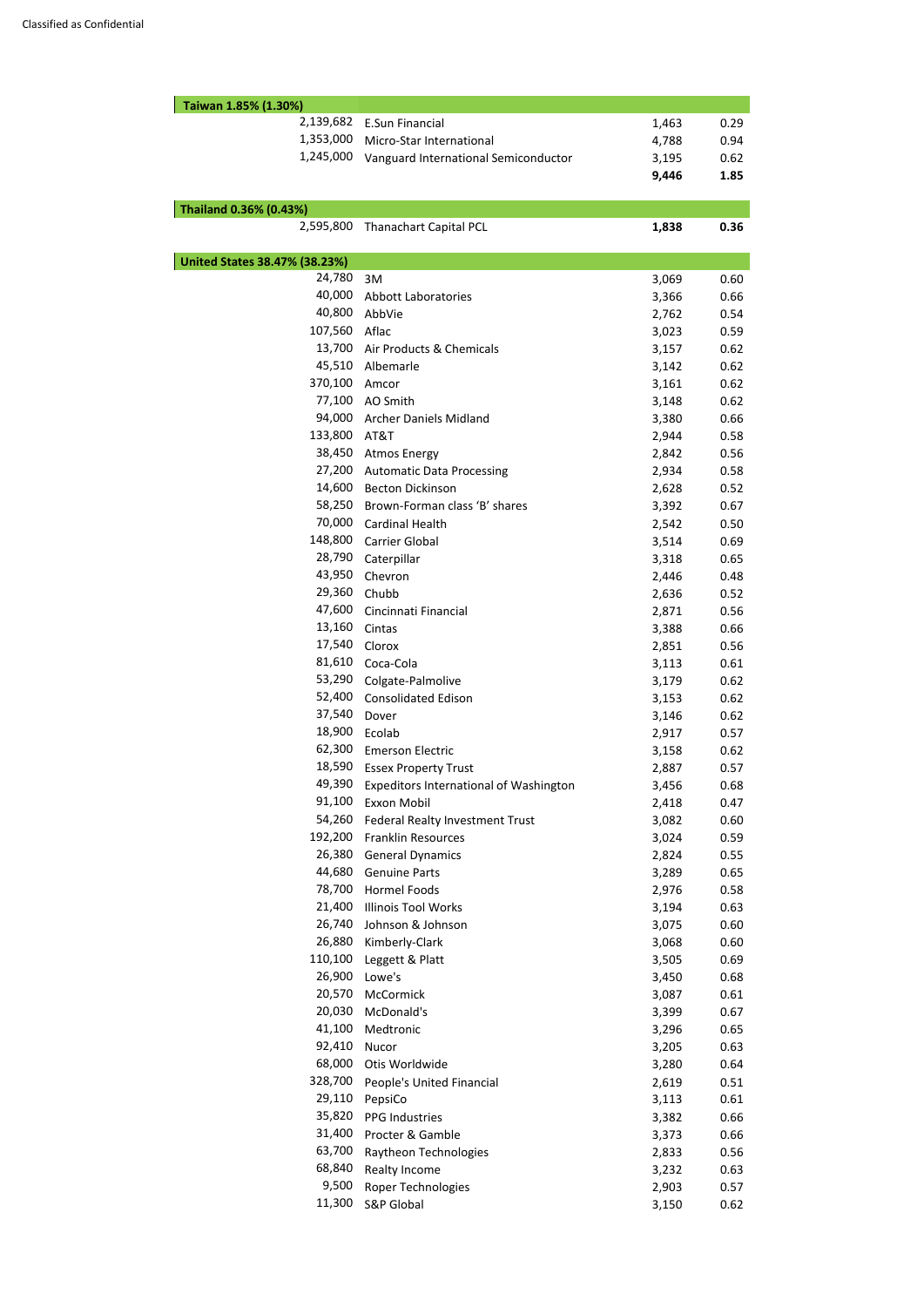| Taiwan 1.85% (1.30%) | | | |
|---|---|---|---|
| 2,139,682 | E.Sun Financial | 1,463 | 0.29 |
| 1,353,000 | Micro-Star International | 4,788 | 0.94 |
| 1,245,000 | Vanguard International Semiconductor | 3,195 | 0.62 |
| | | **9,446** | **1.85** |

| Thailand 0.36% (0.43%) | | | |
|---|---|---|---|
| 2,595,800 | Thanachart Capital PCL | **1,838** | **0.36** |

| United States 38.47% (38.23%) | | | |
|---|---|---|---|
| 24,780 | 3M | 3,069 | 0.60 |
| 40,000 | Abbott Laboratories | 3,366 | 0.66 |
| 40,800 | AbbVie | 2,762 | 0.54 |
| 107,560 | Aflac | 3,023 | 0.59 |
| 13,700 | Air Products & Chemicals | 3,157 | 0.62 |
| 45,510 | Albemarle | 3,142 | 0.62 |
| 370,100 | Amcor | 3,161 | 0.62 |
| 77,100 | AO Smith | 3,148 | 0.62 |
| 94,000 | Archer Daniels Midland | 3,380 | 0.66 |
| 133,800 | AT&T | 2,944 | 0.58 |
| 38,450 | Atmos Energy | 2,842 | 0.56 |
| 27,200 | Automatic Data Processing | 2,934 | 0.58 |
| 14,600 | Becton Dickinson | 2,628 | 0.52 |
| 58,250 | Brown-Forman class 'B' shares | 3,392 | 0.67 |
| 70,000 | Cardinal Health | 2,542 | 0.50 |
| 148,800 | Carrier Global | 3,514 | 0.69 |
| 28,790 | Caterpillar | 3,318 | 0.65 |
| 43,950 | Chevron | 2,446 | 0.48 |
| 29,360 | Chubb | 2,636 | 0.52 |
| 47,600 | Cincinnati Financial | 2,871 | 0.56 |
| 13,160 | Cintas | 3,388 | 0.66 |
| 17,540 | Clorox | 2,851 | 0.56 |
| 81,610 | Coca-Cola | 3,113 | 0.61 |
| 53,290 | Colgate-Palmolive | 3,179 | 0.62 |
| 52,400 | Consolidated Edison | 3,153 | 0.62 |
| 37,540 | Dover | 3,146 | 0.62 |
| 18,900 | Ecolab | 2,917 | 0.57 |
| 62,300 | Emerson Electric | 3,158 | 0.62 |
| 18,590 | Essex Property Trust | 2,887 | 0.57 |
| 49,390 | Expeditors International of Washington | 3,456 | 0.68 |
| 91,100 | Exxon Mobil | 2,418 | 0.47 |
| 54,260 | Federal Realty Investment Trust | 3,082 | 0.60 |
| 192,200 | Franklin Resources | 3,024 | 0.59 |
| 26,380 | General Dynamics | 2,824 | 0.55 |
| 44,680 | Genuine Parts | 3,289 | 0.65 |
| 78,700 | Hormel Foods | 2,976 | 0.58 |
| 21,400 | Illinois Tool Works | 3,194 | 0.63 |
| 26,740 | Johnson & Johnson | 3,075 | 0.60 |
| 26,880 | Kimberly-Clark | 3,068 | 0.60 |
| 110,100 | Leggett & Platt | 3,505 | 0.69 |
| 26,900 | Lowe's | 3,450 | 0.68 |
| 20,570 | McCormick | 3,087 | 0.61 |
| 20,030 | McDonald's | 3,399 | 0.67 |
| 41,100 | Medtronic | 3,296 | 0.65 |
| 92,410 | Nucor | 3,205 | 0.63 |
| 68,000 | Otis Worldwide | 3,280 | 0.64 |
| 328,700 | People's United Financial | 2,619 | 0.51 |
| 29,110 | PepsiCo | 3,113 | 0.61 |
| 35,820 | PPG Industries | 3,382 | 0.66 |
| 31,400 | Procter & Gamble | 3,373 | 0.66 |
| 63,700 | Raytheon Technologies | 2,833 | 0.56 |
| 68,840 | Realty Income | 3,232 | 0.63 |
| 9,500 | Roper Technologies | 2,903 | 0.57 |
| 11,300 | S&P Global | 3,150 | 0.62 |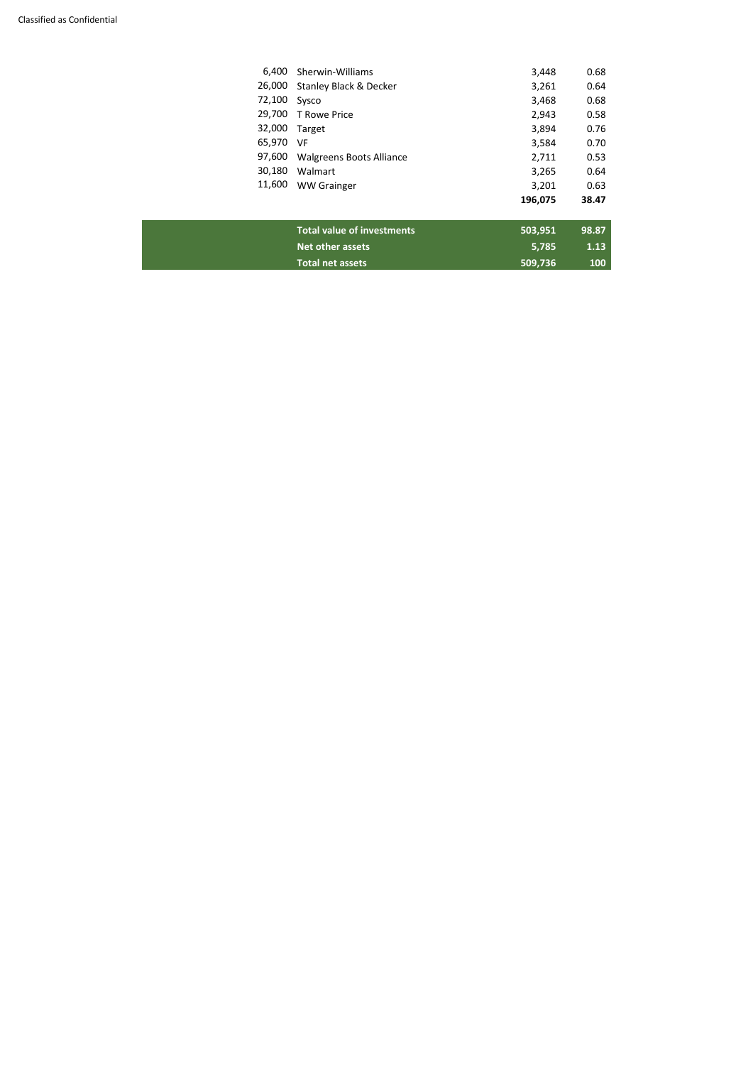| | | | |
|---|---|---|---|
| 6,400 | Sherwin-Williams | 3,448 | 0.68 |
| 26,000 | Stanley Black & Decker | 3,261 | 0.64 |
| 72,100 | Sysco | 3,468 | 0.68 |
| 29,700 | T Rowe Price | 2,943 | 0.58 |
| 32,000 | Target | 3,894 | 0.76 |
| 65,970 | VF | 3,584 | 0.70 |
| 97,600 | Walgreens Boots Alliance | 2,711 | 0.53 |
| 30,180 | Walmart | 3,265 | 0.64 |
| 11,600 | WW Grainger | 3,201 | 0.63 |
| | | **196,075** | **38.47** |
| | **Total value of investments** | **503,951** | **98.87** |
| | **Net other assets** | **5,785** | **1.13** |
| | **Total net assets** | **509,736** | **100** |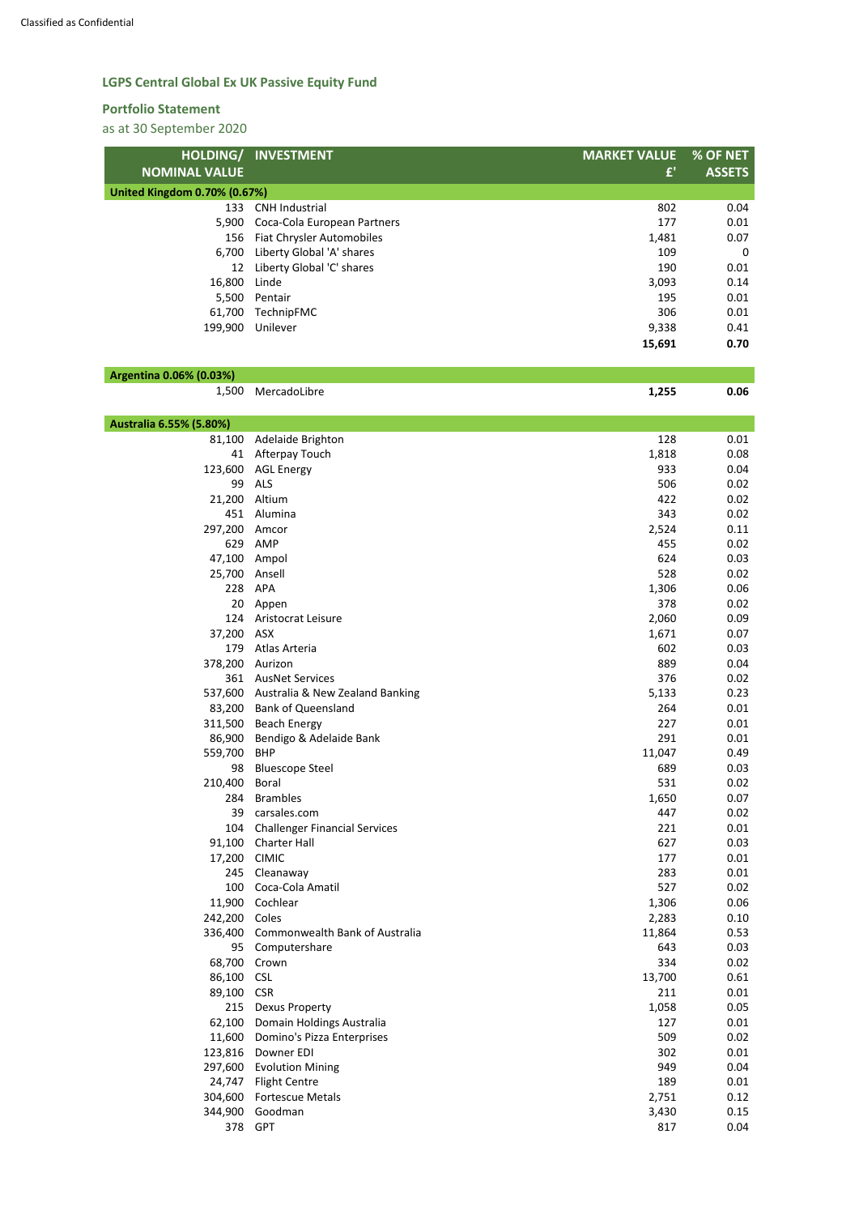## LGPS Central Global Ex UK Passive Equity Fund

### Portfolio Statement

as at 30 September 2020

| HOLDING/ NOMINAL VALUE | INVESTMENT | MARKET VALUE £' | % OF NET ASSETS |
|---|---|---|---|
| **United Kingdom 0.70% (0.67%)** | | | |
| 133 | CNH Industrial | 802 | 0.04 |
| 5,900 | Coca-Cola European Partners | 177 | 0.01 |
| 156 | Fiat Chrysler Automobiles | 1,481 | 0.07 |
| 6,700 | Liberty Global 'A' shares | 109 | 0 |
| 12 | Liberty Global 'C' shares | 190 | 0.01 |
| 16,800 | Linde | 3,093 | 0.14 |
| 5,500 | Pentair | 195 | 0.01 |
| 61,700 | TechnipFMC | 306 | 0.01 |
| 199,900 | Unilever | 9,338 | 0.41 |
| | | **15,691** | **0.70** |
| **Argentina 0.06% (0.03%)** | | | |
| 1,500 | MercadoLibre | **1,255** | **0.06** |
| **Australia 6.55% (5.80%)** | | | |
| 81,100 | Adelaide Brighton | 128 | 0.01 |
| 41 | Afterpay Touch | 1,818 | 0.08 |
| 123,600 | AGL Energy | 933 | 0.04 |
| 99 | ALS | 506 | 0.02 |
| 21,200 | Altium | 422 | 0.02 |
| 451 | Alumina | 343 | 0.02 |
| 297,200 | Amcor | 2,524 | 0.11 |
| 629 | AMP | 455 | 0.02 |
| 47,100 | Ampol | 624 | 0.03 |
| 25,700 | Ansell | 528 | 0.02 |
| 228 | APA | 1,306 | 0.06 |
| 20 | Appen | 378 | 0.02 |
| 124 | Aristocrat Leisure | 2,060 | 0.09 |
| 37,200 | ASX | 1,671 | 0.07 |
| 179 | Atlas Arteria | 602 | 0.03 |
| 378,200 | Aurizon | 889 | 0.04 |
| 361 | AusNet Services | 376 | 0.02 |
| 537,600 | Australia & New Zealand Banking | 5,133 | 0.23 |
| 83,200 | Bank of Queensland | 264 | 0.01 |
| 311,500 | Beach Energy | 227 | 0.01 |
| 86,900 | Bendigo & Adelaide Bank | 291 | 0.01 |
| 559,700 | BHP | 11,047 | 0.49 |
| 98 | Bluescope Steel | 689 | 0.03 |
| 210,400 | Boral | 531 | 0.02 |
| 284 | Brambles | 1,650 | 0.07 |
| 39 | carsales.com | 447 | 0.02 |
| 104 | Challenger Financial Services | 221 | 0.01 |
| 91,100 | Charter Hall | 627 | 0.03 |
| 17,200 | CIMIC | 177 | 0.01 |
| 245 | Cleanaway | 283 | 0.01 |
| 100 | Coca-Cola Amatil | 527 | 0.02 |
| 11,900 | Cochlear | 1,306 | 0.06 |
| 242,200 | Coles | 2,283 | 0.10 |
| 336,400 | Commonwealth Bank of Australia | 11,864 | 0.53 |
| 95 | Computershare | 643 | 0.03 |
| 68,700 | Crown | 334 | 0.02 |
| 86,100 | CSL | 13,700 | 0.61 |
| 89,100 | CSR | 211 | 0.01 |
| 215 | Dexus Property | 1,058 | 0.05 |
| 62,100 | Domain Holdings Australia | 127 | 0.01 |
| 11,600 | Domino's Pizza Enterprises | 509 | 0.02 |
| 123,816 | Downer EDI | 302 | 0.01 |
| 297,600 | Evolution Mining | 949 | 0.04 |
| 24,747 | Flight Centre | 189 | 0.01 |
| 304,600 | Fortescue Metals | 2,751 | 0.12 |
| 344,900 | Goodman | 3,430 | 0.15 |
| 378 | GPT | 817 | 0.04 |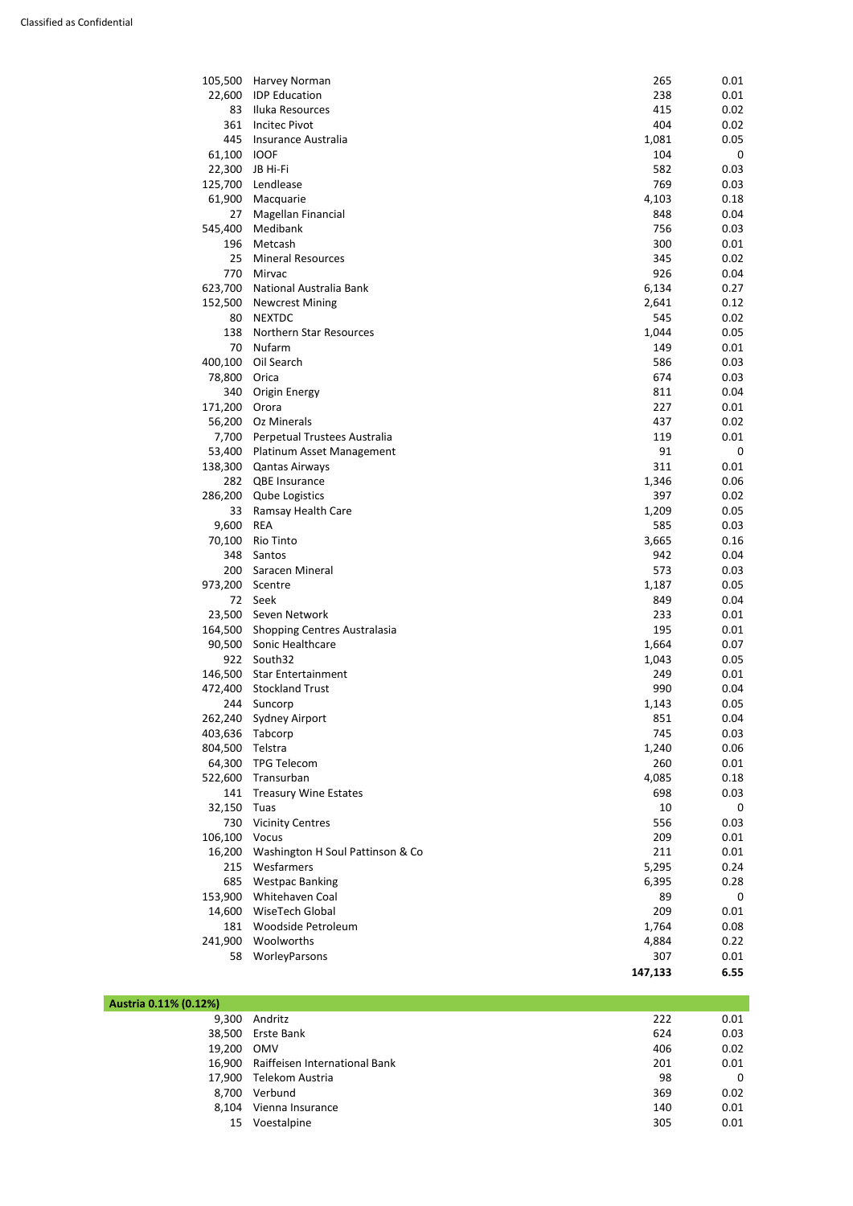| | | | |
|---|---|---|---|
| 105,500 | Harvey Norman | 265 | 0.01 |
| 22,600 | IDP Education | 238 | 0.01 |
| 83 | Iluka Resources | 415 | 0.02 |
| 361 | Incitec Pivot | 404 | 0.02 |
| 445 | Insurance Australia | 1,081 | 0.05 |
| 61,100 | IOOF | 104 | 0 |
| 22,300 | JB Hi-Fi | 582 | 0.03 |
| 125,700 | Lendlease | 769 | 0.03 |
| 61,900 | Macquarie | 4,103 | 0.18 |
| 27 | Magellan Financial | 848 | 0.04 |
| 545,400 | Medibank | 756 | 0.03 |
| 196 | Metcash | 300 | 0.01 |
| 25 | Mineral Resources | 345 | 0.02 |
| 770 | Mirvac | 926 | 0.04 |
| 623,700 | National Australia Bank | 6,134 | 0.27 |
| 152,500 | Newcrest Mining | 2,641 | 0.12 |
| 80 | NEXTDC | 545 | 0.02 |
| 138 | Northern Star Resources | 1,044 | 0.05 |
| 70 | Nufarm | 149 | 0.01 |
| 400,100 | Oil Search | 586 | 0.03 |
| 78,800 | Orica | 674 | 0.03 |
| 340 | Origin Energy | 811 | 0.04 |
| 171,200 | Orora | 227 | 0.01 |
| 56,200 | Oz Minerals | 437 | 0.02 |
| 7,700 | Perpetual Trustees Australia | 119 | 0.01 |
| 53,400 | Platinum Asset Management | 91 | 0 |
| 138,300 | Qantas Airways | 311 | 0.01 |
| 282 | QBE Insurance | 1,346 | 0.06 |
| 286,200 | Qube Logistics | 397 | 0.02 |
| 33 | Ramsay Health Care | 1,209 | 0.05 |
| 9,600 | REA | 585 | 0.03 |
| 70,100 | Rio Tinto | 3,665 | 0.16 |
| 348 | Santos | 942 | 0.04 |
| 200 | Saracen Mineral | 573 | 0.03 |
| 973,200 | Scentre | 1,187 | 0.05 |
| 72 | Seek | 849 | 0.04 |
| 23,500 | Seven Network | 233 | 0.01 |
| 164,500 | Shopping Centres Australasia | 195 | 0.01 |
| 90,500 | Sonic Healthcare | 1,664 | 0.07 |
| 922 | South32 | 1,043 | 0.05 |
| 146,500 | Star Entertainment | 249 | 0.01 |
| 472,400 | Stockland Trust | 990 | 0.04 |
| 244 | Suncorp | 1,143 | 0.05 |
| 262,240 | Sydney Airport | 851 | 0.04 |
| 403,636 | Tabcorp | 745 | 0.03 |
| 804,500 | Telstra | 1,240 | 0.06 |
| 64,300 | TPG Telecom | 260 | 0.01 |
| 522,600 | Transurban | 4,085 | 0.18 |
| 141 | Treasury Wine Estates | 698 | 0.03 |
| 32,150 | Tuas | 10 | 0 |
| 730 | Vicinity Centres | 556 | 0.03 |
| 106,100 | Vocus | 209 | 0.01 |
| 16,200 | Washington H Soul Pattinson & Co | 211 | 0.01 |
| 215 | Wesfarmers | 5,295 | 0.24 |
| 685 | Westpac Banking | 6,395 | 0.28 |
| 153,900 | Whitehaven Coal | 89 | 0 |
| 14,600 | WiseTech Global | 209 | 0.01 |
| 181 | Woodside Petroleum | 1,764 | 0.08 |
| 241,900 | Woolworths | 4,884 | 0.22 |
| 58 | WorleyParsons | 307 | 0.01 |
| | | **147,133** | **6.55** |
| **Austria 0.11% (0.12%)** | | | |
| 9,300 | Andritz | 222 | 0.01 |
| 38,500 | Erste Bank | 624 | 0.03 |
| 19,200 | OMV | 406 | 0.02 |
| 16,900 | Raiffeisen International Bank | 201 | 0.01 |
| 17,900 | Telekom Austria | 98 | 0 |
| 8,700 | Verbund | 369 | 0.02 |
| 8,104 | Vienna Insurance | 140 | 0.01 |
| 15 | Voestalpine | 305 | 0.01 |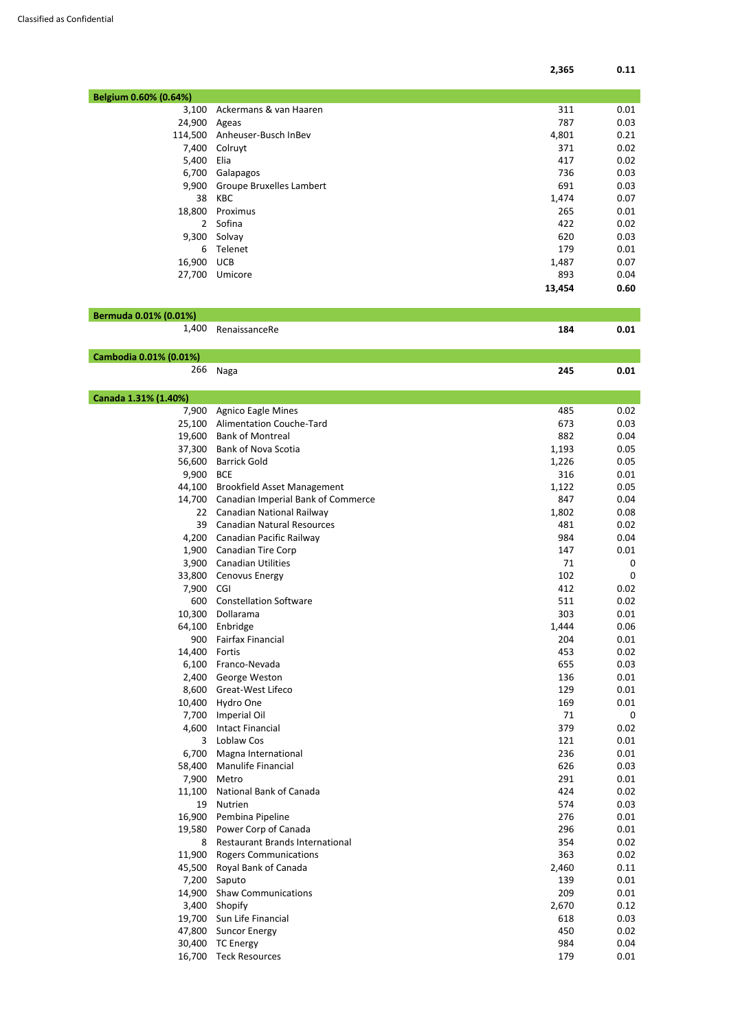| | | | |
|---|---|---|---|
| | | **2,365** | **0.11** |
| **Belgium 0.60% (0.64%)** | | | |
| 3,100 | Ackermans & van Haaren | 311 | 0.01 |
| 24,900 | Ageas | 787 | 0.03 |
| 114,500 | Anheuser-Busch InBev | 4,801 | 0.21 |
| 7,400 | Colruyt | 371 | 0.02 |
| 5,400 | Elia | 417 | 0.02 |
| 6,700 | Galapagos | 736 | 0.03 |
| 9,900 | Groupe Bruxelles Lambert | 691 | 0.03 |
| 38 | KBC | 1,474 | 0.07 |
| 18,800 | Proximus | 265 | 0.01 |
| 2 | Sofina | 422 | 0.02 |
| 9,300 | Solvay | 620 | 0.03 |
| 6 | Telenet | 179 | 0.01 |
| 16,900 | UCB | 1,487 | 0.07 |
| 27,700 | Umicore | 893 | 0.04 |
| | | **13,454** | **0.60** |
| **Bermuda 0.01% (0.01%)** | | | |
| 1,400 | RenaissanceRe | **184** | **0.01** |
| **Cambodia 0.01% (0.01%)** | | | |
| 266 | Naga | **245** | **0.01** |
| **Canada 1.31% (1.40%)** | | | |
| 7,900 | Agnico Eagle Mines | 485 | 0.02 |
| 25,100 | Alimentation Couche-Tard | 673 | 0.03 |
| 19,600 | Bank of Montreal | 882 | 0.04 |
| 37,300 | Bank of Nova Scotia | 1,193 | 0.05 |
| 56,600 | Barrick Gold | 1,226 | 0.05 |
| 9,900 | BCE | 316 | 0.01 |
| 44,100 | Brookfield Asset Management | 1,122 | 0.05 |
| 14,700 | Canadian Imperial Bank of Commerce | 847 | 0.04 |
| 22 | Canadian National Railway | 1,802 | 0.08 |
| 39 | Canadian Natural Resources | 481 | 0.02 |
| 4,200 | Canadian Pacific Railway | 984 | 0.04 |
| 1,900 | Canadian Tire Corp | 147 | 0.01 |
| 3,900 | Canadian Utilities | 71 | 0 |
| 33,800 | Cenovus Energy | 102 | 0 |
| 7,900 | CGI | 412 | 0.02 |
| 600 | Constellation Software | 511 | 0.02 |
| 10,300 | Dollarama | 303 | 0.01 |
| 64,100 | Enbridge | 1,444 | 0.06 |
| 900 | Fairfax Financial | 204 | 0.01 |
| 14,400 | Fortis | 453 | 0.02 |
| 6,100 | Franco-Nevada | 655 | 0.03 |
| 2,400 | George Weston | 136 | 0.01 |
| 8,600 | Great-West Lifeco | 129 | 0.01 |
| 10,400 | Hydro One | 169 | 0.01 |
| 7,700 | Imperial Oil | 71 | 0 |
| 4,600 | Intact Financial | 379 | 0.02 |
| 3 | Loblaw Cos | 121 | 0.01 |
| 6,700 | Magna International | 236 | 0.01 |
| 58,400 | Manulife Financial | 626 | 0.03 |
| 7,900 | Metro | 291 | 0.01 |
| 11,100 | National Bank of Canada | 424 | 0.02 |
| 19 | Nutrien | 574 | 0.03 |
| 16,900 | Pembina Pipeline | 276 | 0.01 |
| 19,580 | Power Corp of Canada | 296 | 0.01 |
| 8 | Restaurant Brands International | 354 | 0.02 |
| 11,900 | Rogers Communications | 363 | 0.02 |
| 45,500 | Royal Bank of Canada | 2,460 | 0.11 |
| 7,200 | Saputo | 139 | 0.01 |
| 14,900 | Shaw Communications | 209 | 0.01 |
| 3,400 | Shopify | 2,670 | 0.12 |
| 19,700 | Sun Life Financial | 618 | 0.03 |
| 47,800 | Suncor Energy | 450 | 0.02 |
| 30,400 | TC Energy | 984 | 0.04 |
| 16,700 | Teck Resources | 179 | 0.01 |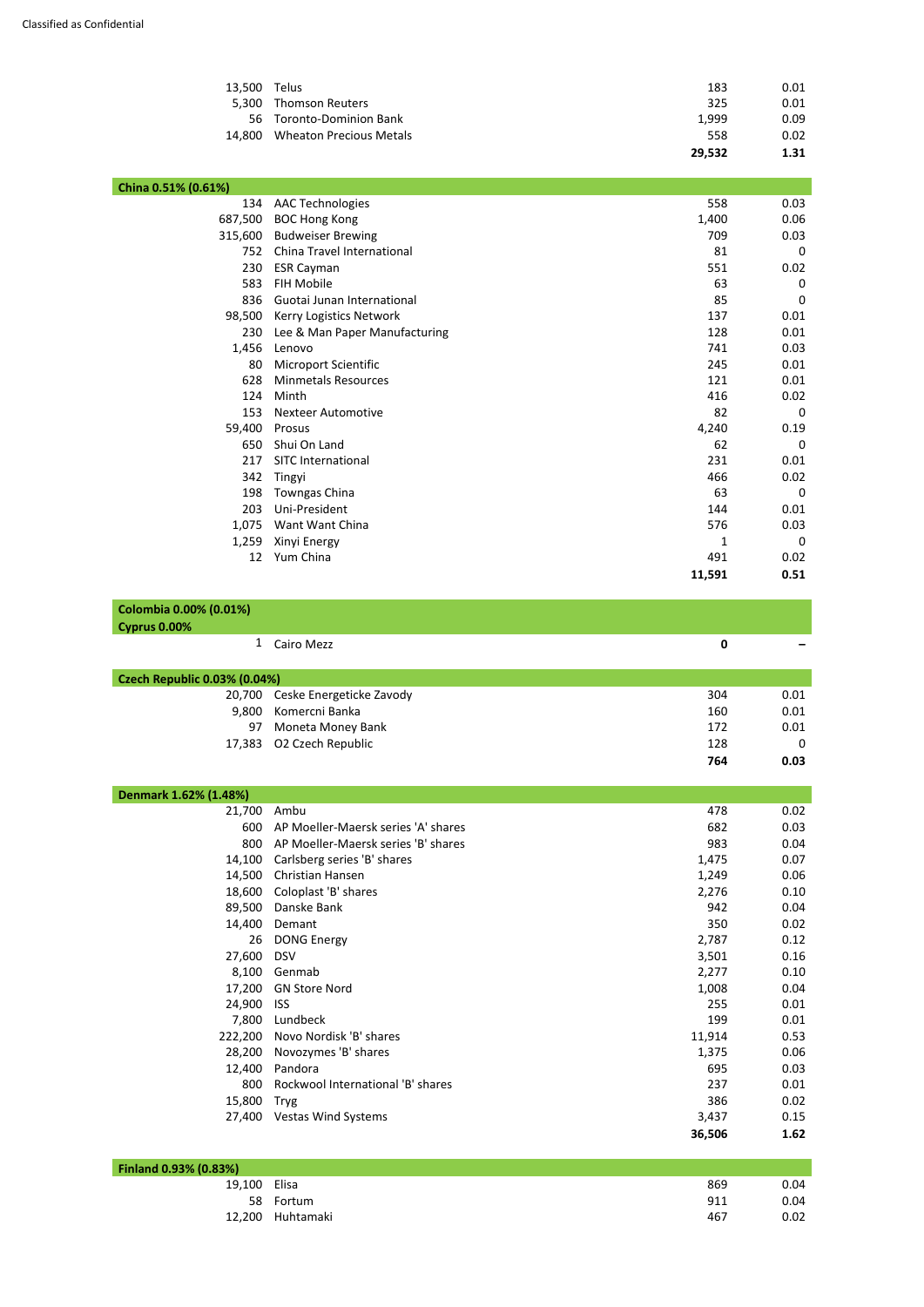Classified as Confidential

| | | | |
|---|---|---|---|
| 13,500 | Telus | 183 | 0.01 |
| 5,300 | Thomson Reuters | 325 | 0.01 |
| 56 | Toronto-Dominion Bank | 1,999 | 0.09 |
| 14,800 | Wheaton Precious Metals | 558 | 0.02 |
| | | **29,532** | **1.31** |
| **China 0.51% (0.61%)** | | | |
| 134 | AAC Technologies | 558 | 0.03 |
| 687,500 | BOC Hong Kong | 1,400 | 0.06 |
| 315,600 | Budweiser Brewing | 709 | 0.03 |
| 752 | China Travel International | 81 | 0 |
| 230 | ESR Cayman | 551 | 0.02 |
| 583 | FIH Mobile | 63 | 0 |
| 836 | Guotai Junan International | 85 | 0 |
| 98,500 | Kerry Logistics Network | 137 | 0.01 |
| 230 | Lee & Man Paper Manufacturing | 128 | 0.01 |
| 1,456 | Lenovo | 741 | 0.03 |
| 80 | Microport Scientific | 245 | 0.01 |
| 628 | Minmetals Resources | 121 | 0.01 |
| 124 | Minth | 416 | 0.02 |
| 153 | Nexteer Automotive | 82 | 0 |
| 59,400 | Prosus | 4,240 | 0.19 |
| 650 | Shui On Land | 62 | 0 |
| 217 | SITC International | 231 | 0.01 |
| 342 | Tingyi | 466 | 0.02 |
| 198 | Towngas China | 63 | 0 |
| 203 | Uni-President | 144 | 0.01 |
| 1,075 | Want Want China | 576 | 0.03 |
| 1,259 | Xinyi Energy | 1 | 0 |
| 12 | Yum China | 491 | 0.02 |
| | | **11,591** | **0.51** |
| **Colombia 0.00% (0.01%)** | | | |
| **Cyprus 0.00%** | | | |
| 1 | Cairo Mezz | **0** | **–** |
| **Czech Republic 0.03% (0.04%)** | | | |
| 20,700 | Ceske Energeticke Zavody | 304 | 0.01 |
| 9,800 | Komercni Banka | 160 | 0.01 |
| 97 | Moneta Money Bank | 172 | 0.01 |
| 17,383 | O2 Czech Republic | 128 | 0 |
| | | **764** | **0.03** |
| **Denmark 1.62% (1.48%)** | | | |
| 21,700 | Ambu | 478 | 0.02 |
| 600 | AP Moeller-Maersk series 'A' shares | 682 | 0.03 |
| 800 | AP Moeller-Maersk series 'B' shares | 983 | 0.04 |
| 14,100 | Carlsberg series 'B' shares | 1,475 | 0.07 |
| 14,500 | Christian Hansen | 1,249 | 0.06 |
| 18,600 | Coloplast 'B' shares | 2,276 | 0.10 |
| 89,500 | Danske Bank | 942 | 0.04 |
| 14,400 | Demant | 350 | 0.02 |
| 26 | DONG Energy | 2,787 | 0.12 |
| 27,600 | DSV | 3,501 | 0.16 |
| 8,100 | Genmab | 2,277 | 0.10 |
| 17,200 | GN Store Nord | 1,008 | 0.04 |
| 24,900 | ISS | 255 | 0.01 |
| 7,800 | Lundbeck | 199 | 0.01 |
| 222,200 | Novo Nordisk 'B' shares | 11,914 | 0.53 |
| 28,200 | Novozymes 'B' shares | 1,375 | 0.06 |
| 12,400 | Pandora | 695 | 0.03 |
| 800 | Rockwool International 'B' shares | 237 | 0.01 |
| 15,800 | Tryg | 386 | 0.02 |
| 27,400 | Vestas Wind Systems | 3,437 | 0.15 |
| | | **36,506** | **1.62** |
| **Finland 0.93% (0.83%)** | | | |
| 19,100 | Elisa | 869 | 0.04 |
| 58 | Fortum | 911 | 0.04 |
| 12,200 | Huhtamaki | 467 | 0.02 |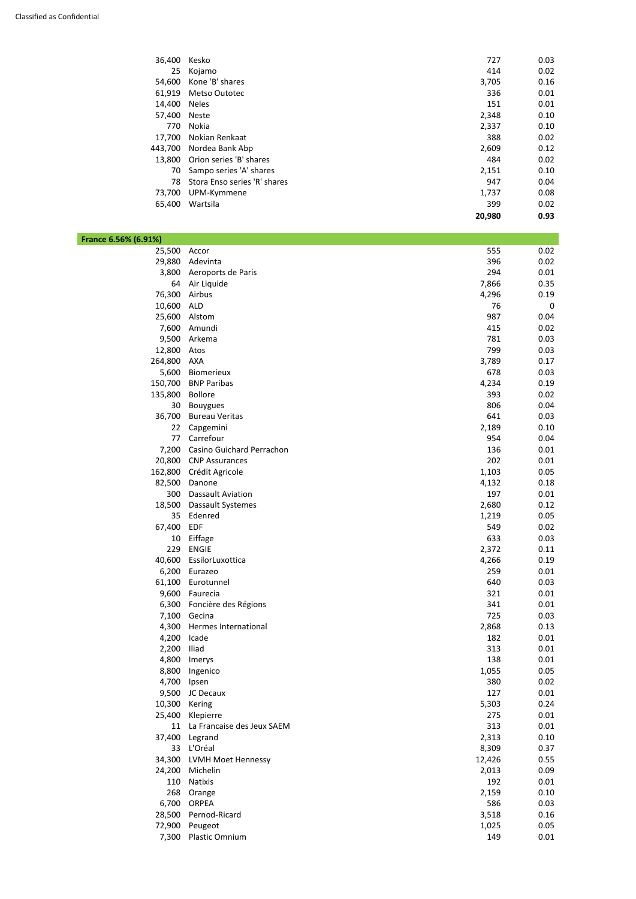| | | | |
|---|---|---|---|
| 36,400 | Kesko | 727 | 0.03 |
| 25 | Kojamo | 414 | 0.02 |
| 54,600 | Kone 'B' shares | 3,705 | 0.16 |
| 61,919 | Metso Outotec | 336 | 0.01 |
| 14,400 | Neles | 151 | 0.01 |
| 57,400 | Neste | 2,348 | 0.10 |
| 770 | Nokia | 2,337 | 0.10 |
| 17,700 | Nokian Renkaat | 388 | 0.02 |
| 443,700 | Nordea Bank Abp | 2,609 | 0.12 |
| 13,800 | Orion series 'B' shares | 484 | 0.02 |
| 70 | Sampo series 'A' shares | 2,151 | 0.10 |
| 78 | Stora Enso series 'R' shares | 947 | 0.04 |
| 73,700 | UPM-Kymmene | 1,737 | 0.08 |
| 65,400 | Wartsila | 399 | 0.02 |
| | | **20,980** | **0.93** |

| **France 6.56% (6.91%)** | | | |
|---|---|---|---|
| 25,500 | Accor | 555 | 0.02 |
| 29,880 | Adevinta | 396 | 0.02 |
| 3,800 | Aeroports de Paris | 294 | 0.01 |
| 64 | Air Liquide | 7,866 | 0.35 |
| 76,300 | Airbus | 4,296 | 0.19 |
| 10,600 | ALD | 76 | 0 |
| 25,600 | Alstom | 987 | 0.04 |
| 7,600 | Amundi | 415 | 0.02 |
| 9,500 | Arkema | 781 | 0.03 |
| 12,800 | Atos | 799 | 0.03 |
| 264,800 | AXA | 3,789 | 0.17 |
| 5,600 | Biomerieux | 678 | 0.03 |
| 150,700 | BNP Paribas | 4,234 | 0.19 |
| 135,800 | Bollore | 393 | 0.02 |
| 30 | Bouygues | 806 | 0.04 |
| 36,700 | Bureau Veritas | 641 | 0.03 |
| 22 | Capgemini | 2,189 | 0.10 |
| 77 | Carrefour | 954 | 0.04 |
| 7,200 | Casino Guichard Perrachon | 136 | 0.01 |
| 20,800 | CNP Assurances | 202 | 0.01 |
| 162,800 | Crédit Agricole | 1,103 | 0.05 |
| 82,500 | Danone | 4,132 | 0.18 |
| 300 | Dassault Aviation | 197 | 0.01 |
| 18,500 | Dassault Systemes | 2,680 | 0.12 |
| 35 | Edenred | 1,219 | 0.05 |
| 67,400 | EDF | 549 | 0.02 |
| 10 | Eiffage | 633 | 0.03 |
| 229 | ENGIE | 2,372 | 0.11 |
| 40,600 | EssilorLuxottica | 4,266 | 0.19 |
| 6,200 | Eurazeo | 259 | 0.01 |
| 61,100 | Eurotunnel | 640 | 0.03 |
| 9,600 | Faurecia | 321 | 0.01 |
| 6,300 | Foncière des Régions | 341 | 0.01 |
| 7,100 | Gecina | 725 | 0.03 |
| 4,300 | Hermes International | 2,868 | 0.13 |
| 4,200 | Icade | 182 | 0.01 |
| 2,200 | Iliad | 313 | 0.01 |
| 4,800 | Imerys | 138 | 0.01 |
| 8,800 | Ingenico | 1,055 | 0.05 |
| 4,700 | Ipsen | 380 | 0.02 |
| 9,500 | JC Decaux | 127 | 0.01 |
| 10,300 | Kering | 5,303 | 0.24 |
| 25,400 | Klepierre | 275 | 0.01 |
| 11 | La Francaise des Jeux SAEM | 313 | 0.01 |
| 37,400 | Legrand | 2,313 | 0.10 |
| 33 | L'Oréal | 8,309 | 0.37 |
| 34,300 | LVMH Moet Hennessy | 12,426 | 0.55 |
| 24,200 | Michelin | 2,013 | 0.09 |
| 110 | Natixis | 192 | 0.01 |
| 268 | Orange | 2,159 | 0.10 |
| 6,700 | ORPEA | 586 | 0.03 |
| 28,500 | Pernod-Ricard | 3,518 | 0.16 |
| 72,900 | Peugeot | 1,025 | 0.05 |
| 7,300 | Plastic Omnium | 149 | 0.01 |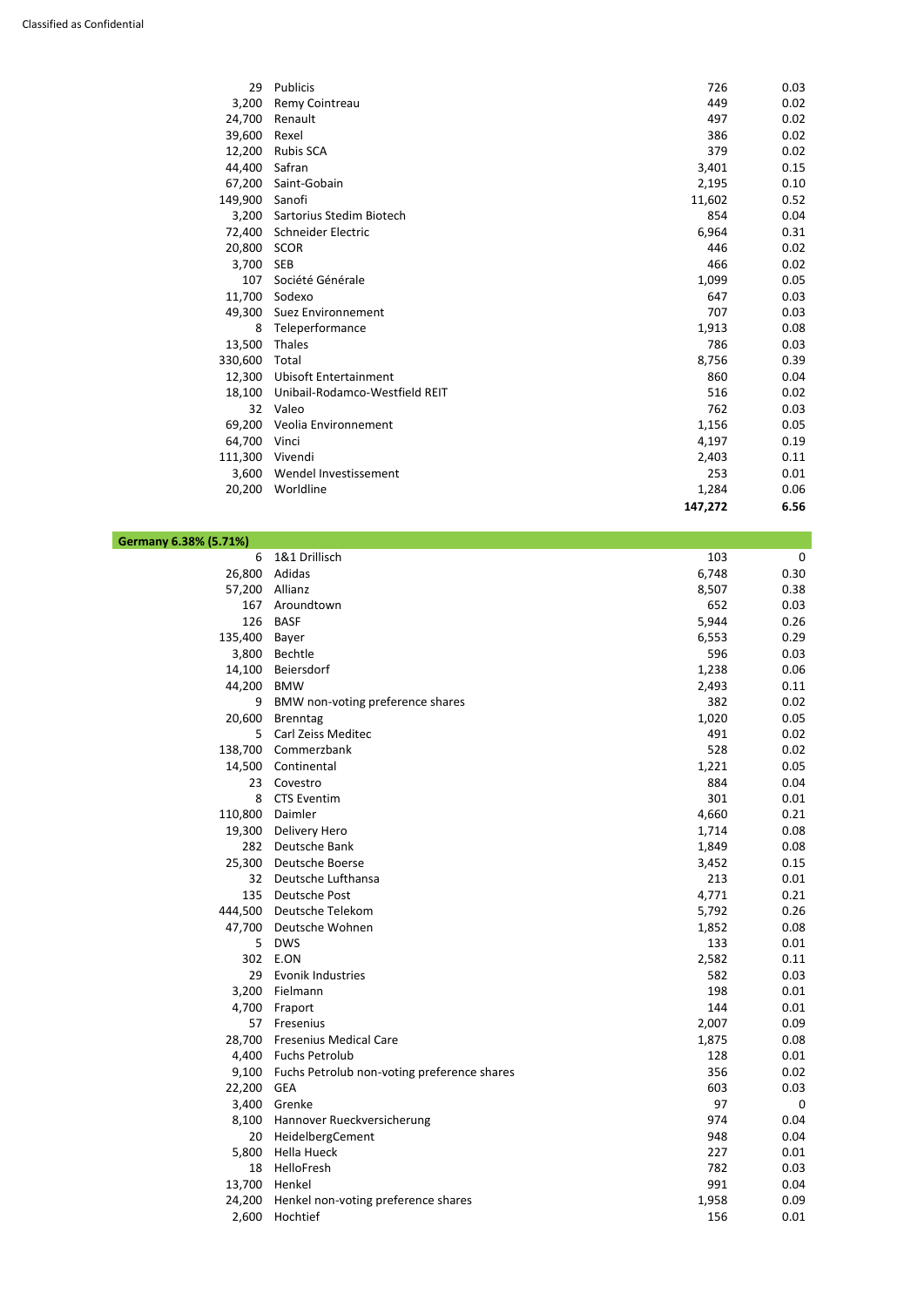Classified as Confidential

| | | | |
|---|---|---|---|
| 29 | Publicis | 726 | 0.03 |
| 3,200 | Remy Cointreau | 449 | 0.02 |
| 24,700 | Renault | 497 | 0.02 |
| 39,600 | Rexel | 386 | 0.02 |
| 12,200 | Rubis SCA | 379 | 0.02 |
| 44,400 | Safran | 3,401 | 0.15 |
| 67,200 | Saint-Gobain | 2,195 | 0.10 |
| 149,900 | Sanofi | 11,602 | 0.52 |
| 3,200 | Sartorius Stedim Biotech | 854 | 0.04 |
| 72,400 | Schneider Electric | 6,964 | 0.31 |
| 20,800 | SCOR | 446 | 0.02 |
| 3,700 | SEB | 466 | 0.02 |
| 107 | Société Générale | 1,099 | 0.05 |
| 11,700 | Sodexo | 647 | 0.03 |
| 49,300 | Suez Environnement | 707 | 0.03 |
| 8 | Teleperformance | 1,913 | 0.08 |
| 13,500 | Thales | 786 | 0.03 |
| 330,600 | Total | 8,756 | 0.39 |
| 12,300 | Ubisoft Entertainment | 860 | 0.04 |
| 18,100 | Unibail-Rodamco-Westfield REIT | 516 | 0.02 |
| 32 | Valeo | 762 | 0.03 |
| 69,200 | Veolia Environnement | 1,156 | 0.05 |
| 64,700 | Vinci | 4,197 | 0.19 |
| 111,300 | Vivendi | 2,403 | 0.11 |
| 3,600 | Wendel Investissement | 253 | 0.01 |
| 20,200 | Worldline | 1,284 | 0.06 |
| | | **147,272** | **6.56** |

| **Germany 6.38% (5.71%)** | | | |
|---|---|---|---|
| 6 | 1&1 Drillisch | 103 | 0 |
| 26,800 | Adidas | 6,748 | 0.30 |
| 57,200 | Allianz | 8,507 | 0.38 |
| 167 | Aroundtown | 652 | 0.03 |
| 126 | BASF | 5,944 | 0.26 |
| 135,400 | Bayer | 6,553 | 0.29 |
| 3,800 | Bechtle | 596 | 0.03 |
| 14,100 | Beiersdorf | 1,238 | 0.06 |
| 44,200 | BMW | 2,493 | 0.11 |
| 9 | BMW non-voting preference shares | 382 | 0.02 |
| 20,600 | Brenntag | 1,020 | 0.05 |
| 5 | Carl Zeiss Meditec | 491 | 0.02 |
| 138,700 | Commerzbank | 528 | 0.02 |
| 14,500 | Continental | 1,221 | 0.05 |
| 23 | Covestro | 884 | 0.04 |
| 8 | CTS Eventim | 301 | 0.01 |
| 110,800 | Daimler | 4,660 | 0.21 |
| 19,300 | Delivery Hero | 1,714 | 0.08 |
| 282 | Deutsche Bank | 1,849 | 0.08 |
| 25,300 | Deutsche Boerse | 3,452 | 0.15 |
| 32 | Deutsche Lufthansa | 213 | 0.01 |
| 135 | Deutsche Post | 4,771 | 0.21 |
| 444,500 | Deutsche Telekom | 5,792 | 0.26 |
| 47,700 | Deutsche Wohnen | 1,852 | 0.08 |
| 5 | DWS | 133 | 0.01 |
| 302 | E.ON | 2,582 | 0.11 |
| 29 | Evonik Industries | 582 | 0.03 |
| 3,200 | Fielmann | 198 | 0.01 |
| 4,700 | Fraport | 144 | 0.01 |
| 57 | Fresenius | 2,007 | 0.09 |
| 28,700 | Fresenius Medical Care | 1,875 | 0.08 |
| 4,400 | Fuchs Petrolub | 128 | 0.01 |
| 9,100 | Fuchs Petrolub non-voting preference shares | 356 | 0.02 |
| 22,200 | GEA | 603 | 0.03 |
| 3,400 | Grenke | 97 | 0 |
| 8,100 | Hannover Rueckversicherung | 974 | 0.04 |
| 20 | HeidelbergCement | 948 | 0.04 |
| 5,800 | Hella Hueck | 227 | 0.01 |
| 18 | HelloFresh | 782 | 0.03 |
| 13,700 | Henkel | 991 | 0.04 |
| 24,200 | Henkel non-voting preference shares | 1,958 | 0.09 |
| 2,600 | Hochtief | 156 | 0.01 |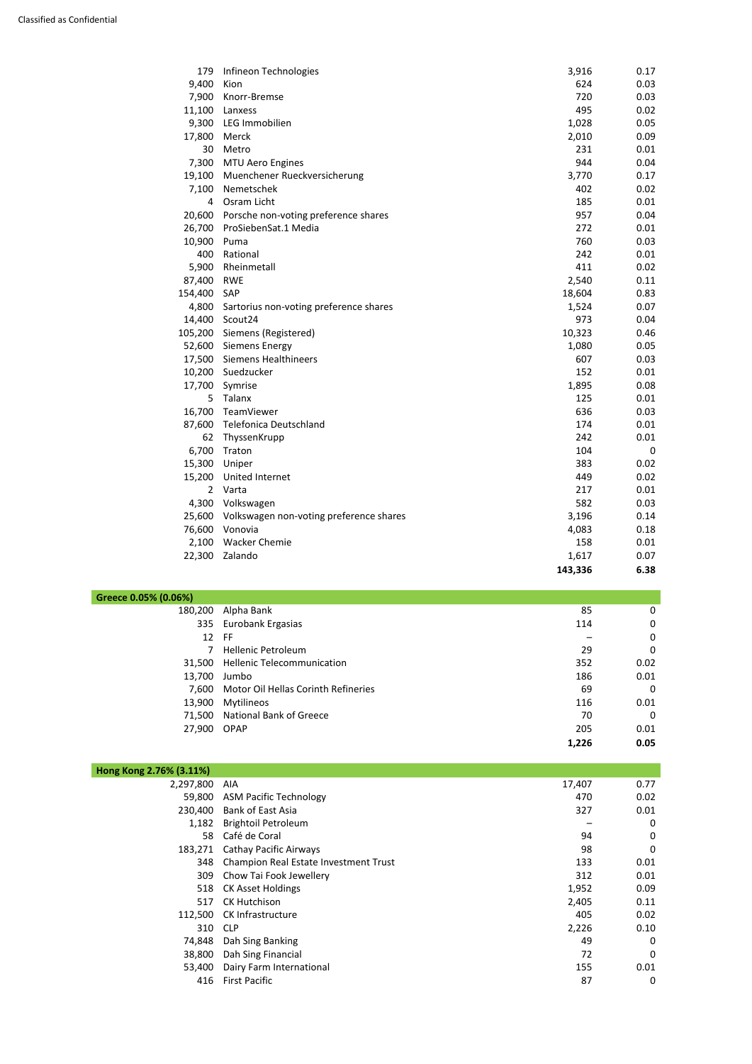| | | | |
|---|---|---|---|
| 179 | Infineon Technologies | 3,916 | 0.17 |
| 9,400 | Kion | 624 | 0.03 |
| 7,900 | Knorr-Bremse | 720 | 0.03 |
| 11,100 | Lanxess | 495 | 0.02 |
| 9,300 | LEG Immobilien | 1,028 | 0.05 |
| 17,800 | Merck | 2,010 | 0.09 |
| 30 | Metro | 231 | 0.01 |
| 7,300 | MTU Aero Engines | 944 | 0.04 |
| 19,100 | Muenchener Rueckversicherung | 3,770 | 0.17 |
| 7,100 | Nemetschek | 402 | 0.02 |
| 4 | Osram Licht | 185 | 0.01 |
| 20,600 | Porsche non-voting preference shares | 957 | 0.04 |
| 26,700 | ProSiebenSat.1 Media | 272 | 0.01 |
| 10,900 | Puma | 760 | 0.03 |
| 400 | Rational | 242 | 0.01 |
| 5,900 | Rheinmetall | 411 | 0.02 |
| 87,400 | RWE | 2,540 | 0.11 |
| 154,400 | SAP | 18,604 | 0.83 |
| 4,800 | Sartorius non-voting preference shares | 1,524 | 0.07 |
| 14,400 | Scout24 | 973 | 0.04 |
| 105,200 | Siemens (Registered) | 10,323 | 0.46 |
| 52,600 | Siemens Energy | 1,080 | 0.05 |
| 17,500 | Siemens Healthineers | 607 | 0.03 |
| 10,200 | Suedzucker | 152 | 0.01 |
| 17,700 | Symrise | 1,895 | 0.08 |
| 5 | Talanx | 125 | 0.01 |
| 16,700 | TeamViewer | 636 | 0.03 |
| 87,600 | Telefonica Deutschland | 174 | 0.01 |
| 62 | ThyssenKrupp | 242 | 0.01 |
| 6,700 | Traton | 104 | 0 |
| 15,300 | Uniper | 383 | 0.02 |
| 15,200 | United Internet | 449 | 0.02 |
| 2 | Varta | 217 | 0.01 |
| 4,300 | Volkswagen | 582 | 0.03 |
| 25,600 | Volkswagen non-voting preference shares | 3,196 | 0.14 |
| 76,600 | Vonovia | 4,083 | 0.18 |
| 2,100 | Wacker Chemie | 158 | 0.01 |
| 22,300 | Zalando | 1,617 | 0.07 |
| | | **143,336** | **6.38** |

| **Greece 0.05% (0.06%)** | | | |
|---|---|---|---|
| 180,200 | Alpha Bank | 85 | 0 |
| 335 | Eurobank Ergasias | 114 | 0 |
| 12 | FF | – | 0 |
| 7 | Hellenic Petroleum | 29 | 0 |
| 31,500 | Hellenic Telecommunication | 352 | 0.02 |
| 13,700 | Jumbo | 186 | 0.01 |
| 7,600 | Motor Oil Hellas Corinth Refineries | 69 | 0 |
| 13,900 | Mytilineos | 116 | 0.01 |
| 71,500 | National Bank of Greece | 70 | 0 |
| 27,900 | OPAP | 205 | 0.01 |
| | | **1,226** | **0.05** |

| **Hong Kong 2.76% (3.11%)** | | | |
|---|---|---|---|
| 2,297,800 | AIA | 17,407 | 0.77 |
| 59,800 | ASM Pacific Technology | 470 | 0.02 |
| 230,400 | Bank of East Asia | 327 | 0.01 |
| 1,182 | Brightoil Petroleum | – | 0 |
| 58 | Café de Coral | 94 | 0 |
| 183,271 | Cathay Pacific Airways | 98 | 0 |
| 348 | Champion Real Estate Investment Trust | 133 | 0.01 |
| 309 | Chow Tai Fook Jewellery | 312 | 0.01 |
| 518 | CK Asset Holdings | 1,952 | 0.09 |
| 517 | CK Hutchison | 2,405 | 0.11 |
| 112,500 | CK Infrastructure | 405 | 0.02 |
| 310 | CLP | 2,226 | 0.10 |
| 74,848 | Dah Sing Banking | 49 | 0 |
| 38,800 | Dah Sing Financial | 72 | 0 |
| 53,400 | Dairy Farm International | 155 | 0.01 |
| 416 | First Pacific | 87 | 0 |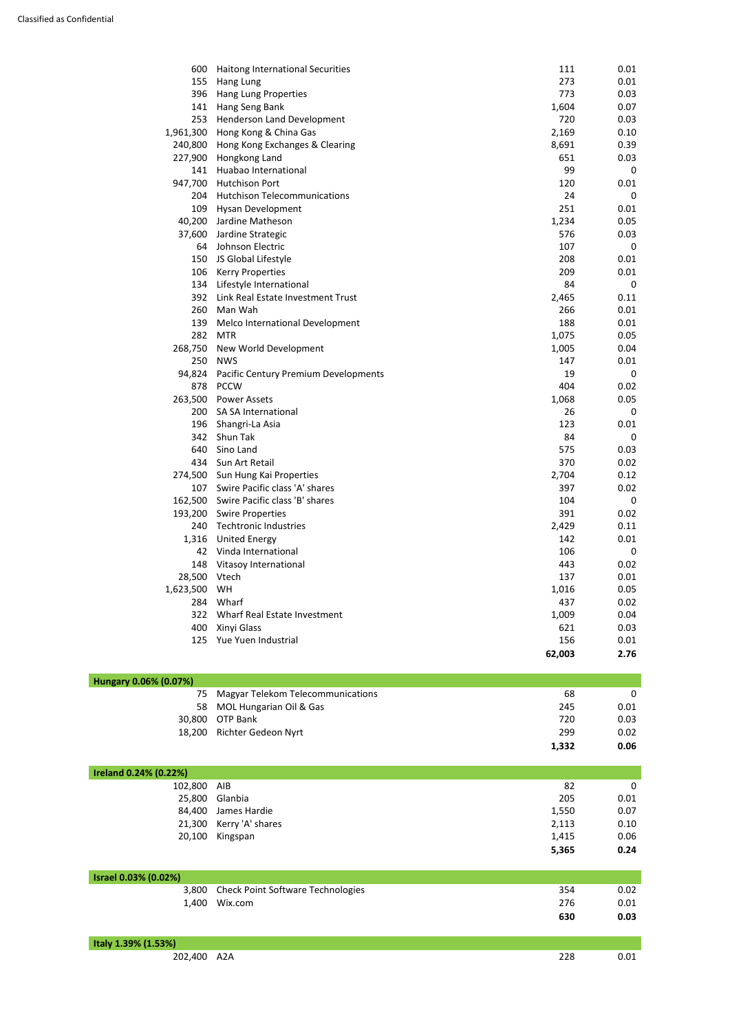Classified as Confidential

| Holding | Investment | Market value | % of net assets |
|---|---|---|---|
| 600 | Haitong International Securities | 111 | 0.01 |
| 155 | Hang Lung | 273 | 0.01 |
| 396 | Hang Lung Properties | 773 | 0.03 |
| 141 | Hang Seng Bank | 1,604 | 0.07 |
| 253 | Henderson Land Development | 720 | 0.03 |
| 1,961,300 | Hong Kong & China Gas | 2,169 | 0.10 |
| 240,800 | Hong Kong Exchanges & Clearing | 8,691 | 0.39 |
| 227,900 | Hongkong Land | 651 | 0.03 |
| 141 | Huabao International | 99 | 0 |
| 947,700 | Hutchison Port | 120 | 0.01 |
| 204 | Hutchison Telecommunications | 24 | 0 |
| 109 | Hysan Development | 251 | 0.01 |
| 40,200 | Jardine Matheson | 1,234 | 0.05 |
| 37,600 | Jardine Strategic | 576 | 0.03 |
| 64 | Johnson Electric | 107 | 0 |
| 150 | JS Global Lifestyle | 208 | 0.01 |
| 106 | Kerry Properties | 209 | 0.01 |
| 134 | Lifestyle International | 84 | 0 |
| 392 | Link Real Estate Investment Trust | 2,465 | 0.11 |
| 260 | Man Wah | 266 | 0.01 |
| 139 | Melco International Development | 188 | 0.01 |
| 282 | MTR | 1,075 | 0.05 |
| 268,750 | New World Development | 1,005 | 0.04 |
| 250 | NWS | 147 | 0.01 |
| 94,824 | Pacific Century Premium Developments | 19 | 0 |
| 878 | PCCW | 404 | 0.02 |
| 263,500 | Power Assets | 1,068 | 0.05 |
| 200 | SA SA International | 26 | 0 |
| 196 | Shangri-La Asia | 123 | 0.01 |
| 342 | Shun Tak | 84 | 0 |
| 640 | Sino Land | 575 | 0.03 |
| 434 | Sun Art Retail | 370 | 0.02 |
| 274,500 | Sun Hung Kai Properties | 2,704 | 0.12 |
| 107 | Swire Pacific class 'A' shares | 397 | 0.02 |
| 162,500 | Swire Pacific class 'B' shares | 104 | 0 |
| 193,200 | Swire Properties | 391 | 0.02 |
| 240 | Techtronic Industries | 2,429 | 0.11 |
| 1,316 | United Energy | 142 | 0.01 |
| 42 | Vinda International | 106 | 0 |
| 148 | Vitasoy International | 443 | 0.02 |
| 28,500 | Vtech | 137 | 0.01 |
| 1,623,500 | WH | 1,016 | 0.05 |
| 284 | Wharf | 437 | 0.02 |
| 322 | Wharf Real Estate Investment | 1,009 | 0.04 |
| 400 | Xinyi Glass | 621 | 0.03 |
| 125 | Yue Yuen Industrial | 156 | 0.01 |
| | | **62,003** | **2.76** |
| **Hungary 0.06% (0.07%)** | | | |
| 75 | Magyar Telekom Telecommunications | 68 | 0 |
| 58 | MOL Hungarian Oil & Gas | 245 | 0.01 |
| 30,800 | OTP Bank | 720 | 0.03 |
| 18,200 | Richter Gedeon Nyrt | 299 | 0.02 |
| | | **1,332** | **0.06** |
| **Ireland 0.24% (0.22%)** | | | |
| 102,800 | AIB | 82 | 0 |
| 25,800 | Glanbia | 205 | 0.01 |
| 84,400 | James Hardie | 1,550 | 0.07 |
| 21,300 | Kerry 'A' shares | 2,113 | 0.10 |
| 20,100 | Kingspan | 1,415 | 0.06 |
| | | **5,365** | **0.24** |
| **Israel 0.03% (0.02%)** | | | |
| 3,800 | Check Point Software Technologies | 354 | 0.02 |
| 1,400 | Wix.com | 276 | 0.01 |
| | | **630** | **0.03** |
| **Italy 1.39% (1.53%)** | | | |
| 202,400 | A2A | 228 | 0.01 |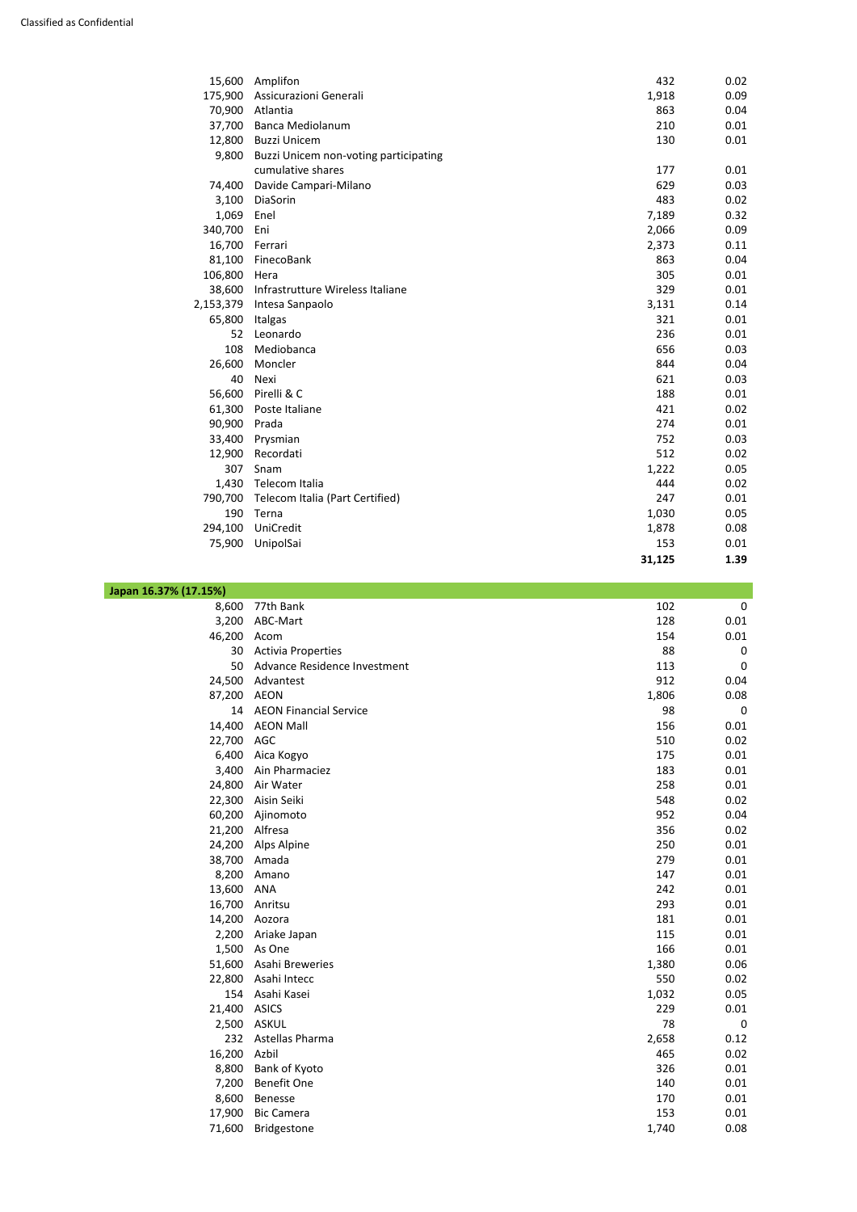| | | | |
|---|---|---|---|
| 15,600 | Amplifon | 432 | 0.02 |
| 175,900 | Assicurazioni Generali | 1,918 | 0.09 |
| 70,900 | Atlantia | 863 | 0.04 |
| 37,700 | Banca Mediolanum | 210 | 0.01 |
| 12,800 | Buzzi Unicem | 130 | 0.01 |
| 9,800 | Buzzi Unicem non-voting participating cumulative shares | 177 | 0.01 |
| 74,400 | Davide Campari-Milano | 629 | 0.03 |
| 3,100 | DiaSorin | 483 | 0.02 |
| 1,069 | Enel | 7,189 | 0.32 |
| 340,700 | Eni | 2,066 | 0.09 |
| 16,700 | Ferrari | 2,373 | 0.11 |
| 81,100 | FinecoBank | 863 | 0.04 |
| 106,800 | Hera | 305 | 0.01 |
| 38,600 | Infrastrutture Wireless Italiane | 329 | 0.01 |
| 2,153,379 | Intesa Sanpaolo | 3,131 | 0.14 |
| 65,800 | Italgas | 321 | 0.01 |
| 52 | Leonardo | 236 | 0.01 |
| 108 | Mediobanca | 656 | 0.03 |
| 26,600 | Moncler | 844 | 0.04 |
| 40 | Nexi | 621 | 0.03 |
| 56,600 | Pirelli & C | 188 | 0.01 |
| 61,300 | Poste Italiane | 421 | 0.02 |
| 90,900 | Prada | 274 | 0.01 |
| 33,400 | Prysmian | 752 | 0.03 |
| 12,900 | Recordati | 512 | 0.02 |
| 307 | Snam | 1,222 | 0.05 |
| 1,430 | Telecom Italia | 444 | 0.02 |
| 790,700 | Telecom Italia (Part Certified) | 247 | 0.01 |
| 190 | Terna | 1,030 | 0.05 |
| 294,100 | UniCredit | 1,878 | 0.08 |
| 75,900 | UnipolSai | 153 | 0.01 |
| | | **31,125** | **1.39** |

| **Japan 16.37% (17.15%)** | | | |
|---|---|---|---|
| 8,600 | 77th Bank | 102 | 0 |
| 3,200 | ABC-Mart | 128 | 0.01 |
| 46,200 | Acom | 154 | 0.01 |
| 30 | Activia Properties | 88 | 0 |
| 50 | Advance Residence Investment | 113 | 0 |
| 24,500 | Advantest | 912 | 0.04 |
| 87,200 | AEON | 1,806 | 0.08 |
| 14 | AEON Financial Service | 98 | 0 |
| 14,400 | AEON Mall | 156 | 0.01 |
| 22,700 | AGC | 510 | 0.02 |
| 6,400 | Aica Kogyo | 175 | 0.01 |
| 3,400 | Ain Pharmaciez | 183 | 0.01 |
| 24,800 | Air Water | 258 | 0.01 |
| 22,300 | Aisin Seiki | 548 | 0.02 |
| 60,200 | Ajinomoto | 952 | 0.04 |
| 21,200 | Alfresa | 356 | 0.02 |
| 24,200 | Alps Alpine | 250 | 0.01 |
| 38,700 | Amada | 279 | 0.01 |
| 8,200 | Amano | 147 | 0.01 |
| 13,600 | ANA | 242 | 0.01 |
| 16,700 | Anritsu | 293 | 0.01 |
| 14,200 | Aozora | 181 | 0.01 |
| 2,200 | Ariake Japan | 115 | 0.01 |
| 1,500 | As One | 166 | 0.01 |
| 51,600 | Asahi Breweries | 1,380 | 0.06 |
| 22,800 | Asahi Intecc | 550 | 0.02 |
| 154 | Asahi Kasei | 1,032 | 0.05 |
| 21,400 | ASICS | 229 | 0.01 |
| 2,500 | ASKUL | 78 | 0 |
| 232 | Astellas Pharma | 2,658 | 0.12 |
| 16,200 | Azbil | 465 | 0.02 |
| 8,800 | Bank of Kyoto | 326 | 0.01 |
| 7,200 | Benefit One | 140 | 0.01 |
| 8,600 | Benesse | 170 | 0.01 |
| 17,900 | Bic Camera | 153 | 0.01 |
| 71,600 | Bridgestone | 1,740 | 0.08 |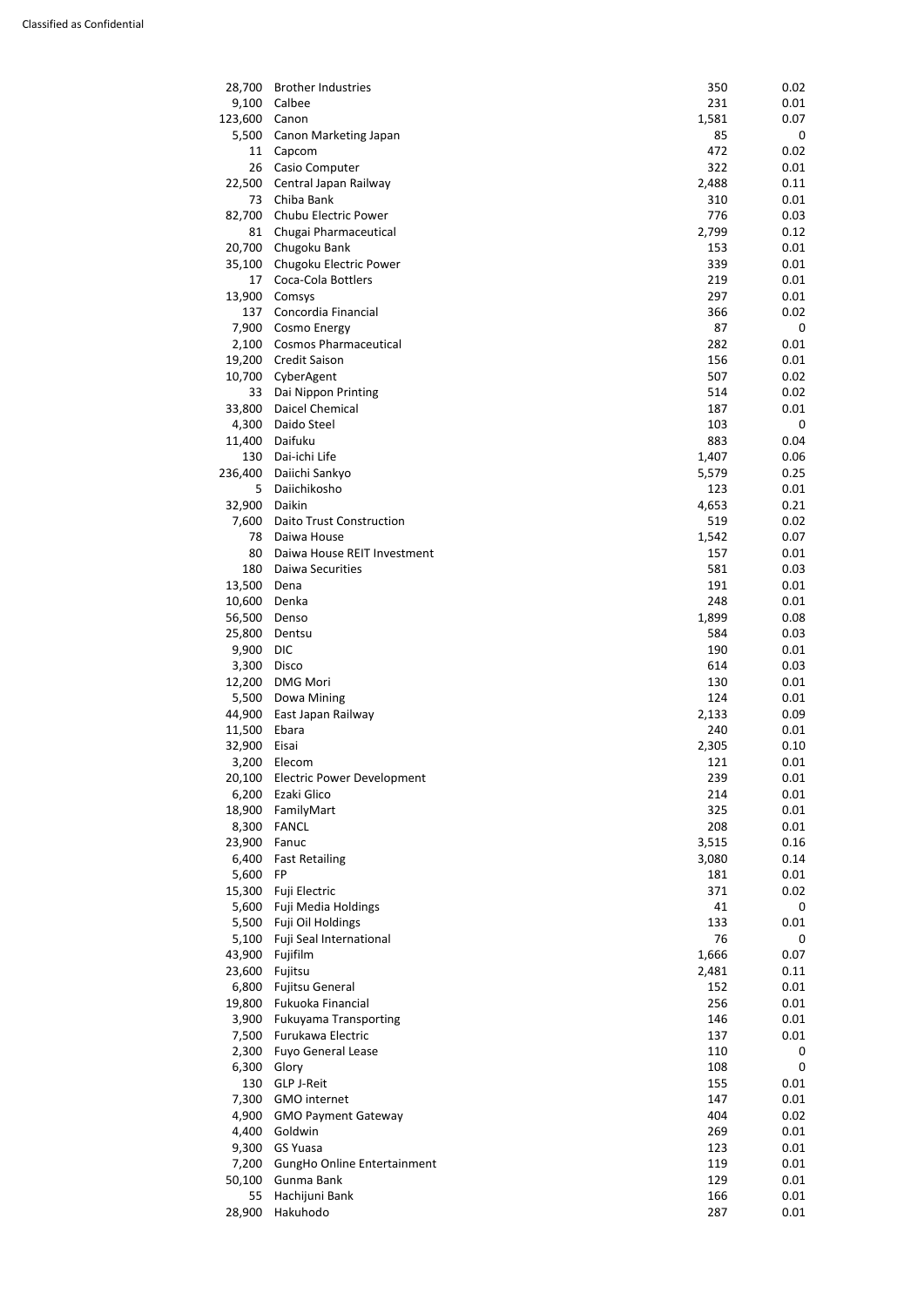| | | | |
|---|---|---|---|
| 28,700 | Brother Industries | 350 | 0.02 |
| 9,100 | Calbee | 231 | 0.01 |
| 123,600 | Canon | 1,581 | 0.07 |
| 5,500 | Canon Marketing Japan | 85 | 0 |
| 11 | Capcom | 472 | 0.02 |
| 26 | Casio Computer | 322 | 0.01 |
| 22,500 | Central Japan Railway | 2,488 | 0.11 |
| 73 | Chiba Bank | 310 | 0.01 |
| 82,700 | Chubu Electric Power | 776 | 0.03 |
| 81 | Chugai Pharmaceutical | 2,799 | 0.12 |
| 20,700 | Chugoku Bank | 153 | 0.01 |
| 35,100 | Chugoku Electric Power | 339 | 0.01 |
| 17 | Coca-Cola Bottlers | 219 | 0.01 |
| 13,900 | Comsys | 297 | 0.01 |
| 137 | Concordia Financial | 366 | 0.02 |
| 7,900 | Cosmo Energy | 87 | 0 |
| 2,100 | Cosmos Pharmaceutical | 282 | 0.01 |
| 19,200 | Credit Saison | 156 | 0.01 |
| 10,700 | CyberAgent | 507 | 0.02 |
| 33 | Dai Nippon Printing | 514 | 0.02 |
| 33,800 | Daicel Chemical | 187 | 0.01 |
| 4,300 | Daido Steel | 103 | 0 |
| 11,400 | Daifuku | 883 | 0.04 |
| 130 | Dai-ichi Life | 1,407 | 0.06 |
| 236,400 | Daiichi Sankyo | 5,579 | 0.25 |
| 5 | Daiichikosho | 123 | 0.01 |
| 32,900 | Daikin | 4,653 | 0.21 |
| 7,600 | Daito Trust Construction | 519 | 0.02 |
| 78 | Daiwa House | 1,542 | 0.07 |
| 80 | Daiwa House REIT Investment | 157 | 0.01 |
| 180 | Daiwa Securities | 581 | 0.03 |
| 13,500 | Dena | 191 | 0.01 |
| 10,600 | Denka | 248 | 0.01 |
| 56,500 | Denso | 1,899 | 0.08 |
| 25,800 | Dentsu | 584 | 0.03 |
| 9,900 | DIC | 190 | 0.01 |
| 3,300 | Disco | 614 | 0.03 |
| 12,200 | DMG Mori | 130 | 0.01 |
| 5,500 | Dowa Mining | 124 | 0.01 |
| 44,900 | East Japan Railway | 2,133 | 0.09 |
| 11,500 | Ebara | 240 | 0.01 |
| 32,900 | Eisai | 2,305 | 0.10 |
| 3,200 | Elecom | 121 | 0.01 |
| 20,100 | Electric Power Development | 239 | 0.01 |
| 6,200 | Ezaki Glico | 214 | 0.01 |
| 18,900 | FamilyMart | 325 | 0.01 |
| 8,300 | FANCL | 208 | 0.01 |
| 23,900 | Fanuc | 3,515 | 0.16 |
| 6,400 | Fast Retailing | 3,080 | 0.14 |
| 5,600 | FP | 181 | 0.01 |
| 15,300 | Fuji Electric | 371 | 0.02 |
| 5,600 | Fuji Media Holdings | 41 | 0 |
| 5,500 | Fuji Oil Holdings | 133 | 0.01 |
| 5,100 | Fuji Seal International | 76 | 0 |
| 43,900 | Fujifilm | 1,666 | 0.07 |
| 23,600 | Fujitsu | 2,481 | 0.11 |
| 6,800 | Fujitsu General | 152 | 0.01 |
| 19,800 | Fukuoka Financial | 256 | 0.01 |
| 3,900 | Fukuyama Transporting | 146 | 0.01 |
| 7,500 | Furukawa Electric | 137 | 0.01 |
| 2,300 | Fuyo General Lease | 110 | 0 |
| 6,300 | Glory | 108 | 0 |
| 130 | GLP J-Reit | 155 | 0.01 |
| 7,300 | GMO internet | 147 | 0.01 |
| 4,900 | GMO Payment Gateway | 404 | 0.02 |
| 4,400 | Goldwin | 269 | 0.01 |
| 9,300 | GS Yuasa | 123 | 0.01 |
| 7,200 | GungHo Online Entertainment | 119 | 0.01 |
| 50,100 | Gunma Bank | 129 | 0.01 |
| 55 | Hachijuni Bank | 166 | 0.01 |
| 28,900 | Hakuhodo | 287 | 0.01 |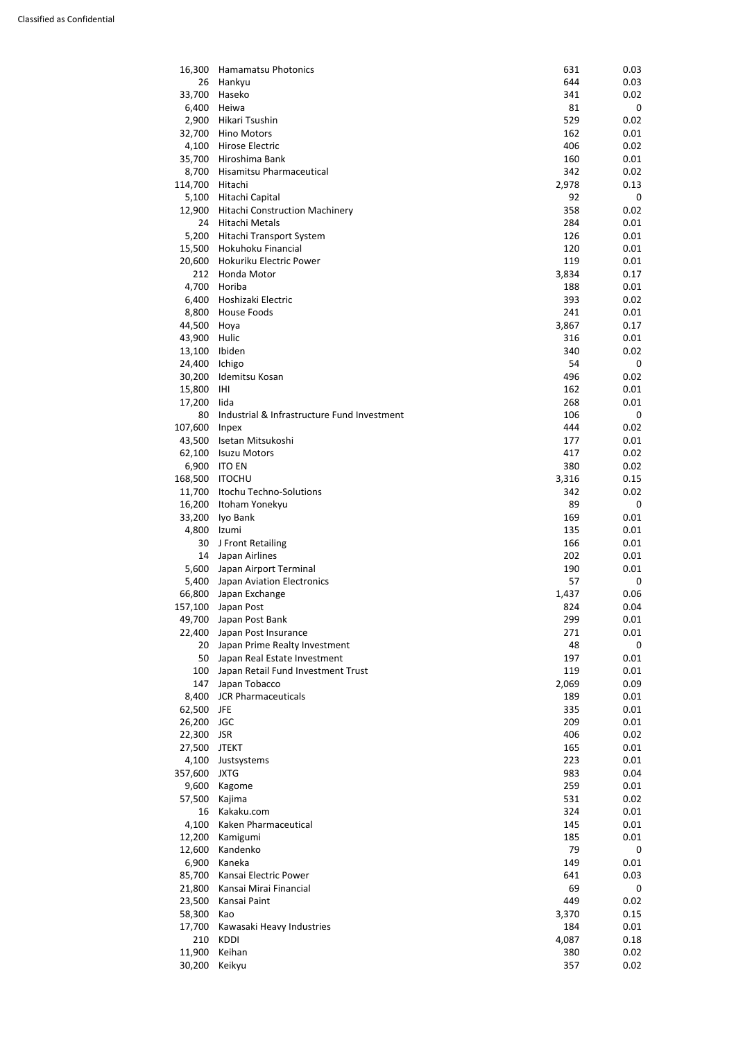| | | | |
|---|---|---|---|
| 16,300 | Hamamatsu Photonics | 631 | 0.03 |
| 26 | Hankyu | 644 | 0.03 |
| 33,700 | Haseko | 341 | 0.02 |
| 6,400 | Heiwa | 81 | 0 |
| 2,900 | Hikari Tsushin | 529 | 0.02 |
| 32,700 | Hino Motors | 162 | 0.01 |
| 4,100 | Hirose Electric | 406 | 0.02 |
| 35,700 | Hiroshima Bank | 160 | 0.01 |
| 8,700 | Hisamitsu Pharmaceutical | 342 | 0.02 |
| 114,700 | Hitachi | 2,978 | 0.13 |
| 5,100 | Hitachi Capital | 92 | 0 |
| 12,900 | Hitachi Construction Machinery | 358 | 0.02 |
| 24 | Hitachi Metals | 284 | 0.01 |
| 5,200 | Hitachi Transport System | 126 | 0.01 |
| 15,500 | Hokuhoku Financial | 120 | 0.01 |
| 20,600 | Hokuriku Electric Power | 119 | 0.01 |
| 212 | Honda Motor | 3,834 | 0.17 |
| 4,700 | Horiba | 188 | 0.01 |
| 6,400 | Hoshizaki Electric | 393 | 0.02 |
| 8,800 | House Foods | 241 | 0.01 |
| 44,500 | Hoya | 3,867 | 0.17 |
| 43,900 | Hulic | 316 | 0.01 |
| 13,100 | Ibiden | 340 | 0.02 |
| 24,400 | Ichigo | 54 | 0 |
| 30,200 | Idemitsu Kosan | 496 | 0.02 |
| 15,800 | IHI | 162 | 0.01 |
| 17,200 | Iida | 268 | 0.01 |
| 80 | Industrial & Infrastructure Fund Investment | 106 | 0 |
| 107,600 | Inpex | 444 | 0.02 |
| 43,500 | Isetan Mitsukoshi | 177 | 0.01 |
| 62,100 | Isuzu Motors | 417 | 0.02 |
| 6,900 | ITO EN | 380 | 0.02 |
| 168,500 | ITOCHU | 3,316 | 0.15 |
| 11,700 | Itochu Techno-Solutions | 342 | 0.02 |
| 16,200 | Itoham Yonekyu | 89 | 0 |
| 33,200 | Iyo Bank | 169 | 0.01 |
| 4,800 | Izumi | 135 | 0.01 |
| 30 | J Front Retailing | 166 | 0.01 |
| 14 | Japan Airlines | 202 | 0.01 |
| 5,600 | Japan Airport Terminal | 190 | 0.01 |
| 5,400 | Japan Aviation Electronics | 57 | 0 |
| 66,800 | Japan Exchange | 1,437 | 0.06 |
| 157,100 | Japan Post | 824 | 0.04 |
| 49,700 | Japan Post Bank | 299 | 0.01 |
| 22,400 | Japan Post Insurance | 271 | 0.01 |
| 20 | Japan Prime Realty Investment | 48 | 0 |
| 50 | Japan Real Estate Investment | 197 | 0.01 |
| 100 | Japan Retail Fund Investment Trust | 119 | 0.01 |
| 147 | Japan Tobacco | 2,069 | 0.09 |
| 8,400 | JCR Pharmaceuticals | 189 | 0.01 |
| 62,500 | JFE | 335 | 0.01 |
| 26,200 | JGC | 209 | 0.01 |
| 22,300 | JSR | 406 | 0.02 |
| 27,500 | JTEKT | 165 | 0.01 |
| 4,100 | Justsystems | 223 | 0.01 |
| 357,600 | JXTG | 983 | 0.04 |
| 9,600 | Kagome | 259 | 0.01 |
| 57,500 | Kajima | 531 | 0.02 |
| 16 | Kakaku.com | 324 | 0.01 |
| 4,100 | Kaken Pharmaceutical | 145 | 0.01 |
| 12,200 | Kamigumi | 185 | 0.01 |
| 12,600 | Kandenko | 79 | 0 |
| 6,900 | Kaneka | 149 | 0.01 |
| 85,700 | Kansai Electric Power | 641 | 0.03 |
| 21,800 | Kansai Mirai Financial | 69 | 0 |
| 23,500 | Kansai Paint | 449 | 0.02 |
| 58,300 | Kao | 3,370 | 0.15 |
| 17,700 | Kawasaki Heavy Industries | 184 | 0.01 |
| 210 | KDDI | 4,087 | 0.18 |
| 11,900 | Keihan | 380 | 0.02 |
| 30,200 | Keikyu | 357 | 0.02 |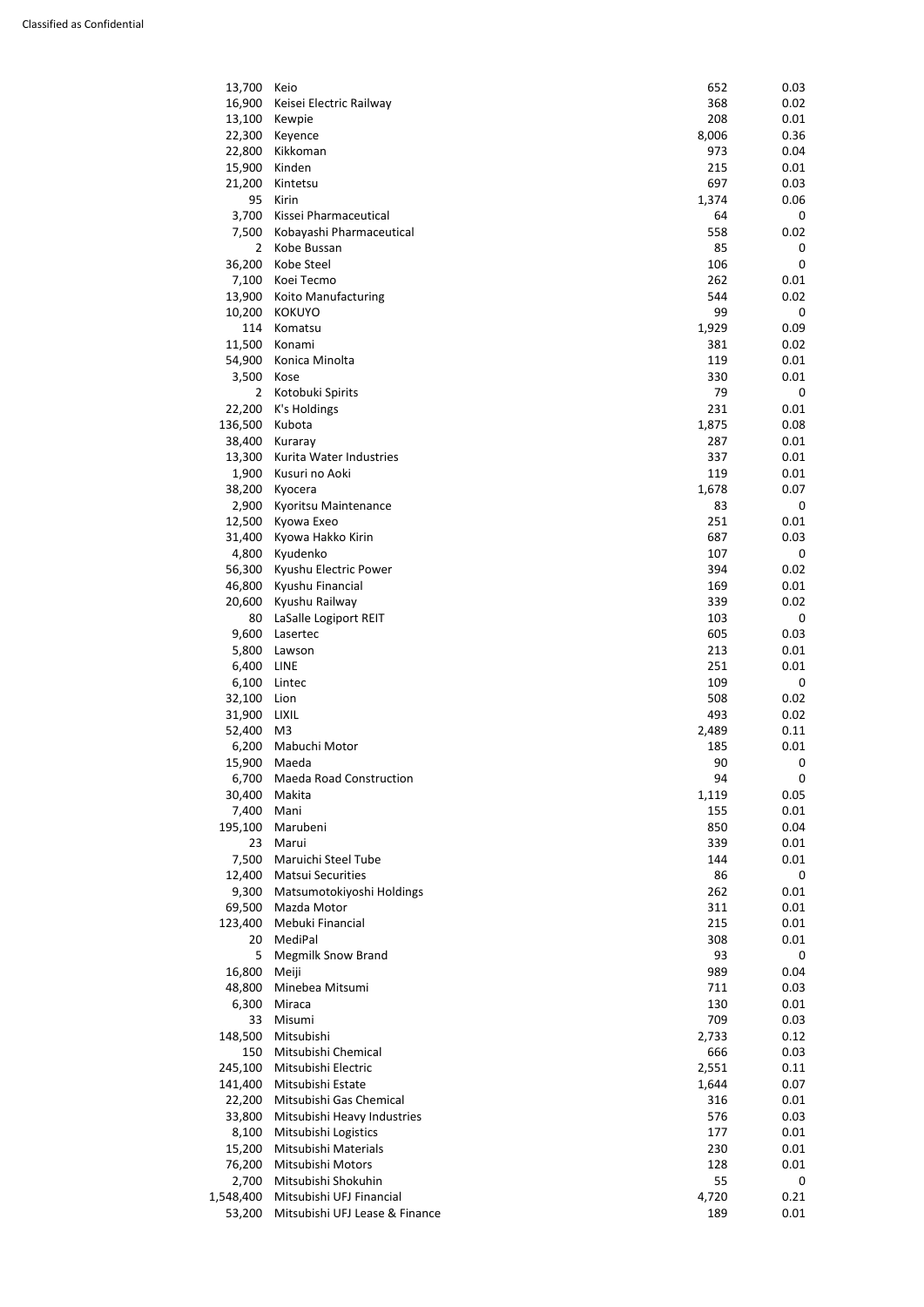| | | | |
|---|---|---|---|
| 13,700 | Keio | 652 | 0.03 |
| 16,900 | Keisei Electric Railway | 368 | 0.02 |
| 13,100 | Kewpie | 208 | 0.01 |
| 22,300 | Keyence | 8,006 | 0.36 |
| 22,800 | Kikkoman | 973 | 0.04 |
| 15,900 | Kinden | 215 | 0.01 |
| 21,200 | Kintetsu | 697 | 0.03 |
| 95 | Kirin | 1,374 | 0.06 |
| 3,700 | Kissei Pharmaceutical | 64 | 0 |
| 7,500 | Kobayashi Pharmaceutical | 558 | 0.02 |
| 2 | Kobe Bussan | 85 | 0 |
| 36,200 | Kobe Steel | 106 | 0 |
| 7,100 | Koei Tecmo | 262 | 0.01 |
| 13,900 | Koito Manufacturing | 544 | 0.02 |
| 10,200 | KOKUYO | 99 | 0 |
| 114 | Komatsu | 1,929 | 0.09 |
| 11,500 | Konami | 381 | 0.02 |
| 54,900 | Konica Minolta | 119 | 0.01 |
| 3,500 | Kose | 330 | 0.01 |
| 2 | Kotobuki Spirits | 79 | 0 |
| 22,200 | K's Holdings | 231 | 0.01 |
| 136,500 | Kubota | 1,875 | 0.08 |
| 38,400 | Kuraray | 287 | 0.01 |
| 13,300 | Kurita Water Industries | 337 | 0.01 |
| 1,900 | Kusuri no Aoki | 119 | 0.01 |
| 38,200 | Kyocera | 1,678 | 0.07 |
| 2,900 | Kyoritsu Maintenance | 83 | 0 |
| 12,500 | Kyowa Exeo | 251 | 0.01 |
| 31,400 | Kyowa Hakko Kirin | 687 | 0.03 |
| 4,800 | Kyudenko | 107 | 0 |
| 56,300 | Kyushu Electric Power | 394 | 0.02 |
| 46,800 | Kyushu Financial | 169 | 0.01 |
| 20,600 | Kyushu Railway | 339 | 0.02 |
| 80 | LaSalle Logiport REIT | 103 | 0 |
| 9,600 | Lasertec | 605 | 0.03 |
| 5,800 | Lawson | 213 | 0.01 |
| 6,400 | LINE | 251 | 0.01 |
| 6,100 | Lintec | 109 | 0 |
| 32,100 | Lion | 508 | 0.02 |
| 31,900 | LIXIL | 493 | 0.02 |
| 52,400 | M3 | 2,489 | 0.11 |
| 6,200 | Mabuchi Motor | 185 | 0.01 |
| 15,900 | Maeda | 90 | 0 |
| 6,700 | Maeda Road Construction | 94 | 0 |
| 30,400 | Makita | 1,119 | 0.05 |
| 7,400 | Mani | 155 | 0.01 |
| 195,100 | Marubeni | 850 | 0.04 |
| 23 | Marui | 339 | 0.01 |
| 7,500 | Maruichi Steel Tube | 144 | 0.01 |
| 12,400 | Matsui Securities | 86 | 0 |
| 9,300 | Matsumotokiyoshi Holdings | 262 | 0.01 |
| 69,500 | Mazda Motor | 311 | 0.01 |
| 123,400 | Mebuki Financial | 215 | 0.01 |
| 20 | MediPal | 308 | 0.01 |
| 5 | Megmilk Snow Brand | 93 | 0 |
| 16,800 | Meiji | 989 | 0.04 |
| 48,800 | Minebea Mitsumi | 711 | 0.03 |
| 6,300 | Miraca | 130 | 0.01 |
| 33 | Misumi | 709 | 0.03 |
| 148,500 | Mitsubishi | 2,733 | 0.12 |
| 150 | Mitsubishi Chemical | 666 | 0.03 |
| 245,100 | Mitsubishi Electric | 2,551 | 0.11 |
| 141,400 | Mitsubishi Estate | 1,644 | 0.07 |
| 22,200 | Mitsubishi Gas Chemical | 316 | 0.01 |
| 33,800 | Mitsubishi Heavy Industries | 576 | 0.03 |
| 8,100 | Mitsubishi Logistics | 177 | 0.01 |
| 15,200 | Mitsubishi Materials | 230 | 0.01 |
| 76,200 | Mitsubishi Motors | 128 | 0.01 |
| 2,700 | Mitsubishi Shokuhin | 55 | 0 |
| 1,548,400 | Mitsubishi UFJ Financial | 4,720 | 0.21 |
| 53,200 | Mitsubishi UFJ Lease & Finance | 189 | 0.01 |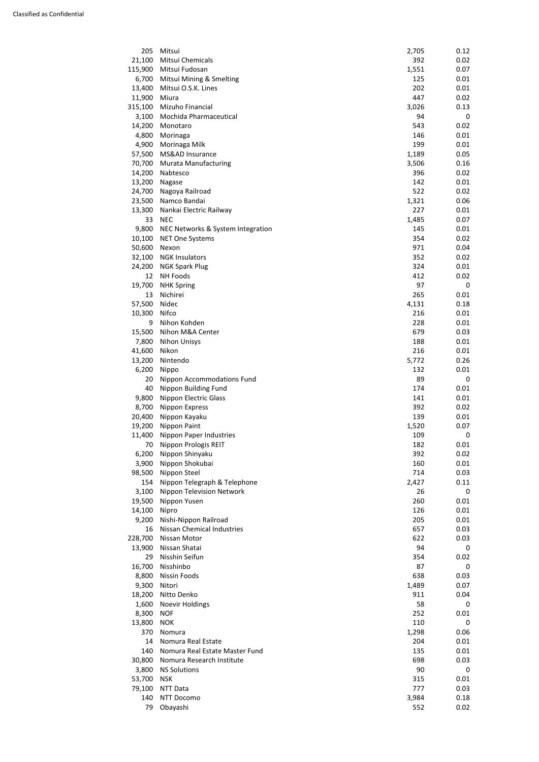Classified as Confidential

| | | | |
|---|---|---|---|
| 205 | Mitsui | 2,705 | 0.12 |
| 21,100 | Mitsui Chemicals | 392 | 0.02 |
| 115,900 | Mitsui Fudosan | 1,551 | 0.07 |
| 6,700 | Mitsui Mining & Smelting | 125 | 0.01 |
| 13,400 | Mitsui O.S.K. Lines | 202 | 0.01 |
| 11,900 | Miura | 447 | 0.02 |
| 315,100 | Mizuho Financial | 3,026 | 0.13 |
| 3,100 | Mochida Pharmaceutical | 94 | 0 |
| 14,200 | Monotaro | 543 | 0.02 |
| 4,800 | Morinaga | 146 | 0.01 |
| 4,900 | Morinaga Milk | 199 | 0.01 |
| 57,500 | MS&AD Insurance | 1,189 | 0.05 |
| 70,700 | Murata Manufacturing | 3,506 | 0.16 |
| 14,200 | Nabtesco | 396 | 0.02 |
| 13,200 | Nagase | 142 | 0.01 |
| 24,700 | Nagoya Railroad | 522 | 0.02 |
| 23,500 | Namco Bandai | 1,321 | 0.06 |
| 13,300 | Nankai Electric Railway | 227 | 0.01 |
| 33 | NEC | 1,485 | 0.07 |
| 9,800 | NEC Networks & System Integration | 145 | 0.01 |
| 10,100 | NET One Systems | 354 | 0.02 |
| 50,600 | Nexon | 971 | 0.04 |
| 32,100 | NGK Insulators | 352 | 0.02 |
| 24,200 | NGK Spark Plug | 324 | 0.01 |
| 12 | NH Foods | 412 | 0.02 |
| 19,700 | NHK Spring | 97 | 0 |
| 13 | Nichirei | 265 | 0.01 |
| 57,500 | Nidec | 4,131 | 0.18 |
| 10,300 | Nifco | 216 | 0.01 |
| 9 | Nihon Kohden | 228 | 0.01 |
| 15,500 | Nihon M&A Center | 679 | 0.03 |
| 7,800 | Nihon Unisys | 188 | 0.01 |
| 41,600 | Nikon | 216 | 0.01 |
| 13,200 | Nintendo | 5,772 | 0.26 |
| 6,200 | Nippo | 132 | 0.01 |
| 20 | Nippon Accommodations Fund | 89 | 0 |
| 40 | Nippon Building Fund | 174 | 0.01 |
| 9,800 | Nippon Electric Glass | 141 | 0.01 |
| 8,700 | Nippon Express | 392 | 0.02 |
| 20,400 | Nippon Kayaku | 139 | 0.01 |
| 19,200 | Nippon Paint | 1,520 | 0.07 |
| 11,400 | Nippon Paper Industries | 109 | 0 |
| 70 | Nippon Prologis REIT | 182 | 0.01 |
| 6,200 | Nippon Shinyaku | 392 | 0.02 |
| 3,900 | Nippon Shokubai | 160 | 0.01 |
| 98,500 | Nippon Steel | 714 | 0.03 |
| 154 | Nippon Telegraph & Telephone | 2,427 | 0.11 |
| 3,100 | Nippon Television Network | 26 | 0 |
| 19,500 | Nippon Yusen | 260 | 0.01 |
| 14,100 | Nipro | 126 | 0.01 |
| 9,200 | Nishi-Nippon Railroad | 205 | 0.01 |
| 16 | Nissan Chemical Industries | 657 | 0.03 |
| 228,700 | Nissan Motor | 622 | 0.03 |
| 13,900 | Nissan Shatai | 94 | 0 |
| 29 | Nisshin Seifun | 354 | 0.02 |
| 16,700 | Nisshinbo | 87 | 0 |
| 8,800 | Nissin Foods | 638 | 0.03 |
| 9,300 | Nitori | 1,489 | 0.07 |
| 18,200 | Nitto Denko | 911 | 0.04 |
| 1,600 | Noevir Holdings | 58 | 0 |
| 8,300 | NOF | 252 | 0.01 |
| 13,800 | NOK | 110 | 0 |
| 370 | Nomura | 1,298 | 0.06 |
| 14 | Nomura Real Estate | 204 | 0.01 |
| 140 | Nomura Real Estate Master Fund | 135 | 0.01 |
| 30,800 | Nomura Research Institute | 698 | 0.03 |
| 3,800 | NS Solutions | 90 | 0 |
| 53,700 | NSK | 315 | 0.01 |
| 79,100 | NTT Data | 777 | 0.03 |
| 140 | NTT Docomo | 3,984 | 0.18 |
| 79 | Obayashi | 552 | 0.02 |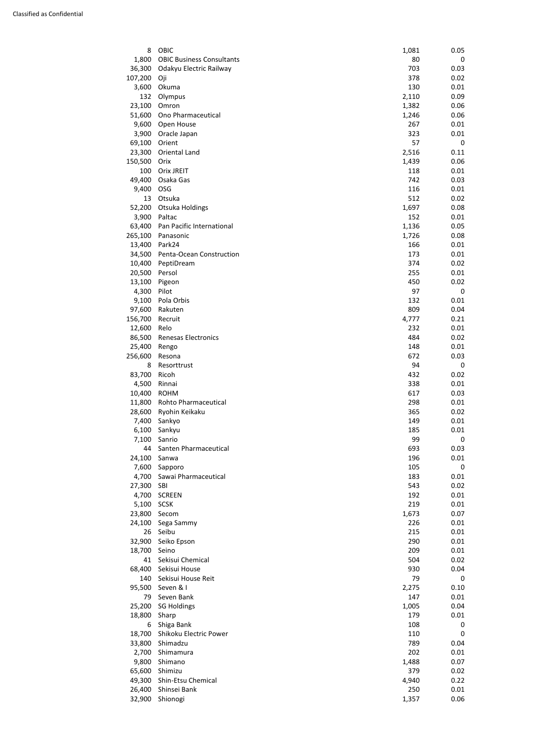| | | | |
|---|---|---|---|
| 8 | OBIC | 1,081 | 0.05 |
| 1,800 | OBIC Business Consultants | 80 | 0 |
| 36,300 | Odakyu Electric Railway | 703 | 0.03 |
| 107,200 | Oji | 378 | 0.02 |
| 3,600 | Okuma | 130 | 0.01 |
| 132 | Olympus | 2,110 | 0.09 |
| 23,100 | Omron | 1,382 | 0.06 |
| 51,600 | Ono Pharmaceutical | 1,246 | 0.06 |
| 9,600 | Open House | 267 | 0.01 |
| 3,900 | Oracle Japan | 323 | 0.01 |
| 69,100 | Orient | 57 | 0 |
| 23,300 | Oriental Land | 2,516 | 0.11 |
| 150,500 | Orix | 1,439 | 0.06 |
| 100 | Orix JREIT | 118 | 0.01 |
| 49,400 | Osaka Gas | 742 | 0.03 |
| 9,400 | OSG | 116 | 0.01 |
| 13 | Otsuka | 512 | 0.02 |
| 52,200 | Otsuka Holdings | 1,697 | 0.08 |
| 3,900 | Paltac | 152 | 0.01 |
| 63,400 | Pan Pacific International | 1,136 | 0.05 |
| 265,100 | Panasonic | 1,726 | 0.08 |
| 13,400 | Park24 | 166 | 0.01 |
| 34,500 | Penta-Ocean Construction | 173 | 0.01 |
| 10,400 | PeptiDream | 374 | 0.02 |
| 20,500 | Persol | 255 | 0.01 |
| 13,100 | Pigeon | 450 | 0.02 |
| 4,300 | Pilot | 97 | 0 |
| 9,100 | Pola Orbis | 132 | 0.01 |
| 97,600 | Rakuten | 809 | 0.04 |
| 156,700 | Recruit | 4,777 | 0.21 |
| 12,600 | Relo | 232 | 0.01 |
| 86,500 | Renesas Electronics | 484 | 0.02 |
| 25,400 | Rengo | 148 | 0.01 |
| 256,600 | Resona | 672 | 0.03 |
| 8 | Resorttrust | 94 | 0 |
| 83,700 | Ricoh | 432 | 0.02 |
| 4,500 | Rinnai | 338 | 0.01 |
| 10,400 | ROHM | 617 | 0.03 |
| 11,800 | Rohto Pharmaceutical | 298 | 0.01 |
| 28,600 | Ryohin Keikaku | 365 | 0.02 |
| 7,400 | Sankyo | 149 | 0.01 |
| 6,100 | Sankyu | 185 | 0.01 |
| 7,100 | Sanrio | 99 | 0 |
| 44 | Santen Pharmaceutical | 693 | 0.03 |
| 24,100 | Sanwa | 196 | 0.01 |
| 7,600 | Sapporo | 105 | 0 |
| 4,700 | Sawai Pharmaceutical | 183 | 0.01 |
| 27,300 | SBI | 543 | 0.02 |
| 4,700 | SCREEN | 192 | 0.01 |
| 5,100 | SCSK | 219 | 0.01 |
| 23,800 | Secom | 1,673 | 0.07 |
| 24,100 | Sega Sammy | 226 | 0.01 |
| 26 | Seibu | 215 | 0.01 |
| 32,900 | Seiko Epson | 290 | 0.01 |
| 18,700 | Seino | 209 | 0.01 |
| 41 | Sekisui Chemical | 504 | 0.02 |
| 68,400 | Sekisui House | 930 | 0.04 |
| 140 | Sekisui House Reit | 79 | 0 |
| 95,500 | Seven & I | 2,275 | 0.10 |
| 79 | Seven Bank | 147 | 0.01 |
| 25,200 | SG Holdings | 1,005 | 0.04 |
| 18,800 | Sharp | 179 | 0.01 |
| 6 | Shiga Bank | 108 | 0 |
| 18,700 | Shikoku Electric Power | 110 | 0 |
| 33,800 | Shimadzu | 789 | 0.04 |
| 2,700 | Shimamura | 202 | 0.01 |
| 9,800 | Shimano | 1,488 | 0.07 |
| 65,600 | Shimizu | 379 | 0.02 |
| 49,300 | Shin-Etsu Chemical | 4,940 | 0.22 |
| 26,400 | Shinsei Bank | 250 | 0.01 |
| 32,900 | Shionogi | 1,357 | 0.06 |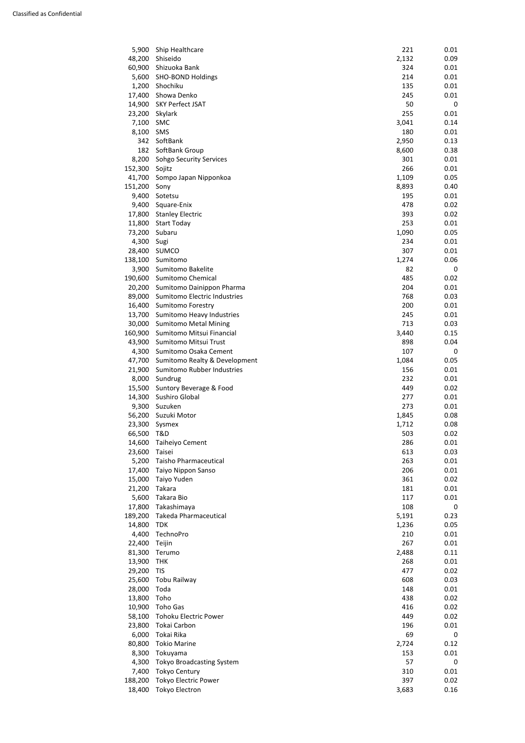| | | | |
|---|---|---|---|
| 5,900 | Ship Healthcare | 221 | 0.01 |
| 48,200 | Shiseido | 2,132 | 0.09 |
| 60,900 | Shizuoka Bank | 324 | 0.01 |
| 5,600 | SHO-BOND Holdings | 214 | 0.01 |
| 1,200 | Shochiku | 135 | 0.01 |
| 17,400 | Showa Denko | 245 | 0.01 |
| 14,900 | SKY Perfect JSAT | 50 | 0 |
| 23,200 | Skylark | 255 | 0.01 |
| 7,100 | SMC | 3,041 | 0.14 |
| 8,100 | SMS | 180 | 0.01 |
| 342 | SoftBank | 2,950 | 0.13 |
| 182 | SoftBank Group | 8,600 | 0.38 |
| 8,200 | Sohgo Security Services | 301 | 0.01 |
| 152,300 | Sojitz | 266 | 0.01 |
| 41,700 | Sompo Japan Nipponkoa | 1,109 | 0.05 |
| 151,200 | Sony | 8,893 | 0.40 |
| 9,400 | Sotetsu | 195 | 0.01 |
| 9,400 | Square-Enix | 478 | 0.02 |
| 17,800 | Stanley Electric | 393 | 0.02 |
| 11,800 | Start Today | 253 | 0.01 |
| 73,200 | Subaru | 1,090 | 0.05 |
| 4,300 | Sugi | 234 | 0.01 |
| 28,400 | SUMCO | 307 | 0.01 |
| 138,100 | Sumitomo | 1,274 | 0.06 |
| 3,900 | Sumitomo Bakelite | 82 | 0 |
| 190,600 | Sumitomo Chemical | 485 | 0.02 |
| 20,200 | Sumitomo Dainippon Pharma | 204 | 0.01 |
| 89,000 | Sumitomo Electric Industries | 768 | 0.03 |
| 16,400 | Sumitomo Forestry | 200 | 0.01 |
| 13,700 | Sumitomo Heavy Industries | 245 | 0.01 |
| 30,000 | Sumitomo Metal Mining | 713 | 0.03 |
| 160,900 | Sumitomo Mitsui Financial | 3,440 | 0.15 |
| 43,900 | Sumitomo Mitsui Trust | 898 | 0.04 |
| 4,300 | Sumitomo Osaka Cement | 107 | 0 |
| 47,700 | Sumitomo Realty & Development | 1,084 | 0.05 |
| 21,900 | Sumitomo Rubber Industries | 156 | 0.01 |
| 8,000 | Sundrug | 232 | 0.01 |
| 15,500 | Suntory Beverage & Food | 449 | 0.02 |
| 14,300 | Sushiro Global | 277 | 0.01 |
| 9,300 | Suzuken | 273 | 0.01 |
| 56,200 | Suzuki Motor | 1,845 | 0.08 |
| 23,300 | Sysmex | 1,712 | 0.08 |
| 66,500 | T&D | 503 | 0.02 |
| 14,600 | Taiheiyo Cement | 286 | 0.01 |
| 23,600 | Taisei | 613 | 0.03 |
| 5,200 | Taisho Pharmaceutical | 263 | 0.01 |
| 17,400 | Taiyo Nippon Sanso | 206 | 0.01 |
| 15,000 | Taiyo Yuden | 361 | 0.02 |
| 21,200 | Takara | 181 | 0.01 |
| 5,600 | Takara Bio | 117 | 0.01 |
| 17,800 | Takashimaya | 108 | 0 |
| 189,200 | Takeda Pharmaceutical | 5,191 | 0.23 |
| 14,800 | TDK | 1,236 | 0.05 |
| 4,400 | TechnoPro | 210 | 0.01 |
| 22,400 | Teijin | 267 | 0.01 |
| 81,300 | Terumo | 2,488 | 0.11 |
| 13,900 | THK | 268 | 0.01 |
| 29,200 | TIS | 477 | 0.02 |
| 25,600 | Tobu Railway | 608 | 0.03 |
| 28,000 | Toda | 148 | 0.01 |
| 13,800 | Toho | 438 | 0.02 |
| 10,900 | Toho Gas | 416 | 0.02 |
| 58,100 | Tohoku Electric Power | 449 | 0.02 |
| 23,800 | Tokai Carbon | 196 | 0.01 |
| 6,000 | Tokai Rika | 69 | 0 |
| 80,800 | Tokio Marine | 2,724 | 0.12 |
| 8,300 | Tokuyama | 153 | 0.01 |
| 4,300 | Tokyo Broadcasting System | 57 | 0 |
| 7,400 | Tokyo Century | 310 | 0.01 |
| 188,200 | Tokyo Electric Power | 397 | 0.02 |
| 18,400 | Tokyo Electron | 3,683 | 0.16 |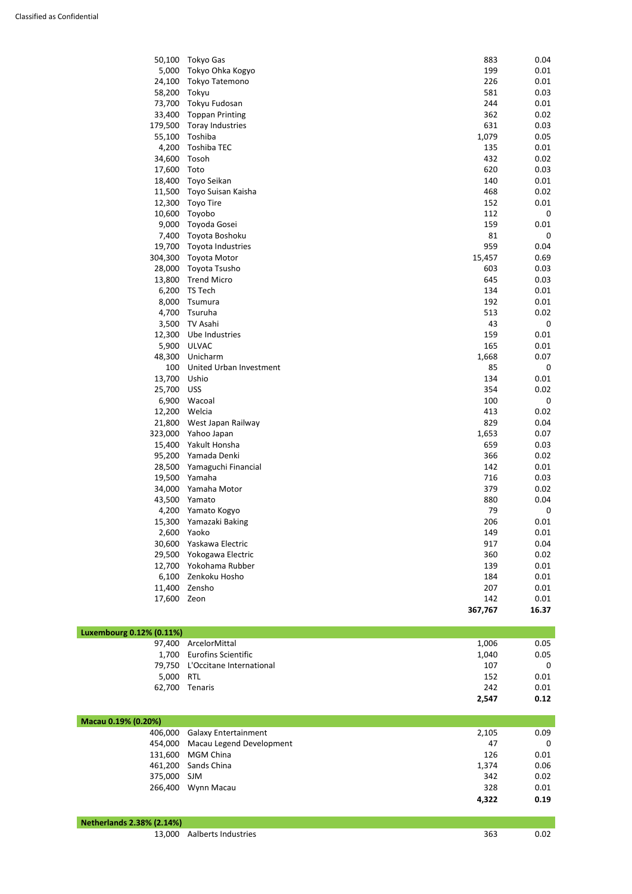Classified as Confidential

| Holding | Investment | Market value | % of net assets |
|---|---|---|---|
| 50,100 | Tokyo Gas | 883 | 0.04 |
| 5,000 | Tokyo Ohka Kogyo | 199 | 0.01 |
| 24,100 | Tokyo Tatemono | 226 | 0.01 |
| 58,200 | Tokyu | 581 | 0.03 |
| 73,700 | Tokyu Fudosan | 244 | 0.01 |
| 33,400 | Toppan Printing | 362 | 0.02 |
| 179,500 | Toray Industries | 631 | 0.03 |
| 55,100 | Toshiba | 1,079 | 0.05 |
| 4,200 | Toshiba TEC | 135 | 0.01 |
| 34,600 | Tosoh | 432 | 0.02 |
| 17,600 | Toto | 620 | 0.03 |
| 18,400 | Toyo Seikan | 140 | 0.01 |
| 11,500 | Toyo Suisan Kaisha | 468 | 0.02 |
| 12,300 | Toyo Tire | 152 | 0.01 |
| 10,600 | Toyobo | 112 | 0 |
| 9,000 | Toyoda Gosei | 159 | 0.01 |
| 7,400 | Toyota Boshoku | 81 | 0 |
| 19,700 | Toyota Industries | 959 | 0.04 |
| 304,300 | Toyota Motor | 15,457 | 0.69 |
| 28,000 | Toyota Tsusho | 603 | 0.03 |
| 13,800 | Trend Micro | 645 | 0.03 |
| 6,200 | TS Tech | 134 | 0.01 |
| 8,000 | Tsumura | 192 | 0.01 |
| 4,700 | Tsuruha | 513 | 0.02 |
| 3,500 | TV Asahi | 43 | 0 |
| 12,300 | Ube Industries | 159 | 0.01 |
| 5,900 | ULVAC | 165 | 0.01 |
| 48,300 | Unicharm | 1,668 | 0.07 |
| 100 | United Urban Investment | 85 | 0 |
| 13,700 | Ushio | 134 | 0.01 |
| 25,700 | USS | 354 | 0.02 |
| 6,900 | Wacoal | 100 | 0 |
| 12,200 | Welcia | 413 | 0.02 |
| 21,800 | West Japan Railway | 829 | 0.04 |
| 323,000 | Yahoo Japan | 1,653 | 0.07 |
| 15,400 | Yakult Honsha | 659 | 0.03 |
| 95,200 | Yamada Denki | 366 | 0.02 |
| 28,500 | Yamaguchi Financial | 142 | 0.01 |
| 19,500 | Yamaha | 716 | 0.03 |
| 34,000 | Yamaha Motor | 379 | 0.02 |
| 43,500 | Yamato | 880 | 0.04 |
| 4,200 | Yamato Kogyo | 79 | 0 |
| 15,300 | Yamazaki Baking | 206 | 0.01 |
| 2,600 | Yaoko | 149 | 0.01 |
| 30,600 | Yaskawa Electric | 917 | 0.04 |
| 29,500 | Yokogawa Electric | 360 | 0.02 |
| 12,700 | Yokohama Rubber | 139 | 0.01 |
| 6,100 | Zenkoku Hosho | 184 | 0.01 |
| 11,400 | Zensho | 207 | 0.01 |
| 17,600 | Zeon | 142 | 0.01 |
| | | **367,767** | **16.37** |
| **Luxembourg 0.12% (0.11%)** | | | |
| 97,400 | ArcelorMittal | 1,006 | 0.05 |
| 1,700 | Eurofins Scientific | 1,040 | 0.05 |
| 79,750 | L'Occitane International | 107 | 0 |
| 5,000 | RTL | 152 | 0.01 |
| 62,700 | Tenaris | 242 | 0.01 |
| | | **2,547** | **0.12** |
| **Macau 0.19% (0.20%)** | | | |
| 406,000 | Galaxy Entertainment | 2,105 | 0.09 |
| 454,000 | Macau Legend Development | 47 | 0 |
| 131,600 | MGM China | 126 | 0.01 |
| 461,200 | Sands China | 1,374 | 0.06 |
| 375,000 | SJM | 342 | 0.02 |
| 266,400 | Wynn Macau | 328 | 0.01 |
| | | **4,322** | **0.19** |
| **Netherlands 2.38% (2.14%)** | | | |
| 13,000 | Aalberts Industries | 363 | 0.02 |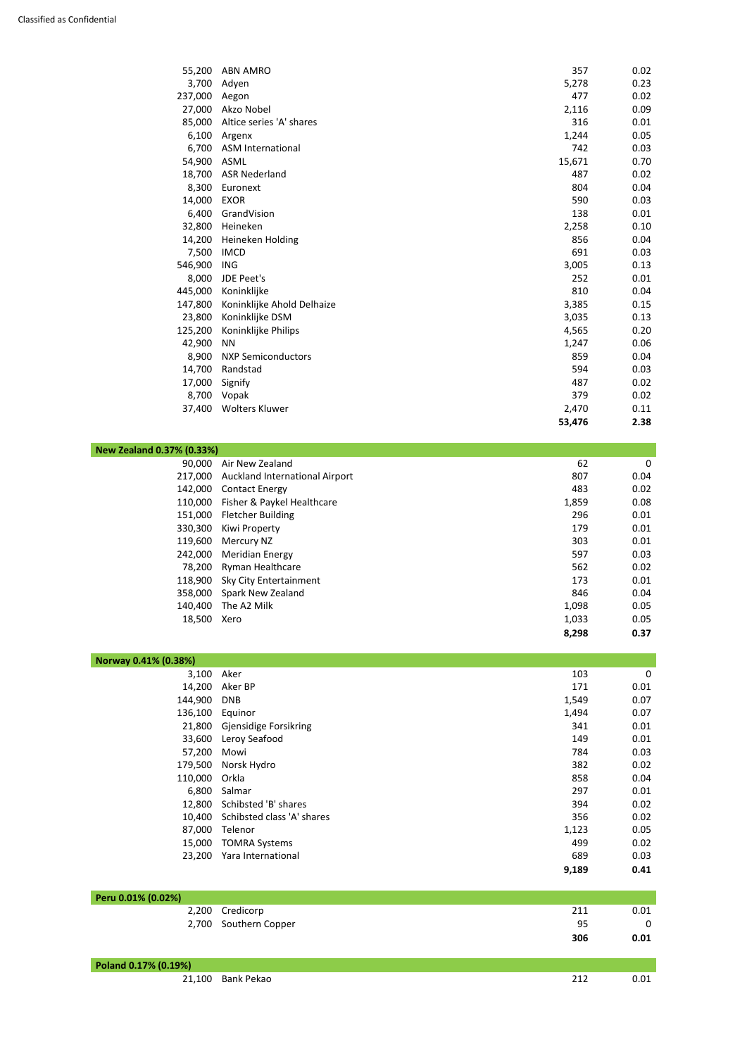Classified as Confidential

| | | | |
|---|---|---|---|
| 55,200 | ABN AMRO | 357 | 0.02 |
| 3,700 | Adyen | 5,278 | 0.23 |
| 237,000 | Aegon | 477 | 0.02 |
| 27,000 | Akzo Nobel | 2,116 | 0.09 |
| 85,000 | Altice series 'A' shares | 316 | 0.01 |
| 6,100 | Argenx | 1,244 | 0.05 |
| 6,700 | ASM International | 742 | 0.03 |
| 54,900 | ASML | 15,671 | 0.70 |
| 18,700 | ASR Nederland | 487 | 0.02 |
| 8,300 | Euronext | 804 | 0.04 |
| 14,000 | EXOR | 590 | 0.03 |
| 6,400 | GrandVision | 138 | 0.01 |
| 32,800 | Heineken | 2,258 | 0.10 |
| 14,200 | Heineken Holding | 856 | 0.04 |
| 7,500 | IMCD | 691 | 0.03 |
| 546,900 | ING | 3,005 | 0.13 |
| 8,000 | JDE Peet's | 252 | 0.01 |
| 445,000 | Koninklijke | 810 | 0.04 |
| 147,800 | Koninklijke Ahold Delhaize | 3,385 | 0.15 |
| 23,800 | Koninklijke DSM | 3,035 | 0.13 |
| 125,200 | Koninklijke Philips | 4,565 | 0.20 |
| 42,900 | NN | 1,247 | 0.06 |
| 8,900 | NXP Semiconductors | 859 | 0.04 |
| 14,700 | Randstad | 594 | 0.03 |
| 17,000 | Signify | 487 | 0.02 |
| 8,700 | Vopak | 379 | 0.02 |
| 37,400 | Wolters Kluwer | 2,470 | 0.11 |
| | | **53,476** | **2.38** |

| **New Zealand 0.37% (0.33%)** | | | |
|---|---|---|---|
| 90,000 | Air New Zealand | 62 | 0 |
| 217,000 | Auckland International Airport | 807 | 0.04 |
| 142,000 | Contact Energy | 483 | 0.02 |
| 110,000 | Fisher & Paykel Healthcare | 1,859 | 0.08 |
| 151,000 | Fletcher Building | 296 | 0.01 |
| 330,300 | Kiwi Property | 179 | 0.01 |
| 119,600 | Mercury NZ | 303 | 0.01 |
| 242,000 | Meridian Energy | 597 | 0.03 |
| 78,200 | Ryman Healthcare | 562 | 0.02 |
| 118,900 | Sky City Entertainment | 173 | 0.01 |
| 358,000 | Spark New Zealand | 846 | 0.04 |
| 140,400 | The A2 Milk | 1,098 | 0.05 |
| 18,500 | Xero | 1,033 | 0.05 |
| | | **8,298** | **0.37** |

| **Norway 0.41% (0.38%)** | | | |
|---|---|---|---|
| 3,100 | Aker | 103 | 0 |
| 14,200 | Aker BP | 171 | 0.01 |
| 144,900 | DNB | 1,549 | 0.07 |
| 136,100 | Equinor | 1,494 | 0.07 |
| 21,800 | Gjensidige Forsikring | 341 | 0.01 |
| 33,600 | Leroy Seafood | 149 | 0.01 |
| 57,200 | Mowi | 784 | 0.03 |
| 179,500 | Norsk Hydro | 382 | 0.02 |
| 110,000 | Orkla | 858 | 0.04 |
| 6,800 | Salmar | 297 | 0.01 |
| 12,800 | Schibsted 'B' shares | 394 | 0.02 |
| 10,400 | Schibsted class 'A' shares | 356 | 0.02 |
| 87,000 | Telenor | 1,123 | 0.05 |
| 15,000 | TOMRA Systems | 499 | 0.02 |
| 23,200 | Yara International | 689 | 0.03 |
| | | **9,189** | **0.41** |

| **Peru 0.01% (0.02%)** | | | |
|---|---|---|---|
| 2,200 | Credicorp | 211 | 0.01 |
| 2,700 | Southern Copper | 95 | 0 |
| | | **306** | **0.01** |

| **Poland 0.17% (0.19%)** | | | |
|---|---|---|---|
| 21,100 | Bank Pekao | 212 | 0.01 |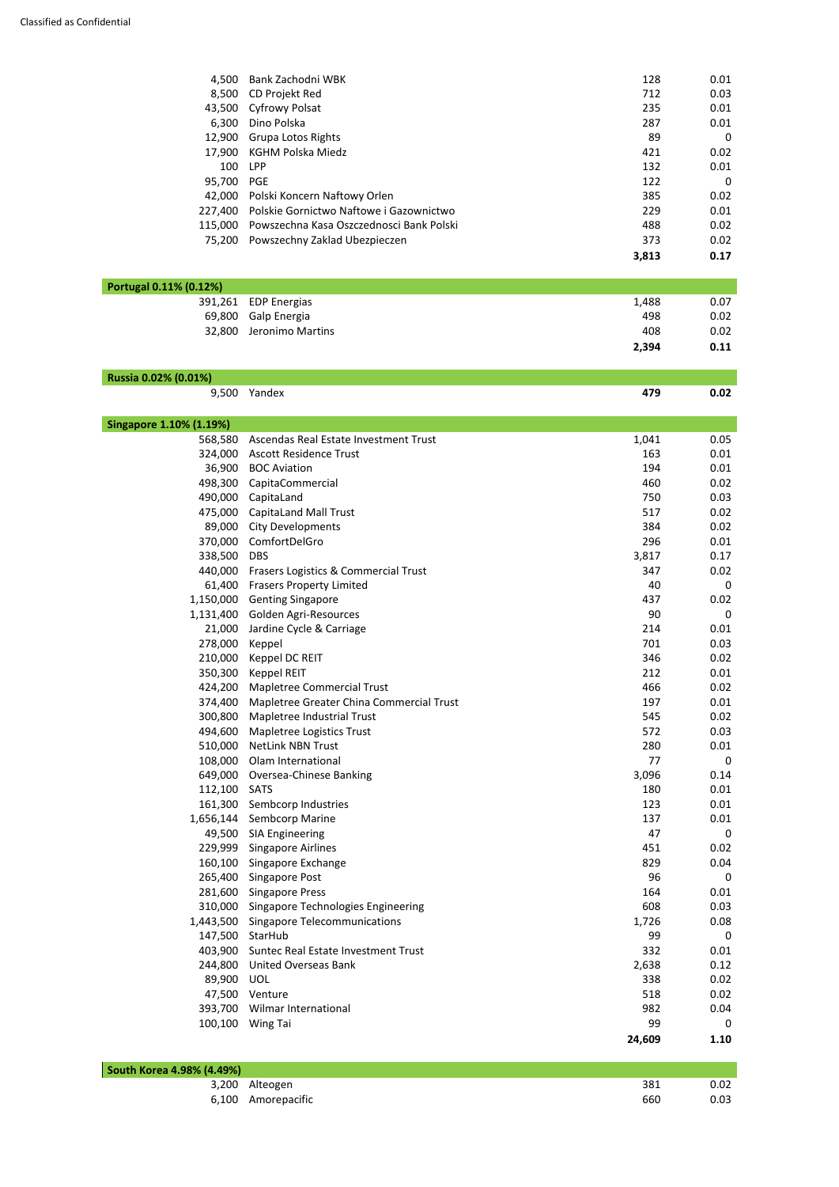Classified as Confidential

| Holding | Investment | Market Value | % of Net Assets |
|---|---|---|---|
| 4,500 | Bank Zachodni WBK | 128 | 0.01 |
| 8,500 | CD Projekt Red | 712 | 0.03 |
| 43,500 | Cyfrowy Polsat | 235 | 0.01 |
| 6,300 | Dino Polska | 287 | 0.01 |
| 12,900 | Grupa Lotos Rights | 89 | 0 |
| 17,900 | KGHM Polska Miedz | 421 | 0.02 |
| 100 | LPP | 132 | 0.01 |
| 95,700 | PGE | 122 | 0 |
| 42,000 | Polski Koncern Naftowy Orlen | 385 | 0.02 |
| 227,400 | Polskie Gornictwo Naftowe i Gazownictwo | 229 | 0.01 |
| 115,000 | Powszechna Kasa Oszczednosci Bank Polski | 488 | 0.02 |
| 75,200 | Powszechny Zaklad Ubezpieczen | 373 | 0.02 |
| | | **3,813** | **0.17** |
| **Portugal 0.11% (0.12%)** | | | |
| 391,261 | EDP Energias | 1,488 | 0.07 |
| 69,800 | Galp Energia | 498 | 0.02 |
| 32,800 | Jeronimo Martins | 408 | 0.02 |
| | | **2,394** | **0.11** |
| **Russia 0.02% (0.01%)** | | | |
| 9,500 | Yandex | **479** | **0.02** |
| **Singapore 1.10% (1.19%)** | | | |
| 568,580 | Ascendas Real Estate Investment Trust | 1,041 | 0.05 |
| 324,000 | Ascott Residence Trust | 163 | 0.01 |
| 36,900 | BOC Aviation | 194 | 0.01 |
| 498,300 | CapitaCommercial | 460 | 0.02 |
| 490,000 | CapitaLand | 750 | 0.03 |
| 475,000 | CapitaLand Mall Trust | 517 | 0.02 |
| 89,000 | City Developments | 384 | 0.02 |
| 370,000 | ComfortDelGro | 296 | 0.01 |
| 338,500 | DBS | 3,817 | 0.17 |
| 440,000 | Frasers Logistics & Commercial Trust | 347 | 0.02 |
| 61,400 | Frasers Property Limited | 40 | 0 |
| 1,150,000 | Genting Singapore | 437 | 0.02 |
| 1,131,400 | Golden Agri-Resources | 90 | 0 |
| 21,000 | Jardine Cycle & Carriage | 214 | 0.01 |
| 278,000 | Keppel | 701 | 0.03 |
| 210,000 | Keppel DC REIT | 346 | 0.02 |
| 350,300 | Keppel REIT | 212 | 0.01 |
| 424,200 | Mapletree Commercial Trust | 466 | 0.02 |
| 374,400 | Mapletree Greater China Commercial Trust | 197 | 0.01 |
| 300,800 | Mapletree Industrial Trust | 545 | 0.02 |
| 494,600 | Mapletree Logistics Trust | 572 | 0.03 |
| 510,000 | NetLink NBN Trust | 280 | 0.01 |
| 108,000 | Olam International | 77 | 0 |
| 649,000 | Oversea-Chinese Banking | 3,096 | 0.14 |
| 112,100 | SATS | 180 | 0.01 |
| 161,300 | Sembcorp Industries | 123 | 0.01 |
| 1,656,144 | Sembcorp Marine | 137 | 0.01 |
| 49,500 | SIA Engineering | 47 | 0 |
| 229,999 | Singapore Airlines | 451 | 0.02 |
| 160,100 | Singapore Exchange | 829 | 0.04 |
| 265,400 | Singapore Post | 96 | 0 |
| 281,600 | Singapore Press | 164 | 0.01 |
| 310,000 | Singapore Technologies Engineering | 608 | 0.03 |
| 1,443,500 | Singapore Telecommunications | 1,726 | 0.08 |
| 147,500 | StarHub | 99 | 0 |
| 403,900 | Suntec Real Estate Investment Trust | 332 | 0.01 |
| 244,800 | United Overseas Bank | 2,638 | 0.12 |
| 89,900 | UOL | 338 | 0.02 |
| 47,500 | Venture | 518 | 0.02 |
| 393,700 | Wilmar International | 982 | 0.04 |
| 100,100 | Wing Tai | 99 | 0 |
| | | **24,609** | **1.10** |
| **South Korea 4.98% (4.49%)** | | | |
| 3,200 | Alteogen | 381 | 0.02 |
| 6,100 | Amorepacific | 660 | 0.03 |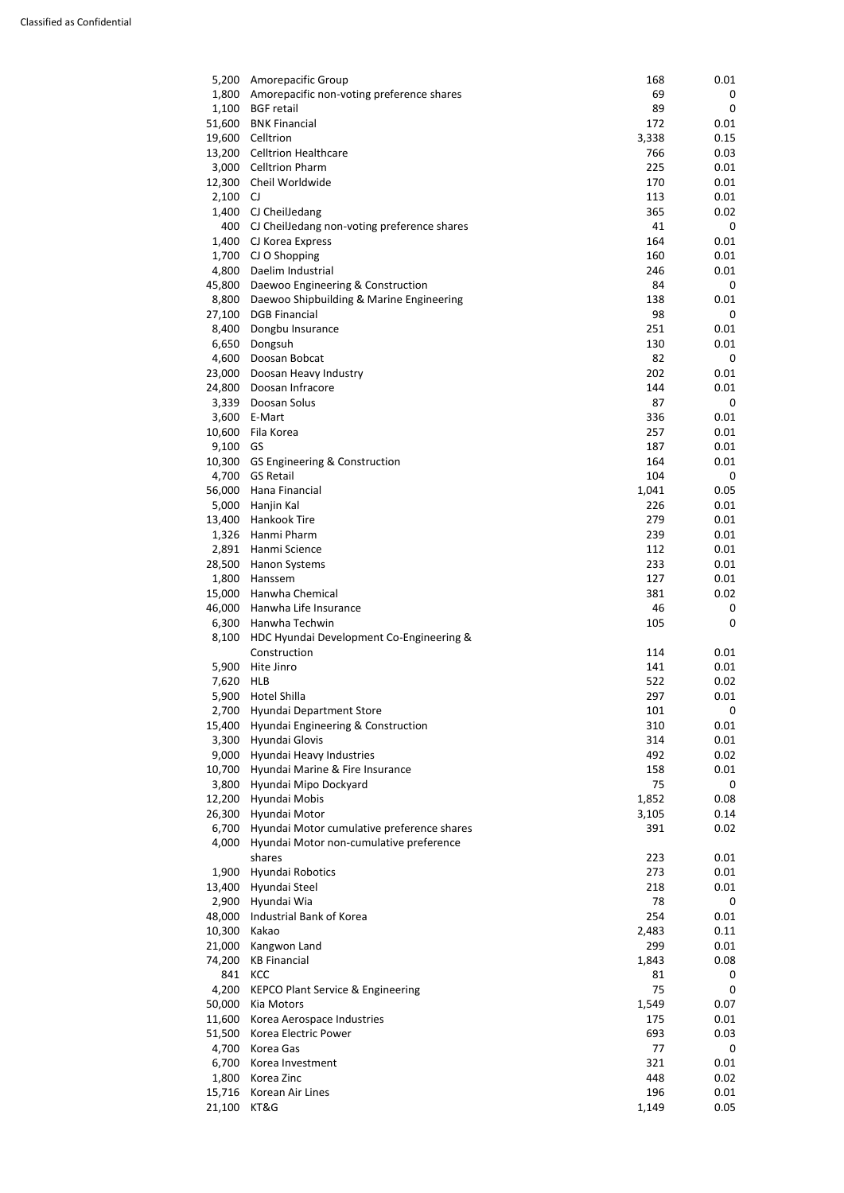| | | | |
|---|---|---|---|
| 5,200 | Amorepacific Group | 168 | 0.01 |
| 1,800 | Amorepacific non-voting preference shares | 69 | 0 |
| 1,100 | BGF retail | 89 | 0 |
| 51,600 | BNK Financial | 172 | 0.01 |
| 19,600 | Celltrion | 3,338 | 0.15 |
| 13,200 | Celltrion Healthcare | 766 | 0.03 |
| 3,000 | Celltrion Pharm | 225 | 0.01 |
| 12,300 | Cheil Worldwide | 170 | 0.01 |
| 2,100 | CJ | 113 | 0.01 |
| 1,400 | CJ CheilJedang | 365 | 0.02 |
| 400 | CJ CheilJedang non-voting preference shares | 41 | 0 |
| 1,400 | CJ Korea Express | 164 | 0.01 |
| 1,700 | CJ O Shopping | 160 | 0.01 |
| 4,800 | Daelim Industrial | 246 | 0.01 |
| 45,800 | Daewoo Engineering & Construction | 84 | 0 |
| 8,800 | Daewoo Shipbuilding & Marine Engineering | 138 | 0.01 |
| 27,100 | DGB Financial | 98 | 0 |
| 8,400 | Dongbu Insurance | 251 | 0.01 |
| 6,650 | Dongsuh | 130 | 0.01 |
| 4,600 | Doosan Bobcat | 82 | 0 |
| 23,000 | Doosan Heavy Industry | 202 | 0.01 |
| 24,800 | Doosan Infracore | 144 | 0.01 |
| 3,339 | Doosan Solus | 87 | 0 |
| 3,600 | E-Mart | 336 | 0.01 |
| 10,600 | Fila Korea | 257 | 0.01 |
| 9,100 | GS | 187 | 0.01 |
| 10,300 | GS Engineering & Construction | 164 | 0.01 |
| 4,700 | GS Retail | 104 | 0 |
| 56,000 | Hana Financial | 1,041 | 0.05 |
| 5,000 | Hanjin Kal | 226 | 0.01 |
| 13,400 | Hankook Tire | 279 | 0.01 |
| 1,326 | Hanmi Pharm | 239 | 0.01 |
| 2,891 | Hanmi Science | 112 | 0.01 |
| 28,500 | Hanon Systems | 233 | 0.01 |
| 1,800 | Hanssem | 127 | 0.01 |
| 15,000 | Hanwha Chemical | 381 | 0.02 |
| 46,000 | Hanwha Life Insurance | 46 | 0 |
| 6,300 | Hanwha Techwin | 105 | 0 |
| 8,100 | HDC Hyundai Development Co-Engineering & Construction | 114 | 0.01 |
| 5,900 | Hite Jinro | 141 | 0.01 |
| 7,620 | HLB | 522 | 0.02 |
| 5,900 | Hotel Shilla | 297 | 0.01 |
| 2,700 | Hyundai Department Store | 101 | 0 |
| 15,400 | Hyundai Engineering & Construction | 310 | 0.01 |
| 3,300 | Hyundai Glovis | 314 | 0.01 |
| 9,000 | Hyundai Heavy Industries | 492 | 0.02 |
| 10,700 | Hyundai Marine & Fire Insurance | 158 | 0.01 |
| 3,800 | Hyundai Mipo Dockyard | 75 | 0 |
| 12,200 | Hyundai Mobis | 1,852 | 0.08 |
| 26,300 | Hyundai Motor | 3,105 | 0.14 |
| 6,700 | Hyundai Motor cumulative preference shares | 391 | 0.02 |
| 4,000 | Hyundai Motor non-cumulative preference shares | 223 | 0.01 |
| 1,900 | Hyundai Robotics | 273 | 0.01 |
| 13,400 | Hyundai Steel | 218 | 0.01 |
| 2,900 | Hyundai Wia | 78 | 0 |
| 48,000 | Industrial Bank of Korea | 254 | 0.01 |
| 10,300 | Kakao | 2,483 | 0.11 |
| 21,000 | Kangwon Land | 299 | 0.01 |
| 74,200 | KB Financial | 1,843 | 0.08 |
| 841 | KCC | 81 | 0 |
| 4,200 | KEPCO Plant Service & Engineering | 75 | 0 |
| 50,000 | Kia Motors | 1,549 | 0.07 |
| 11,600 | Korea Aerospace Industries | 175 | 0.01 |
| 51,500 | Korea Electric Power | 693 | 0.03 |
| 4,700 | Korea Gas | 77 | 0 |
| 6,700 | Korea Investment | 321 | 0.01 |
| 1,800 | Korea Zinc | 448 | 0.02 |
| 15,716 | Korean Air Lines | 196 | 0.01 |
| 21,100 | KT&G | 1,149 | 0.05 |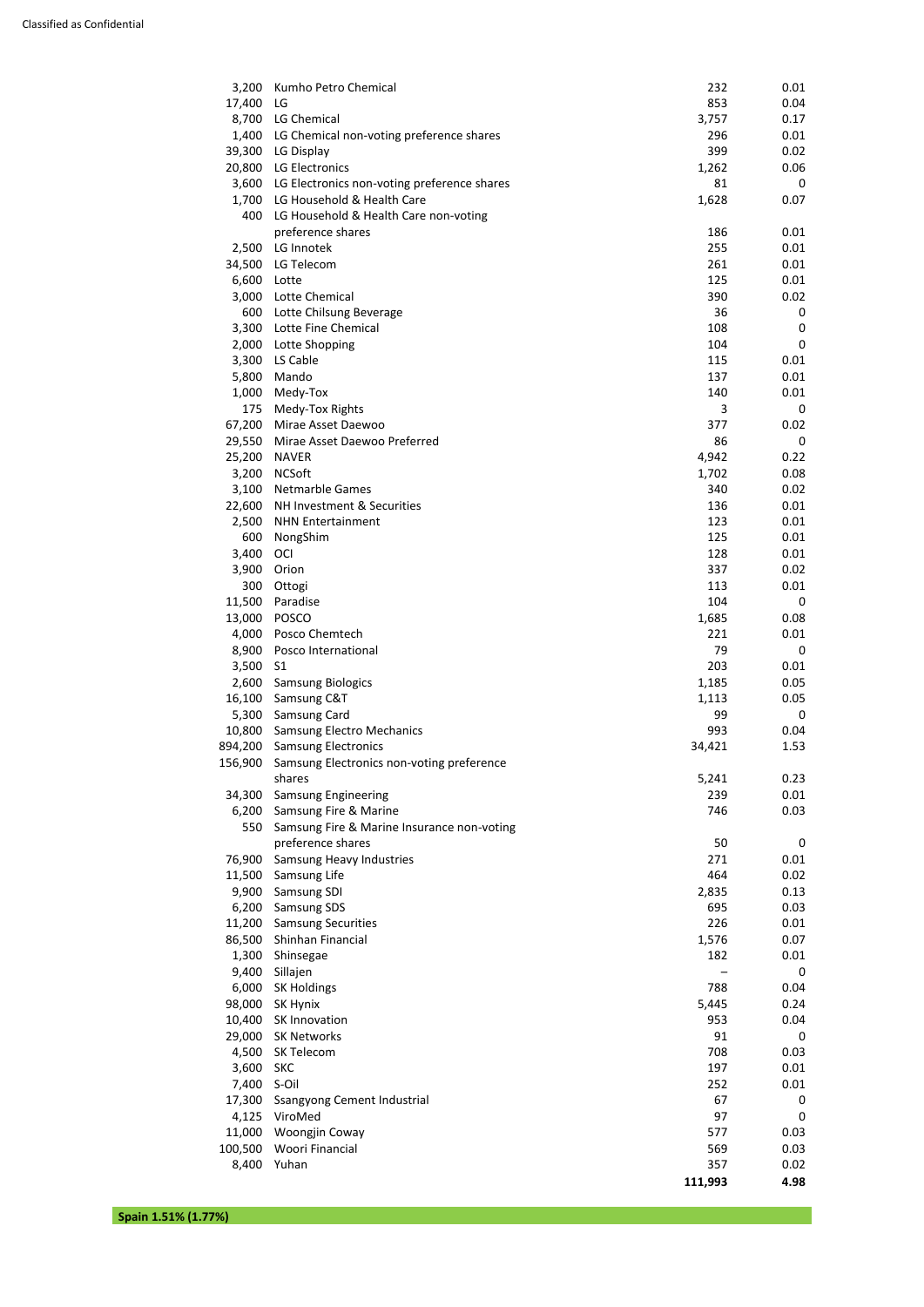| | | | |
|---|---|---|---|
| 3,200 | Kumho Petro Chemical | 232 | 0.01 |
| 17,400 | LG | 853 | 0.04 |
| 8,700 | LG Chemical | 3,757 | 0.17 |
| 1,400 | LG Chemical non-voting preference shares | 296 | 0.01 |
| 39,300 | LG Display | 399 | 0.02 |
| 20,800 | LG Electronics | 1,262 | 0.06 |
| 3,600 | LG Electronics non-voting preference shares | 81 | 0 |
| 1,700 | LG Household & Health Care | 1,628 | 0.07 |
| 400 | LG Household & Health Care non-voting preference shares | 186 | 0.01 |
| 2,500 | LG Innotek | 255 | 0.01 |
| 34,500 | LG Telecom | 261 | 0.01 |
| 6,600 | Lotte | 125 | 0.01 |
| 3,000 | Lotte Chemical | 390 | 0.02 |
| 600 | Lotte Chilsung Beverage | 36 | 0 |
| 3,300 | Lotte Fine Chemical | 108 | 0 |
| 2,000 | Lotte Shopping | 104 | 0 |
| 3,300 | LS Cable | 115 | 0.01 |
| 5,800 | Mando | 137 | 0.01 |
| 1,000 | Medy-Tox | 140 | 0.01 |
| 175 | Medy-Tox Rights | 3 | 0 |
| 67,200 | Mirae Asset Daewoo | 377 | 0.02 |
| 29,550 | Mirae Asset Daewoo Preferred | 86 | 0 |
| 25,200 | NAVER | 4,942 | 0.22 |
| 3,200 | NCSoft | 1,702 | 0.08 |
| 3,100 | Netmarble Games | 340 | 0.02 |
| 22,600 | NH Investment & Securities | 136 | 0.01 |
| 2,500 | NHN Entertainment | 123 | 0.01 |
| 600 | NongShim | 125 | 0.01 |
| 3,400 | OCI | 128 | 0.01 |
| 3,900 | Orion | 337 | 0.02 |
| 300 | Ottogi | 113 | 0.01 |
| 11,500 | Paradise | 104 | 0 |
| 13,000 | POSCO | 1,685 | 0.08 |
| 4,000 | Posco Chemtech | 221 | 0.01 |
| 8,900 | Posco International | 79 | 0 |
| 3,500 | S1 | 203 | 0.01 |
| 2,600 | Samsung Biologics | 1,185 | 0.05 |
| 16,100 | Samsung C&T | 1,113 | 0.05 |
| 5,300 | Samsung Card | 99 | 0 |
| 10,800 | Samsung Electro Mechanics | 993 | 0.04 |
| 894,200 | Samsung Electronics | 34,421 | 1.53 |
| 156,900 | Samsung Electronics non-voting preference shares | 5,241 | 0.23 |
| 34,300 | Samsung Engineering | 239 | 0.01 |
| 6,200 | Samsung Fire & Marine | 746 | 0.03 |
| 550 | Samsung Fire & Marine Insurance non-voting preference shares | 50 | 0 |
| 76,900 | Samsung Heavy Industries | 271 | 0.01 |
| 11,500 | Samsung Life | 464 | 0.02 |
| 9,900 | Samsung SDI | 2,835 | 0.13 |
| 6,200 | Samsung SDS | 695 | 0.03 |
| 11,200 | Samsung Securities | 226 | 0.01 |
| 86,500 | Shinhan Financial | 1,576 | 0.07 |
| 1,300 | Shinsegae | 182 | 0.01 |
| 9,400 | Sillajen | – | 0 |
| 6,000 | SK Holdings | 788 | 0.04 |
| 98,000 | SK Hynix | 5,445 | 0.24 |
| 10,400 | SK Innovation | 953 | 0.04 |
| 29,000 | SK Networks | 91 | 0 |
| 4,500 | SK Telecom | 708 | 0.03 |
| 3,600 | SKC | 197 | 0.01 |
| 7,400 | S-Oil | 252 | 0.01 |
| 17,300 | Ssangyong Cement Industrial | 67 | 0 |
| 4,125 | ViroMed | 97 | 0 |
| 11,000 | Woongjin Coway | 577 | 0.03 |
| 100,500 | Woori Financial | 569 | 0.03 |
| 8,400 | Yuhan | 357 | 0.02 |
| | | **111,993** | **4.98** |

**Spain 1.51% (1.77%)**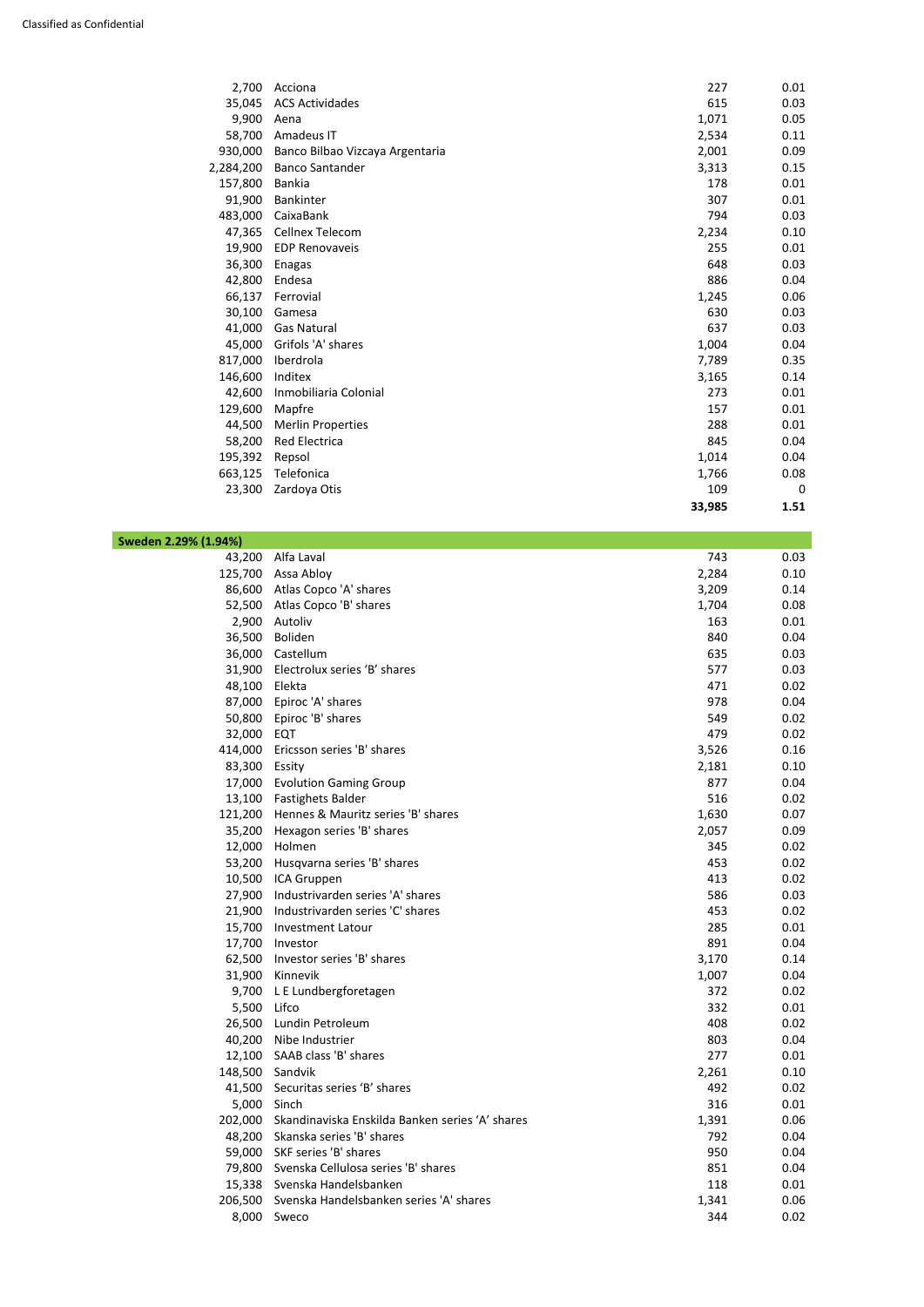| | | | |
|---|---|---|---|
| 2,700 | Acciona | 227 | 0.01 |
| 35,045 | ACS Actividades | 615 | 0.03 |
| 9,900 | Aena | 1,071 | 0.05 |
| 58,700 | Amadeus IT | 2,534 | 0.11 |
| 930,000 | Banco Bilbao Vizcaya Argentaria | 2,001 | 0.09 |
| 2,284,200 | Banco Santander | 3,313 | 0.15 |
| 157,800 | Bankia | 178 | 0.01 |
| 91,900 | Bankinter | 307 | 0.01 |
| 483,000 | CaixaBank | 794 | 0.03 |
| 47,365 | Cellnex Telecom | 2,234 | 0.10 |
| 19,900 | EDP Renovaveis | 255 | 0.01 |
| 36,300 | Enagas | 648 | 0.03 |
| 42,800 | Endesa | 886 | 0.04 |
| 66,137 | Ferrovial | 1,245 | 0.06 |
| 30,100 | Gamesa | 630 | 0.03 |
| 41,000 | Gas Natural | 637 | 0.03 |
| 45,000 | Grifols 'A' shares | 1,004 | 0.04 |
| 817,000 | Iberdrola | 7,789 | 0.35 |
| 146,600 | Inditex | 3,165 | 0.14 |
| 42,600 | Inmobiliaria Colonial | 273 | 0.01 |
| 129,600 | Mapfre | 157 | 0.01 |
| 44,500 | Merlin Properties | 288 | 0.01 |
| 58,200 | Red Electrica | 845 | 0.04 |
| 195,392 | Repsol | 1,014 | 0.04 |
| 663,125 | Telefonica | 1,766 | 0.08 |
| 23,300 | Zardoya Otis | 109 | 0 |
| | | **33,985** | **1.51** |

| **Sweden 2.29% (1.94%)** | | | |
|---|---|---|---|
| 43,200 | Alfa Laval | 743 | 0.03 |
| 125,700 | Assa Abloy | 2,284 | 0.10 |
| 86,600 | Atlas Copco 'A' shares | 3,209 | 0.14 |
| 52,500 | Atlas Copco 'B' shares | 1,704 | 0.08 |
| 2,900 | Autoliv | 163 | 0.01 |
| 36,500 | Boliden | 840 | 0.04 |
| 36,000 | Castellum | 635 | 0.03 |
| 31,900 | Electrolux series 'B' shares | 577 | 0.03 |
| 48,100 | Elekta | 471 | 0.02 |
| 87,000 | Epiroc 'A' shares | 978 | 0.04 |
| 50,800 | Epiroc 'B' shares | 549 | 0.02 |
| 32,000 | EQT | 479 | 0.02 |
| 414,000 | Ericsson series 'B' shares | 3,526 | 0.16 |
| 83,300 | Essity | 2,181 | 0.10 |
| 17,000 | Evolution Gaming Group | 877 | 0.04 |
| 13,100 | Fastighets Balder | 516 | 0.02 |
| 121,200 | Hennes & Mauritz series 'B' shares | 1,630 | 0.07 |
| 35,200 | Hexagon series 'B' shares | 2,057 | 0.09 |
| 12,000 | Holmen | 345 | 0.02 |
| 53,200 | Husqvarna series 'B' shares | 453 | 0.02 |
| 10,500 | ICA Gruppen | 413 | 0.02 |
| 27,900 | Industrivarden series 'A' shares | 586 | 0.03 |
| 21,900 | Industrivarden series 'C' shares | 453 | 0.02 |
| 15,700 | Investment Latour | 285 | 0.01 |
| 17,700 | Investor | 891 | 0.04 |
| 62,500 | Investor series 'B' shares | 3,170 | 0.14 |
| 31,900 | Kinnevik | 1,007 | 0.04 |
| 9,700 | L E Lundbergforetagen | 372 | 0.02 |
| 5,500 | Lifco | 332 | 0.01 |
| 26,500 | Lundin Petroleum | 408 | 0.02 |
| 40,200 | Nibe Industrier | 803 | 0.04 |
| 12,100 | SAAB class 'B' shares | 277 | 0.01 |
| 148,500 | Sandvik | 2,261 | 0.10 |
| 41,500 | Securitas series 'B' shares | 492 | 0.02 |
| 5,000 | Sinch | 316 | 0.01 |
| 202,000 | Skandinaviska Enskilda Banken series 'A' shares | 1,391 | 0.06 |
| 48,200 | Skanska series 'B' shares | 792 | 0.04 |
| 59,000 | SKF series 'B' shares | 950 | 0.04 |
| 79,800 | Svenska Cellulosa series 'B' shares | 851 | 0.04 |
| 15,338 | Svenska Handelsbanken | 118 | 0.01 |
| 206,500 | Svenska Handelsbanken series 'A' shares | 1,341 | 0.06 |
| 8,000 | Sweco | 344 | 0.02 |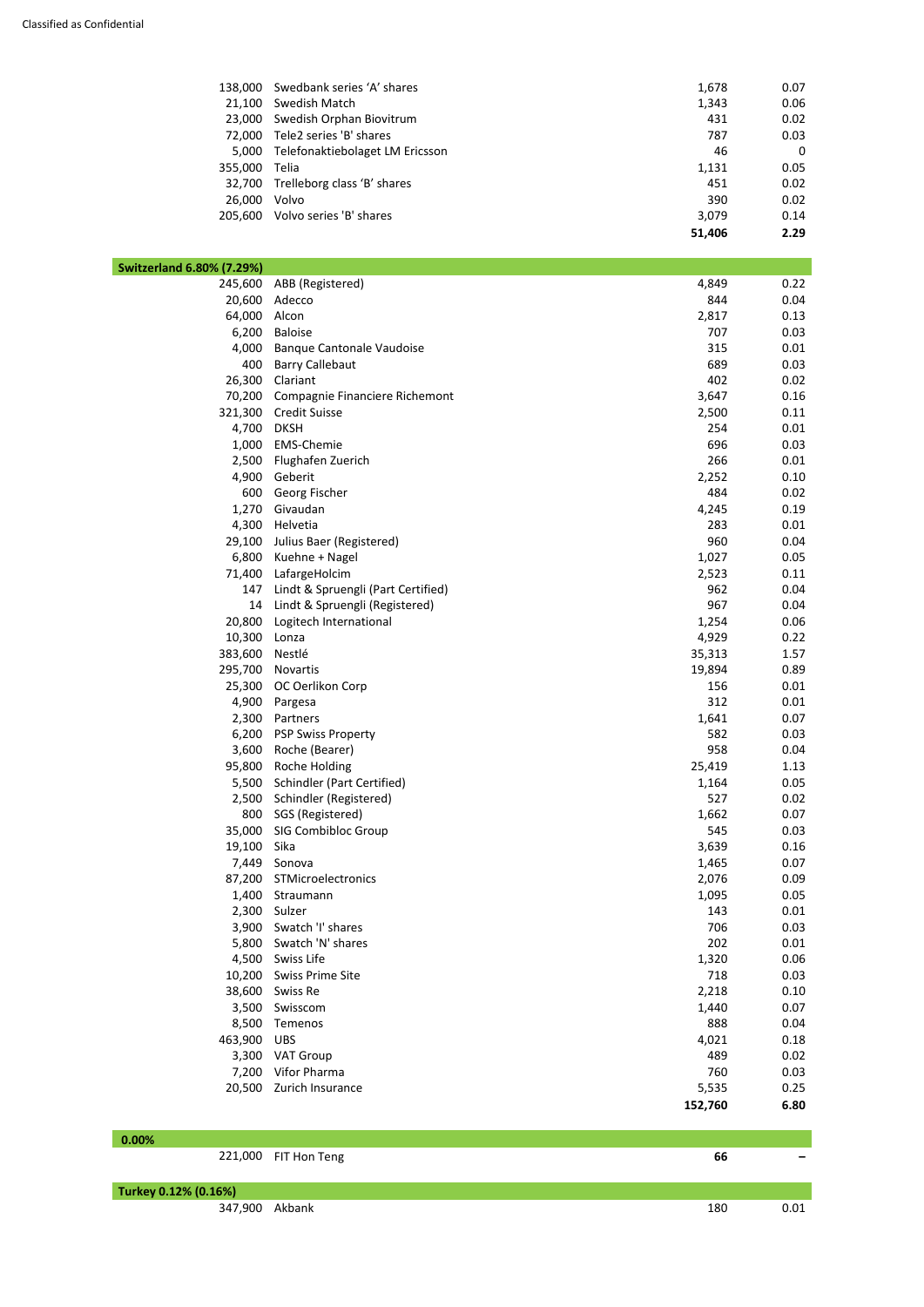Classified as Confidential

| Holding | Investment | Market value | % of net assets |
|---|---|---|---|
| 138,000 | Swedbank series 'A' shares | 1,678 | 0.07 |
| 21,100 | Swedish Match | 1,343 | 0.06 |
| 23,000 | Swedish Orphan Biovitrum | 431 | 0.02 |
| 72,000 | Tele2 series 'B' shares | 787 | 0.03 |
| 5,000 | Telefonaktiebolaget LM Ericsson | 46 | 0 |
| 355,000 | Telia | 1,131 | 0.05 |
| 32,700 | Trelleborg class 'B' shares | 451 | 0.02 |
| 26,000 | Volvo | 390 | 0.02 |
| 205,600 | Volvo series 'B' shares | 3,079 | 0.14 |
| | | **51,406** | **2.29** |
| **Switzerland 6.80% (7.29%)** | | | |
| 245,600 | ABB (Registered) | 4,849 | 0.22 |
| 20,600 | Adecco | 844 | 0.04 |
| 64,000 | Alcon | 2,817 | 0.13 |
| 6,200 | Baloise | 707 | 0.03 |
| 4,000 | Banque Cantonale Vaudoise | 315 | 0.01 |
| 400 | Barry Callebaut | 689 | 0.03 |
| 26,300 | Clariant | 402 | 0.02 |
| 70,200 | Compagnie Financiere Richemont | 3,647 | 0.16 |
| 321,300 | Credit Suisse | 2,500 | 0.11 |
| 4,700 | DKSH | 254 | 0.01 |
| 1,000 | EMS-Chemie | 696 | 0.03 |
| 2,500 | Flughafen Zuerich | 266 | 0.01 |
| 4,900 | Geberit | 2,252 | 0.10 |
| 600 | Georg Fischer | 484 | 0.02 |
| 1,270 | Givaudan | 4,245 | 0.19 |
| 4,300 | Helvetia | 283 | 0.01 |
| 29,100 | Julius Baer (Registered) | 960 | 0.04 |
| 6,800 | Kuehne + Nagel | 1,027 | 0.05 |
| 71,400 | LafargeHolcim | 2,523 | 0.11 |
| 147 | Lindt & Spruengli (Part Certified) | 962 | 0.04 |
| 14 | Lindt & Spruengli (Registered) | 967 | 0.04 |
| 20,800 | Logitech International | 1,254 | 0.06 |
| 10,300 | Lonza | 4,929 | 0.22 |
| 383,600 | Nestlé | 35,313 | 1.57 |
| 295,700 | Novartis | 19,894 | 0.89 |
| 25,300 | OC Oerlikon Corp | 156 | 0.01 |
| 4,900 | Pargesa | 312 | 0.01 |
| 2,300 | Partners | 1,641 | 0.07 |
| 6,200 | PSP Swiss Property | 582 | 0.03 |
| 3,600 | Roche (Bearer) | 958 | 0.04 |
| 95,800 | Roche Holding | 25,419 | 1.13 |
| 5,500 | Schindler (Part Certified) | 1,164 | 0.05 |
| 2,500 | Schindler (Registered) | 527 | 0.02 |
| 800 | SGS (Registered) | 1,662 | 0.07 |
| 35,000 | SIG Combibloc Group | 545 | 0.03 |
| 19,100 | Sika | 3,639 | 0.16 |
| 7,449 | Sonova | 1,465 | 0.07 |
| 87,200 | STMicroelectronics | 2,076 | 0.09 |
| 1,400 | Straumann | 1,095 | 0.05 |
| 2,300 | Sulzer | 143 | 0.01 |
| 3,900 | Swatch 'I' shares | 706 | 0.03 |
| 5,800 | Swatch 'N' shares | 202 | 0.01 |
| 4,500 | Swiss Life | 1,320 | 0.06 |
| 10,200 | Swiss Prime Site | 718 | 0.03 |
| 38,600 | Swiss Re | 2,218 | 0.10 |
| 3,500 | Swisscom | 1,440 | 0.07 |
| 8,500 | Temenos | 888 | 0.04 |
| 463,900 | UBS | 4,021 | 0.18 |
| 3,300 | VAT Group | 489 | 0.02 |
| 7,200 | Vifor Pharma | 760 | 0.03 |
| 20,500 | Zurich Insurance | 5,535 | 0.25 |
| | | **152,760** | **6.80** |
| **0.00%** | | | |
| 221,000 | FIT Hon Teng | **66** | **–** |
| **Turkey 0.12% (0.16%)** | | | |
| 347,900 | Akbank | 180 | 0.01 |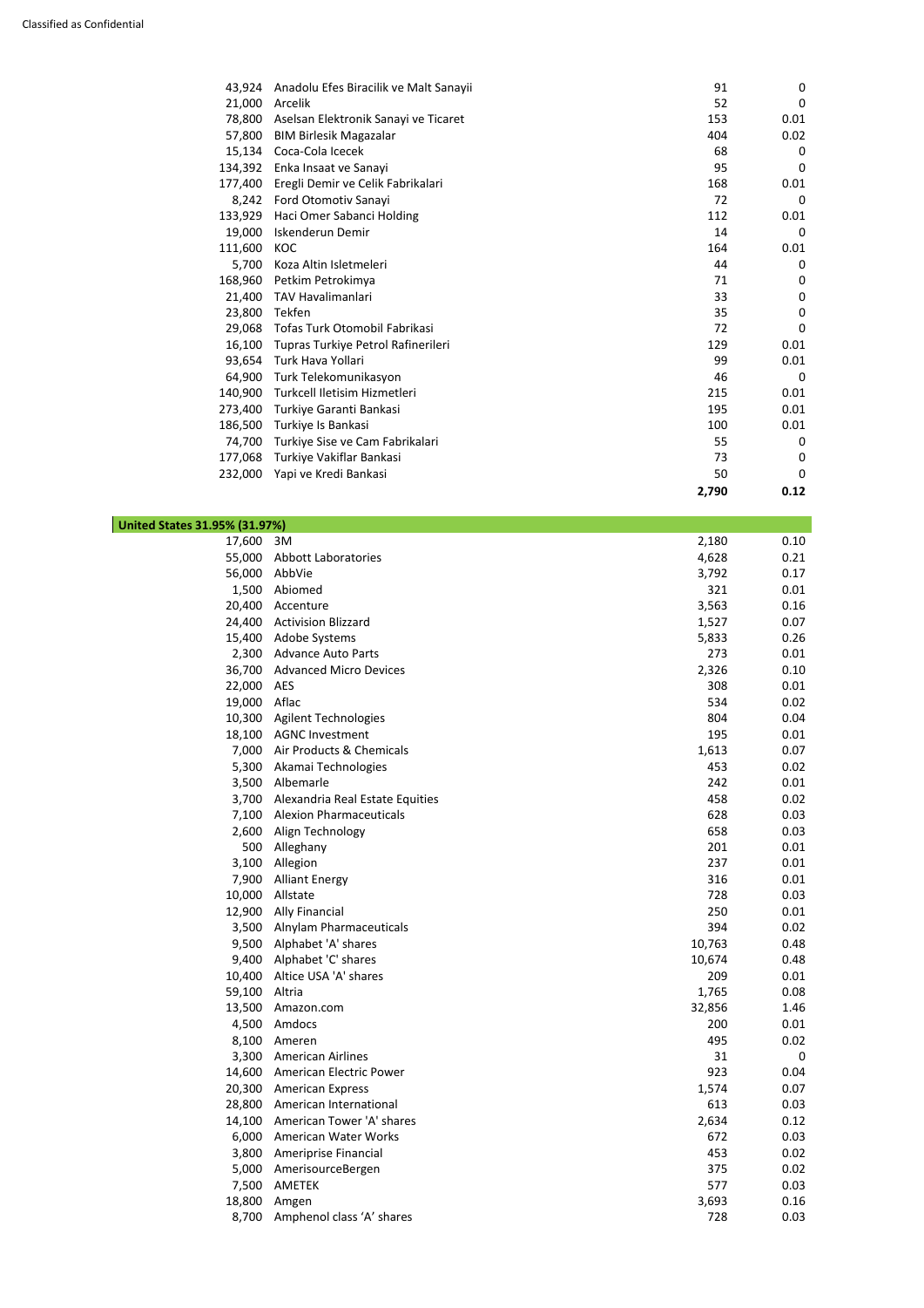| | | | |
|---|---|---|---|
| 43,924 | Anadolu Efes Biracilik ve Malt Sanayii | 91 | 0 |
| 21,000 | Arcelik | 52 | 0 |
| 78,800 | Aselsan Elektronik Sanayi ve Ticaret | 153 | 0.01 |
| 57,800 | BIM Birlesik Magazalar | 404 | 0.02 |
| 15,134 | Coca-Cola Icecek | 68 | 0 |
| 134,392 | Enka Insaat ve Sanayi | 95 | 0 |
| 177,400 | Eregli Demir ve Celik Fabrikalari | 168 | 0.01 |
| 8,242 | Ford Otomotiv Sanayi | 72 | 0 |
| 133,929 | Haci Omer Sabanci Holding | 112 | 0.01 |
| 19,000 | Iskenderun Demir | 14 | 0 |
| 111,600 | KOC | 164 | 0.01 |
| 5,700 | Koza Altin Isletmeleri | 44 | 0 |
| 168,960 | Petkim Petrokimya | 71 | 0 |
| 21,400 | TAV Havalimanlari | 33 | 0 |
| 23,800 | Tekfen | 35 | 0 |
| 29,068 | Tofas Turk Otomobil Fabrikasi | 72 | 0 |
| 16,100 | Tupras Turkiye Petrol Rafinerileri | 129 | 0.01 |
| 93,654 | Turk Hava Yollari | 99 | 0.01 |
| 64,900 | Turk Telekomunikasyon | 46 | 0 |
| 140,900 | Turkcell Iletisim Hizmetleri | 215 | 0.01 |
| 273,400 | Turkiye Garanti Bankasi | 195 | 0.01 |
| 186,500 | Turkiye Is Bankasi | 100 | 0.01 |
| 74,700 | Turkiye Sise ve Cam Fabrikalari | 55 | 0 |
| 177,068 | Turkiye Vakiflar Bankasi | 73 | 0 |
| 232,000 | Yapi ve Kredi Bankasi | 50 | 0 |
| | | **2,790** | **0.12** |

| **United States 31.95% (31.97%)** | | | |
|---|---|---|---|
| 17,600 | 3M | 2,180 | 0.10 |
| 55,000 | Abbott Laboratories | 4,628 | 0.21 |
| 56,000 | AbbVie | 3,792 | 0.17 |
| 1,500 | Abiomed | 321 | 0.01 |
| 20,400 | Accenture | 3,563 | 0.16 |
| 24,400 | Activision Blizzard | 1,527 | 0.07 |
| 15,400 | Adobe Systems | 5,833 | 0.26 |
| 2,300 | Advance Auto Parts | 273 | 0.01 |
| 36,700 | Advanced Micro Devices | 2,326 | 0.10 |
| 22,000 | AES | 308 | 0.01 |
| 19,000 | Aflac | 534 | 0.02 |
| 10,300 | Agilent Technologies | 804 | 0.04 |
| 18,100 | AGNC Investment | 195 | 0.01 |
| 7,000 | Air Products & Chemicals | 1,613 | 0.07 |
| 5,300 | Akamai Technologies | 453 | 0.02 |
| 3,500 | Albemarle | 242 | 0.01 |
| 3,700 | Alexandria Real Estate Equities | 458 | 0.02 |
| 7,100 | Alexion Pharmaceuticals | 628 | 0.03 |
| 2,600 | Align Technology | 658 | 0.03 |
| 500 | Alleghany | 201 | 0.01 |
| 3,100 | Allegion | 237 | 0.01 |
| 7,900 | Alliant Energy | 316 | 0.01 |
| 10,000 | Allstate | 728 | 0.03 |
| 12,900 | Ally Financial | 250 | 0.01 |
| 3,500 | Alnylam Pharmaceuticals | 394 | 0.02 |
| 9,500 | Alphabet 'A' shares | 10,763 | 0.48 |
| 9,400 | Alphabet 'C' shares | 10,674 | 0.48 |
| 10,400 | Altice USA 'A' shares | 209 | 0.01 |
| 59,100 | Altria | 1,765 | 0.08 |
| 13,500 | Amazon.com | 32,856 | 1.46 |
| 4,500 | Amdocs | 200 | 0.01 |
| 8,100 | Ameren | 495 | 0.02 |
| 3,300 | American Airlines | 31 | 0 |
| 14,600 | American Electric Power | 923 | 0.04 |
| 20,300 | American Express | 1,574 | 0.07 |
| 28,800 | American International | 613 | 0.03 |
| 14,100 | American Tower 'A' shares | 2,634 | 0.12 |
| 6,000 | American Water Works | 672 | 0.03 |
| 3,800 | Ameriprise Financial | 453 | 0.02 |
| 5,000 | AmerisourceBergen | 375 | 0.02 |
| 7,500 | AMETEK | 577 | 0.03 |
| 18,800 | Amgen | 3,693 | 0.16 |
| 8,700 | Amphenol class 'A' shares | 728 | 0.03 |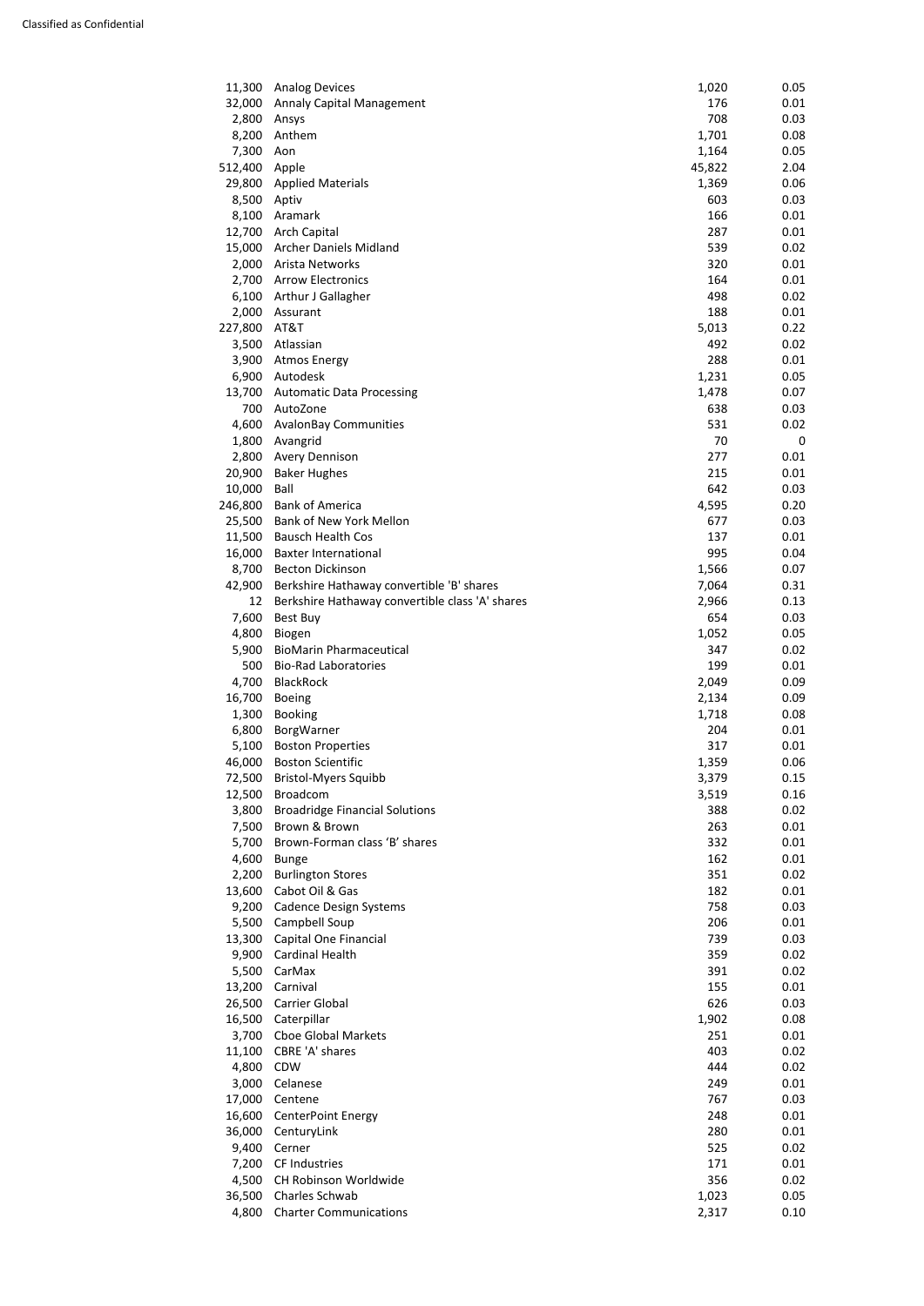| | | | |
|---|---|---|---|
| 11,300 | Analog Devices | 1,020 | 0.05 |
| 32,000 | Annaly Capital Management | 176 | 0.01 |
| 2,800 | Ansys | 708 | 0.03 |
| 8,200 | Anthem | 1,701 | 0.08 |
| 7,300 | Aon | 1,164 | 0.05 |
| 512,400 | Apple | 45,822 | 2.04 |
| 29,800 | Applied Materials | 1,369 | 0.06 |
| 8,500 | Aptiv | 603 | 0.03 |
| 8,100 | Aramark | 166 | 0.01 |
| 12,700 | Arch Capital | 287 | 0.01 |
| 15,000 | Archer Daniels Midland | 539 | 0.02 |
| 2,000 | Arista Networks | 320 | 0.01 |
| 2,700 | Arrow Electronics | 164 | 0.01 |
| 6,100 | Arthur J Gallagher | 498 | 0.02 |
| 2,000 | Assurant | 188 | 0.01 |
| 227,800 | AT&T | 5,013 | 0.22 |
| 3,500 | Atlassian | 492 | 0.02 |
| 3,900 | Atmos Energy | 288 | 0.01 |
| 6,900 | Autodesk | 1,231 | 0.05 |
| 13,700 | Automatic Data Processing | 1,478 | 0.07 |
| 700 | AutoZone | 638 | 0.03 |
| 4,600 | AvalonBay Communities | 531 | 0.02 |
| 1,800 | Avangrid | 70 | 0 |
| 2,800 | Avery Dennison | 277 | 0.01 |
| 20,900 | Baker Hughes | 215 | 0.01 |
| 10,000 | Ball | 642 | 0.03 |
| 246,800 | Bank of America | 4,595 | 0.20 |
| 25,500 | Bank of New York Mellon | 677 | 0.03 |
| 11,500 | Bausch Health Cos | 137 | 0.01 |
| 16,000 | Baxter International | 995 | 0.04 |
| 8,700 | Becton Dickinson | 1,566 | 0.07 |
| 42,900 | Berkshire Hathaway convertible 'B' shares | 7,064 | 0.31 |
| 12 | Berkshire Hathaway convertible class 'A' shares | 2,966 | 0.13 |
| 7,600 | Best Buy | 654 | 0.03 |
| 4,800 | Biogen | 1,052 | 0.05 |
| 5,900 | BioMarin Pharmaceutical | 347 | 0.02 |
| 500 | Bio-Rad Laboratories | 199 | 0.01 |
| 4,700 | BlackRock | 2,049 | 0.09 |
| 16,700 | Boeing | 2,134 | 0.09 |
| 1,300 | Booking | 1,718 | 0.08 |
| 6,800 | BorgWarner | 204 | 0.01 |
| 5,100 | Boston Properties | 317 | 0.01 |
| 46,000 | Boston Scientific | 1,359 | 0.06 |
| 72,500 | Bristol-Myers Squibb | 3,379 | 0.15 |
| 12,500 | Broadcom | 3,519 | 0.16 |
| 3,800 | Broadridge Financial Solutions | 388 | 0.02 |
| 7,500 | Brown & Brown | 263 | 0.01 |
| 5,700 | Brown-Forman class ‘B’ shares | 332 | 0.01 |
| 4,600 | Bunge | 162 | 0.01 |
| 2,200 | Burlington Stores | 351 | 0.02 |
| 13,600 | Cabot Oil & Gas | 182 | 0.01 |
| 9,200 | Cadence Design Systems | 758 | 0.03 |
| 5,500 | Campbell Soup | 206 | 0.01 |
| 13,300 | Capital One Financial | 739 | 0.03 |
| 9,900 | Cardinal Health | 359 | 0.02 |
| 5,500 | CarMax | 391 | 0.02 |
| 13,200 | Carnival | 155 | 0.01 |
| 26,500 | Carrier Global | 626 | 0.03 |
| 16,500 | Caterpillar | 1,902 | 0.08 |
| 3,700 | Cboe Global Markets | 251 | 0.01 |
| 11,100 | CBRE 'A' shares | 403 | 0.02 |
| 4,800 | CDW | 444 | 0.02 |
| 3,000 | Celanese | 249 | 0.01 |
| 17,000 | Centene | 767 | 0.03 |
| 16,600 | CenterPoint Energy | 248 | 0.01 |
| 36,000 | CenturyLink | 280 | 0.01 |
| 9,400 | Cerner | 525 | 0.02 |
| 7,200 | CF Industries | 171 | 0.01 |
| 4,500 | CH Robinson Worldwide | 356 | 0.02 |
| 36,500 | Charles Schwab | 1,023 | 0.05 |
| 4,800 | Charter Communications | 2,317 | 0.10 |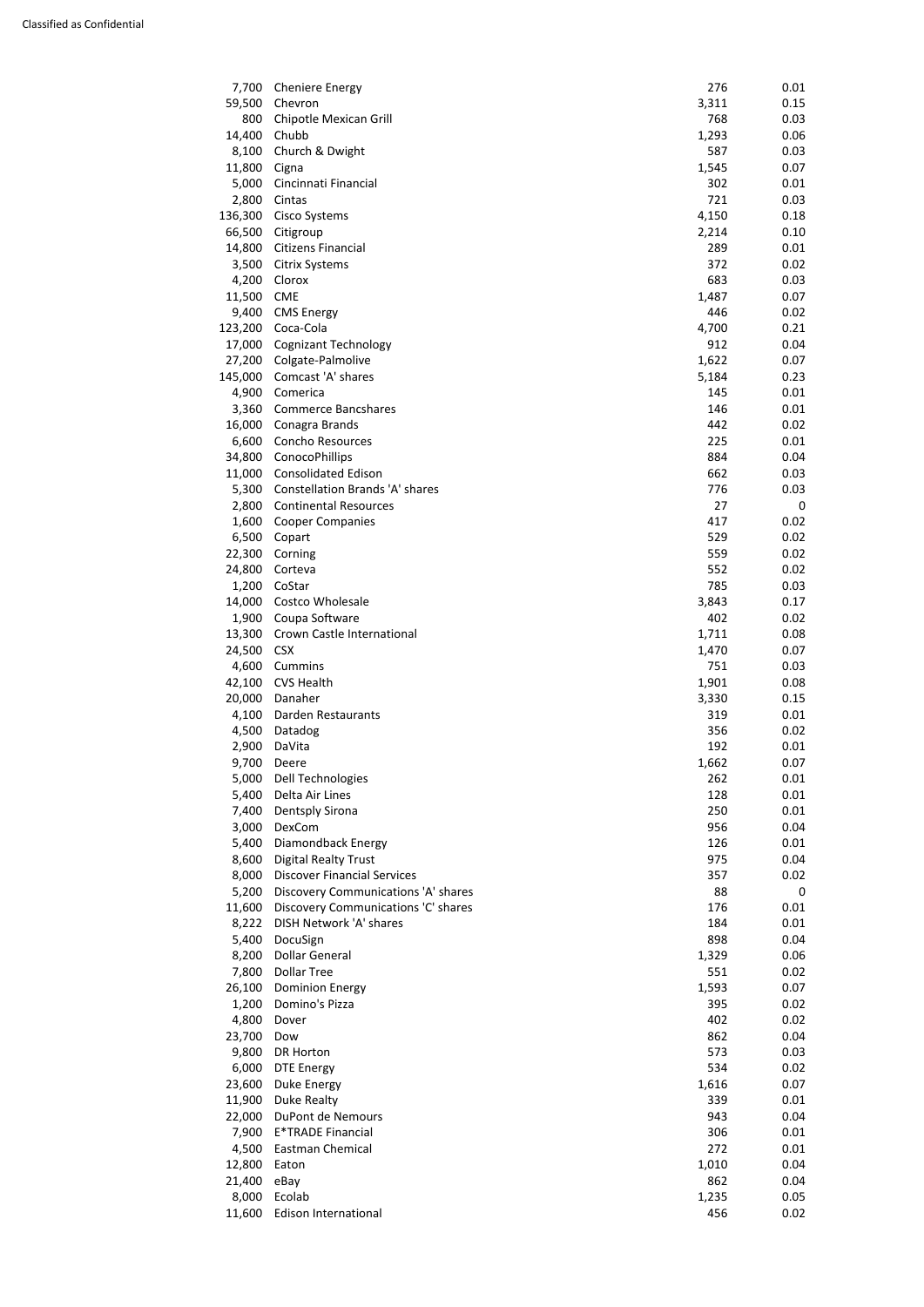Classified as Confidential

| | | | |
|---|---|---|---|
| 7,700 | Cheniere Energy | 276 | 0.01 |
| 59,500 | Chevron | 3,311 | 0.15 |
| 800 | Chipotle Mexican Grill | 768 | 0.03 |
| 14,400 | Chubb | 1,293 | 0.06 |
| 8,100 | Church & Dwight | 587 | 0.03 |
| 11,800 | Cigna | 1,545 | 0.07 |
| 5,000 | Cincinnati Financial | 302 | 0.01 |
| 2,800 | Cintas | 721 | 0.03 |
| 136,300 | Cisco Systems | 4,150 | 0.18 |
| 66,500 | Citigroup | 2,214 | 0.10 |
| 14,800 | Citizens Financial | 289 | 0.01 |
| 3,500 | Citrix Systems | 372 | 0.02 |
| 4,200 | Clorox | 683 | 0.03 |
| 11,500 | CME | 1,487 | 0.07 |
| 9,400 | CMS Energy | 446 | 0.02 |
| 123,200 | Coca-Cola | 4,700 | 0.21 |
| 17,000 | Cognizant Technology | 912 | 0.04 |
| 27,200 | Colgate-Palmolive | 1,622 | 0.07 |
| 145,000 | Comcast 'A' shares | 5,184 | 0.23 |
| 4,900 | Comerica | 145 | 0.01 |
| 3,360 | Commerce Bancshares | 146 | 0.01 |
| 16,000 | Conagra Brands | 442 | 0.02 |
| 6,600 | Concho Resources | 225 | 0.01 |
| 34,800 | ConocoPhillips | 884 | 0.04 |
| 11,000 | Consolidated Edison | 662 | 0.03 |
| 5,300 | Constellation Brands 'A' shares | 776 | 0.03 |
| 2,800 | Continental Resources | 27 | 0 |
| 1,600 | Cooper Companies | 417 | 0.02 |
| 6,500 | Copart | 529 | 0.02 |
| 22,300 | Corning | 559 | 0.02 |
| 24,800 | Corteva | 552 | 0.02 |
| 1,200 | CoStar | 785 | 0.03 |
| 14,000 | Costco Wholesale | 3,843 | 0.17 |
| 1,900 | Coupa Software | 402 | 0.02 |
| 13,300 | Crown Castle International | 1,711 | 0.08 |
| 24,500 | CSX | 1,470 | 0.07 |
| 4,600 | Cummins | 751 | 0.03 |
| 42,100 | CVS Health | 1,901 | 0.08 |
| 20,000 | Danaher | 3,330 | 0.15 |
| 4,100 | Darden Restaurants | 319 | 0.01 |
| 4,500 | Datadog | 356 | 0.02 |
| 2,900 | DaVita | 192 | 0.01 |
| 9,700 | Deere | 1,662 | 0.07 |
| 5,000 | Dell Technologies | 262 | 0.01 |
| 5,400 | Delta Air Lines | 128 | 0.01 |
| 7,400 | Dentsply Sirona | 250 | 0.01 |
| 3,000 | DexCom | 956 | 0.04 |
| 5,400 | Diamondback Energy | 126 | 0.01 |
| 8,600 | Digital Realty Trust | 975 | 0.04 |
| 8,000 | Discover Financial Services | 357 | 0.02 |
| 5,200 | Discovery Communications 'A' shares | 88 | 0 |
| 11,600 | Discovery Communications 'C' shares | 176 | 0.01 |
| 8,222 | DISH Network 'A' shares | 184 | 0.01 |
| 5,400 | DocuSign | 898 | 0.04 |
| 8,200 | Dollar General | 1,329 | 0.06 |
| 7,800 | Dollar Tree | 551 | 0.02 |
| 26,100 | Dominion Energy | 1,593 | 0.07 |
| 1,200 | Domino's Pizza | 395 | 0.02 |
| 4,800 | Dover | 402 | 0.02 |
| 23,700 | Dow | 862 | 0.04 |
| 9,800 | DR Horton | 573 | 0.03 |
| 6,000 | DTE Energy | 534 | 0.02 |
| 23,600 | Duke Energy | 1,616 | 0.07 |
| 11,900 | Duke Realty | 339 | 0.01 |
| 22,000 | DuPont de Nemours | 943 | 0.04 |
| 7,900 | E*TRADE Financial | 306 | 0.01 |
| 4,500 | Eastman Chemical | 272 | 0.01 |
| 12,800 | Eaton | 1,010 | 0.04 |
| 21,400 | eBay | 862 | 0.04 |
| 8,000 | Ecolab | 1,235 | 0.05 |
| 11,600 | Edison International | 456 | 0.02 |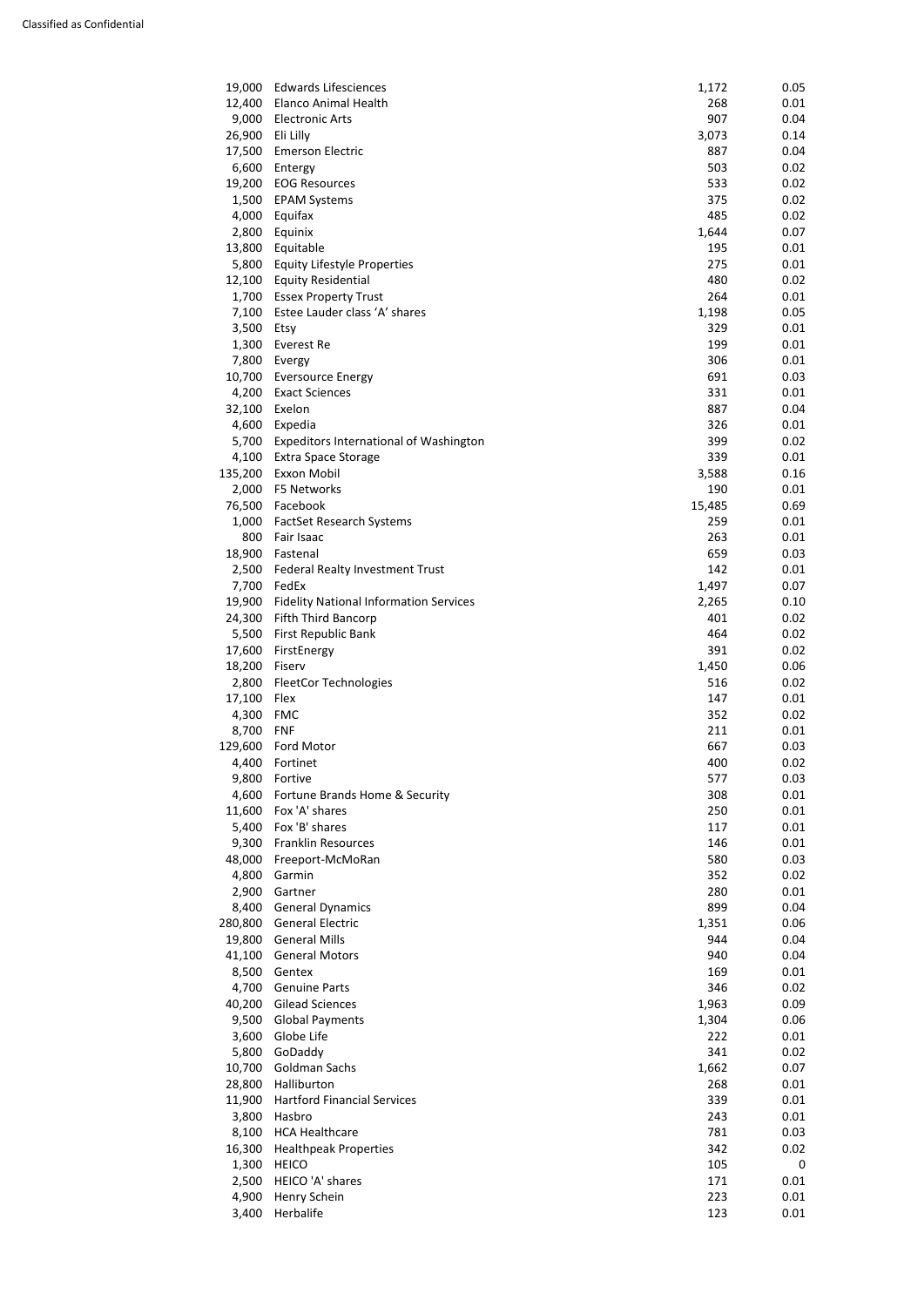| | | | |
|---|---|---|---|
| 19,000 | Edwards Lifesciences | 1,172 | 0.05 |
| 12,400 | Elanco Animal Health | 268 | 0.01 |
| 9,000 | Electronic Arts | 907 | 0.04 |
| 26,900 | Eli Lilly | 3,073 | 0.14 |
| 17,500 | Emerson Electric | 887 | 0.04 |
| 6,600 | Entergy | 503 | 0.02 |
| 19,200 | EOG Resources | 533 | 0.02 |
| 1,500 | EPAM Systems | 375 | 0.02 |
| 4,000 | Equifax | 485 | 0.02 |
| 2,800 | Equinix | 1,644 | 0.07 |
| 13,800 | Equitable | 195 | 0.01 |
| 5,800 | Equity Lifestyle Properties | 275 | 0.01 |
| 12,100 | Equity Residential | 480 | 0.02 |
| 1,700 | Essex Property Trust | 264 | 0.01 |
| 7,100 | Estee Lauder class 'A' shares | 1,198 | 0.05 |
| 3,500 | Etsy | 329 | 0.01 |
| 1,300 | Everest Re | 199 | 0.01 |
| 7,800 | Evergy | 306 | 0.01 |
| 10,700 | Eversource Energy | 691 | 0.03 |
| 4,200 | Exact Sciences | 331 | 0.01 |
| 32,100 | Exelon | 887 | 0.04 |
| 4,600 | Expedia | 326 | 0.01 |
| 5,700 | Expeditors International of Washington | 399 | 0.02 |
| 4,100 | Extra Space Storage | 339 | 0.01 |
| 135,200 | Exxon Mobil | 3,588 | 0.16 |
| 2,000 | F5 Networks | 190 | 0.01 |
| 76,500 | Facebook | 15,485 | 0.69 |
| 1,000 | FactSet Research Systems | 259 | 0.01 |
| 800 | Fair Isaac | 263 | 0.01 |
| 18,900 | Fastenal | 659 | 0.03 |
| 2,500 | Federal Realty Investment Trust | 142 | 0.01 |
| 7,700 | FedEx | 1,497 | 0.07 |
| 19,900 | Fidelity National Information Services | 2,265 | 0.10 |
| 24,300 | Fifth Third Bancorp | 401 | 0.02 |
| 5,500 | First Republic Bank | 464 | 0.02 |
| 17,600 | FirstEnergy | 391 | 0.02 |
| 18,200 | Fiserv | 1,450 | 0.06 |
| 2,800 | FleetCor Technologies | 516 | 0.02 |
| 17,100 | Flex | 147 | 0.01 |
| 4,300 | FMC | 352 | 0.02 |
| 8,700 | FNF | 211 | 0.01 |
| 129,600 | Ford Motor | 667 | 0.03 |
| 4,400 | Fortinet | 400 | 0.02 |
| 9,800 | Fortive | 577 | 0.03 |
| 4,600 | Fortune Brands Home & Security | 308 | 0.01 |
| 11,600 | Fox 'A' shares | 250 | 0.01 |
| 5,400 | Fox 'B' shares | 117 | 0.01 |
| 9,300 | Franklin Resources | 146 | 0.01 |
| 48,000 | Freeport-McMoRan | 580 | 0.03 |
| 4,800 | Garmin | 352 | 0.02 |
| 2,900 | Gartner | 280 | 0.01 |
| 8,400 | General Dynamics | 899 | 0.04 |
| 280,800 | General Electric | 1,351 | 0.06 |
| 19,800 | General Mills | 944 | 0.04 |
| 41,100 | General Motors | 940 | 0.04 |
| 8,500 | Gentex | 169 | 0.01 |
| 4,700 | Genuine Parts | 346 | 0.02 |
| 40,200 | Gilead Sciences | 1,963 | 0.09 |
| 9,500 | Global Payments | 1,304 | 0.06 |
| 3,600 | Globe Life | 222 | 0.01 |
| 5,800 | GoDaddy | 341 | 0.02 |
| 10,700 | Goldman Sachs | 1,662 | 0.07 |
| 28,800 | Halliburton | 268 | 0.01 |
| 11,900 | Hartford Financial Services | 339 | 0.01 |
| 3,800 | Hasbro | 243 | 0.01 |
| 8,100 | HCA Healthcare | 781 | 0.03 |
| 16,300 | Healthpeak Properties | 342 | 0.02 |
| 1,300 | HEICO | 105 | 0 |
| 2,500 | HEICO 'A' shares | 171 | 0.01 |
| 4,900 | Henry Schein | 223 | 0.01 |
| 3,400 | Herbalife | 123 | 0.01 |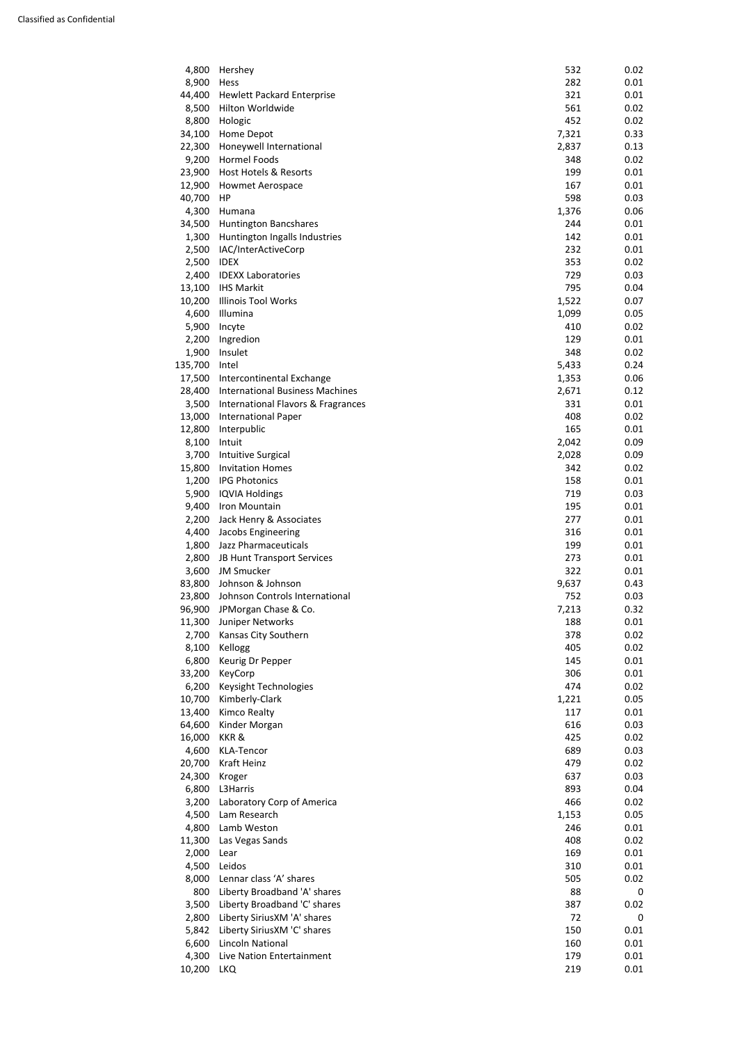| | | | |
|---|---|---|---|
| 4,800 | Hershey | 532 | 0.02 |
| 8,900 | Hess | 282 | 0.01 |
| 44,400 | Hewlett Packard Enterprise | 321 | 0.01 |
| 8,500 | Hilton Worldwide | 561 | 0.02 |
| 8,800 | Hologic | 452 | 0.02 |
| 34,100 | Home Depot | 7,321 | 0.33 |
| 22,300 | Honeywell International | 2,837 | 0.13 |
| 9,200 | Hormel Foods | 348 | 0.02 |
| 23,900 | Host Hotels & Resorts | 199 | 0.01 |
| 12,900 | Howmet Aerospace | 167 | 0.01 |
| 40,700 | HP | 598 | 0.03 |
| 4,300 | Humana | 1,376 | 0.06 |
| 34,500 | Huntington Bancshares | 244 | 0.01 |
| 1,300 | Huntington Ingalls Industries | 142 | 0.01 |
| 2,500 | IAC/InterActiveCorp | 232 | 0.01 |
| 2,500 | IDEX | 353 | 0.02 |
| 2,400 | IDEXX Laboratories | 729 | 0.03 |
| 13,100 | IHS Markit | 795 | 0.04 |
| 10,200 | Illinois Tool Works | 1,522 | 0.07 |
| 4,600 | Illumina | 1,099 | 0.05 |
| 5,900 | Incyte | 410 | 0.02 |
| 2,200 | Ingredion | 129 | 0.01 |
| 1,900 | Insulet | 348 | 0.02 |
| 135,700 | Intel | 5,433 | 0.24 |
| 17,500 | Intercontinental Exchange | 1,353 | 0.06 |
| 28,400 | International Business Machines | 2,671 | 0.12 |
| 3,500 | International Flavors & Fragrances | 331 | 0.01 |
| 13,000 | International Paper | 408 | 0.02 |
| 12,800 | Interpublic | 165 | 0.01 |
| 8,100 | Intuit | 2,042 | 0.09 |
| 3,700 | Intuitive Surgical | 2,028 | 0.09 |
| 15,800 | Invitation Homes | 342 | 0.02 |
| 1,200 | IPG Photonics | 158 | 0.01 |
| 5,900 | IQVIA Holdings | 719 | 0.03 |
| 9,400 | Iron Mountain | 195 | 0.01 |
| 2,200 | Jack Henry & Associates | 277 | 0.01 |
| 4,400 | Jacobs Engineering | 316 | 0.01 |
| 1,800 | Jazz Pharmaceuticals | 199 | 0.01 |
| 2,800 | JB Hunt Transport Services | 273 | 0.01 |
| 3,600 | JM Smucker | 322 | 0.01 |
| 83,800 | Johnson & Johnson | 9,637 | 0.43 |
| 23,800 | Johnson Controls International | 752 | 0.03 |
| 96,900 | JPMorgan Chase & Co. | 7,213 | 0.32 |
| 11,300 | Juniper Networks | 188 | 0.01 |
| 2,700 | Kansas City Southern | 378 | 0.02 |
| 8,100 | Kellogg | 405 | 0.02 |
| 6,800 | Keurig Dr Pepper | 145 | 0.01 |
| 33,200 | KeyCorp | 306 | 0.01 |
| 6,200 | Keysight Technologies | 474 | 0.02 |
| 10,700 | Kimberly-Clark | 1,221 | 0.05 |
| 13,400 | Kimco Realty | 117 | 0.01 |
| 64,600 | Kinder Morgan | 616 | 0.03 |
| 16,000 | KKR & | 425 | 0.02 |
| 4,600 | KLA-Tencor | 689 | 0.03 |
| 20,700 | Kraft Heinz | 479 | 0.02 |
| 24,300 | Kroger | 637 | 0.03 |
| 6,800 | L3Harris | 893 | 0.04 |
| 3,200 | Laboratory Corp of America | 466 | 0.02 |
| 4,500 | Lam Research | 1,153 | 0.05 |
| 4,800 | Lamb Weston | 246 | 0.01 |
| 11,300 | Las Vegas Sands | 408 | 0.02 |
| 2,000 | Lear | 169 | 0.01 |
| 4,500 | Leidos | 310 | 0.01 |
| 8,000 | Lennar class 'A' shares | 505 | 0.02 |
| 800 | Liberty Broadband 'A' shares | 88 | 0 |
| 3,500 | Liberty Broadband 'C' shares | 387 | 0.02 |
| 2,800 | Liberty SiriusXM 'A' shares | 72 | 0 |
| 5,842 | Liberty SiriusXM 'C' shares | 150 | 0.01 |
| 6,600 | Lincoln National | 160 | 0.01 |
| 4,300 | Live Nation Entertainment | 179 | 0.01 |
| 10,200 | LKQ | 219 | 0.01 |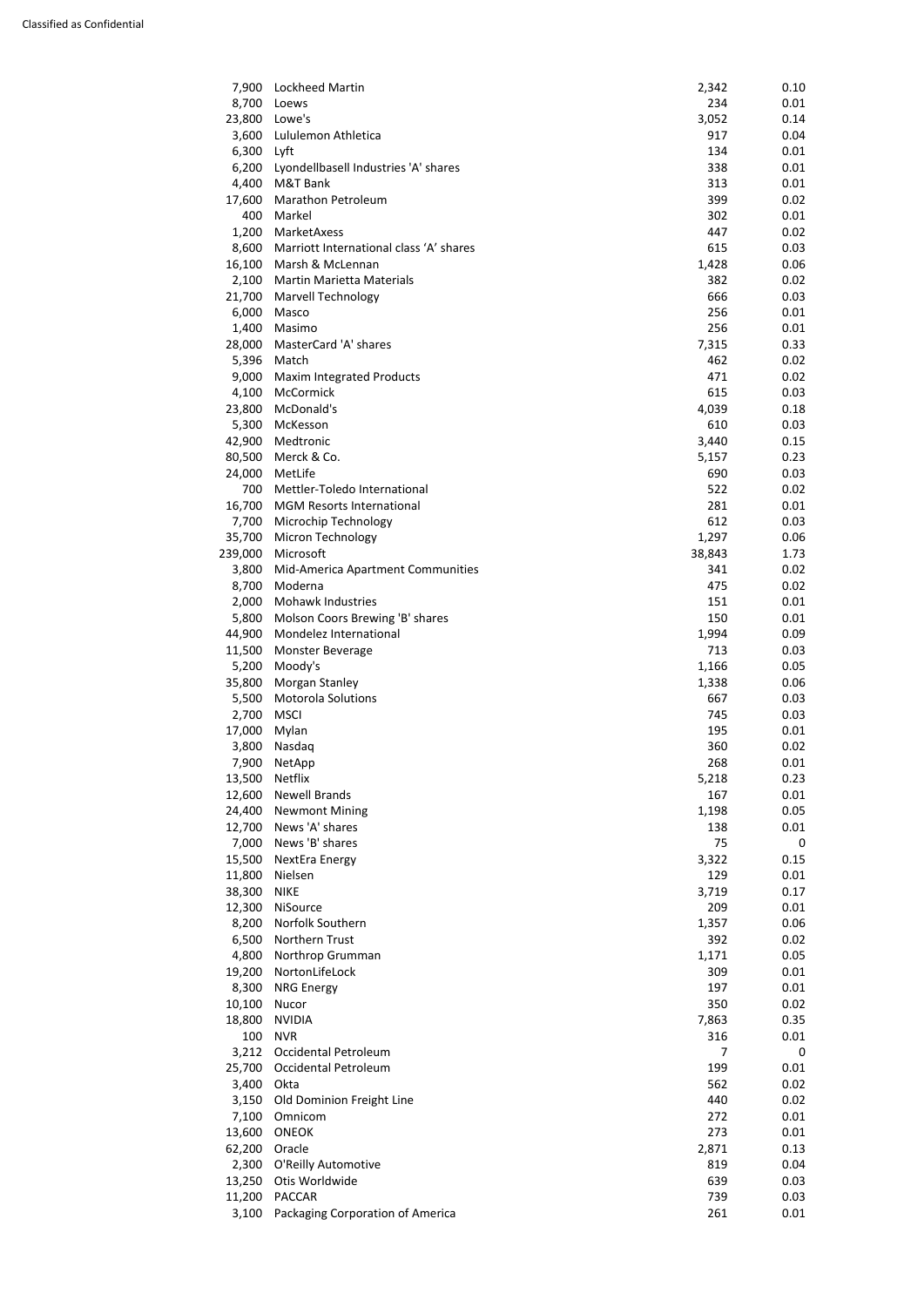| | | | |
|---|---|---|---|
| 7,900 | Lockheed Martin | 2,342 | 0.10 |
| 8,700 | Loews | 234 | 0.01 |
| 23,800 | Lowe's | 3,052 | 0.14 |
| 3,600 | Lululemon Athletica | 917 | 0.04 |
| 6,300 | Lyft | 134 | 0.01 |
| 6,200 | Lyondellbasell Industries 'A' shares | 338 | 0.01 |
| 4,400 | M&T Bank | 313 | 0.01 |
| 17,600 | Marathon Petroleum | 399 | 0.02 |
| 400 | Markel | 302 | 0.01 |
| 1,200 | MarketAxess | 447 | 0.02 |
| 8,600 | Marriott International class 'A' shares | 615 | 0.03 |
| 16,100 | Marsh & McLennan | 1,428 | 0.06 |
| 2,100 | Martin Marietta Materials | 382 | 0.02 |
| 21,700 | Marvell Technology | 666 | 0.03 |
| 6,000 | Masco | 256 | 0.01 |
| 1,400 | Masimo | 256 | 0.01 |
| 28,000 | MasterCard 'A' shares | 7,315 | 0.33 |
| 5,396 | Match | 462 | 0.02 |
| 9,000 | Maxim Integrated Products | 471 | 0.02 |
| 4,100 | McCormick | 615 | 0.03 |
| 23,800 | McDonald's | 4,039 | 0.18 |
| 5,300 | McKesson | 610 | 0.03 |
| 42,900 | Medtronic | 3,440 | 0.15 |
| 80,500 | Merck & Co. | 5,157 | 0.23 |
| 24,000 | MetLife | 690 | 0.03 |
| 700 | Mettler-Toledo International | 522 | 0.02 |
| 16,700 | MGM Resorts International | 281 | 0.01 |
| 7,700 | Microchip Technology | 612 | 0.03 |
| 35,700 | Micron Technology | 1,297 | 0.06 |
| 239,000 | Microsoft | 38,843 | 1.73 |
| 3,800 | Mid-America Apartment Communities | 341 | 0.02 |
| 8,700 | Moderna | 475 | 0.02 |
| 2,000 | Mohawk Industries | 151 | 0.01 |
| 5,800 | Molson Coors Brewing 'B' shares | 150 | 0.01 |
| 44,900 | Mondelez International | 1,994 | 0.09 |
| 11,500 | Monster Beverage | 713 | 0.03 |
| 5,200 | Moody's | 1,166 | 0.05 |
| 35,800 | Morgan Stanley | 1,338 | 0.06 |
| 5,500 | Motorola Solutions | 667 | 0.03 |
| 2,700 | MSCI | 745 | 0.03 |
| 17,000 | Mylan | 195 | 0.01 |
| 3,800 | Nasdaq | 360 | 0.02 |
| 7,900 | NetApp | 268 | 0.01 |
| 13,500 | Netflix | 5,218 | 0.23 |
| 12,600 | Newell Brands | 167 | 0.01 |
| 24,400 | Newmont Mining | 1,198 | 0.05 |
| 12,700 | News 'A' shares | 138 | 0.01 |
| 7,000 | News 'B' shares | 75 | 0 |
| 15,500 | NextEra Energy | 3,322 | 0.15 |
| 11,800 | Nielsen | 129 | 0.01 |
| 38,300 | NIKE | 3,719 | 0.17 |
| 12,300 | NiSource | 209 | 0.01 |
| 8,200 | Norfolk Southern | 1,357 | 0.06 |
| 6,500 | Northern Trust | 392 | 0.02 |
| 4,800 | Northrop Grumman | 1,171 | 0.05 |
| 19,200 | NortonLifeLock | 309 | 0.01 |
| 8,300 | NRG Energy | 197 | 0.01 |
| 10,100 | Nucor | 350 | 0.02 |
| 18,800 | NVIDIA | 7,863 | 0.35 |
| 100 | NVR | 316 | 0.01 |
| 3,212 | Occidental Petroleum | 7 | 0 |
| 25,700 | Occidental Petroleum | 199 | 0.01 |
| 3,400 | Okta | 562 | 0.02 |
| 3,150 | Old Dominion Freight Line | 440 | 0.02 |
| 7,100 | Omnicom | 272 | 0.01 |
| 13,600 | ONEOK | 273 | 0.01 |
| 62,200 | Oracle | 2,871 | 0.13 |
| 2,300 | O'Reilly Automotive | 819 | 0.04 |
| 13,250 | Otis Worldwide | 639 | 0.03 |
| 11,200 | PACCAR | 739 | 0.03 |
| 3,100 | Packaging Corporation of America | 261 | 0.01 |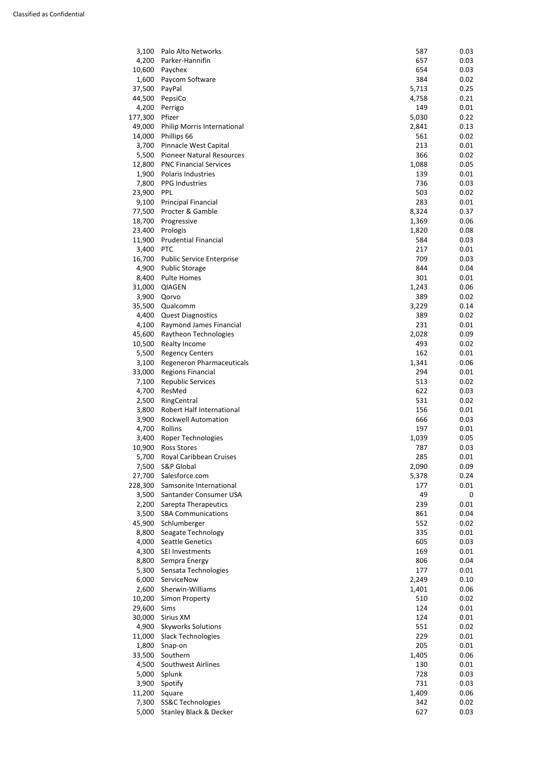| | | | |
|---|---|---|---|
| 3,100 | Palo Alto Networks | 587 | 0.03 |
| 4,200 | Parker-Hannifin | 657 | 0.03 |
| 10,600 | Paychex | 654 | 0.03 |
| 1,600 | Paycom Software | 384 | 0.02 |
| 37,500 | PayPal | 5,713 | 0.25 |
| 44,500 | PepsiCo | 4,758 | 0.21 |
| 4,200 | Perrigo | 149 | 0.01 |
| 177,300 | Pfizer | 5,030 | 0.22 |
| 49,000 | Philip Morris International | 2,841 | 0.13 |
| 14,000 | Phillips 66 | 561 | 0.02 |
| 3,700 | Pinnacle West Capital | 213 | 0.01 |
| 5,500 | Pioneer Natural Resources | 366 | 0.02 |
| 12,800 | PNC Financial Services | 1,088 | 0.05 |
| 1,900 | Polaris Industries | 139 | 0.01 |
| 7,800 | PPG Industries | 736 | 0.03 |
| 23,900 | PPL | 503 | 0.02 |
| 9,100 | Principal Financial | 283 | 0.01 |
| 77,500 | Procter & Gamble | 8,324 | 0.37 |
| 18,700 | Progressive | 1,369 | 0.06 |
| 23,400 | Prologis | 1,820 | 0.08 |
| 11,900 | Prudential Financial | 584 | 0.03 |
| 3,400 | PTC | 217 | 0.01 |
| 16,700 | Public Service Enterprise | 709 | 0.03 |
| 4,900 | Public Storage | 844 | 0.04 |
| 8,400 | Pulte Homes | 301 | 0.01 |
| 31,000 | QIAGEN | 1,243 | 0.06 |
| 3,900 | Qorvo | 389 | 0.02 |
| 35,500 | Qualcomm | 3,229 | 0.14 |
| 4,400 | Quest Diagnostics | 389 | 0.02 |
| 4,100 | Raymond James Financial | 231 | 0.01 |
| 45,600 | Raytheon Technologies | 2,028 | 0.09 |
| 10,500 | Realty Income | 493 | 0.02 |
| 5,500 | Regency Centers | 162 | 0.01 |
| 3,100 | Regeneron Pharmaceuticals | 1,341 | 0.06 |
| 33,000 | Regions Financial | 294 | 0.01 |
| 7,100 | Republic Services | 513 | 0.02 |
| 4,700 | ResMed | 622 | 0.03 |
| 2,500 | RingCentral | 531 | 0.02 |
| 3,800 | Robert Half International | 156 | 0.01 |
| 3,900 | Rockwell Automation | 666 | 0.03 |
| 4,700 | Rollins | 197 | 0.01 |
| 3,400 | Roper Technologies | 1,039 | 0.05 |
| 10,900 | Ross Stores | 787 | 0.03 |
| 5,700 | Royal Caribbean Cruises | 285 | 0.01 |
| 7,500 | S&P Global | 2,090 | 0.09 |
| 27,700 | Salesforce.com | 5,378 | 0.24 |
| 228,300 | Samsonite International | 177 | 0.01 |
| 3,500 | Santander Consumer USA | 49 | 0 |
| 2,200 | Sarepta Therapeutics | 239 | 0.01 |
| 3,500 | SBA Communications | 861 | 0.04 |
| 45,900 | Schlumberger | 552 | 0.02 |
| 8,800 | Seagate Technology | 335 | 0.01 |
| 4,000 | Seattle Genetics | 605 | 0.03 |
| 4,300 | SEI Investments | 169 | 0.01 |
| 8,800 | Sempra Energy | 806 | 0.04 |
| 5,300 | Sensata Technologies | 177 | 0.01 |
| 6,000 | ServiceNow | 2,249 | 0.10 |
| 2,600 | Sherwin-Williams | 1,401 | 0.06 |
| 10,200 | Simon Property | 510 | 0.02 |
| 29,600 | Sims | 124 | 0.01 |
| 30,000 | Sirius XM | 124 | 0.01 |
| 4,900 | Skyworks Solutions | 551 | 0.02 |
| 11,000 | Slack Technologies | 229 | 0.01 |
| 1,800 | Snap-on | 205 | 0.01 |
| 33,500 | Southern | 1,405 | 0.06 |
| 4,500 | Southwest Airlines | 130 | 0.01 |
| 5,000 | Splunk | 728 | 0.03 |
| 3,900 | Spotify | 731 | 0.03 |
| 11,200 | Square | 1,409 | 0.06 |
| 7,300 | SS&C Technologies | 342 | 0.02 |
| 5,000 | Stanley Black & Decker | 627 | 0.03 |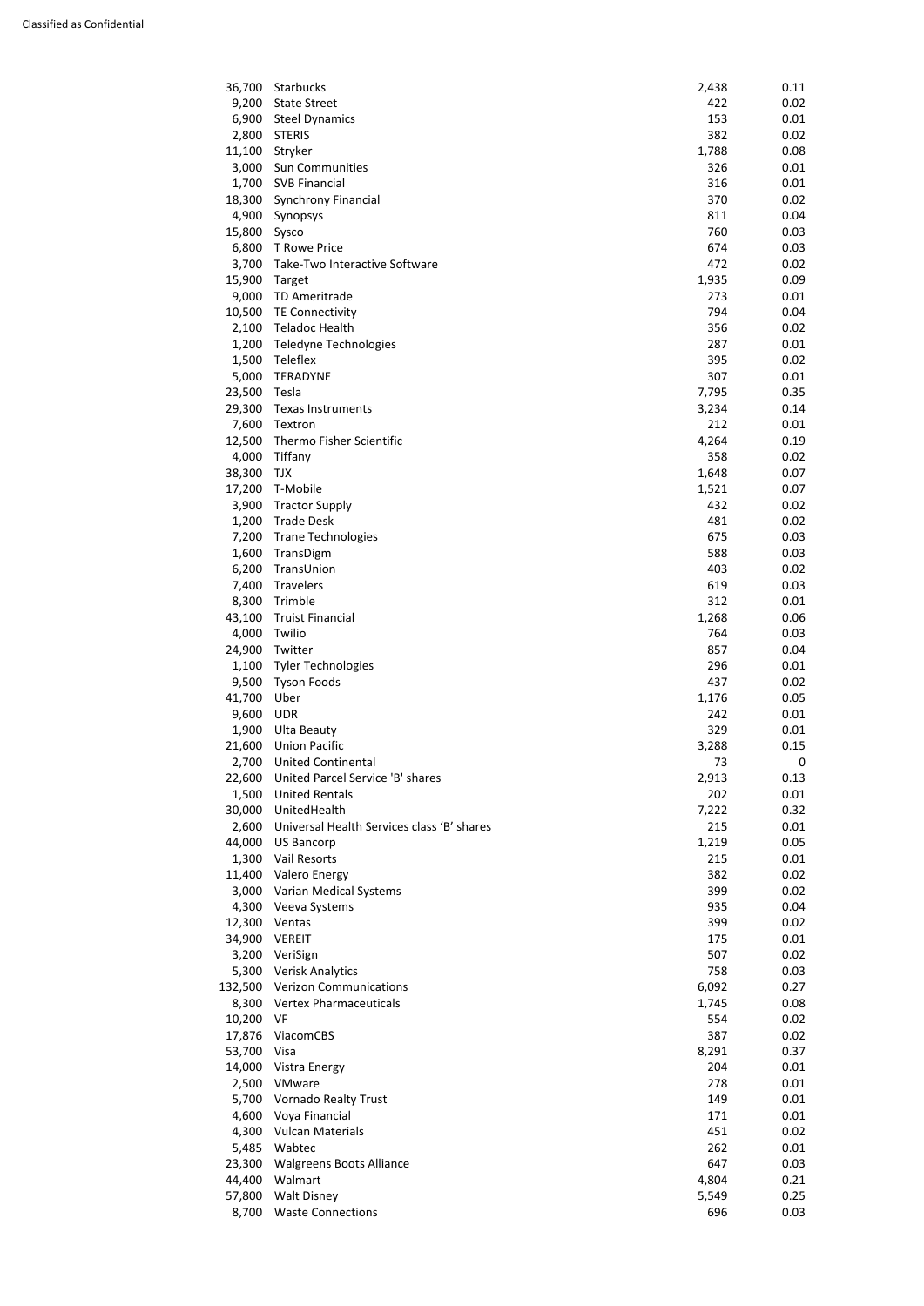| | | | |
|---|---|---|---|
| 36,700 | Starbucks | 2,438 | 0.11 |
| 9,200 | State Street | 422 | 0.02 |
| 6,900 | Steel Dynamics | 153 | 0.01 |
| 2,800 | STERIS | 382 | 0.02 |
| 11,100 | Stryker | 1,788 | 0.08 |
| 3,000 | Sun Communities | 326 | 0.01 |
| 1,700 | SVB Financial | 316 | 0.01 |
| 18,300 | Synchrony Financial | 370 | 0.02 |
| 4,900 | Synopsys | 811 | 0.04 |
| 15,800 | Sysco | 760 | 0.03 |
| 6,800 | T Rowe Price | 674 | 0.03 |
| 3,700 | Take-Two Interactive Software | 472 | 0.02 |
| 15,900 | Target | 1,935 | 0.09 |
| 9,000 | TD Ameritrade | 273 | 0.01 |
| 10,500 | TE Connectivity | 794 | 0.04 |
| 2,100 | Teladoc Health | 356 | 0.02 |
| 1,200 | Teledyne Technologies | 287 | 0.01 |
| 1,500 | Teleflex | 395 | 0.02 |
| 5,000 | TERADYNE | 307 | 0.01 |
| 23,500 | Tesla | 7,795 | 0.35 |
| 29,300 | Texas Instruments | 3,234 | 0.14 |
| 7,600 | Textron | 212 | 0.01 |
| 12,500 | Thermo Fisher Scientific | 4,264 | 0.19 |
| 4,000 | Tiffany | 358 | 0.02 |
| 38,300 | TJX | 1,648 | 0.07 |
| 17,200 | T-Mobile | 1,521 | 0.07 |
| 3,900 | Tractor Supply | 432 | 0.02 |
| 1,200 | Trade Desk | 481 | 0.02 |
| 7,200 | Trane Technologies | 675 | 0.03 |
| 1,600 | TransDigm | 588 | 0.03 |
| 6,200 | TransUnion | 403 | 0.02 |
| 7,400 | Travelers | 619 | 0.03 |
| 8,300 | Trimble | 312 | 0.01 |
| 43,100 | Truist Financial | 1,268 | 0.06 |
| 4,000 | Twilio | 764 | 0.03 |
| 24,900 | Twitter | 857 | 0.04 |
| 1,100 | Tyler Technologies | 296 | 0.01 |
| 9,500 | Tyson Foods | 437 | 0.02 |
| 41,700 | Uber | 1,176 | 0.05 |
| 9,600 | UDR | 242 | 0.01 |
| 1,900 | Ulta Beauty | 329 | 0.01 |
| 21,600 | Union Pacific | 3,288 | 0.15 |
| 2,700 | United Continental | 73 | 0 |
| 22,600 | United Parcel Service 'B' shares | 2,913 | 0.13 |
| 1,500 | United Rentals | 202 | 0.01 |
| 30,000 | UnitedHealth | 7,222 | 0.32 |
| 2,600 | Universal Health Services class 'B' shares | 215 | 0.01 |
| 44,000 | US Bancorp | 1,219 | 0.05 |
| 1,300 | Vail Resorts | 215 | 0.01 |
| 11,400 | Valero Energy | 382 | 0.02 |
| 3,000 | Varian Medical Systems | 399 | 0.02 |
| 4,300 | Veeva Systems | 935 | 0.04 |
| 12,300 | Ventas | 399 | 0.02 |
| 34,900 | VEREIT | 175 | 0.01 |
| 3,200 | VeriSign | 507 | 0.02 |
| 5,300 | Verisk Analytics | 758 | 0.03 |
| 132,500 | Verizon Communications | 6,092 | 0.27 |
| 8,300 | Vertex Pharmaceuticals | 1,745 | 0.08 |
| 10,200 | VF | 554 | 0.02 |
| 17,876 | ViacomCBS | 387 | 0.02 |
| 53,700 | Visa | 8,291 | 0.37 |
| 14,000 | Vistra Energy | 204 | 0.01 |
| 2,500 | VMware | 278 | 0.01 |
| 5,700 | Vornado Realty Trust | 149 | 0.01 |
| 4,600 | Voya Financial | 171 | 0.01 |
| 4,300 | Vulcan Materials | 451 | 0.02 |
| 5,485 | Wabtec | 262 | 0.01 |
| 23,300 | Walgreens Boots Alliance | 647 | 0.03 |
| 44,400 | Walmart | 4,804 | 0.21 |
| 57,800 | Walt Disney | 5,549 | 0.25 |
| 8,700 | Waste Connections | 696 | 0.03 |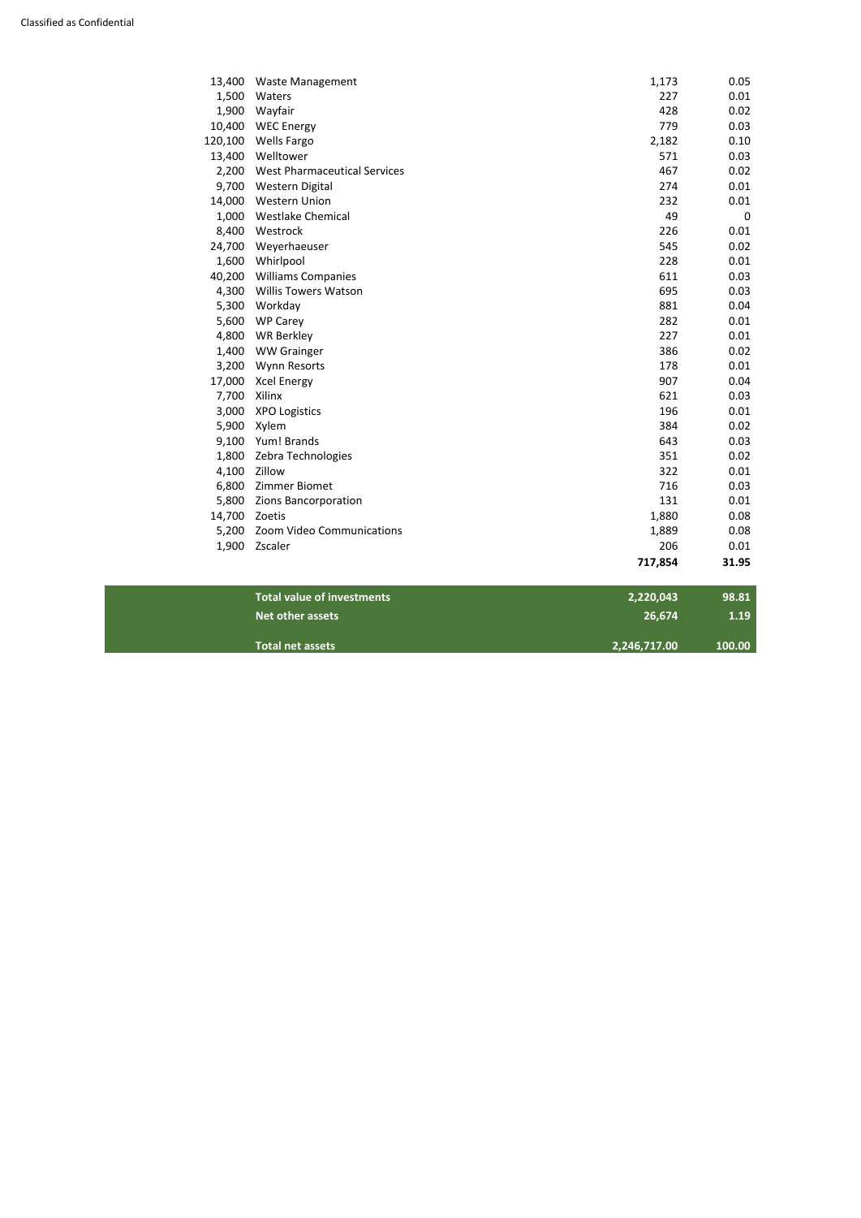| | | | |
|---|---|---|---|
| 13,400 | Waste Management | 1,173 | 0.05 |
| 1,500 | Waters | 227 | 0.01 |
| 1,900 | Wayfair | 428 | 0.02 |
| 10,400 | WEC Energy | 779 | 0.03 |
| 120,100 | Wells Fargo | 2,182 | 0.10 |
| 13,400 | Welltower | 571 | 0.03 |
| 2,200 | West Pharmaceutical Services | 467 | 0.02 |
| 9,700 | Western Digital | 274 | 0.01 |
| 14,000 | Western Union | 232 | 0.01 |
| 1,000 | Westlake Chemical | 49 | 0 |
| 8,400 | Westrock | 226 | 0.01 |
| 24,700 | Weyerhaeuser | 545 | 0.02 |
| 1,600 | Whirlpool | 228 | 0.01 |
| 40,200 | Williams Companies | 611 | 0.03 |
| 4,300 | Willis Towers Watson | 695 | 0.03 |
| 5,300 | Workday | 881 | 0.04 |
| 5,600 | WP Carey | 282 | 0.01 |
| 4,800 | WR Berkley | 227 | 0.01 |
| 1,400 | WW Grainger | 386 | 0.02 |
| 3,200 | Wynn Resorts | 178 | 0.01 |
| 17,000 | Xcel Energy | 907 | 0.04 |
| 7,700 | Xilinx | 621 | 0.03 |
| 3,000 | XPO Logistics | 196 | 0.01 |
| 5,900 | Xylem | 384 | 0.02 |
| 9,100 | Yum! Brands | 643 | 0.03 |
| 1,800 | Zebra Technologies | 351 | 0.02 |
| 4,100 | Zillow | 322 | 0.01 |
| 6,800 | Zimmer Biomet | 716 | 0.03 |
| 5,800 | Zions Bancorporation | 131 | 0.01 |
| 14,700 | Zoetis | 1,880 | 0.08 |
| 5,200 | Zoom Video Communications | 1,889 | 0.08 |
| 1,900 | Zscaler | 206 | 0.01 |
| | | **717,854** | **31.95** |
| | **Total value of investments** | **2,220,043** | **98.81** |
| | **Net other assets** | **26,674** | **1.19** |
| | **Total net assets** | **2,246,717.00** | **100.00** |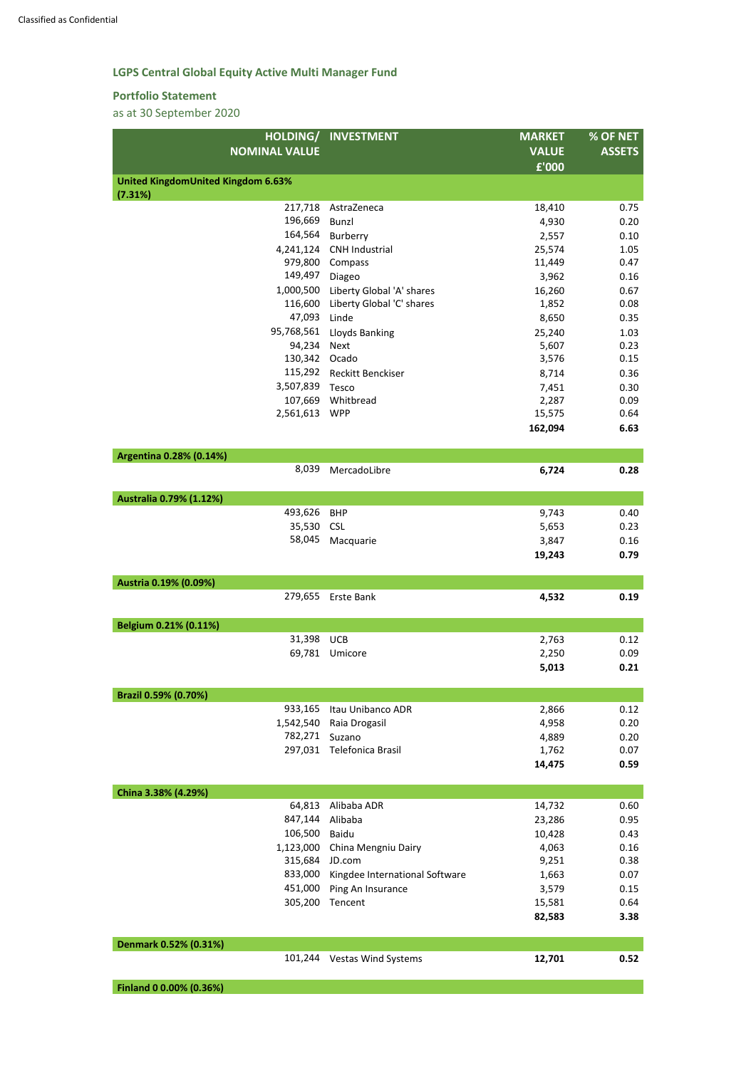## LGPS Central Global Equity Active Multi Manager Fund

### Portfolio Statement

as at 30 September 2020

| HOLDING/ NOMINAL VALUE | INVESTMENT | MARKET VALUE £'000 | % OF NET ASSETS |
|---|---|---|---|
| **United KingdomUnited Kingdom 6.63% (7.31%)** | | | |
| 217,718 | AstraZeneca | 18,410 | 0.75 |
| 196,669 | Bunzl | 4,930 | 0.20 |
| 164,564 | Burberry | 2,557 | 0.10 |
| 4,241,124 | CNH Industrial | 25,574 | 1.05 |
| 979,800 | Compass | 11,449 | 0.47 |
| 149,497 | Diageo | 3,962 | 0.16 |
| 1,000,500 | Liberty Global 'A' shares | 16,260 | 0.67 |
| 116,600 | Liberty Global 'C' shares | 1,852 | 0.08 |
| 47,093 | Linde | 8,650 | 0.35 |
| 95,768,561 | Lloyds Banking | 25,240 | 1.03 |
| 94,234 | Next | 5,607 | 0.23 |
| 130,342 | Ocado | 3,576 | 0.15 |
| 115,292 | Reckitt Benckiser | 8,714 | 0.36 |
| 3,507,839 | Tesco | 7,451 | 0.30 |
| 107,669 | Whitbread | 2,287 | 0.09 |
| 2,561,613 | WPP | 15,575 | 0.64 |
| | | **162,094** | **6.63** |
| **Argentina 0.28% (0.14%)** | | | |
| 8,039 | MercadoLibre | **6,724** | **0.28** |
| **Australia 0.79% (1.12%)** | | | |
| 493,626 | BHP | 9,743 | 0.40 |
| 35,530 | CSL | 5,653 | 0.23 |
| 58,045 | Macquarie | 3,847 | 0.16 |
| | | **19,243** | **0.79** |
| **Austria 0.19% (0.09%)** | | | |
| 279,655 | Erste Bank | **4,532** | **0.19** |
| **Belgium 0.21% (0.11%)** | | | |
| 31,398 | UCB | 2,763 | 0.12 |
| 69,781 | Umicore | 2,250 | 0.09 |
| | | **5,013** | **0.21** |
| **Brazil 0.59% (0.70%)** | | | |
| 933,165 | Itau Unibanco ADR | 2,866 | 0.12 |
| 1,542,540 | Raia Drogasil | 4,958 | 0.20 |
| 782,271 | Suzano | 4,889 | 0.20 |
| 297,031 | Telefonica Brasil | 1,762 | 0.07 |
| | | **14,475** | **0.59** |
| **China 3.38% (4.29%)** | | | |
| 64,813 | Alibaba ADR | 14,732 | 0.60 |
| 847,144 | Alibaba | 23,286 | 0.95 |
| 106,500 | Baidu | 10,428 | 0.43 |
| 1,123,000 | China Mengniu Dairy | 4,063 | 0.16 |
| 315,684 | JD.com | 9,251 | 0.38 |
| 833,000 | Kingdee International Software | 1,663 | 0.07 |
| 451,000 | Ping An Insurance | 3,579 | 0.15 |
| 305,200 | Tencent | 15,581 | 0.64 |
| | | **82,583** | **3.38** |
| **Denmark 0.52% (0.31%)** | | | |
| 101,244 | Vestas Wind Systems | **12,701** | **0.52** |
| **Finland 0 0.00% (0.36%)** | | | |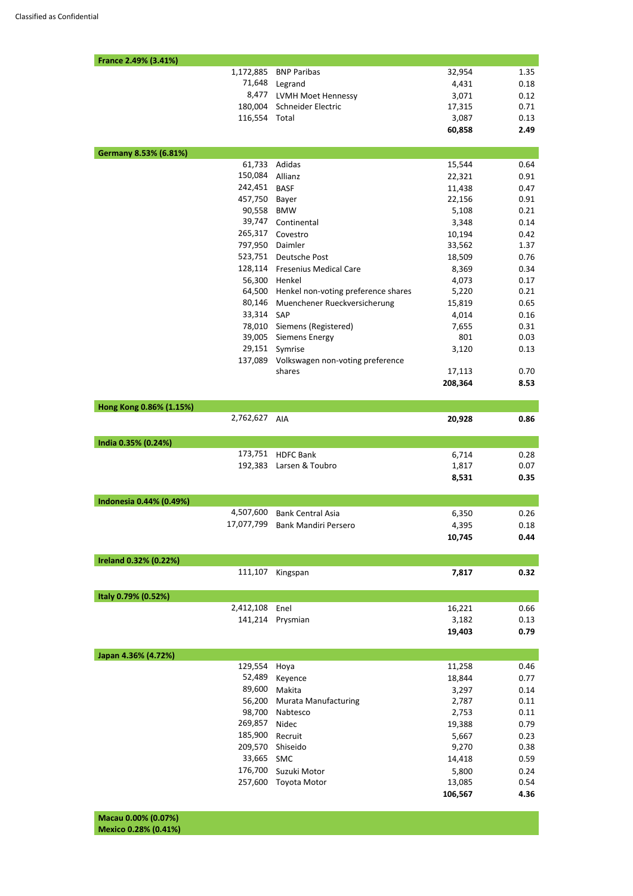| | | | |
|---|---|---|---|
| **France 2.49% (3.41%)** | | | |
| 1,172,885 | BNP Paribas | 32,954 | 1.35 |
| 71,648 | Legrand | 4,431 | 0.18 |
| 8,477 | LVMH Moet Hennessy | 3,071 | 0.12 |
| 180,004 | Schneider Electric | 17,315 | 0.71 |
| 116,554 | Total | 3,087 | 0.13 |
| | | **60,858** | **2.49** |
| **Germany 8.53% (6.81%)** | | | |
| 61,733 | Adidas | 15,544 | 0.64 |
| 150,084 | Allianz | 22,321 | 0.91 |
| 242,451 | BASF | 11,438 | 0.47 |
| 457,750 | Bayer | 22,156 | 0.91 |
| 90,558 | BMW | 5,108 | 0.21 |
| 39,747 | Continental | 3,348 | 0.14 |
| 265,317 | Covestro | 10,194 | 0.42 |
| 797,950 | Daimler | 33,562 | 1.37 |
| 523,751 | Deutsche Post | 18,509 | 0.76 |
| 128,114 | Fresenius Medical Care | 8,369 | 0.34 |
| 56,300 | Henkel | 4,073 | 0.17 |
| 64,500 | Henkel non-voting preference shares | 5,220 | 0.21 |
| 80,146 | Muenchener Rueckversicherung | 15,819 | 0.65 |
| 33,314 | SAP | 4,014 | 0.16 |
| 78,010 | Siemens (Registered) | 7,655 | 0.31 |
| 39,005 | Siemens Energy | 801 | 0.03 |
| 29,151 | Symrise | 3,120 | 0.13 |
| 137,089 | Volkswagen non-voting preference shares | 17,113 | 0.70 |
| | | **208,364** | **8.53** |
| **Hong Kong 0.86% (1.15%)** | | | |
| 2,762,627 | AIA | **20,928** | **0.86** |
| **India 0.35% (0.24%)** | | | |
| 173,751 | HDFC Bank | 6,714 | 0.28 |
| 192,383 | Larsen & Toubro | 1,817 | 0.07 |
| | | **8,531** | **0.35** |
| **Indonesia 0.44% (0.49%)** | | | |
| 4,507,600 | Bank Central Asia | 6,350 | 0.26 |
| 17,077,799 | Bank Mandiri Persero | 4,395 | 0.18 |
| | | **10,745** | **0.44** |
| **Ireland 0.32% (0.22%)** | | | |
| 111,107 | Kingspan | **7,817** | **0.32** |
| **Italy 0.79% (0.52%)** | | | |
| 2,412,108 | Enel | 16,221 | 0.66 |
| 141,214 | Prysmian | 3,182 | 0.13 |
| | | **19,403** | **0.79** |
| **Japan 4.36% (4.72%)** | | | |
| 129,554 | Hoya | 11,258 | 0.46 |
| 52,489 | Keyence | 18,844 | 0.77 |
| 89,600 | Makita | 3,297 | 0.14 |
| 56,200 | Murata Manufacturing | 2,787 | 0.11 |
| 98,700 | Nabtesco | 2,753 | 0.11 |
| 269,857 | Nidec | 19,388 | 0.79 |
| 185,900 | Recruit | 5,667 | 0.23 |
| 209,570 | Shiseido | 9,270 | 0.38 |
| 33,665 | SMC | 14,418 | 0.59 |
| 176,700 | Suzuki Motor | 5,800 | 0.24 |
| 257,600 | Toyota Motor | 13,085 | 0.54 |
| | | **106,567** | **4.36** |
| **Macau 0.00% (0.07%)** | | | |
| **Mexico 0.28% (0.41%)** | | | |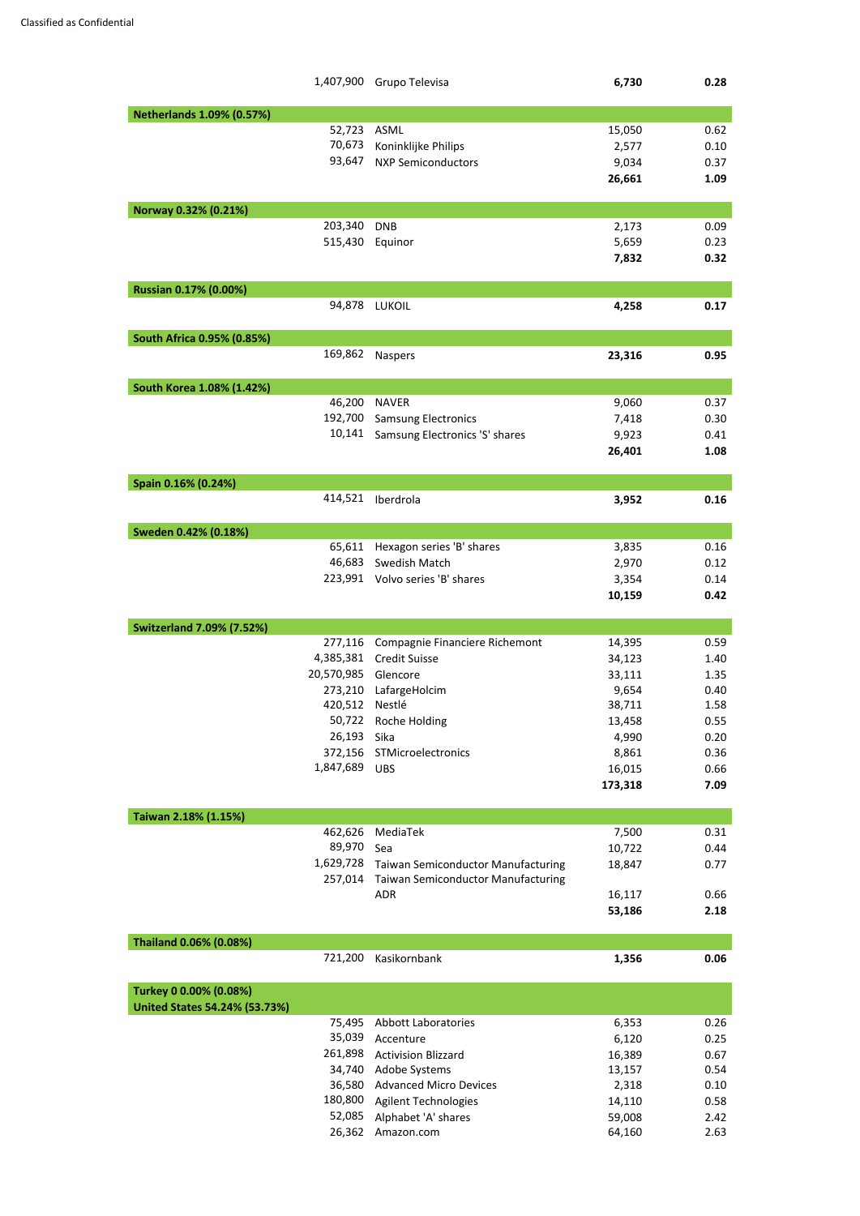| Holding | Investment | Market value £'000 | % of net assets |
|---|---|---|---|
| 1,407,900 | Grupo Televisa | **6,730** | **0.28** |
| **Netherlands 1.09% (0.57%)** | | | |
| 52,723 | ASML | 15,050 | 0.62 |
| 70,673 | Koninklijke Philips | 2,577 | 0.10 |
| 93,647 | NXP Semiconductors | 9,034 | 0.37 |
| | | **26,661** | **1.09** |
| **Norway 0.32% (0.21%)** | | | |
| 203,340 | DNB | 2,173 | 0.09 |
| 515,430 | Equinor | 5,659 | 0.23 |
| | | **7,832** | **0.32** |
| **Russian 0.17% (0.00%)** | | | |
| 94,878 | LUKOIL | **4,258** | **0.17** |
| **South Africa 0.95% (0.85%)** | | | |
| 169,862 | Naspers | **23,316** | **0.95** |
| **South Korea 1.08% (1.42%)** | | | |
| 46,200 | NAVER | 9,060 | 0.37 |
| 192,700 | Samsung Electronics | 7,418 | 0.30 |
| 10,141 | Samsung Electronics 'S' shares | 9,923 | 0.41 |
| | | **26,401** | **1.08** |
| **Spain 0.16% (0.24%)** | | | |
| 414,521 | Iberdrola | **3,952** | **0.16** |
| **Sweden 0.42% (0.18%)** | | | |
| 65,611 | Hexagon series 'B' shares | 3,835 | 0.16 |
| 46,683 | Swedish Match | 2,970 | 0.12 |
| 223,991 | Volvo series 'B' shares | 3,354 | 0.14 |
| | | **10,159** | **0.42** |
| **Switzerland 7.09% (7.52%)** | | | |
| 277,116 | Compagnie Financiere Richemont | 14,395 | 0.59 |
| 4,385,381 | Credit Suisse | 34,123 | 1.40 |
| 20,570,985 | Glencore | 33,111 | 1.35 |
| 273,210 | LafargeHolcim | 9,654 | 0.40 |
| 420,512 | Nestlé | 38,711 | 1.58 |
| 50,722 | Roche Holding | 13,458 | 0.55 |
| 26,193 | Sika | 4,990 | 0.20 |
| 372,156 | STMicroelectronics | 8,861 | 0.36 |
| 1,847,689 | UBS | 16,015 | 0.66 |
| | | **173,318** | **7.09** |
| **Taiwan 2.18% (1.15%)** | | | |
| 462,626 | MediaTek | 7,500 | 0.31 |
| 89,970 | Sea | 10,722 | 0.44 |
| 1,629,728 | Taiwan Semiconductor Manufacturing | 18,847 | 0.77 |
| 257,014 | Taiwan Semiconductor Manufacturing ADR | 16,117 | 0.66 |
| | | **53,186** | **2.18** |
| **Thailand 0.06% (0.08%)** | | | |
| 721,200 | Kasikornbank | **1,356** | **0.06** |
| **Turkey 0 0.00% (0.08%)** | | | |
| **United States 54.24% (53.73%)** | | | |
| 75,495 | Abbott Laboratories | 6,353 | 0.26 |
| 35,039 | Accenture | 6,120 | 0.25 |
| 261,898 | Activision Blizzard | 16,389 | 0.67 |
| 34,740 | Adobe Systems | 13,157 | 0.54 |
| 36,580 | Advanced Micro Devices | 2,318 | 0.10 |
| 180,800 | Agilent Technologies | 14,110 | 0.58 |
| 52,085 | Alphabet 'A' shares | 59,008 | 2.42 |
| 26,362 | Amazon.com | 64,160 | 2.63 |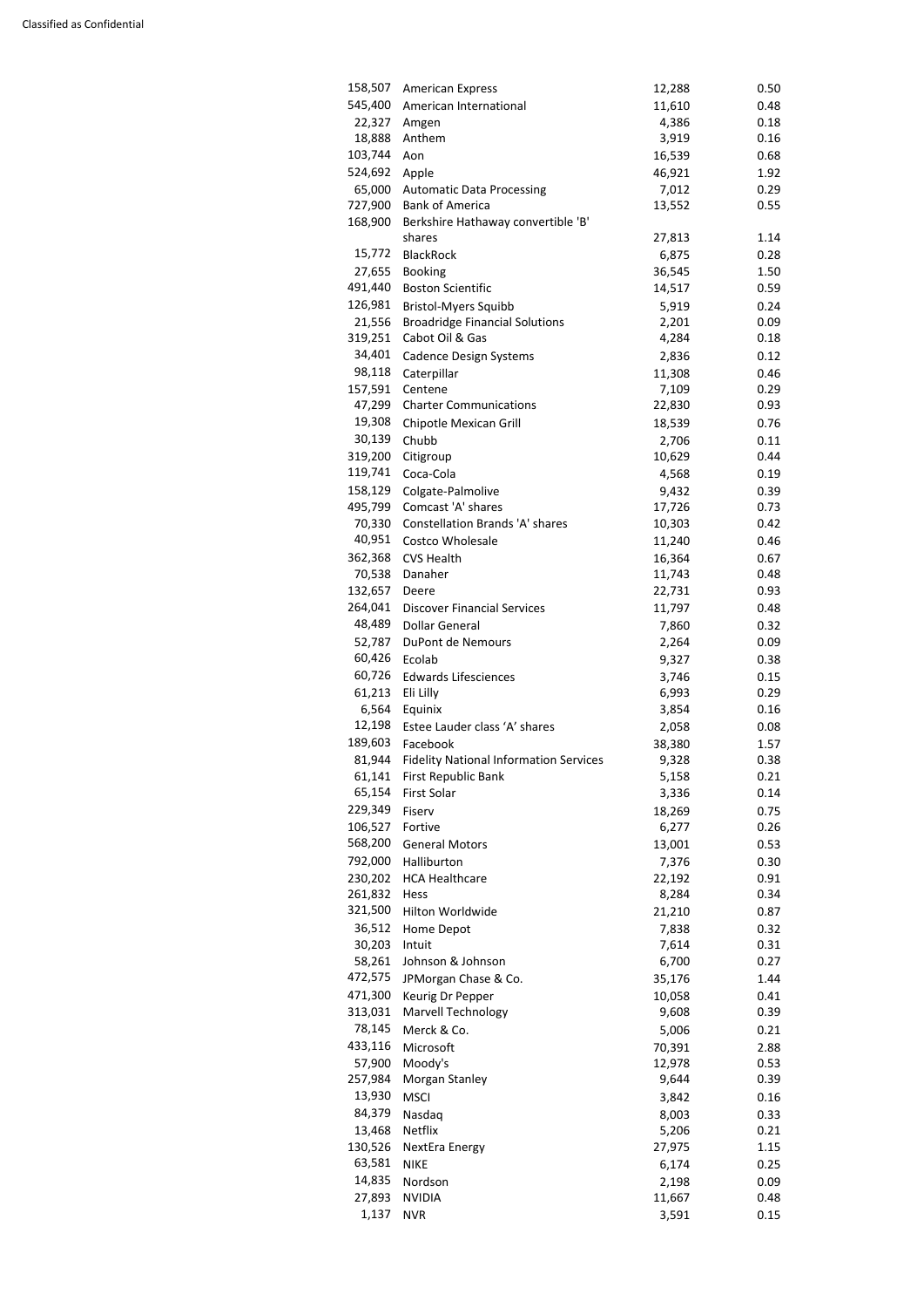| | | | |
|---|---|---|---|
| 158,507 | American Express | 12,288 | 0.50 |
| 545,400 | American International | 11,610 | 0.48 |
| 22,327 | Amgen | 4,386 | 0.18 |
| 18,888 | Anthem | 3,919 | 0.16 |
| 103,744 | Aon | 16,539 | 0.68 |
| 524,692 | Apple | 46,921 | 1.92 |
| 65,000 | Automatic Data Processing | 7,012 | 0.29 |
| 727,900 | Bank of America | 13,552 | 0.55 |
| 168,900 | Berkshire Hathaway convertible 'B' shares | 27,813 | 1.14 |
| 15,772 | BlackRock | 6,875 | 0.28 |
| 27,655 | Booking | 36,545 | 1.50 |
| 491,440 | Boston Scientific | 14,517 | 0.59 |
| 126,981 | Bristol-Myers Squibb | 5,919 | 0.24 |
| 21,556 | Broadridge Financial Solutions | 2,201 | 0.09 |
| 319,251 | Cabot Oil & Gas | 4,284 | 0.18 |
| 34,401 | Cadence Design Systems | 2,836 | 0.12 |
| 98,118 | Caterpillar | 11,308 | 0.46 |
| 157,591 | Centene | 7,109 | 0.29 |
| 47,299 | Charter Communications | 22,830 | 0.93 |
| 19,308 | Chipotle Mexican Grill | 18,539 | 0.76 |
| 30,139 | Chubb | 2,706 | 0.11 |
| 319,200 | Citigroup | 10,629 | 0.44 |
| 119,741 | Coca-Cola | 4,568 | 0.19 |
| 158,129 | Colgate-Palmolive | 9,432 | 0.39 |
| 495,799 | Comcast 'A' shares | 17,726 | 0.73 |
| 70,330 | Constellation Brands 'A' shares | 10,303 | 0.42 |
| 40,951 | Costco Wholesale | 11,240 | 0.46 |
| 362,368 | CVS Health | 16,364 | 0.67 |
| 70,538 | Danaher | 11,743 | 0.48 |
| 132,657 | Deere | 22,731 | 0.93 |
| 264,041 | Discover Financial Services | 11,797 | 0.48 |
| 48,489 | Dollar General | 7,860 | 0.32 |
| 52,787 | DuPont de Nemours | 2,264 | 0.09 |
| 60,426 | Ecolab | 9,327 | 0.38 |
| 60,726 | Edwards Lifesciences | 3,746 | 0.15 |
| 61,213 | Eli Lilly | 6,993 | 0.29 |
| 6,564 | Equinix | 3,854 | 0.16 |
| 12,198 | Estee Lauder class 'A' shares | 2,058 | 0.08 |
| 189,603 | Facebook | 38,380 | 1.57 |
| 81,944 | Fidelity National Information Services | 9,328 | 0.38 |
| 61,141 | First Republic Bank | 5,158 | 0.21 |
| 65,154 | First Solar | 3,336 | 0.14 |
| 229,349 | Fiserv | 18,269 | 0.75 |
| 106,527 | Fortive | 6,277 | 0.26 |
| 568,200 | General Motors | 13,001 | 0.53 |
| 792,000 | Halliburton | 7,376 | 0.30 |
| 230,202 | HCA Healthcare | 22,192 | 0.91 |
| 261,832 | Hess | 8,284 | 0.34 |
| 321,500 | Hilton Worldwide | 21,210 | 0.87 |
| 36,512 | Home Depot | 7,838 | 0.32 |
| 30,203 | Intuit | 7,614 | 0.31 |
| 58,261 | Johnson & Johnson | 6,700 | 0.27 |
| 472,575 | JPMorgan Chase & Co. | 35,176 | 1.44 |
| 471,300 | Keurig Dr Pepper | 10,058 | 0.41 |
| 313,031 | Marvell Technology | 9,608 | 0.39 |
| 78,145 | Merck & Co. | 5,006 | 0.21 |
| 433,116 | Microsoft | 70,391 | 2.88 |
| 57,900 | Moody's | 12,978 | 0.53 |
| 257,984 | Morgan Stanley | 9,644 | 0.39 |
| 13,930 | MSCI | 3,842 | 0.16 |
| 84,379 | Nasdaq | 8,003 | 0.33 |
| 13,468 | Netflix | 5,206 | 0.21 |
| 130,526 | NextEra Energy | 27,975 | 1.15 |
| 63,581 | NIKE | 6,174 | 0.25 |
| 14,835 | Nordson | 2,198 | 0.09 |
| 27,893 | NVIDIA | 11,667 | 0.48 |
| 1,137 | NVR | 3,591 | 0.15 |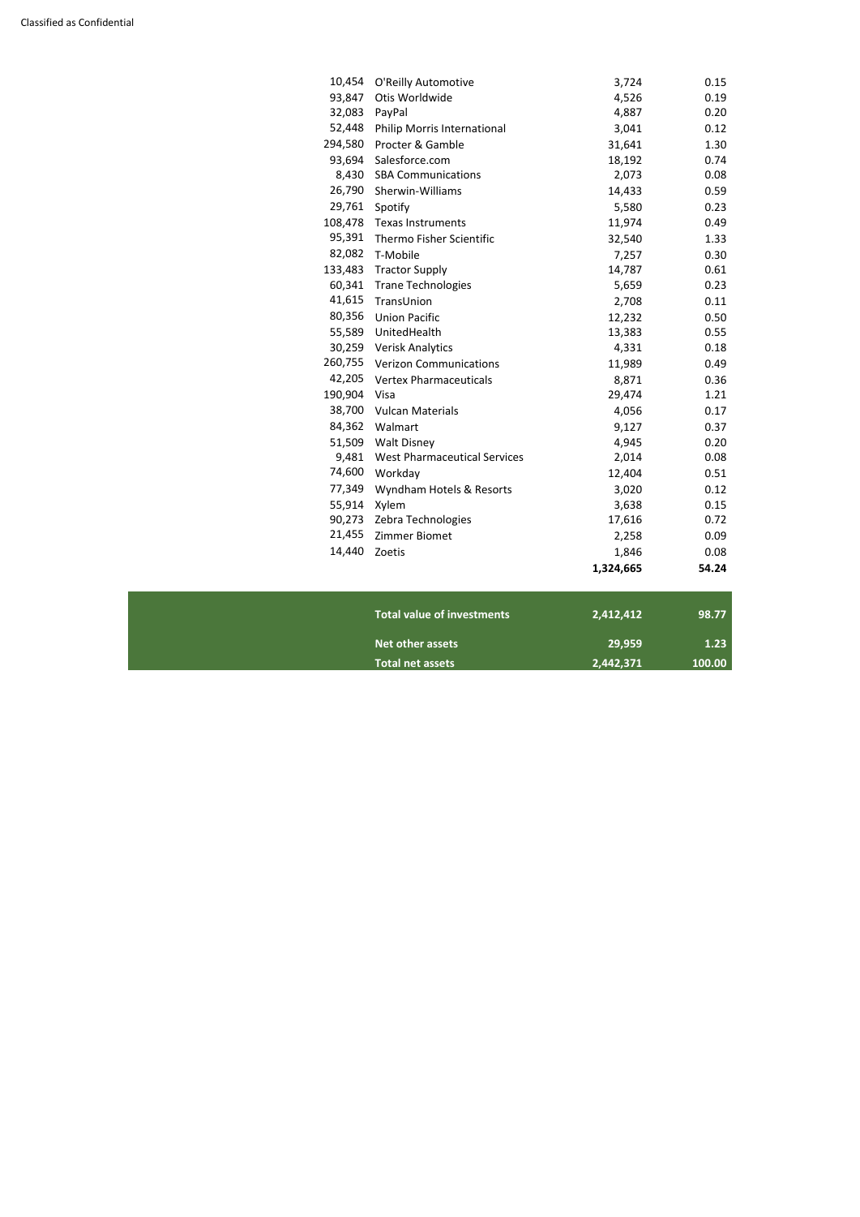| | | | |
|---|---|---|---|
| 10,454 | O'Reilly Automotive | 3,724 | 0.15 |
| 93,847 | Otis Worldwide | 4,526 | 0.19 |
| 32,083 | PayPal | 4,887 | 0.20 |
| 52,448 | Philip Morris International | 3,041 | 0.12 |
| 294,580 | Procter & Gamble | 31,641 | 1.30 |
| 93,694 | Salesforce.com | 18,192 | 0.74 |
| 8,430 | SBA Communications | 2,073 | 0.08 |
| 26,790 | Sherwin-Williams | 14,433 | 0.59 |
| 29,761 | Spotify | 5,580 | 0.23 |
| 108,478 | Texas Instruments | 11,974 | 0.49 |
| 95,391 | Thermo Fisher Scientific | 32,540 | 1.33 |
| 82,082 | T-Mobile | 7,257 | 0.30 |
| 133,483 | Tractor Supply | 14,787 | 0.61 |
| 60,341 | Trane Technologies | 5,659 | 0.23 |
| 41,615 | TransUnion | 2,708 | 0.11 |
| 80,356 | Union Pacific | 12,232 | 0.50 |
| 55,589 | UnitedHealth | 13,383 | 0.55 |
| 30,259 | Verisk Analytics | 4,331 | 0.18 |
| 260,755 | Verizon Communications | 11,989 | 0.49 |
| 42,205 | Vertex Pharmaceuticals | 8,871 | 0.36 |
| 190,904 | Visa | 29,474 | 1.21 |
| 38,700 | Vulcan Materials | 4,056 | 0.17 |
| 84,362 | Walmart | 9,127 | 0.37 |
| 51,509 | Walt Disney | 4,945 | 0.20 |
| 9,481 | West Pharmaceutical Services | 2,014 | 0.08 |
| 74,600 | Workday | 12,404 | 0.51 |
| 77,349 | Wyndham Hotels & Resorts | 3,020 | 0.12 |
| 55,914 | Xylem | 3,638 | 0.15 |
| 90,273 | Zebra Technologies | 17,616 | 0.72 |
| 21,455 | Zimmer Biomet | 2,258 | 0.09 |
| 14,440 | Zoetis | 1,846 | 0.08 |
| | | **1,324,665** | **54.24** |

| | | |
|---|---|---|
| **Total value of investments** | **2,412,412** | **98.77** |
| **Net other assets** | **29,959** | **1.23** |
| **Total net assets** | **2,442,371** | **100.00** |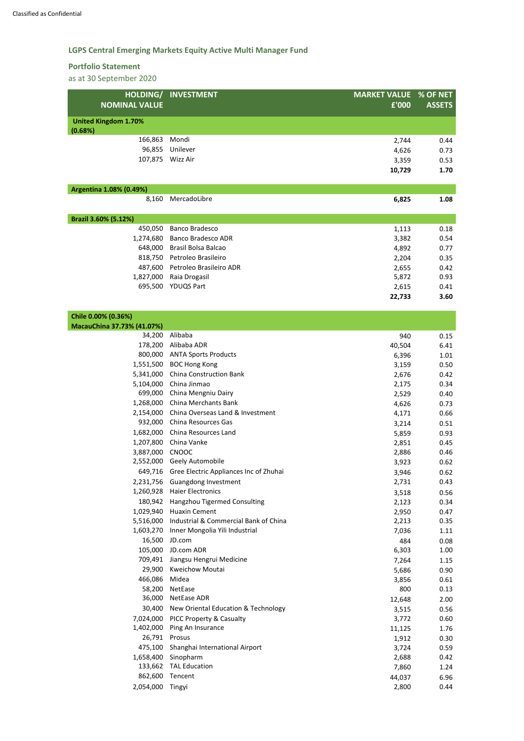## LGPS Central Emerging Markets Equity Active Multi Manager Fund

### Portfolio Statement

as at 30 September 2020

| HOLDING/ NOMINAL VALUE | INVESTMENT | MARKET VALUE £'000 | % OF NET ASSETS |
|---|---|---|---|
| **United Kingdom 1.70% (0.68%)** | | | |
| 166,863 | Mondi | 2,744 | 0.44 |
| 96,855 | Unilever | 4,626 | 0.73 |
| 107,875 | Wizz Air | 3,359 | 0.53 |
| | | **10,729** | **1.70** |
| **Argentina 1.08% (0.49%)** | | | |
| 8,160 | MercadoLibre | **6,825** | **1.08** |
| **Brazil 3.60% (5.12%)** | | | |
| 450,050 | Banco Bradesco | 1,113 | 0.18 |
| 1,274,680 | Banco Bradesco ADR | 3,382 | 0.54 |
| 648,000 | Brasil Bolsa Balcao | 4,892 | 0.77 |
| 818,750 | Petroleo Brasileiro | 2,204 | 0.35 |
| 487,600 | Petroleo Brasileiro ADR | 2,655 | 0.42 |
| 1,827,000 | Raia Drogasil | 5,872 | 0.93 |
| 695,500 | YDUQS Part | 2,615 | 0.41 |
| | | **22,733** | **3.60** |
| **Chile 0.00% (0.36%)** | | | |
| **MacauChina 37.73% (41.07%)** | | | |
| 34,200 | Alibaba | 940 | 0.15 |
| 178,200 | Alibaba ADR | 40,504 | 6.41 |
| 800,000 | ANTA Sports Products | 6,396 | 1.01 |
| 1,551,500 | BOC Hong Kong | 3,159 | 0.50 |
| 5,341,000 | China Construction Bank | 2,676 | 0.42 |
| 5,104,000 | China Jinmao | 2,175 | 0.34 |
| 699,000 | China Mengniu Dairy | 2,529 | 0.40 |
| 1,268,000 | China Merchants Bank | 4,626 | 0.73 |
| 2,154,000 | China Overseas Land & Investment | 4,171 | 0.66 |
| 932,000 | China Resources Gas | 3,214 | 0.51 |
| 1,682,000 | China Resources Land | 5,859 | 0.93 |
| 1,207,800 | China Vanke | 2,851 | 0.45 |
| 3,887,000 | CNOOC | 2,886 | 0.46 |
| 2,552,000 | Geely Automobile | 3,923 | 0.62 |
| 649,716 | Gree Electric Appliances Inc of Zhuhai | 3,946 | 0.62 |
| 2,231,756 | Guangdong Investment | 2,731 | 0.43 |
| 1,260,928 | Haier Electronics | 3,518 | 0.56 |
| 180,942 | Hangzhou Tigermed Consulting | 2,123 | 0.34 |
| 1,029,940 | Huaxin Cement | 2,950 | 0.47 |
| 5,516,000 | Industrial & Commercial Bank of China | 2,213 | 0.35 |
| 1,603,270 | Inner Mongolia Yili Industrial | 7,036 | 1.11 |
| 16,500 | JD.com | 484 | 0.08 |
| 105,000 | JD.com ADR | 6,303 | 1.00 |
| 709,491 | Jiangsu Hengrui Medicine | 7,264 | 1.15 |
| 29,900 | Kweichow Moutai | 5,686 | 0.90 |
| 466,086 | Midea | 3,856 | 0.61 |
| 58,200 | NetEase | 800 | 0.13 |
| 36,000 | NetEase ADR | 12,648 | 2.00 |
| 30,400 | New Oriental Education & Technology | 3,515 | 0.56 |
| 7,024,000 | PICC Property & Casualty | 3,772 | 0.60 |
| 1,402,000 | Ping An Insurance | 11,125 | 1.76 |
| 26,791 | Prosus | 1,912 | 0.30 |
| 475,100 | Shanghai International Airport | 3,724 | 0.59 |
| 1,658,400 | Sinopharm | 2,688 | 0.42 |
| 133,662 | TAL Education | 7,860 | 1.24 |
| 862,600 | Tencent | 44,037 | 6.96 |
| 2,054,000 | Tingyi | 2,800 | 0.44 |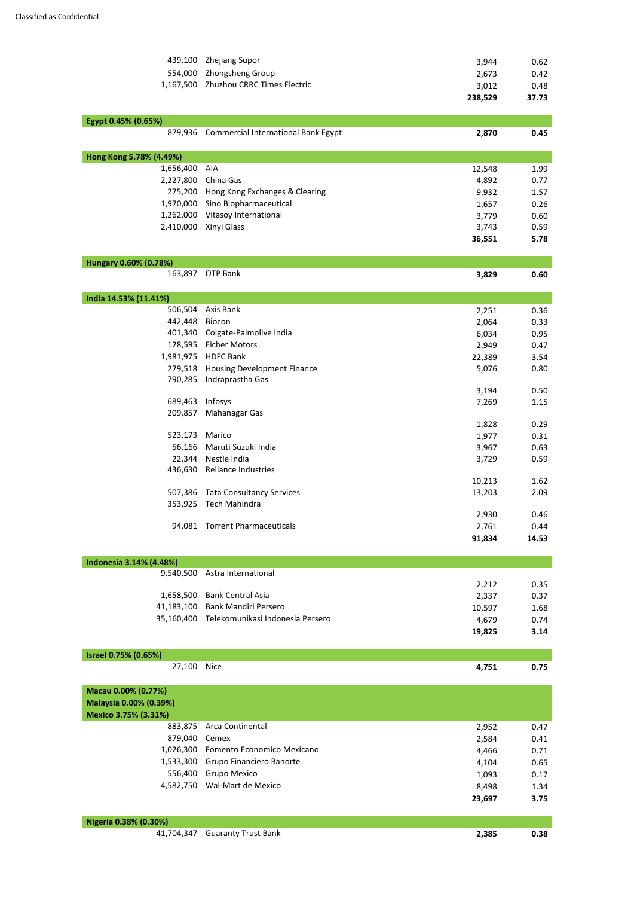| Holding | Investment | Market value £000 | % of net assets |
|---|---|---|---|
| 439,100 | Zhejiang Supor | 3,944 | 0.62 |
| 554,000 | Zhongsheng Group | 2,673 | 0.42 |
| 1,167,500 | Zhuzhou CRRC Times Electric | 3,012 | 0.48 |
| | | **238,529** | **37.73** |
| **Egypt 0.45% (0.65%)** | | | |
| 879,936 | Commercial International Bank Egypt | **2,870** | **0.45** |
| **Hong Kong 5.78% (4.49%)** | | | |
| 1,656,400 | AIA | 12,548 | 1.99 |
| 2,227,800 | China Gas | 4,892 | 0.77 |
| 275,200 | Hong Kong Exchanges & Clearing | 9,932 | 1.57 |
| 1,970,000 | Sino Biopharmaceutical | 1,657 | 0.26 |
| 1,262,000 | Vitasoy International | 3,779 | 0.60 |
| 2,410,000 | Xinyi Glass | 3,743 | 0.59 |
| | | **36,551** | **5.78** |
| **Hungary 0.60% (0.78%)** | | | |
| 163,897 | OTP Bank | **3,829** | **0.60** |
| **India 14.53% (11.41%)** | | | |
| 506,504 | Axis Bank | 2,251 | 0.36 |
| 442,448 | Biocon | 2,064 | 0.33 |
| 401,340 | Colgate-Palmolive India | 6,034 | 0.95 |
| 128,595 | Eicher Motors | 2,949 | 0.47 |
| 1,981,975 | HDFC Bank | 22,389 | 3.54 |
| 279,518 | Housing Development Finance | 5,076 | 0.80 |
| 790,285 | Indraprastha Gas | 3,194 | 0.50 |
| 689,463 | Infosys | 7,269 | 1.15 |
| 209,857 | Mahanagar Gas | 1,828 | 0.29 |
| 523,173 | Marico | 1,977 | 0.31 |
| 56,166 | Maruti Suzuki India | 3,967 | 0.63 |
| 22,344 | Nestle India | 3,729 | 0.59 |
| 436,630 | Reliance Industries | 10,213 | 1.62 |
| 507,386 | Tata Consultancy Services | 13,203 | 2.09 |
| 353,925 | Tech Mahindra | 2,930 | 0.46 |
| 94,081 | Torrent Pharmaceuticals | 2,761 | 0.44 |
| | | **91,834** | **14.53** |
| **Indonesia 3.14% (4.48%)** | | | |
| 9,540,500 | Astra International | 2,212 | 0.35 |
| 1,658,500 | Bank Central Asia | 2,337 | 0.37 |
| 41,183,100 | Bank Mandiri Persero | 10,597 | 1.68 |
| 35,160,400 | Telekomunikasi Indonesia Persero | 4,679 | 0.74 |
| | | **19,825** | **3.14** |
| **Israel 0.75% (0.65%)** | | | |
| 27,100 | Nice | **4,751** | **0.75** |
| **Macau 0.00% (0.77%)** | | | |
| **Malaysia 0.00% (0.39%)** | | | |
| **Mexico 3.75% (3.31%)** | | | |
| 883,875 | Arca Continental | 2,952 | 0.47 |
| 879,040 | Cemex | 2,584 | 0.41 |
| 1,026,300 | Fomento Economico Mexicano | 4,466 | 0.71 |
| 1,533,300 | Grupo Financiero Banorte | 4,104 | 0.65 |
| 556,400 | Grupo Mexico | 1,093 | 0.17 |
| 4,582,750 | Wal-Mart de Mexico | 8,498 | 1.34 |
| | | **23,697** | **3.75** |
| **Nigeria 0.38% (0.30%)** | | | |
| 41,704,347 | Guaranty Trust Bank | **2,385** | **0.38** |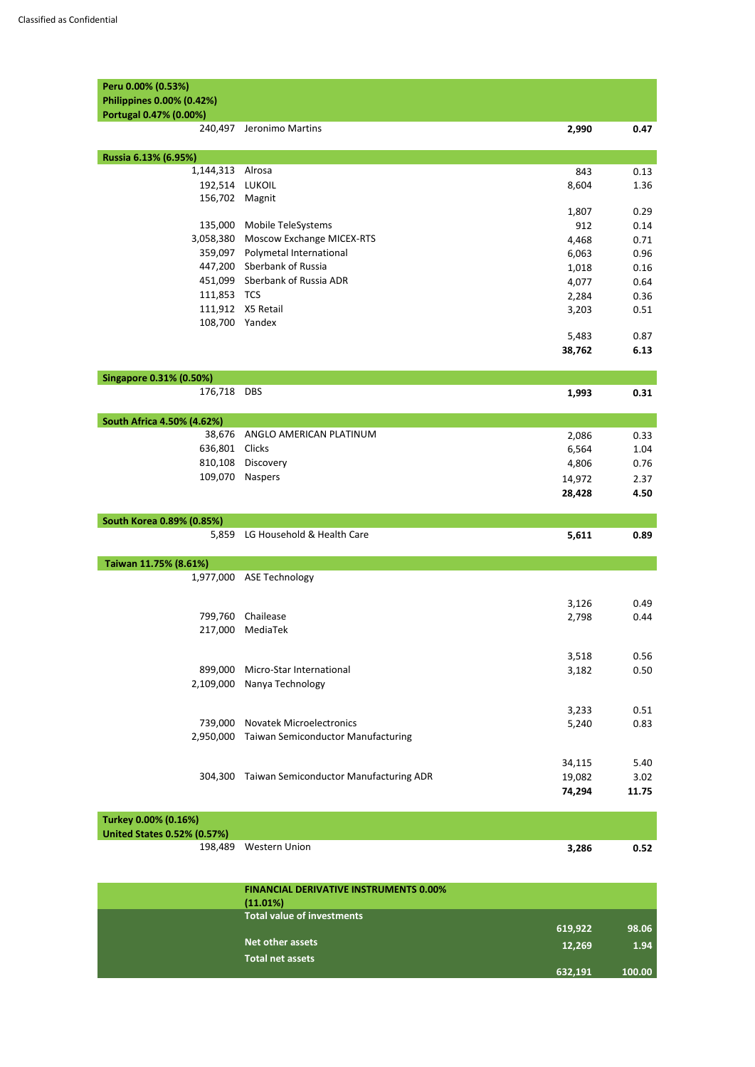Classified as Confidential

| Holding | Investment | Market value | % of net assets |
|---|---|---|---|
| **Peru 0.00% (0.53%)** | | | |
| **Philippines 0.00% (0.42%)** | | | |
| **Portugal 0.47% (0.00%)** | | | |
| 240,497 | Jeronimo Martins | **2,990** | **0.47** |
| **Russia 6.13% (6.95%)** | | | |
| 1,144,313 | Alrosa | 843 | 0.13 |
| 192,514 | LUKOIL | 8,604 | 1.36 |
| 156,702 | Magnit | 1,807 | 0.29 |
| 135,000 | Mobile TeleSystems | 912 | 0.14 |
| 3,058,380 | Moscow Exchange MICEX-RTS | 4,468 | 0.71 |
| 359,097 | Polymetal International | 6,063 | 0.96 |
| 447,200 | Sberbank of Russia | 1,018 | 0.16 |
| 451,099 | Sberbank of Russia ADR | 4,077 | 0.64 |
| 111,853 | TCS | 2,284 | 0.36 |
| 111,912 | X5 Retail | 3,203 | 0.51 |
| 108,700 | Yandex | 5,483 | 0.87 |
| | | **38,762** | **6.13** |
| **Singapore 0.31% (0.50%)** | | | |
| 176,718 | DBS | **1,993** | **0.31** |
| **South Africa 4.50% (4.62%)** | | | |
| 38,676 | ANGLO AMERICAN PLATINUM | 2,086 | 0.33 |
| 636,801 | Clicks | 6,564 | 1.04 |
| 810,108 | Discovery | 4,806 | 0.76 |
| 109,070 | Naspers | 14,972 | 2.37 |
| | | **28,428** | **4.50** |
| **South Korea 0.89% (0.85%)** | | | |
| 5,859 | LG Household & Health Care | **5,611** | **0.89** |
| **Taiwan 11.75% (8.61%)** | | | |
| 1,977,000 | ASE Technology | 3,126 | 0.49 |
| 799,760 | Chailease | 2,798 | 0.44 |
| 217,000 | MediaTek | 3,518 | 0.56 |
| 899,000 | Micro-Star International | 3,182 | 0.50 |
| 2,109,000 | Nanya Technology | 3,233 | 0.51 |
| 739,000 | Novatek Microelectronics | 5,240 | 0.83 |
| 2,950,000 | Taiwan Semiconductor Manufacturing | 34,115 | 5.40 |
| 304,300 | Taiwan Semiconductor Manufacturing ADR | 19,082 | 3.02 |
| | | **74,294** | **11.75** |
| **Turkey 0.00% (0.16%)** | | | |
| **United States 0.52% (0.57%)** | | | |
| 198,489 | Western Union | **3,286** | **0.52** |
| | **FINANCIAL DERIVATIVE INSTRUMENTS 0.00% (11.01%)** | | |
| | **Total value of investments** | **619,922** | **98.06** |
| | **Net other assets** | **12,269** | **1.94** |
| | **Total net assets** | **632,191** | **100.00** |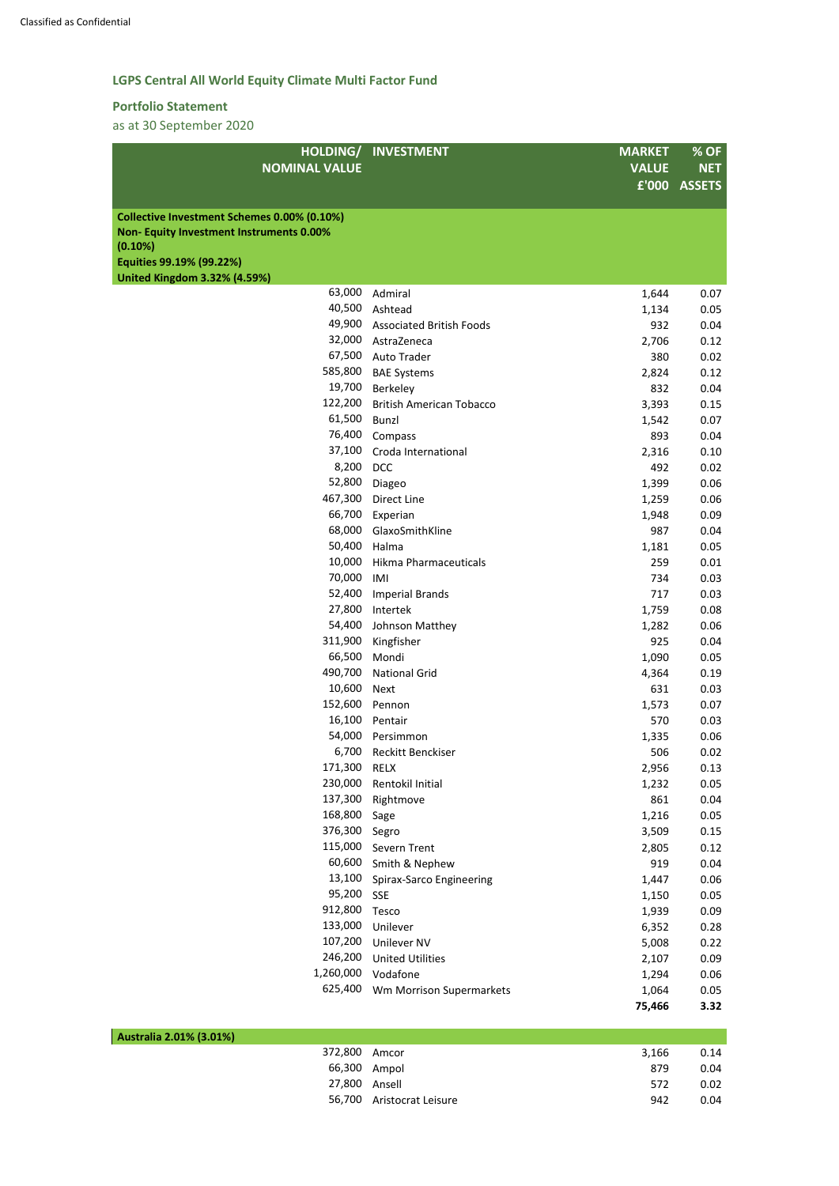## LGPS Central All World Equity Climate Multi Factor Fund

### Portfolio Statement

as at 30 September 2020

| HOLDING/ NOMINAL VALUE | INVESTMENT | MARKET VALUE £'000 | % OF NET ASSETS |
|---|---|---|---|
| **Collective Investment Schemes 0.00% (0.10%)** | | | |
| **Non- Equity Investment Instruments 0.00% (0.10%)** | | | |
| **Equities 99.19% (99.22%)** | | | |
| **United Kingdom 3.32% (4.59%)** | | | |
| 63,000 | Admiral | 1,644 | 0.07 |
| 40,500 | Ashtead | 1,134 | 0.05 |
| 49,900 | Associated British Foods | 932 | 0.04 |
| 32,000 | AstraZeneca | 2,706 | 0.12 |
| 67,500 | Auto Trader | 380 | 0.02 |
| 585,800 | BAE Systems | 2,824 | 0.12 |
| 19,700 | Berkeley | 832 | 0.04 |
| 122,200 | British American Tobacco | 3,393 | 0.15 |
| 61,500 | Bunzl | 1,542 | 0.07 |
| 76,400 | Compass | 893 | 0.04 |
| 37,100 | Croda International | 2,316 | 0.10 |
| 8,200 | DCC | 492 | 0.02 |
| 52,800 | Diageo | 1,399 | 0.06 |
| 467,300 | Direct Line | 1,259 | 0.06 |
| 66,700 | Experian | 1,948 | 0.09 |
| 68,000 | GlaxoSmithKline | 987 | 0.04 |
| 50,400 | Halma | 1,181 | 0.05 |
| 10,000 | Hikma Pharmaceuticals | 259 | 0.01 |
| 70,000 | IMI | 734 | 0.03 |
| 52,400 | Imperial Brands | 717 | 0.03 |
| 27,800 | Intertek | 1,759 | 0.08 |
| 54,400 | Johnson Matthey | 1,282 | 0.06 |
| 311,900 | Kingfisher | 925 | 0.04 |
| 66,500 | Mondi | 1,090 | 0.05 |
| 490,700 | National Grid | 4,364 | 0.19 |
| 10,600 | Next | 631 | 0.03 |
| 152,600 | Pennon | 1,573 | 0.07 |
| 16,100 | Pentair | 570 | 0.03 |
| 54,000 | Persimmon | 1,335 | 0.06 |
| 6,700 | Reckitt Benckiser | 506 | 0.02 |
| 171,300 | RELX | 2,956 | 0.13 |
| 230,000 | Rentokil Initial | 1,232 | 0.05 |
| 137,300 | Rightmove | 861 | 0.04 |
| 168,800 | Sage | 1,216 | 0.05 |
| 376,300 | Segro | 3,509 | 0.15 |
| 115,000 | Severn Trent | 2,805 | 0.12 |
| 60,600 | Smith & Nephew | 919 | 0.04 |
| 13,100 | Spirax-Sarco Engineering | 1,447 | 0.06 |
| 95,200 | SSE | 1,150 | 0.05 |
| 912,800 | Tesco | 1,939 | 0.09 |
| 133,000 | Unilever | 6,352 | 0.28 |
| 107,200 | Unilever NV | 5,008 | 0.22 |
| 246,200 | United Utilities | 2,107 | 0.09 |
| 1,260,000 | Vodafone | 1,294 | 0.06 |
| 625,400 | Wm Morrison Supermarkets | 1,064 | 0.05 |
| | | **75,466** | **3.32** |
| **Australia 2.01% (3.01%)** | | | |
| 372,800 | Amcor | 3,166 | 0.14 |
| 66,300 | Ampol | 879 | 0.04 |
| 27,800 | Ansell | 572 | 0.02 |
| 56,700 | Aristocrat Leisure | 942 | 0.04 |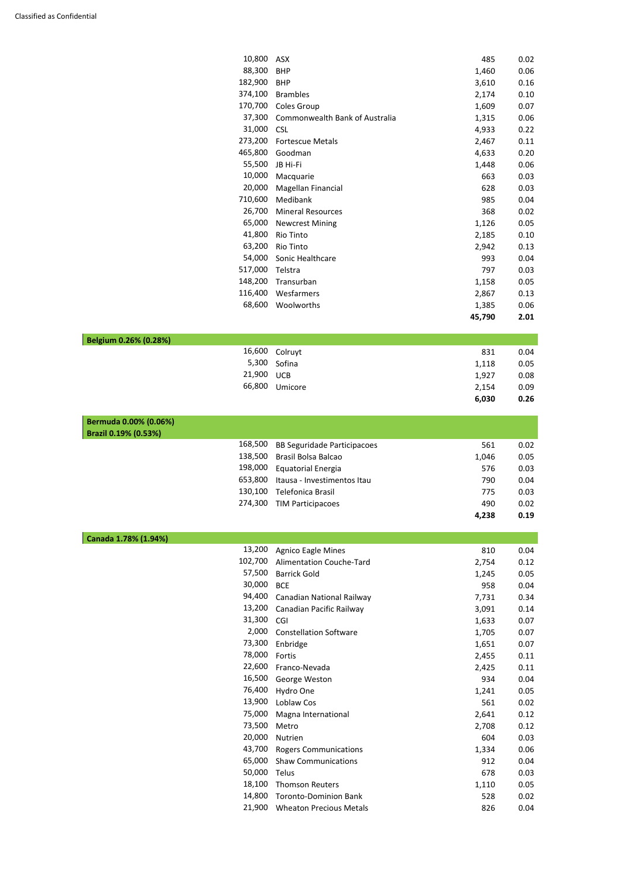| Holding | Investment | Market value £'000 | % of net assets |
|---|---|---|---|
| 10,800 | ASX | 485 | 0.02 |
| 88,300 | BHP | 1,460 | 0.06 |
| 182,900 | BHP | 3,610 | 0.16 |
| 374,100 | Brambles | 2,174 | 0.10 |
| 170,700 | Coles Group | 1,609 | 0.07 |
| 37,300 | Commonwealth Bank of Australia | 1,315 | 0.06 |
| 31,000 | CSL | 4,933 | 0.22 |
| 273,200 | Fortescue Metals | 2,467 | 0.11 |
| 465,800 | Goodman | 4,633 | 0.20 |
| 55,500 | JB Hi-Fi | 1,448 | 0.06 |
| 10,000 | Macquarie | 663 | 0.03 |
| 20,000 | Magellan Financial | 628 | 0.03 |
| 710,600 | Medibank | 985 | 0.04 |
| 26,700 | Mineral Resources | 368 | 0.02 |
| 65,000 | Newcrest Mining | 1,126 | 0.05 |
| 41,800 | Rio Tinto | 2,185 | 0.10 |
| 63,200 | Rio Tinto | 2,942 | 0.13 |
| 54,000 | Sonic Healthcare | 993 | 0.04 |
| 517,000 | Telstra | 797 | 0.03 |
| 148,200 | Transurban | 1,158 | 0.05 |
| 116,400 | Wesfarmers | 2,867 | 0.13 |
| 68,600 | Woolworths | 1,385 | 0.06 |
| | | **45,790** | **2.01** |
| **Belgium 0.26% (0.28%)** | | | |
| 16,600 | Colruyt | 831 | 0.04 |
| 5,300 | Sofina | 1,118 | 0.05 |
| 21,900 | UCB | 1,927 | 0.08 |
| 66,800 | Umicore | 2,154 | 0.09 |
| | | **6,030** | **0.26** |
| **Bermuda 0.00% (0.06%)** | | | |
| **Brazil 0.19% (0.53%)** | | | |
| 168,500 | BB Seguridade Participacoes | 561 | 0.02 |
| 138,500 | Brasil Bolsa Balcao | 1,046 | 0.05 |
| 198,000 | Equatorial Energia | 576 | 0.03 |
| 653,800 | Itausa - Investimentos Itau | 790 | 0.04 |
| 130,100 | Telefonica Brasil | 775 | 0.03 |
| 274,300 | TIM Participacoes | 490 | 0.02 |
| | | **4,238** | **0.19** |
| **Canada 1.78% (1.94%)** | | | |
| 13,200 | Agnico Eagle Mines | 810 | 0.04 |
| 102,700 | Alimentation Couche-Tard | 2,754 | 0.12 |
| 57,500 | Barrick Gold | 1,245 | 0.05 |
| 30,000 | BCE | 958 | 0.04 |
| 94,400 | Canadian National Railway | 7,731 | 0.34 |
| 13,200 | Canadian Pacific Railway | 3,091 | 0.14 |
| 31,300 | CGI | 1,633 | 0.07 |
| 2,000 | Constellation Software | 1,705 | 0.07 |
| 73,300 | Enbridge | 1,651 | 0.07 |
| 78,000 | Fortis | 2,455 | 0.11 |
| 22,600 | Franco-Nevada | 2,425 | 0.11 |
| 16,500 | George Weston | 934 | 0.04 |
| 76,400 | Hydro One | 1,241 | 0.05 |
| 13,900 | Loblaw Cos | 561 | 0.02 |
| 75,000 | Magna International | 2,641 | 0.12 |
| 73,500 | Metro | 2,708 | 0.12 |
| 20,000 | Nutrien | 604 | 0.03 |
| 43,700 | Rogers Communications | 1,334 | 0.06 |
| 65,000 | Shaw Communications | 912 | 0.04 |
| 50,000 | Telus | 678 | 0.03 |
| 18,100 | Thomson Reuters | 1,110 | 0.05 |
| 14,800 | Toronto-Dominion Bank | 528 | 0.02 |
| 21,900 | Wheaton Precious Metals | 826 | 0.04 |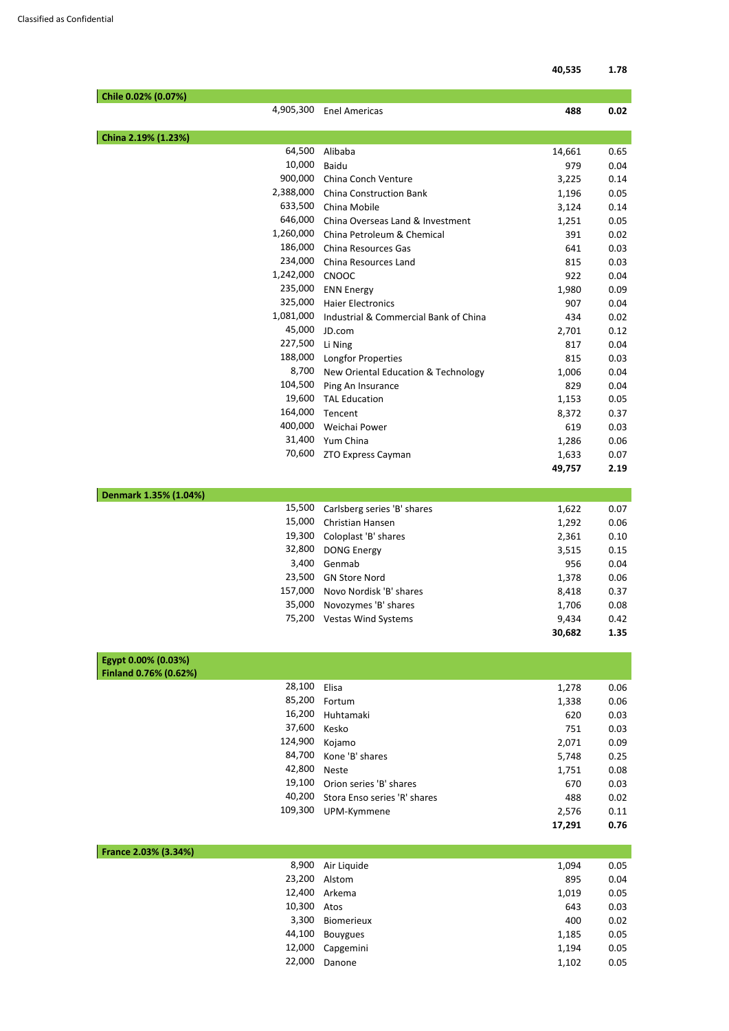| Holding | Investment | Market value £'000 | Total net assets % |
|---|---|---|---|
| | | **40,535** | **1.78** |
| **Chile 0.02% (0.07%)** | | | |
| 4,905,300 | Enel Americas | **488** | **0.02** |
| **China 2.19% (1.23%)** | | | |
| 64,500 | Alibaba | 14,661 | 0.65 |
| 10,000 | Baidu | 979 | 0.04 |
| 900,000 | China Conch Venture | 3,225 | 0.14 |
| 2,388,000 | China Construction Bank | 1,196 | 0.05 |
| 633,500 | China Mobile | 3,124 | 0.14 |
| 646,000 | China Overseas Land & Investment | 1,251 | 0.05 |
| 1,260,000 | China Petroleum & Chemical | 391 | 0.02 |
| 186,000 | China Resources Gas | 641 | 0.03 |
| 234,000 | China Resources Land | 815 | 0.03 |
| 1,242,000 | CNOOC | 922 | 0.04 |
| 235,000 | ENN Energy | 1,980 | 0.09 |
| 325,000 | Haier Electronics | 907 | 0.04 |
| 1,081,000 | Industrial & Commercial Bank of China | 434 | 0.02 |
| 45,000 | JD.com | 2,701 | 0.12 |
| 227,500 | Li Ning | 817 | 0.04 |
| 188,000 | Longfor Properties | 815 | 0.03 |
| 8,700 | New Oriental Education & Technology | 1,006 | 0.04 |
| 104,500 | Ping An Insurance | 829 | 0.04 |
| 19,600 | TAL Education | 1,153 | 0.05 |
| 164,000 | Tencent | 8,372 | 0.37 |
| 400,000 | Weichai Power | 619 | 0.03 |
| 31,400 | Yum China | 1,286 | 0.06 |
| 70,600 | ZTO Express Cayman | 1,633 | 0.07 |
| | | **49,757** | **2.19** |
| **Denmark 1.35% (1.04%)** | | | |
| 15,500 | Carlsberg series 'B' shares | 1,622 | 0.07 |
| 15,000 | Christian Hansen | 1,292 | 0.06 |
| 19,300 | Coloplast 'B' shares | 2,361 | 0.10 |
| 32,800 | DONG Energy | 3,515 | 0.15 |
| 3,400 | Genmab | 956 | 0.04 |
| 23,500 | GN Store Nord | 1,378 | 0.06 |
| 157,000 | Novo Nordisk 'B' shares | 8,418 | 0.37 |
| 35,000 | Novozymes 'B' shares | 1,706 | 0.08 |
| 75,200 | Vestas Wind Systems | 9,434 | 0.42 |
| | | **30,682** | **1.35** |
| **Egypt 0.00% (0.03%)** | | | |
| **Finland 0.76% (0.62%)** | | | |
| 28,100 | Elisa | 1,278 | 0.06 |
| 85,200 | Fortum | 1,338 | 0.06 |
| 16,200 | Huhtamaki | 620 | 0.03 |
| 37,600 | Kesko | 751 | 0.03 |
| 124,900 | Kojamo | 2,071 | 0.09 |
| 84,700 | Kone 'B' shares | 5,748 | 0.25 |
| 42,800 | Neste | 1,751 | 0.08 |
| 19,100 | Orion series 'B' shares | 670 | 0.03 |
| 40,200 | Stora Enso series 'R' shares | 488 | 0.02 |
| 109,300 | UPM-Kymmene | 2,576 | 0.11 |
| | | **17,291** | **0.76** |
| **France 2.03% (3.34%)** | | | |
| 8,900 | Air Liquide | 1,094 | 0.05 |
| 23,200 | Alstom | 895 | 0.04 |
| 12,400 | Arkema | 1,019 | 0.05 |
| 10,300 | Atos | 643 | 0.03 |
| 3,300 | Biomerieux | 400 | 0.02 |
| 44,100 | Bouygues | 1,185 | 0.05 |
| 12,000 | Capgemini | 1,194 | 0.05 |
| 22,000 | Danone | 1,102 | 0.05 |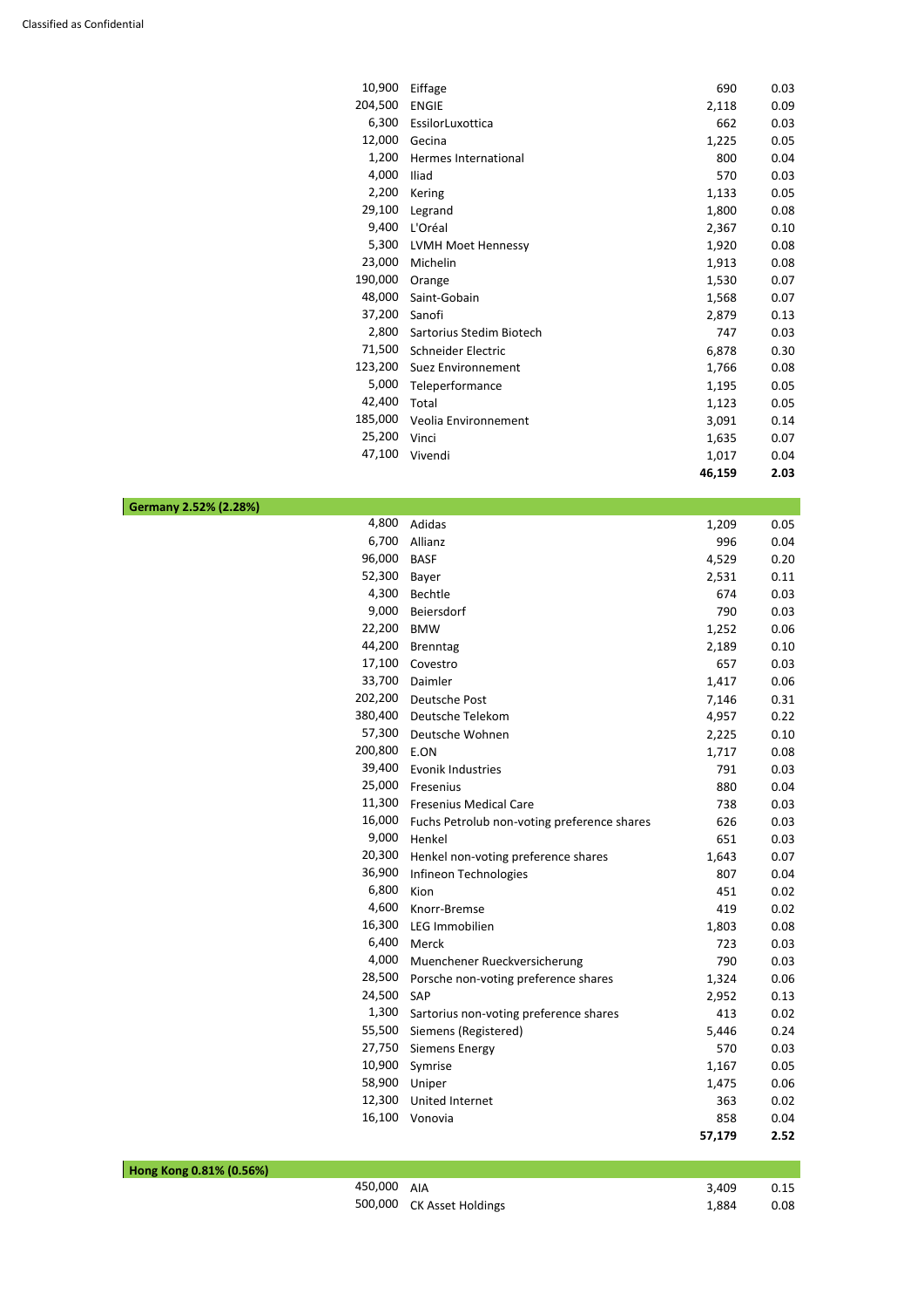| | | | |
|---|---|---|---|
| 10,900 | Eiffage | 690 | 0.03 |
| 204,500 | ENGIE | 2,118 | 0.09 |
| 6,300 | EssilorLuxottica | 662 | 0.03 |
| 12,000 | Gecina | 1,225 | 0.05 |
| 1,200 | Hermes International | 800 | 0.04 |
| 4,000 | Iliad | 570 | 0.03 |
| 2,200 | Kering | 1,133 | 0.05 |
| 29,100 | Legrand | 1,800 | 0.08 |
| 9,400 | L'Oréal | 2,367 | 0.10 |
| 5,300 | LVMH Moet Hennessy | 1,920 | 0.08 |
| 23,000 | Michelin | 1,913 | 0.08 |
| 190,000 | Orange | 1,530 | 0.07 |
| 48,000 | Saint-Gobain | 1,568 | 0.07 |
| 37,200 | Sanofi | 2,879 | 0.13 |
| 2,800 | Sartorius Stedim Biotech | 747 | 0.03 |
| 71,500 | Schneider Electric | 6,878 | 0.30 |
| 123,200 | Suez Environnement | 1,766 | 0.08 |
| 5,000 | Teleperformance | 1,195 | 0.05 |
| 42,400 | Total | 1,123 | 0.05 |
| 185,000 | Veolia Environnement | 3,091 | 0.14 |
| 25,200 | Vinci | 1,635 | 0.07 |
| 47,100 | Vivendi | 1,017 | 0.04 |
| | | **46,159** | **2.03** |

**Germany 2.52% (2.28%)**

| | | | |
|---|---|---|---|
| 4,800 | Adidas | 1,209 | 0.05 |
| 6,700 | Allianz | 996 | 0.04 |
| 96,000 | BASF | 4,529 | 0.20 |
| 52,300 | Bayer | 2,531 | 0.11 |
| 4,300 | Bechtle | 674 | 0.03 |
| 9,000 | Beiersdorf | 790 | 0.03 |
| 22,200 | BMW | 1,252 | 0.06 |
| 44,200 | Brenntag | 2,189 | 0.10 |
| 17,100 | Covestro | 657 | 0.03 |
| 33,700 | Daimler | 1,417 | 0.06 |
| 202,200 | Deutsche Post | 7,146 | 0.31 |
| 380,400 | Deutsche Telekom | 4,957 | 0.22 |
| 57,300 | Deutsche Wohnen | 2,225 | 0.10 |
| 200,800 | E.ON | 1,717 | 0.08 |
| 39,400 | Evonik Industries | 791 | 0.03 |
| 25,000 | Fresenius | 880 | 0.04 |
| 11,300 | Fresenius Medical Care | 738 | 0.03 |
| 16,000 | Fuchs Petrolub non-voting preference shares | 626 | 0.03 |
| 9,000 | Henkel | 651 | 0.03 |
| 20,300 | Henkel non-voting preference shares | 1,643 | 0.07 |
| 36,900 | Infineon Technologies | 807 | 0.04 |
| 6,800 | Kion | 451 | 0.02 |
| 4,600 | Knorr-Bremse | 419 | 0.02 |
| 16,300 | LEG Immobilien | 1,803 | 0.08 |
| 6,400 | Merck | 723 | 0.03 |
| 4,000 | Muenchener Rueckversicherung | 790 | 0.03 |
| 28,500 | Porsche non-voting preference shares | 1,324 | 0.06 |
| 24,500 | SAP | 2,952 | 0.13 |
| 1,300 | Sartorius non-voting preference shares | 413 | 0.02 |
| 55,500 | Siemens (Registered) | 5,446 | 0.24 |
| 27,750 | Siemens Energy | 570 | 0.03 |
| 10,900 | Symrise | 1,167 | 0.05 |
| 58,900 | Uniper | 1,475 | 0.06 |
| 12,300 | United Internet | 363 | 0.02 |
| 16,100 | Vonovia | 858 | 0.04 |
| | | **57,179** | **2.52** |

**Hong Kong 0.81% (0.56%)**

| | | | |
|---|---|---|---|
| 450,000 | AIA | 3,409 | 0.15 |
| 500,000 | CK Asset Holdings | 1,884 | 0.08 |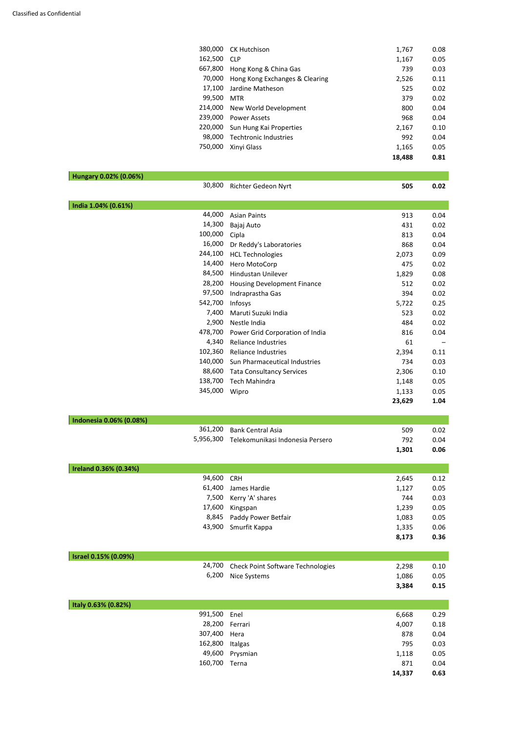| Holding | Investment | Market value £'000 | % of total net assets |
|---|---|---|---|
| 380,000 | CK Hutchison | 1,767 | 0.08 |
| 162,500 | CLP | 1,167 | 0.05 |
| 667,800 | Hong Kong & China Gas | 739 | 0.03 |
| 70,000 | Hong Kong Exchanges & Clearing | 2,526 | 0.11 |
| 17,100 | Jardine Matheson | 525 | 0.02 |
| 99,500 | MTR | 379 | 0.02 |
| 214,000 | New World Development | 800 | 0.04 |
| 239,000 | Power Assets | 968 | 0.04 |
| 220,000 | Sun Hung Kai Properties | 2,167 | 0.10 |
| 98,000 | Techtronic Industries | 992 | 0.04 |
| 750,000 | Xinyi Glass | 1,165 | 0.05 |
| | | **18,488** | **0.81** |
| **Hungary 0.02% (0.06%)** | | | |
| 30,800 | Richter Gedeon Nyrt | **505** | **0.02** |
| **India 1.04% (0.61%)** | | | |
| 44,000 | Asian Paints | 913 | 0.04 |
| 14,300 | Bajaj Auto | 431 | 0.02 |
| 100,000 | Cipla | 813 | 0.04 |
| 16,000 | Dr Reddy's Laboratories | 868 | 0.04 |
| 244,100 | HCL Technologies | 2,073 | 0.09 |
| 14,400 | Hero MotoCorp | 475 | 0.02 |
| 84,500 | Hindustan Unilever | 1,829 | 0.08 |
| 28,200 | Housing Development Finance | 512 | 0.02 |
| 97,500 | Indraprastha Gas | 394 | 0.02 |
| 542,700 | Infosys | 5,722 | 0.25 |
| 7,400 | Maruti Suzuki India | 523 | 0.02 |
| 2,900 | Nestle India | 484 | 0.02 |
| 478,700 | Power Grid Corporation of India | 816 | 0.04 |
| 4,340 | Reliance Industries | 61 | – |
| 102,360 | Reliance Industries | 2,394 | 0.11 |
| 140,000 | Sun Pharmaceutical Industries | 734 | 0.03 |
| 88,600 | Tata Consultancy Services | 2,306 | 0.10 |
| 138,700 | Tech Mahindra | 1,148 | 0.05 |
| 345,000 | Wipro | 1,133 | 0.05 |
| | | **23,629** | **1.04** |
| **Indonesia 0.06% (0.08%)** | | | |
| 361,200 | Bank Central Asia | 509 | 0.02 |
| 5,956,300 | Telekomunikasi Indonesia Persero | 792 | 0.04 |
| | | **1,301** | **0.06** |
| **Ireland 0.36% (0.34%)** | | | |
| 94,600 | CRH | 2,645 | 0.12 |
| 61,400 | James Hardie | 1,127 | 0.05 |
| 7,500 | Kerry 'A' shares | 744 | 0.03 |
| 17,600 | Kingspan | 1,239 | 0.05 |
| 8,845 | Paddy Power Betfair | 1,083 | 0.05 |
| 43,900 | Smurfit Kappa | 1,335 | 0.06 |
| | | **8,173** | **0.36** |
| **Israel 0.15% (0.09%)** | | | |
| 24,700 | Check Point Software Technologies | 2,298 | 0.10 |
| 6,200 | Nice Systems | 1,086 | 0.05 |
| | | **3,384** | **0.15** |
| **Italy 0.63% (0.82%)** | | | |
| 991,500 | Enel | 6,668 | 0.29 |
| 28,200 | Ferrari | 4,007 | 0.18 |
| 307,400 | Hera | 878 | 0.04 |
| 162,800 | Italgas | 795 | 0.03 |
| 49,600 | Prysmian | 1,118 | 0.05 |
| 160,700 | Terna | 871 | 0.04 |
| | | **14,337** | **0.63** |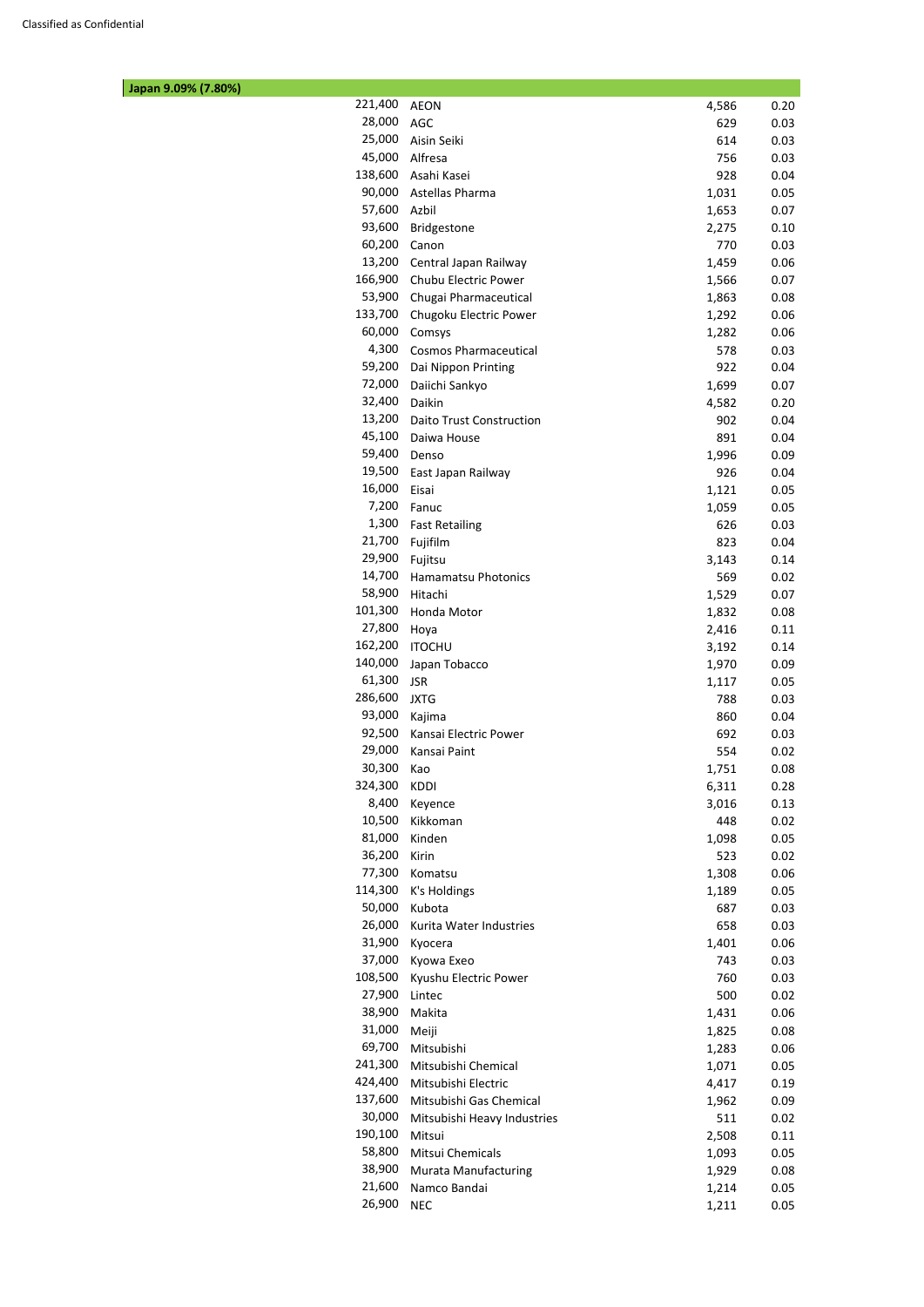Classified as Confidential

| Japan 9.09% (7.80%) | | | |
|---|---|---|---|
| 221,400 | AEON | 4,586 | 0.20 |
| 28,000 | AGC | 629 | 0.03 |
| 25,000 | Aisin Seiki | 614 | 0.03 |
| 45,000 | Alfresa | 756 | 0.03 |
| 138,600 | Asahi Kasei | 928 | 0.04 |
| 90,000 | Astellas Pharma | 1,031 | 0.05 |
| 57,600 | Azbil | 1,653 | 0.07 |
| 93,600 | Bridgestone | 2,275 | 0.10 |
| 60,200 | Canon | 770 | 0.03 |
| 13,200 | Central Japan Railway | 1,459 | 0.06 |
| 166,900 | Chubu Electric Power | 1,566 | 0.07 |
| 53,900 | Chugai Pharmaceutical | 1,863 | 0.08 |
| 133,700 | Chugoku Electric Power | 1,292 | 0.06 |
| 60,000 | Comsys | 1,282 | 0.06 |
| 4,300 | Cosmos Pharmaceutical | 578 | 0.03 |
| 59,200 | Dai Nippon Printing | 922 | 0.04 |
| 72,000 | Daiichi Sankyo | 1,699 | 0.07 |
| 32,400 | Daikin | 4,582 | 0.20 |
| 13,200 | Daito Trust Construction | 902 | 0.04 |
| 45,100 | Daiwa House | 891 | 0.04 |
| 59,400 | Denso | 1,996 | 0.09 |
| 19,500 | East Japan Railway | 926 | 0.04 |
| 16,000 | Eisai | 1,121 | 0.05 |
| 7,200 | Fanuc | 1,059 | 0.05 |
| 1,300 | Fast Retailing | 626 | 0.03 |
| 21,700 | Fujifilm | 823 | 0.04 |
| 29,900 | Fujitsu | 3,143 | 0.14 |
| 14,700 | Hamamatsu Photonics | 569 | 0.02 |
| 58,900 | Hitachi | 1,529 | 0.07 |
| 101,300 | Honda Motor | 1,832 | 0.08 |
| 27,800 | Hoya | 2,416 | 0.11 |
| 162,200 | ITOCHU | 3,192 | 0.14 |
| 140,000 | Japan Tobacco | 1,970 | 0.09 |
| 61,300 | JSR | 1,117 | 0.05 |
| 286,600 | JXTG | 788 | 0.03 |
| 93,000 | Kajima | 860 | 0.04 |
| 92,500 | Kansai Electric Power | 692 | 0.03 |
| 29,000 | Kansai Paint | 554 | 0.02 |
| 30,300 | Kao | 1,751 | 0.08 |
| 324,300 | KDDI | 6,311 | 0.28 |
| 8,400 | Keyence | 3,016 | 0.13 |
| 10,500 | Kikkoman | 448 | 0.02 |
| 81,000 | Kinden | 1,098 | 0.05 |
| 36,200 | Kirin | 523 | 0.02 |
| 77,300 | Komatsu | 1,308 | 0.06 |
| 114,300 | K's Holdings | 1,189 | 0.05 |
| 50,000 | Kubota | 687 | 0.03 |
| 26,000 | Kurita Water Industries | 658 | 0.03 |
| 31,900 | Kyocera | 1,401 | 0.06 |
| 37,000 | Kyowa Exeo | 743 | 0.03 |
| 108,500 | Kyushu Electric Power | 760 | 0.03 |
| 27,900 | Lintec | 500 | 0.02 |
| 38,900 | Makita | 1,431 | 0.06 |
| 31,000 | Meiji | 1,825 | 0.08 |
| 69,700 | Mitsubishi | 1,283 | 0.06 |
| 241,300 | Mitsubishi Chemical | 1,071 | 0.05 |
| 424,400 | Mitsubishi Electric | 4,417 | 0.19 |
| 137,600 | Mitsubishi Gas Chemical | 1,962 | 0.09 |
| 30,000 | Mitsubishi Heavy Industries | 511 | 0.02 |
| 190,100 | Mitsui | 2,508 | 0.11 |
| 58,800 | Mitsui Chemicals | 1,093 | 0.05 |
| 38,900 | Murata Manufacturing | 1,929 | 0.08 |
| 21,600 | Namco Bandai | 1,214 | 0.05 |
| 26,900 | NEC | 1,211 | 0.05 |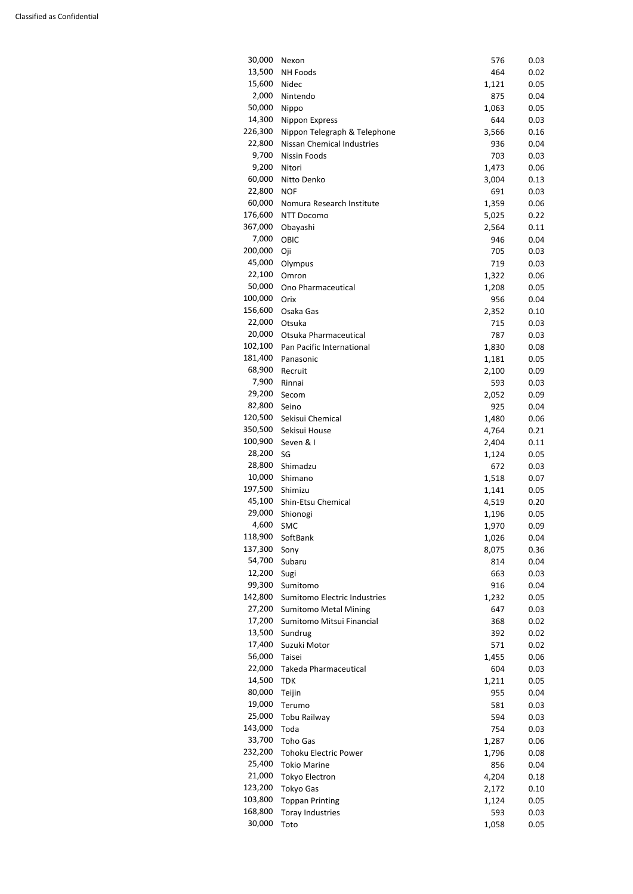| | | | |
|---|---|---|---|
| 30,000 | Nexon | 576 | 0.03 |
| 13,500 | NH Foods | 464 | 0.02 |
| 15,600 | Nidec | 1,121 | 0.05 |
| 2,000 | Nintendo | 875 | 0.04 |
| 50,000 | Nippo | 1,063 | 0.05 |
| 14,300 | Nippon Express | 644 | 0.03 |
| 226,300 | Nippon Telegraph & Telephone | 3,566 | 0.16 |
| 22,800 | Nissan Chemical Industries | 936 | 0.04 |
| 9,700 | Nissin Foods | 703 | 0.03 |
| 9,200 | Nitori | 1,473 | 0.06 |
| 60,000 | Nitto Denko | 3,004 | 0.13 |
| 22,800 | NOF | 691 | 0.03 |
| 60,000 | Nomura Research Institute | 1,359 | 0.06 |
| 176,600 | NTT Docomo | 5,025 | 0.22 |
| 367,000 | Obayashi | 2,564 | 0.11 |
| 7,000 | OBIC | 946 | 0.04 |
| 200,000 | Oji | 705 | 0.03 |
| 45,000 | Olympus | 719 | 0.03 |
| 22,100 | Omron | 1,322 | 0.06 |
| 50,000 | Ono Pharmaceutical | 1,208 | 0.05 |
| 100,000 | Orix | 956 | 0.04 |
| 156,600 | Osaka Gas | 2,352 | 0.10 |
| 22,000 | Otsuka | 715 | 0.03 |
| 20,000 | Otsuka Pharmaceutical | 787 | 0.03 |
| 102,100 | Pan Pacific International | 1,830 | 0.08 |
| 181,400 | Panasonic | 1,181 | 0.05 |
| 68,900 | Recruit | 2,100 | 0.09 |
| 7,900 | Rinnai | 593 | 0.03 |
| 29,200 | Secom | 2,052 | 0.09 |
| 82,800 | Seino | 925 | 0.04 |
| 120,500 | Sekisui Chemical | 1,480 | 0.06 |
| 350,500 | Sekisui House | 4,764 | 0.21 |
| 100,900 | Seven & I | 2,404 | 0.11 |
| 28,200 | SG | 1,124 | 0.05 |
| 28,800 | Shimadzu | 672 | 0.03 |
| 10,000 | Shimano | 1,518 | 0.07 |
| 197,500 | Shimizu | 1,141 | 0.05 |
| 45,100 | Shin-Etsu Chemical | 4,519 | 0.20 |
| 29,000 | Shionogi | 1,196 | 0.05 |
| 4,600 | SMC | 1,970 | 0.09 |
| 118,900 | SoftBank | 1,026 | 0.04 |
| 137,300 | Sony | 8,075 | 0.36 |
| 54,700 | Subaru | 814 | 0.04 |
| 12,200 | Sugi | 663 | 0.03 |
| 99,300 | Sumitomo | 916 | 0.04 |
| 142,800 | Sumitomo Electric Industries | 1,232 | 0.05 |
| 27,200 | Sumitomo Metal Mining | 647 | 0.03 |
| 17,200 | Sumitomo Mitsui Financial | 368 | 0.02 |
| 13,500 | Sundrug | 392 | 0.02 |
| 17,400 | Suzuki Motor | 571 | 0.02 |
| 56,000 | Taisei | 1,455 | 0.06 |
| 22,000 | Takeda Pharmaceutical | 604 | 0.03 |
| 14,500 | TDK | 1,211 | 0.05 |
| 80,000 | Teijin | 955 | 0.04 |
| 19,000 | Terumo | 581 | 0.03 |
| 25,000 | Tobu Railway | 594 | 0.03 |
| 143,000 | Toda | 754 | 0.03 |
| 33,700 | Toho Gas | 1,287 | 0.06 |
| 232,200 | Tohoku Electric Power | 1,796 | 0.08 |
| 25,400 | Tokio Marine | 856 | 0.04 |
| 21,000 | Tokyo Electron | 4,204 | 0.18 |
| 123,200 | Tokyo Gas | 2,172 | 0.10 |
| 103,800 | Toppan Printing | 1,124 | 0.05 |
| 168,800 | Toray Industries | 593 | 0.03 |
| 30,000 | Toto | 1,058 | 0.05 |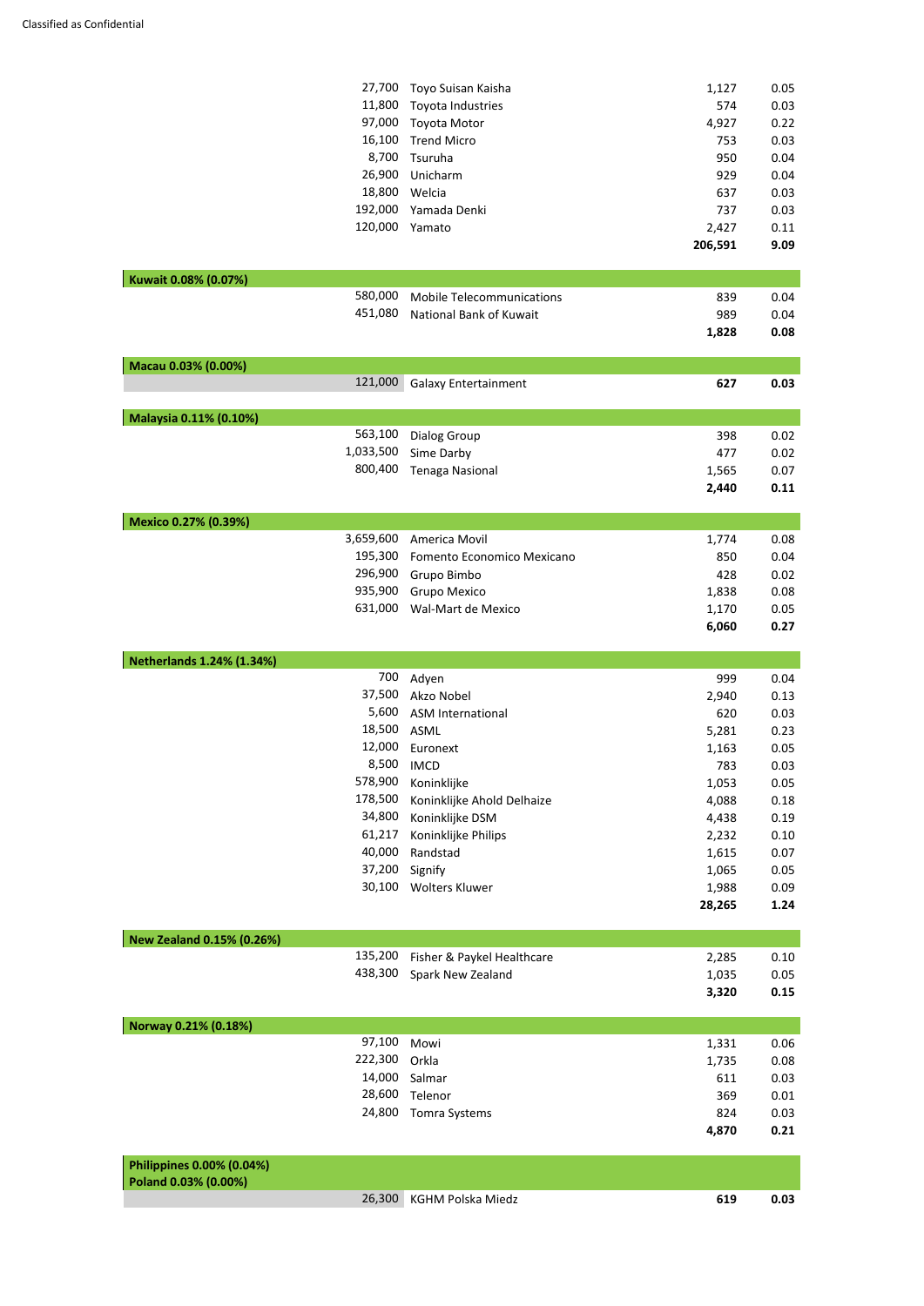| Holding | Investment | Market value £'000 | % of total net assets |
|---|---|---|---|
| 27,700 | Toyo Suisan Kaisha | 1,127 | 0.05 |
| 11,800 | Toyota Industries | 574 | 0.03 |
| 97,000 | Toyota Motor | 4,927 | 0.22 |
| 16,100 | Trend Micro | 753 | 0.03 |
| 8,700 | Tsuruha | 950 | 0.04 |
| 26,900 | Unicharm | 929 | 0.04 |
| 18,800 | Welcia | 637 | 0.03 |
| 192,000 | Yamada Denki | 737 | 0.03 |
| 120,000 | Yamato | 2,427 | 0.11 |
| | | **206,591** | **9.09** |
| **Kuwait 0.08% (0.07%)** | | | |
| 580,000 | Mobile Telecommunications | 839 | 0.04 |
| 451,080 | National Bank of Kuwait | 989 | 0.04 |
| | | **1,828** | **0.08** |
| **Macau 0.03% (0.00%)** | | | |
| 121,000 | Galaxy Entertainment | **627** | **0.03** |
| **Malaysia 0.11% (0.10%)** | | | |
| 563,100 | Dialog Group | 398 | 0.02 |
| 1,033,500 | Sime Darby | 477 | 0.02 |
| 800,400 | Tenaga Nasional | 1,565 | 0.07 |
| | | **2,440** | **0.11** |
| **Mexico 0.27% (0.39%)** | | | |
| 3,659,600 | America Movil | 1,774 | 0.08 |
| 195,300 | Fomento Economico Mexicano | 850 | 0.04 |
| 296,900 | Grupo Bimbo | 428 | 0.02 |
| 935,900 | Grupo Mexico | 1,838 | 0.08 |
| 631,000 | Wal-Mart de Mexico | 1,170 | 0.05 |
| | | **6,060** | **0.27** |
| **Netherlands 1.24% (1.34%)** | | | |
| 700 | Adyen | 999 | 0.04 |
| 37,500 | Akzo Nobel | 2,940 | 0.13 |
| 5,600 | ASM International | 620 | 0.03 |
| 18,500 | ASML | 5,281 | 0.23 |
| 12,000 | Euronext | 1,163 | 0.05 |
| 8,500 | IMCD | 783 | 0.03 |
| 578,900 | Koninklijke | 1,053 | 0.05 |
| 178,500 | Koninklijke Ahold Delhaize | 4,088 | 0.18 |
| 34,800 | Koninklijke DSM | 4,438 | 0.19 |
| 61,217 | Koninklijke Philips | 2,232 | 0.10 |
| 40,000 | Randstad | 1,615 | 0.07 |
| 37,200 | Signify | 1,065 | 0.05 |
| 30,100 | Wolters Kluwer | 1,988 | 0.09 |
| | | **28,265** | **1.24** |
| **New Zealand 0.15% (0.26%)** | | | |
| 135,200 | Fisher & Paykel Healthcare | 2,285 | 0.10 |
| 438,300 | Spark New Zealand | 1,035 | 0.05 |
| | | **3,320** | **0.15** |
| **Norway 0.21% (0.18%)** | | | |
| 97,100 | Mowi | 1,331 | 0.06 |
| 222,300 | Orkla | 1,735 | 0.08 |
| 14,000 | Salmar | 611 | 0.03 |
| 28,600 | Telenor | 369 | 0.01 |
| 24,800 | Tomra Systems | 824 | 0.03 |
| | | **4,870** | **0.21** |
| **Philippines 0.00% (0.04%)** | | | |
| **Poland 0.03% (0.00%)** | | | |
| 26,300 | KGHM Polska Miedz | **619** | **0.03** |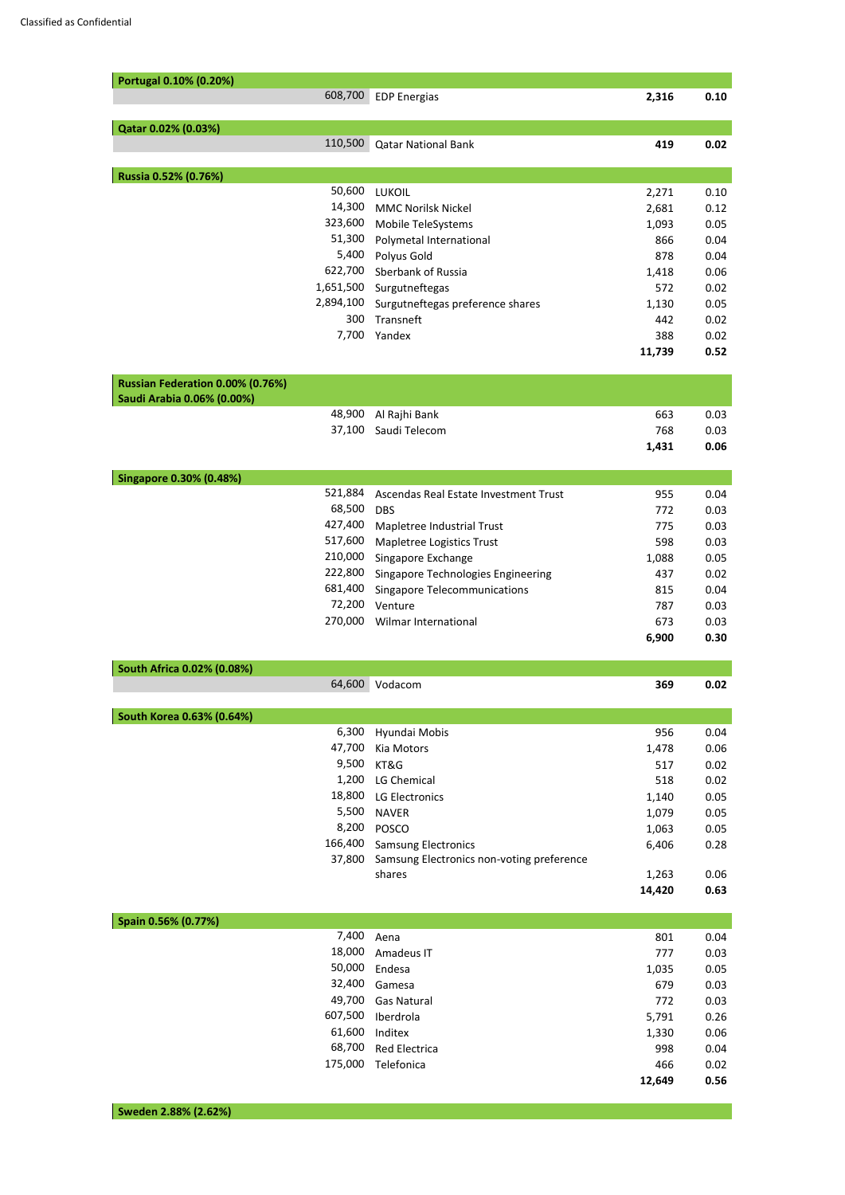Classified as Confidential

| | | | |
|---|---|---|---|
| **Portugal 0.10% (0.20%)** | | | |
| 608,700 | EDP Energias | **2,316** | **0.10** |
| | | | |
| **Qatar 0.02% (0.03%)** | | | |
| 110,500 | Qatar National Bank | **419** | **0.02** |
| | | | |
| **Russia 0.52% (0.76%)** | | | |
| 50,600 | LUKOIL | 2,271 | 0.10 |
| 14,300 | MMC Norilsk Nickel | 2,681 | 0.12 |
| 323,600 | Mobile TeleSystems | 1,093 | 0.05 |
| 51,300 | Polymetal International | 866 | 0.04 |
| 5,400 | Polyus Gold | 878 | 0.04 |
| 622,700 | Sberbank of Russia | 1,418 | 0.06 |
| 1,651,500 | Surgutneftegas | 572 | 0.02 |
| 2,894,100 | Surgutneftegas preference shares | 1,130 | 0.05 |
| 300 | Transneft | 442 | 0.02 |
| 7,700 | Yandex | 388 | 0.02 |
| | | **11,739** | **0.52** |
| | | | |
| **Russian Federation 0.00% (0.76%)** | | | |
| **Saudi Arabia 0.06% (0.00%)** | | | |
| 48,900 | Al Rajhi Bank | 663 | 0.03 |
| 37,100 | Saudi Telecom | 768 | 0.03 |
| | | **1,431** | **0.06** |
| | | | |
| **Singapore 0.30% (0.48%)** | | | |
| 521,884 | Ascendas Real Estate Investment Trust | 955 | 0.04 |
| 68,500 | DBS | 772 | 0.03 |
| 427,400 | Mapletree Industrial Trust | 775 | 0.03 |
| 517,600 | Mapletree Logistics Trust | 598 | 0.03 |
| 210,000 | Singapore Exchange | 1,088 | 0.05 |
| 222,800 | Singapore Technologies Engineering | 437 | 0.02 |
| 681,400 | Singapore Telecommunications | 815 | 0.04 |
| 72,200 | Venture | 787 | 0.03 |
| 270,000 | Wilmar International | 673 | 0.03 |
| | | **6,900** | **0.30** |
| | | | |
| **South Africa 0.02% (0.08%)** | | | |
| 64,600 | Vodacom | **369** | **0.02** |
| | | | |
| **South Korea 0.63% (0.64%)** | | | |
| 6,300 | Hyundai Mobis | 956 | 0.04 |
| 47,700 | Kia Motors | 1,478 | 0.06 |
| 9,500 | KT&G | 517 | 0.02 |
| 1,200 | LG Chemical | 518 | 0.02 |
| 18,800 | LG Electronics | 1,140 | 0.05 |
| 5,500 | NAVER | 1,079 | 0.05 |
| 8,200 | POSCO | 1,063 | 0.05 |
| 166,400 | Samsung Electronics | 6,406 | 0.28 |
| 37,800 | Samsung Electronics non-voting preference shares | 1,263 | 0.06 |
| | | **14,420** | **0.63** |
| | | | |
| **Spain 0.56% (0.77%)** | | | |
| 7,400 | Aena | 801 | 0.04 |
| 18,000 | Amadeus IT | 777 | 0.03 |
| 50,000 | Endesa | 1,035 | 0.05 |
| 32,400 | Gamesa | 679 | 0.03 |
| 49,700 | Gas Natural | 772 | 0.03 |
| 607,500 | Iberdrola | 5,791 | 0.26 |
| 61,600 | Inditex | 1,330 | 0.06 |
| 68,700 | Red Electrica | 998 | 0.04 |
| 175,000 | Telefonica | 466 | 0.02 |
| | | **12,649** | **0.56** |
| | | | |
| **Sweden 2.88% (2.62%)** | | | |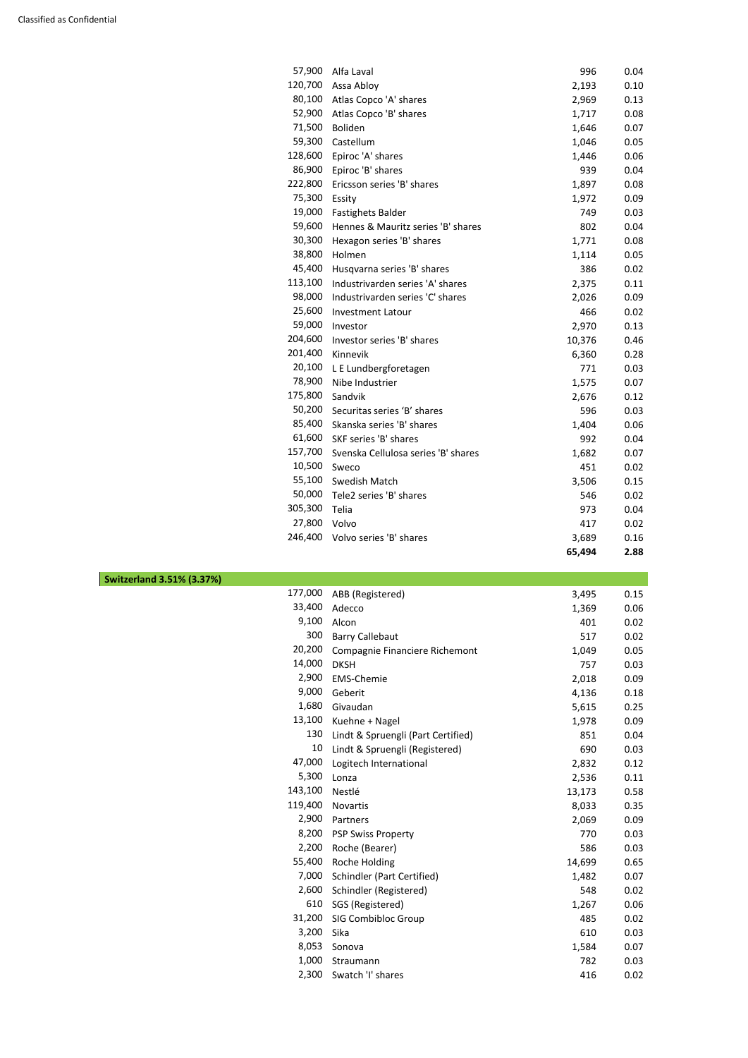| | | | |
|---|---|---|---|
| 57,900 | Alfa Laval | 996 | 0.04 |
| 120,700 | Assa Abloy | 2,193 | 0.10 |
| 80,100 | Atlas Copco 'A' shares | 2,969 | 0.13 |
| 52,900 | Atlas Copco 'B' shares | 1,717 | 0.08 |
| 71,500 | Boliden | 1,646 | 0.07 |
| 59,300 | Castellum | 1,046 | 0.05 |
| 128,600 | Epiroc 'A' shares | 1,446 | 0.06 |
| 86,900 | Epiroc 'B' shares | 939 | 0.04 |
| 222,800 | Ericsson series 'B' shares | 1,897 | 0.08 |
| 75,300 | Essity | 1,972 | 0.09 |
| 19,000 | Fastighets Balder | 749 | 0.03 |
| 59,600 | Hennes & Mauritz series 'B' shares | 802 | 0.04 |
| 30,300 | Hexagon series 'B' shares | 1,771 | 0.08 |
| 38,800 | Holmen | 1,114 | 0.05 |
| 45,400 | Husqvarna series 'B' shares | 386 | 0.02 |
| 113,100 | Industrivarden series 'A' shares | 2,375 | 0.11 |
| 98,000 | Industrivarden series 'C' shares | 2,026 | 0.09 |
| 25,600 | Investment Latour | 466 | 0.02 |
| 59,000 | Investor | 2,970 | 0.13 |
| 204,600 | Investor series 'B' shares | 10,376 | 0.46 |
| 201,400 | Kinnevik | 6,360 | 0.28 |
| 20,100 | L E Lundbergforetagen | 771 | 0.03 |
| 78,900 | Nibe Industrier | 1,575 | 0.07 |
| 175,800 | Sandvik | 2,676 | 0.12 |
| 50,200 | Securitas series 'B' shares | 596 | 0.03 |
| 85,400 | Skanska series 'B' shares | 1,404 | 0.06 |
| 61,600 | SKF series 'B' shares | 992 | 0.04 |
| 157,700 | Svenska Cellulosa series 'B' shares | 1,682 | 0.07 |
| 10,500 | Sweco | 451 | 0.02 |
| 55,100 | Swedish Match | 3,506 | 0.15 |
| 50,000 | Tele2 series 'B' shares | 546 | 0.02 |
| 305,300 | Telia | 973 | 0.04 |
| 27,800 | Volvo | 417 | 0.02 |
| 246,400 | Volvo series 'B' shares | 3,689 | 0.16 |
| | | **65,494** | **2.88** |

**Switzerland 3.51% (3.37%)**

| | | | |
|---|---|---|---|
| 177,000 | ABB (Registered) | 3,495 | 0.15 |
| 33,400 | Adecco | 1,369 | 0.06 |
| 9,100 | Alcon | 401 | 0.02 |
| 300 | Barry Callebaut | 517 | 0.02 |
| 20,200 | Compagnie Financiere Richemont | 1,049 | 0.05 |
| 14,000 | DKSH | 757 | 0.03 |
| 2,900 | EMS-Chemie | 2,018 | 0.09 |
| 9,000 | Geberit | 4,136 | 0.18 |
| 1,680 | Givaudan | 5,615 | 0.25 |
| 13,100 | Kuehne + Nagel | 1,978 | 0.09 |
| 130 | Lindt & Spruengli (Part Certified) | 851 | 0.04 |
| 10 | Lindt & Spruengli (Registered) | 690 | 0.03 |
| 47,000 | Logitech International | 2,832 | 0.12 |
| 5,300 | Lonza | 2,536 | 0.11 |
| 143,100 | Nestlé | 13,173 | 0.58 |
| 119,400 | Novartis | 8,033 | 0.35 |
| 2,900 | Partners | 2,069 | 0.09 |
| 8,200 | PSP Swiss Property | 770 | 0.03 |
| 2,200 | Roche (Bearer) | 586 | 0.03 |
| 55,400 | Roche Holding | 14,699 | 0.65 |
| 7,000 | Schindler (Part Certified) | 1,482 | 0.07 |
| 2,600 | Schindler (Registered) | 548 | 0.02 |
| 610 | SGS (Registered) | 1,267 | 0.06 |
| 31,200 | SIG Combibloc Group | 485 | 0.02 |
| 3,200 | Sika | 610 | 0.03 |
| 8,053 | Sonova | 1,584 | 0.07 |
| 1,000 | Straumann | 782 | 0.03 |
| 2,300 | Swatch 'I' shares | 416 | 0.02 |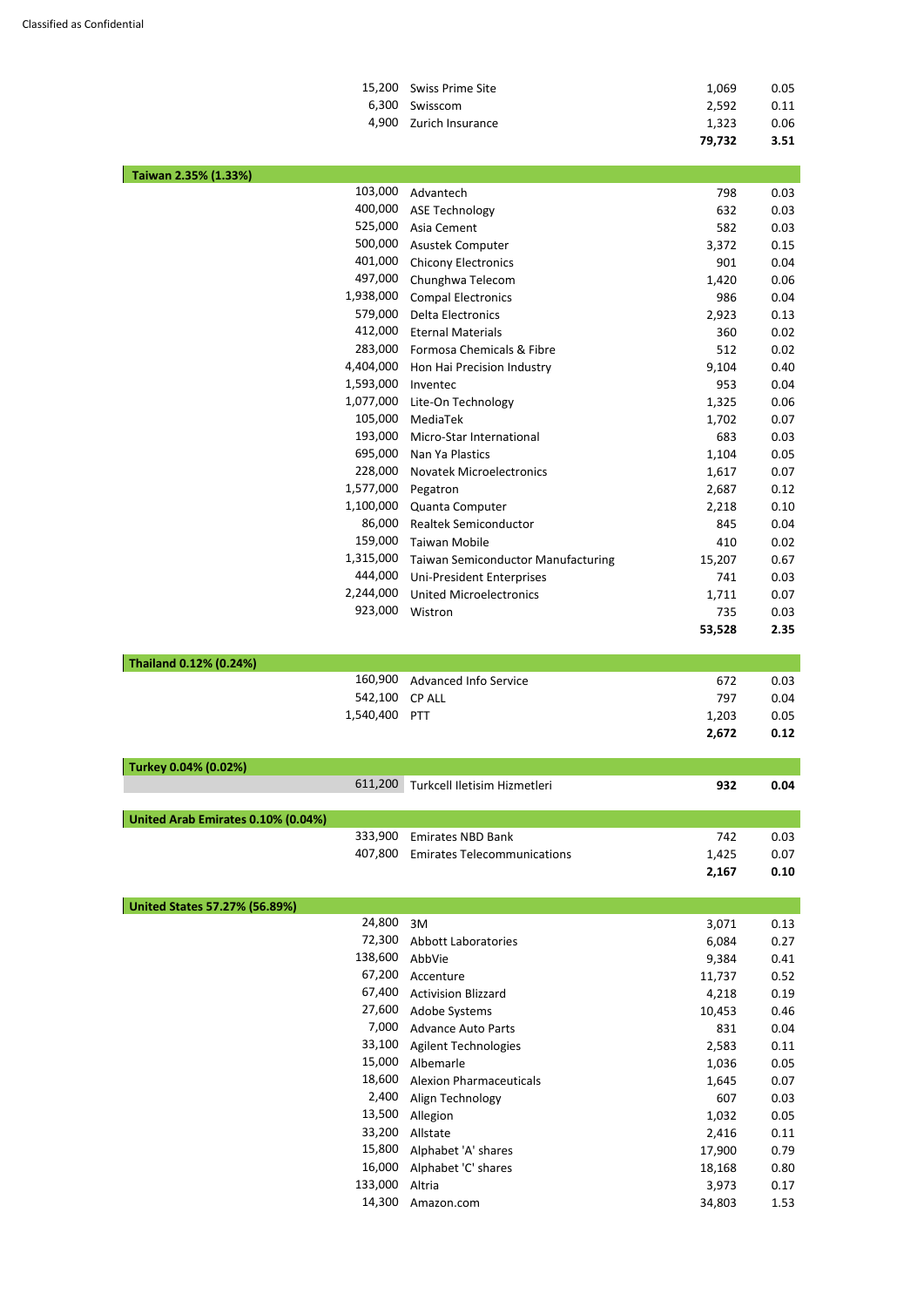| Holding | Investment | Market value £'000 | % of total net assets |
|---|---|---|---|
| 15,200 | Swiss Prime Site | 1,069 | 0.05 |
| 6,300 | Swisscom | 2,592 | 0.11 |
| 4,900 | Zurich Insurance | 1,323 | 0.06 |
| | | **79,732** | **3.51** |
| **Taiwan 2.35% (1.33%)** | | | |
| 103,000 | Advantech | 798 | 0.03 |
| 400,000 | ASE Technology | 632 | 0.03 |
| 525,000 | Asia Cement | 582 | 0.03 |
| 500,000 | Asustek Computer | 3,372 | 0.15 |
| 401,000 | Chicony Electronics | 901 | 0.04 |
| 497,000 | Chunghwa Telecom | 1,420 | 0.06 |
| 1,938,000 | Compal Electronics | 986 | 0.04 |
| 579,000 | Delta Electronics | 2,923 | 0.13 |
| 412,000 | Eternal Materials | 360 | 0.02 |
| 283,000 | Formosa Chemicals & Fibre | 512 | 0.02 |
| 4,404,000 | Hon Hai Precision Industry | 9,104 | 0.40 |
| 1,593,000 | Inventec | 953 | 0.04 |
| 1,077,000 | Lite-On Technology | 1,325 | 0.06 |
| 105,000 | MediaTek | 1,702 | 0.07 |
| 193,000 | Micro-Star International | 683 | 0.03 |
| 695,000 | Nan Ya Plastics | 1,104 | 0.05 |
| 228,000 | Novatek Microelectronics | 1,617 | 0.07 |
| 1,577,000 | Pegatron | 2,687 | 0.12 |
| 1,100,000 | Quanta Computer | 2,218 | 0.10 |
| 86,000 | Realtek Semiconductor | 845 | 0.04 |
| 159,000 | Taiwan Mobile | 410 | 0.02 |
| 1,315,000 | Taiwan Semiconductor Manufacturing | 15,207 | 0.67 |
| 444,000 | Uni-President Enterprises | 741 | 0.03 |
| 2,244,000 | United Microelectronics | 1,711 | 0.07 |
| 923,000 | Wistron | 735 | 0.03 |
| | | **53,528** | **2.35** |
| **Thailand 0.12% (0.24%)** | | | |
| 160,900 | Advanced Info Service | 672 | 0.03 |
| 542,100 | CP ALL | 797 | 0.04 |
| 1,540,400 | PTT | 1,203 | 0.05 |
| | | **2,672** | **0.12** |
| **Turkey 0.04% (0.02%)** | | | |
| 611,200 | Turkcell Iletisim Hizmetleri | **932** | **0.04** |
| **United Arab Emirates 0.10% (0.04%)** | | | |
| 333,900 | Emirates NBD Bank | 742 | 0.03 |
| 407,800 | Emirates Telecommunications | 1,425 | 0.07 |
| | | **2,167** | **0.10** |
| **United States 57.27% (56.89%)** | | | |
| 24,800 | 3M | 3,071 | 0.13 |
| 72,300 | Abbott Laboratories | 6,084 | 0.27 |
| 138,600 | AbbVie | 9,384 | 0.41 |
| 67,200 | Accenture | 11,737 | 0.52 |
| 67,400 | Activision Blizzard | 4,218 | 0.19 |
| 27,600 | Adobe Systems | 10,453 | 0.46 |
| 7,000 | Advance Auto Parts | 831 | 0.04 |
| 33,100 | Agilent Technologies | 2,583 | 0.11 |
| 15,000 | Albemarle | 1,036 | 0.05 |
| 18,600 | Alexion Pharmaceuticals | 1,645 | 0.07 |
| 2,400 | Align Technology | 607 | 0.03 |
| 13,500 | Allegion | 1,032 | 0.05 |
| 33,200 | Allstate | 2,416 | 0.11 |
| 15,800 | Alphabet 'A' shares | 17,900 | 0.79 |
| 16,000 | Alphabet 'C' shares | 18,168 | 0.80 |
| 133,000 | Altria | 3,973 | 0.17 |
| 14,300 | Amazon.com | 34,803 | 1.53 |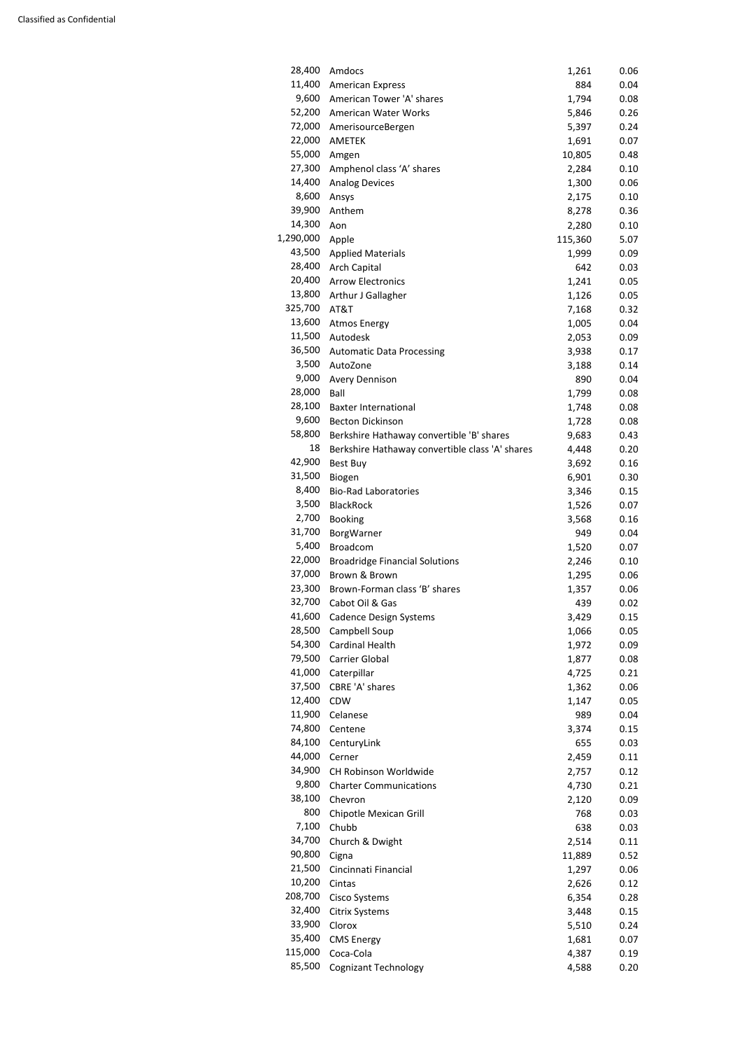| | | | |
|---|---|---|---|
| 28,400 | Amdocs | 1,261 | 0.06 |
| 11,400 | American Express | 884 | 0.04 |
| 9,600 | American Tower 'A' shares | 1,794 | 0.08 |
| 52,200 | American Water Works | 5,846 | 0.26 |
| 72,000 | AmerisourceBergen | 5,397 | 0.24 |
| 22,000 | AMETEK | 1,691 | 0.07 |
| 55,000 | Amgen | 10,805 | 0.48 |
| 27,300 | Amphenol class 'A' shares | 2,284 | 0.10 |
| 14,400 | Analog Devices | 1,300 | 0.06 |
| 8,600 | Ansys | 2,175 | 0.10 |
| 39,900 | Anthem | 8,278 | 0.36 |
| 14,300 | Aon | 2,280 | 0.10 |
| 1,290,000 | Apple | 115,360 | 5.07 |
| 43,500 | Applied Materials | 1,999 | 0.09 |
| 28,400 | Arch Capital | 642 | 0.03 |
| 20,400 | Arrow Electronics | 1,241 | 0.05 |
| 13,800 | Arthur J Gallagher | 1,126 | 0.05 |
| 325,700 | AT&T | 7,168 | 0.32 |
| 13,600 | Atmos Energy | 1,005 | 0.04 |
| 11,500 | Autodesk | 2,053 | 0.09 |
| 36,500 | Automatic Data Processing | 3,938 | 0.17 |
| 3,500 | AutoZone | 3,188 | 0.14 |
| 9,000 | Avery Dennison | 890 | 0.04 |
| 28,000 | Ball | 1,799 | 0.08 |
| 28,100 | Baxter International | 1,748 | 0.08 |
| 9,600 | Becton Dickinson | 1,728 | 0.08 |
| 58,800 | Berkshire Hathaway convertible 'B' shares | 9,683 | 0.43 |
| 18 | Berkshire Hathaway convertible class 'A' shares | 4,448 | 0.20 |
| 42,900 | Best Buy | 3,692 | 0.16 |
| 31,500 | Biogen | 6,901 | 0.30 |
| 8,400 | Bio-Rad Laboratories | 3,346 | 0.15 |
| 3,500 | BlackRock | 1,526 | 0.07 |
| 2,700 | Booking | 3,568 | 0.16 |
| 31,700 | BorgWarner | 949 | 0.04 |
| 5,400 | Broadcom | 1,520 | 0.07 |
| 22,000 | Broadridge Financial Solutions | 2,246 | 0.10 |
| 37,000 | Brown & Brown | 1,295 | 0.06 |
| 23,300 | Brown-Forman class 'B' shares | 1,357 | 0.06 |
| 32,700 | Cabot Oil & Gas | 439 | 0.02 |
| 41,600 | Cadence Design Systems | 3,429 | 0.15 |
| 28,500 | Campbell Soup | 1,066 | 0.05 |
| 54,300 | Cardinal Health | 1,972 | 0.09 |
| 79,500 | Carrier Global | 1,877 | 0.08 |
| 41,000 | Caterpillar | 4,725 | 0.21 |
| 37,500 | CBRE 'A' shares | 1,362 | 0.06 |
| 12,400 | CDW | 1,147 | 0.05 |
| 11,900 | Celanese | 989 | 0.04 |
| 74,800 | Centene | 3,374 | 0.15 |
| 84,100 | CenturyLink | 655 | 0.03 |
| 44,000 | Cerner | 2,459 | 0.11 |
| 34,900 | CH Robinson Worldwide | 2,757 | 0.12 |
| 9,800 | Charter Communications | 4,730 | 0.21 |
| 38,100 | Chevron | 2,120 | 0.09 |
| 800 | Chipotle Mexican Grill | 768 | 0.03 |
| 7,100 | Chubb | 638 | 0.03 |
| 34,700 | Church & Dwight | 2,514 | 0.11 |
| 90,800 | Cigna | 11,889 | 0.52 |
| 21,500 | Cincinnati Financial | 1,297 | 0.06 |
| 10,200 | Cintas | 2,626 | 0.12 |
| 208,700 | Cisco Systems | 6,354 | 0.28 |
| 32,400 | Citrix Systems | 3,448 | 0.15 |
| 33,900 | Clorox | 5,510 | 0.24 |
| 35,400 | CMS Energy | 1,681 | 0.07 |
| 115,000 | Coca-Cola | 4,387 | 0.19 |
| 85,500 | Cognizant Technology | 4,588 | 0.20 |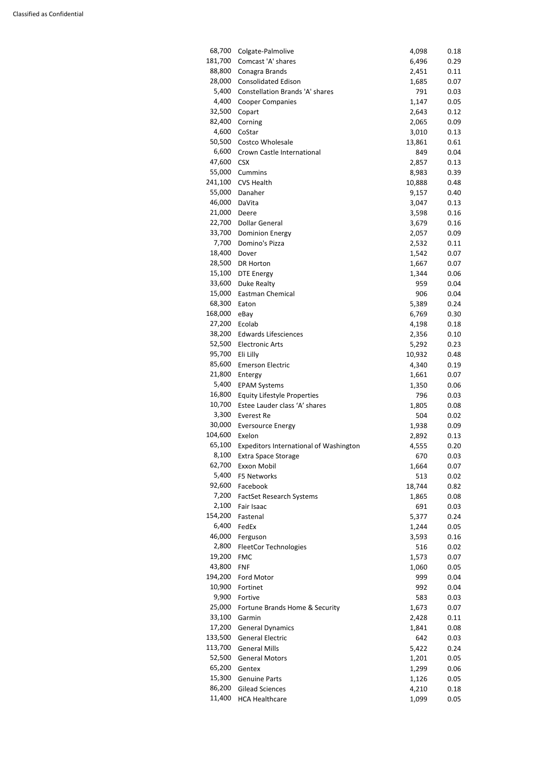| | | | |
|---|---|---|---|
| 68,700 | Colgate-Palmolive | 4,098 | 0.18 |
| 181,700 | Comcast 'A' shares | 6,496 | 0.29 |
| 88,800 | Conagra Brands | 2,451 | 0.11 |
| 28,000 | Consolidated Edison | 1,685 | 0.07 |
| 5,400 | Constellation Brands 'A' shares | 791 | 0.03 |
| 4,400 | Cooper Companies | 1,147 | 0.05 |
| 32,500 | Copart | 2,643 | 0.12 |
| 82,400 | Corning | 2,065 | 0.09 |
| 4,600 | CoStar | 3,010 | 0.13 |
| 50,500 | Costco Wholesale | 13,861 | 0.61 |
| 6,600 | Crown Castle International | 849 | 0.04 |
| 47,600 | CSX | 2,857 | 0.13 |
| 55,000 | Cummins | 8,983 | 0.39 |
| 241,100 | CVS Health | 10,888 | 0.48 |
| 55,000 | Danaher | 9,157 | 0.40 |
| 46,000 | DaVita | 3,047 | 0.13 |
| 21,000 | Deere | 3,598 | 0.16 |
| 22,700 | Dollar General | 3,679 | 0.16 |
| 33,700 | Dominion Energy | 2,057 | 0.09 |
| 7,700 | Domino's Pizza | 2,532 | 0.11 |
| 18,400 | Dover | 1,542 | 0.07 |
| 28,500 | DR Horton | 1,667 | 0.07 |
| 15,100 | DTE Energy | 1,344 | 0.06 |
| 33,600 | Duke Realty | 959 | 0.04 |
| 15,000 | Eastman Chemical | 906 | 0.04 |
| 68,300 | Eaton | 5,389 | 0.24 |
| 168,000 | eBay | 6,769 | 0.30 |
| 27,200 | Ecolab | 4,198 | 0.18 |
| 38,200 | Edwards Lifesciences | 2,356 | 0.10 |
| 52,500 | Electronic Arts | 5,292 | 0.23 |
| 95,700 | Eli Lilly | 10,932 | 0.48 |
| 85,600 | Emerson Electric | 4,340 | 0.19 |
| 21,800 | Entergy | 1,661 | 0.07 |
| 5,400 | EPAM Systems | 1,350 | 0.06 |
| 16,800 | Equity Lifestyle Properties | 796 | 0.03 |
| 10,700 | Estee Lauder class 'A' shares | 1,805 | 0.08 |
| 3,300 | Everest Re | 504 | 0.02 |
| 30,000 | Eversource Energy | 1,938 | 0.09 |
| 104,600 | Exelon | 2,892 | 0.13 |
| 65,100 | Expeditors International of Washington | 4,555 | 0.20 |
| 8,100 | Extra Space Storage | 670 | 0.03 |
| 62,700 | Exxon Mobil | 1,664 | 0.07 |
| 5,400 | F5 Networks | 513 | 0.02 |
| 92,600 | Facebook | 18,744 | 0.82 |
| 7,200 | FactSet Research Systems | 1,865 | 0.08 |
| 2,100 | Fair Isaac | 691 | 0.03 |
| 154,200 | Fastenal | 5,377 | 0.24 |
| 6,400 | FedEx | 1,244 | 0.05 |
| 46,000 | Ferguson | 3,593 | 0.16 |
| 2,800 | FleetCor Technologies | 516 | 0.02 |
| 19,200 | FMC | 1,573 | 0.07 |
| 43,800 | FNF | 1,060 | 0.05 |
| 194,200 | Ford Motor | 999 | 0.04 |
| 10,900 | Fortinet | 992 | 0.04 |
| 9,900 | Fortive | 583 | 0.03 |
| 25,000 | Fortune Brands Home & Security | 1,673 | 0.07 |
| 33,100 | Garmin | 2,428 | 0.11 |
| 17,200 | General Dynamics | 1,841 | 0.08 |
| 133,500 | General Electric | 642 | 0.03 |
| 113,700 | General Mills | 5,422 | 0.24 |
| 52,500 | General Motors | 1,201 | 0.05 |
| 65,200 | Gentex | 1,299 | 0.06 |
| 15,300 | Genuine Parts | 1,126 | 0.05 |
| 86,200 | Gilead Sciences | 4,210 | 0.18 |
| 11,400 | HCA Healthcare | 1,099 | 0.05 |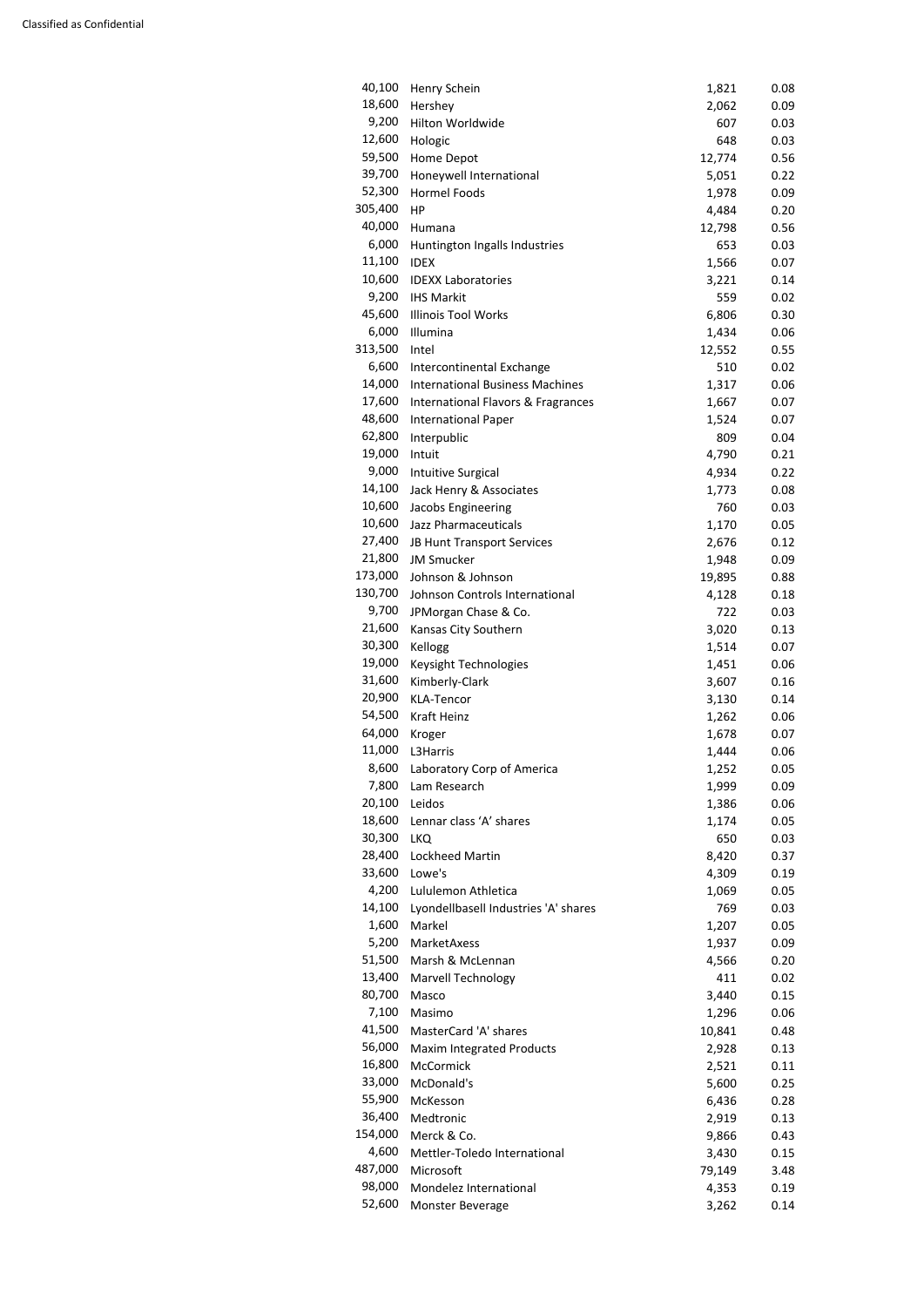| | | | |
|---|---|---|---|
| 40,100 | Henry Schein | 1,821 | 0.08 |
| 18,600 | Hershey | 2,062 | 0.09 |
| 9,200 | Hilton Worldwide | 607 | 0.03 |
| 12,600 | Hologic | 648 | 0.03 |
| 59,500 | Home Depot | 12,774 | 0.56 |
| 39,700 | Honeywell International | 5,051 | 0.22 |
| 52,300 | Hormel Foods | 1,978 | 0.09 |
| 305,400 | HP | 4,484 | 0.20 |
| 40,000 | Humana | 12,798 | 0.56 |
| 6,000 | Huntington Ingalls Industries | 653 | 0.03 |
| 11,100 | IDEX | 1,566 | 0.07 |
| 10,600 | IDEXX Laboratories | 3,221 | 0.14 |
| 9,200 | IHS Markit | 559 | 0.02 |
| 45,600 | Illinois Tool Works | 6,806 | 0.30 |
| 6,000 | Illumina | 1,434 | 0.06 |
| 313,500 | Intel | 12,552 | 0.55 |
| 6,600 | Intercontinental Exchange | 510 | 0.02 |
| 14,000 | International Business Machines | 1,317 | 0.06 |
| 17,600 | International Flavors & Fragrances | 1,667 | 0.07 |
| 48,600 | International Paper | 1,524 | 0.07 |
| 62,800 | Interpublic | 809 | 0.04 |
| 19,000 | Intuit | 4,790 | 0.21 |
| 9,000 | Intuitive Surgical | 4,934 | 0.22 |
| 14,100 | Jack Henry & Associates | 1,773 | 0.08 |
| 10,600 | Jacobs Engineering | 760 | 0.03 |
| 10,600 | Jazz Pharmaceuticals | 1,170 | 0.05 |
| 27,400 | JB Hunt Transport Services | 2,676 | 0.12 |
| 21,800 | JM Smucker | 1,948 | 0.09 |
| 173,000 | Johnson & Johnson | 19,895 | 0.88 |
| 130,700 | Johnson Controls International | 4,128 | 0.18 |
| 9,700 | JPMorgan Chase & Co. | 722 | 0.03 |
| 21,600 | Kansas City Southern | 3,020 | 0.13 |
| 30,300 | Kellogg | 1,514 | 0.07 |
| 19,000 | Keysight Technologies | 1,451 | 0.06 |
| 31,600 | Kimberly-Clark | 3,607 | 0.16 |
| 20,900 | KLA-Tencor | 3,130 | 0.14 |
| 54,500 | Kraft Heinz | 1,262 | 0.06 |
| 64,000 | Kroger | 1,678 | 0.07 |
| 11,000 | L3Harris | 1,444 | 0.06 |
| 8,600 | Laboratory Corp of America | 1,252 | 0.05 |
| 7,800 | Lam Research | 1,999 | 0.09 |
| 20,100 | Leidos | 1,386 | 0.06 |
| 18,600 | Lennar class 'A' shares | 1,174 | 0.05 |
| 30,300 | LKQ | 650 | 0.03 |
| 28,400 | Lockheed Martin | 8,420 | 0.37 |
| 33,600 | Lowe's | 4,309 | 0.19 |
| 4,200 | Lululemon Athletica | 1,069 | 0.05 |
| 14,100 | Lyondellbasell Industries 'A' shares | 769 | 0.03 |
| 1,600 | Markel | 1,207 | 0.05 |
| 5,200 | MarketAxess | 1,937 | 0.09 |
| 51,500 | Marsh & McLennan | 4,566 | 0.20 |
| 13,400 | Marvell Technology | 411 | 0.02 |
| 80,700 | Masco | 3,440 | 0.15 |
| 7,100 | Masimo | 1,296 | 0.06 |
| 41,500 | MasterCard 'A' shares | 10,841 | 0.48 |
| 56,000 | Maxim Integrated Products | 2,928 | 0.13 |
| 16,800 | McCormick | 2,521 | 0.11 |
| 33,000 | McDonald's | 5,600 | 0.25 |
| 55,900 | McKesson | 6,436 | 0.28 |
| 36,400 | Medtronic | 2,919 | 0.13 |
| 154,000 | Merck & Co. | 9,866 | 0.43 |
| 4,600 | Mettler-Toledo International | 3,430 | 0.15 |
| 487,000 | Microsoft | 79,149 | 3.48 |
| 98,000 | Mondelez International | 4,353 | 0.19 |
| 52,600 | Monster Beverage | 3,262 | 0.14 |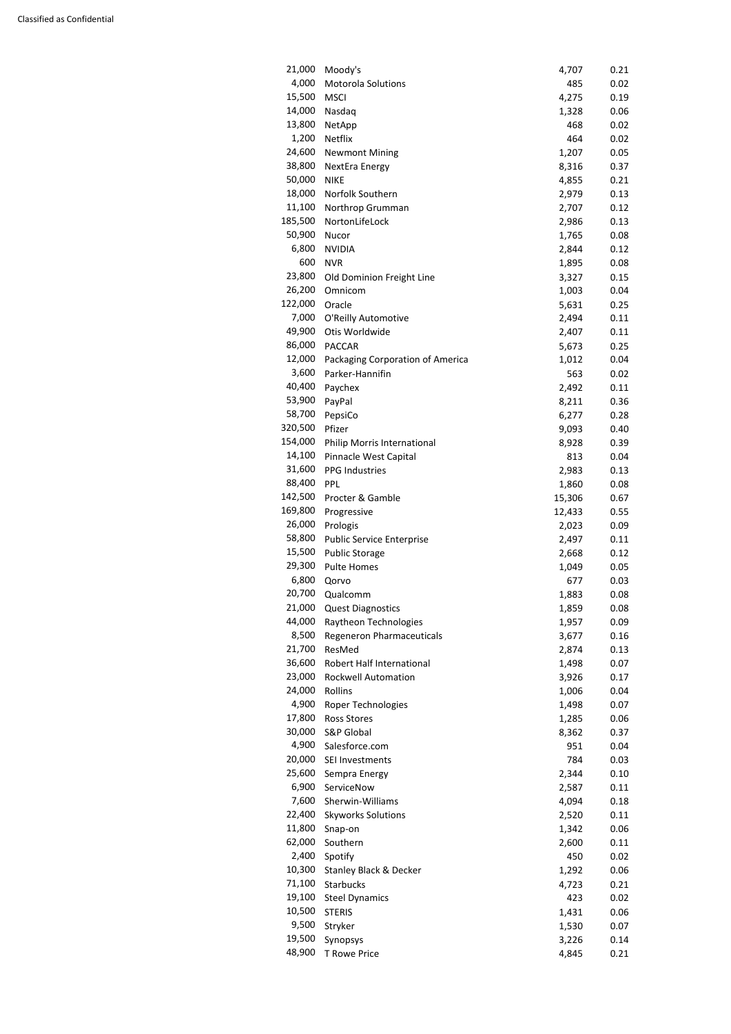| | | | |
|---|---|---|---|
| 21,000 | Moody's | 4,707 | 0.21 |
| 4,000 | Motorola Solutions | 485 | 0.02 |
| 15,500 | MSCI | 4,275 | 0.19 |
| 14,000 | Nasdaq | 1,328 | 0.06 |
| 13,800 | NetApp | 468 | 0.02 |
| 1,200 | Netflix | 464 | 0.02 |
| 24,600 | Newmont Mining | 1,207 | 0.05 |
| 38,800 | NextEra Energy | 8,316 | 0.37 |
| 50,000 | NIKE | 4,855 | 0.21 |
| 18,000 | Norfolk Southern | 2,979 | 0.13 |
| 11,100 | Northrop Grumman | 2,707 | 0.12 |
| 185,500 | NortonLifeLock | 2,986 | 0.13 |
| 50,900 | Nucor | 1,765 | 0.08 |
| 6,800 | NVIDIA | 2,844 | 0.12 |
| 600 | NVR | 1,895 | 0.08 |
| 23,800 | Old Dominion Freight Line | 3,327 | 0.15 |
| 26,200 | Omnicom | 1,003 | 0.04 |
| 122,000 | Oracle | 5,631 | 0.25 |
| 7,000 | O'Reilly Automotive | 2,494 | 0.11 |
| 49,900 | Otis Worldwide | 2,407 | 0.11 |
| 86,000 | PACCAR | 5,673 | 0.25 |
| 12,000 | Packaging Corporation of America | 1,012 | 0.04 |
| 3,600 | Parker-Hannifin | 563 | 0.02 |
| 40,400 | Paychex | 2,492 | 0.11 |
| 53,900 | PayPal | 8,211 | 0.36 |
| 58,700 | PepsiCo | 6,277 | 0.28 |
| 320,500 | Pfizer | 9,093 | 0.40 |
| 154,000 | Philip Morris International | 8,928 | 0.39 |
| 14,100 | Pinnacle West Capital | 813 | 0.04 |
| 31,600 | PPG Industries | 2,983 | 0.13 |
| 88,400 | PPL | 1,860 | 0.08 |
| 142,500 | Procter & Gamble | 15,306 | 0.67 |
| 169,800 | Progressive | 12,433 | 0.55 |
| 26,000 | Prologis | 2,023 | 0.09 |
| 58,800 | Public Service Enterprise | 2,497 | 0.11 |
| 15,500 | Public Storage | 2,668 | 0.12 |
| 29,300 | Pulte Homes | 1,049 | 0.05 |
| 6,800 | Qorvo | 677 | 0.03 |
| 20,700 | Qualcomm | 1,883 | 0.08 |
| 21,000 | Quest Diagnostics | 1,859 | 0.08 |
| 44,000 | Raytheon Technologies | 1,957 | 0.09 |
| 8,500 | Regeneron Pharmaceuticals | 3,677 | 0.16 |
| 21,700 | ResMed | 2,874 | 0.13 |
| 36,600 | Robert Half International | 1,498 | 0.07 |
| 23,000 | Rockwell Automation | 3,926 | 0.17 |
| 24,000 | Rollins | 1,006 | 0.04 |
| 4,900 | Roper Technologies | 1,498 | 0.07 |
| 17,800 | Ross Stores | 1,285 | 0.06 |
| 30,000 | S&P Global | 8,362 | 0.37 |
| 4,900 | Salesforce.com | 951 | 0.04 |
| 20,000 | SEI Investments | 784 | 0.03 |
| 25,600 | Sempra Energy | 2,344 | 0.10 |
| 6,900 | ServiceNow | 2,587 | 0.11 |
| 7,600 | Sherwin-Williams | 4,094 | 0.18 |
| 22,400 | Skyworks Solutions | 2,520 | 0.11 |
| 11,800 | Snap-on | 1,342 | 0.06 |
| 62,000 | Southern | 2,600 | 0.11 |
| 2,400 | Spotify | 450 | 0.02 |
| 10,300 | Stanley Black & Decker | 1,292 | 0.06 |
| 71,100 | Starbucks | 4,723 | 0.21 |
| 19,100 | Steel Dynamics | 423 | 0.02 |
| 10,500 | STERIS | 1,431 | 0.06 |
| 9,500 | Stryker | 1,530 | 0.07 |
| 19,500 | Synopsys | 3,226 | 0.14 |
| 48,900 | T Rowe Price | 4,845 | 0.21 |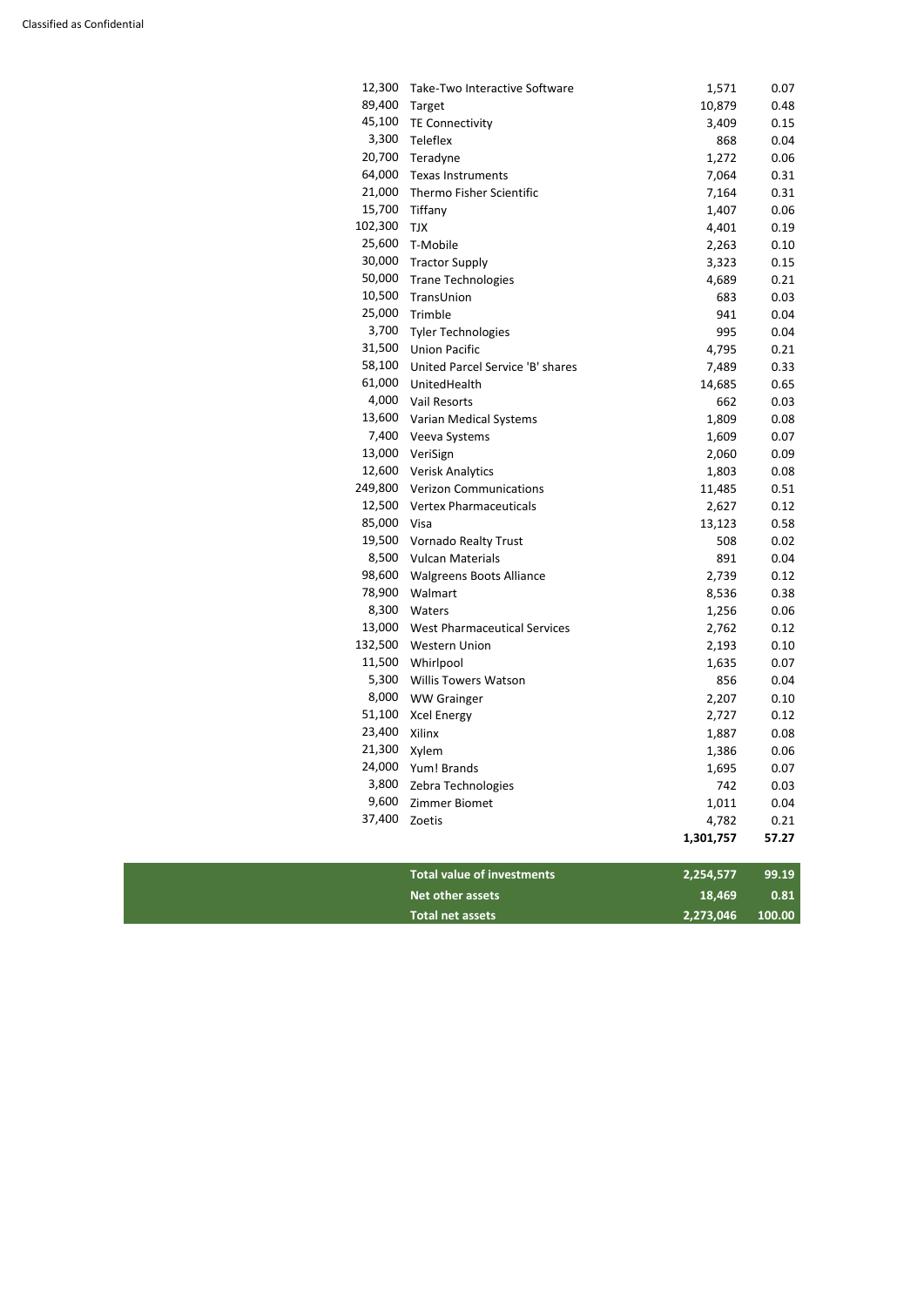| | | | |
|---|---|---|---|
| 12,300 | Take-Two Interactive Software | 1,571 | 0.07 |
| 89,400 | Target | 10,879 | 0.48 |
| 45,100 | TE Connectivity | 3,409 | 0.15 |
| 3,300 | Teleflex | 868 | 0.04 |
| 20,700 | Teradyne | 1,272 | 0.06 |
| 64,000 | Texas Instruments | 7,064 | 0.31 |
| 21,000 | Thermo Fisher Scientific | 7,164 | 0.31 |
| 15,700 | Tiffany | 1,407 | 0.06 |
| 102,300 | TJX | 4,401 | 0.19 |
| 25,600 | T-Mobile | 2,263 | 0.10 |
| 30,000 | Tractor Supply | 3,323 | 0.15 |
| 50,000 | Trane Technologies | 4,689 | 0.21 |
| 10,500 | TransUnion | 683 | 0.03 |
| 25,000 | Trimble | 941 | 0.04 |
| 3,700 | Tyler Technologies | 995 | 0.04 |
| 31,500 | Union Pacific | 4,795 | 0.21 |
| 58,100 | United Parcel Service 'B' shares | 7,489 | 0.33 |
| 61,000 | UnitedHealth | 14,685 | 0.65 |
| 4,000 | Vail Resorts | 662 | 0.03 |
| 13,600 | Varian Medical Systems | 1,809 | 0.08 |
| 7,400 | Veeva Systems | 1,609 | 0.07 |
| 13,000 | VeriSign | 2,060 | 0.09 |
| 12,600 | Verisk Analytics | 1,803 | 0.08 |
| 249,800 | Verizon Communications | 11,485 | 0.51 |
| 12,500 | Vertex Pharmaceuticals | 2,627 | 0.12 |
| 85,000 | Visa | 13,123 | 0.58 |
| 19,500 | Vornado Realty Trust | 508 | 0.02 |
| 8,500 | Vulcan Materials | 891 | 0.04 |
| 98,600 | Walgreens Boots Alliance | 2,739 | 0.12 |
| 78,900 | Walmart | 8,536 | 0.38 |
| 8,300 | Waters | 1,256 | 0.06 |
| 13,000 | West Pharmaceutical Services | 2,762 | 0.12 |
| 132,500 | Western Union | 2,193 | 0.10 |
| 11,500 | Whirlpool | 1,635 | 0.07 |
| 5,300 | Willis Towers Watson | 856 | 0.04 |
| 8,000 | WW Grainger | 2,207 | 0.10 |
| 51,100 | Xcel Energy | 2,727 | 0.12 |
| 23,400 | Xilinx | 1,887 | 0.08 |
| 21,300 | Xylem | 1,386 | 0.06 |
| 24,000 | Yum! Brands | 1,695 | 0.07 |
| 3,800 | Zebra Technologies | 742 | 0.03 |
| 9,600 | Zimmer Biomet | 1,011 | 0.04 |
| 37,400 | Zoetis | 4,782 | 0.21 |
| | | **1,301,757** | **57.27** |

| | | |
|---|---|---|
| **Total value of investments** | **2,254,577** | **99.19** |
| **Net other assets** | **18,469** | **0.81** |
| **Total net assets** | **2,273,046** | **100.00** |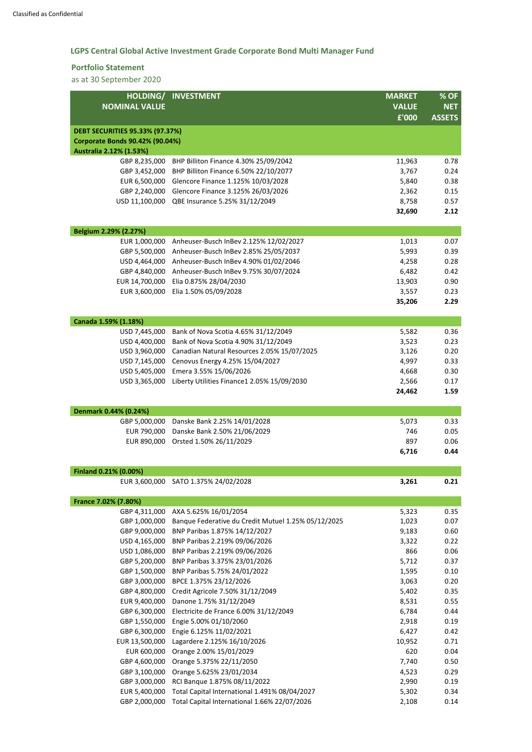Classified as Confidential

## LGPS Central Global Active Investment Grade Corporate Bond Multi Manager Fund

### Portfolio Statement

as at 30 September 2020

| HOLDING/ NOMINAL VALUE | INVESTMENT | MARKET VALUE £'000 | % OF NET ASSETS |
|---|---|---|---|
| **DEBT SECURITIES 95.33% (97.37%)** | | | |
| **Corporate Bonds 90.42% (90.04%)** | | | |
| **Australia 2.12% (1.53%)** | | | |
| GBP 8,235,000 | BHP Billiton Finance 4.30% 25/09/2042 | 11,963 | 0.78 |
| GBP 3,452,000 | BHP Billiton Finance 6.50% 22/10/2077 | 3,767 | 0.24 |
| EUR 6,500,000 | Glencore Finance 1.125% 10/03/2028 | 5,840 | 0.38 |
| GBP 2,240,000 | Glencore Finance 3.125% 26/03/2026 | 2,362 | 0.15 |
| USD 11,100,000 | QBE Insurance 5.25% 31/12/2049 | 8,758 | 0.57 |
| | | **32,690** | **2.12** |
| **Belgium 2.29% (2.27%)** | | | |
| EUR 1,000,000 | Anheuser-Busch InBev 2.125% 12/02/2027 | 1,013 | 0.07 |
| GBP 5,500,000 | Anheuser-Busch InBev 2.85% 25/05/2037 | 5,993 | 0.39 |
| USD 4,464,000 | Anheuser-Busch InBev 4.90% 01/02/2046 | 4,258 | 0.28 |
| GBP 4,840,000 | Anheuser-Busch InBev 9.75% 30/07/2024 | 6,482 | 0.42 |
| EUR 14,700,000 | Elia 0.875% 28/04/2030 | 13,903 | 0.90 |
| EUR 3,600,000 | Elia 1.50% 05/09/2028 | 3,557 | 0.23 |
| | | **35,206** | **2.29** |
| **Canada 1.59% (1.18%)** | | | |
| USD 7,445,000 | Bank of Nova Scotia 4.65% 31/12/2049 | 5,582 | 0.36 |
| USD 4,400,000 | Bank of Nova Scotia 4.90% 31/12/2049 | 3,523 | 0.23 |
| USD 3,960,000 | Canadian Natural Resources 2.05% 15/07/2025 | 3,126 | 0.20 |
| USD 7,145,000 | Cenovus Energy 4.25% 15/04/2027 | 4,997 | 0.33 |
| USD 5,405,000 | Emera 3.55% 15/06/2026 | 4,668 | 0.30 |
| USD 3,365,000 | Liberty Utilities Finance1 2.05% 15/09/2030 | 2,566 | 0.17 |
| | | **24,462** | **1.59** |
| **Denmark 0.44% (0.24%)** | | | |
| GBP 5,000,000 | Danske Bank 2.25% 14/01/2028 | 5,073 | 0.33 |
| EUR 790,000 | Danske Bank 2.50% 21/06/2029 | 746 | 0.05 |
| EUR 890,000 | Orsted 1.50% 26/11/2029 | 897 | 0.06 |
| | | **6,716** | **0.44** |
| **Finland 0.21% (0.00%)** | | | |
| EUR 3,600,000 | SATO 1.375% 24/02/2028 | **3,261** | **0.21** |
| **France 7.02% (7.80%)** | | | |
| GBP 4,311,000 | AXA 5.625% 16/01/2054 | 5,323 | 0.35 |
| GBP 1,000,000 | Banque Federative du Credit Mutuel 1.25% 05/12/2025 | 1,023 | 0.07 |
| GBP 9,000,000 | BNP Paribas 1.875% 14/12/2027 | 9,183 | 0.60 |
| USD 4,165,000 | BNP Paribas 2.219% 09/06/2026 | 3,322 | 0.22 |
| USD 1,086,000 | BNP Paribas 2.219% 09/06/2026 | 866 | 0.06 |
| GBP 5,200,000 | BNP Paribas 3.375% 23/01/2026 | 5,712 | 0.37 |
| GBP 1,500,000 | BNP Paribas 5.75% 24/01/2022 | 1,595 | 0.10 |
| GBP 3,000,000 | BPCE 1.375% 23/12/2026 | 3,063 | 0.20 |
| GBP 4,800,000 | Credit Agricole 7.50% 31/12/2049 | 5,402 | 0.35 |
| EUR 9,400,000 | Danone 1.75% 31/12/2049 | 8,531 | 0.55 |
| GBP 6,300,000 | Electricite de France 6.00% 31/12/2049 | 6,784 | 0.44 |
| GBP 1,550,000 | Engie 5.00% 01/10/2060 | 2,918 | 0.19 |
| GBP 6,300,000 | Engie 6.125% 11/02/2021 | 6,427 | 0.42 |
| EUR 13,500,000 | Lagardere 2.125% 16/10/2026 | 10,952 | 0.71 |
| EUR 600,000 | Orange 2.00% 15/01/2029 | 620 | 0.04 |
| GBP 4,600,000 | Orange 5.375% 22/11/2050 | 7,740 | 0.50 |
| GBP 3,100,000 | Orange 5.625% 23/01/2034 | 4,523 | 0.29 |
| GBP 3,000,000 | RCI Banque 1.875% 08/11/2022 | 2,990 | 0.19 |
| EUR 5,400,000 | Total Capital International 1.491% 08/04/2027 | 5,302 | 0.34 |
| GBP 2,000,000 | Total Capital International 1.66% 22/07/2026 | 2,108 | 0.14 |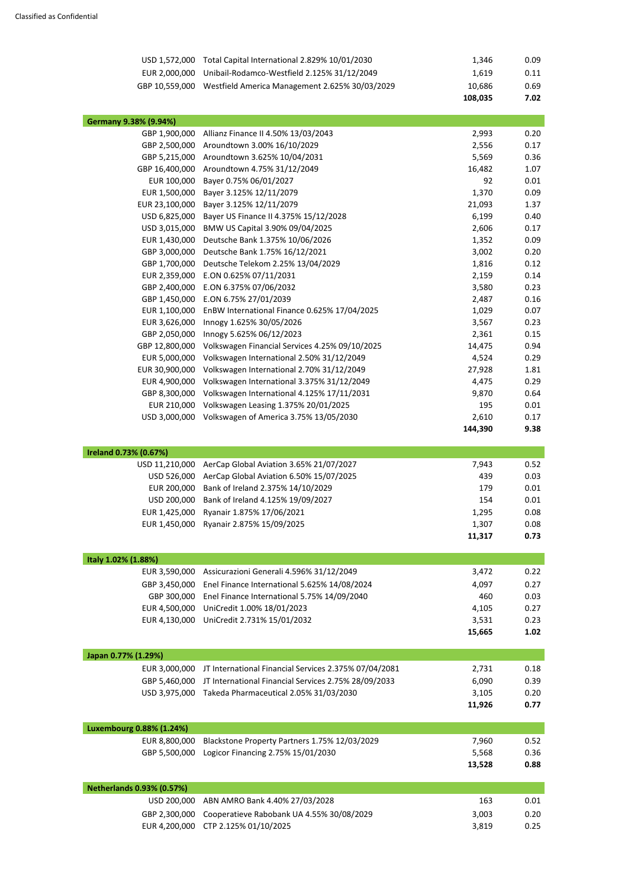| | | | |
|---|---|---|---|
| USD 1,572,000 | Total Capital International 2.829% 10/01/2030 | 1,346 | 0.09 |
| EUR 2,000,000 | Unibail-Rodamco-Westfield 2.125% 31/12/2049 | 1,619 | 0.11 |
| GBP 10,559,000 | Westfield America Management 2.625% 30/03/2029 | 10,686 | 0.69 |
| | | **108,035** | **7.02** |

| **Germany 9.38% (9.94%)** | | | |
|---|---|---|---|
| GBP 1,900,000 | Allianz Finance II 4.50% 13/03/2043 | 2,993 | 0.20 |
| GBP 2,500,000 | Aroundtown 3.00% 16/10/2029 | 2,556 | 0.17 |
| GBP 5,215,000 | Aroundtown 3.625% 10/04/2031 | 5,569 | 0.36 |
| GBP 16,400,000 | Aroundtown 4.75% 31/12/2049 | 16,482 | 1.07 |
| EUR 100,000 | Bayer 0.75% 06/01/2027 | 92 | 0.01 |
| EUR 1,500,000 | Bayer 3.125% 12/11/2079 | 1,370 | 0.09 |
| EUR 23,100,000 | Bayer 3.125% 12/11/2079 | 21,093 | 1.37 |
| USD 6,825,000 | Bayer US Finance II 4.375% 15/12/2028 | 6,199 | 0.40 |
| USD 3,015,000 | BMW US Capital 3.90% 09/04/2025 | 2,606 | 0.17 |
| EUR 1,430,000 | Deutsche Bank 1.375% 10/06/2026 | 1,352 | 0.09 |
| GBP 3,000,000 | Deutsche Bank 1.75% 16/12/2021 | 3,002 | 0.20 |
| GBP 1,700,000 | Deutsche Telekom 2.25% 13/04/2029 | 1,816 | 0.12 |
| EUR 2,359,000 | E.ON 0.625% 07/11/2031 | 2,159 | 0.14 |
| GBP 2,400,000 | E.ON 6.375% 07/06/2032 | 3,580 | 0.23 |
| GBP 1,450,000 | E.ON 6.75% 27/01/2039 | 2,487 | 0.16 |
| EUR 1,100,000 | EnBW International Finance 0.625% 17/04/2025 | 1,029 | 0.07 |
| EUR 3,626,000 | Innogy 1.625% 30/05/2026 | 3,567 | 0.23 |
| GBP 2,050,000 | Innogy 5.625% 06/12/2023 | 2,361 | 0.15 |
| GBP 12,800,000 | Volkswagen Financial Services 4.25% 09/10/2025 | 14,475 | 0.94 |
| EUR 5,000,000 | Volkswagen International 2.50% 31/12/2049 | 4,524 | 0.29 |
| EUR 30,900,000 | Volkswagen International 2.70% 31/12/2049 | 27,928 | 1.81 |
| EUR 4,900,000 | Volkswagen International 3.375% 31/12/2049 | 4,475 | 0.29 |
| GBP 8,300,000 | Volkswagen International 4.125% 17/11/2031 | 9,870 | 0.64 |
| EUR 210,000 | Volkswagen Leasing 1.375% 20/01/2025 | 195 | 0.01 |
| USD 3,000,000 | Volkswagen of America 3.75% 13/05/2030 | 2,610 | 0.17 |
| | | **144,390** | **9.38** |

| **Ireland 0.73% (0.67%)** | | | |
|---|---|---|---|
| USD 11,210,000 | AerCap Global Aviation 3.65% 21/07/2027 | 7,943 | 0.52 |
| USD 526,000 | AerCap Global Aviation 6.50% 15/07/2025 | 439 | 0.03 |
| EUR 200,000 | Bank of Ireland 2.375% 14/10/2029 | 179 | 0.01 |
| USD 200,000 | Bank of Ireland 4.125% 19/09/2027 | 154 | 0.01 |
| EUR 1,425,000 | Ryanair 1.875% 17/06/2021 | 1,295 | 0.08 |
| EUR 1,450,000 | Ryanair 2.875% 15/09/2025 | 1,307 | 0.08 |
| | | **11,317** | **0.73** |

| **Italy 1.02% (1.88%)** | | | |
|---|---|---|---|
| EUR 3,590,000 | Assicurazioni Generali 4.596% 31/12/2049 | 3,472 | 0.22 |
| GBP 3,450,000 | Enel Finance International 5.625% 14/08/2024 | 4,097 | 0.27 |
| GBP 300,000 | Enel Finance International 5.75% 14/09/2040 | 460 | 0.03 |
| EUR 4,500,000 | UniCredit 1.00% 18/01/2023 | 4,105 | 0.27 |
| EUR 4,130,000 | UniCredit 2.731% 15/01/2032 | 3,531 | 0.23 |
| | | **15,665** | **1.02** |

| **Japan 0.77% (1.29%)** | | | |
|---|---|---|---|
| EUR 3,000,000 | JT International Financial Services 2.375% 07/04/2081 | 2,731 | 0.18 |
| GBP 5,460,000 | JT International Financial Services 2.75% 28/09/2033 | 6,090 | 0.39 |
| USD 3,975,000 | Takeda Pharmaceutical 2.05% 31/03/2030 | 3,105 | 0.20 |
| | | **11,926** | **0.77** |

| **Luxembourg 0.88% (1.24%)** | | | |
|---|---|---|---|
| EUR 8,800,000 | Blackstone Property Partners 1.75% 12/03/2029 | 7,960 | 0.52 |
| GBP 5,500,000 | Logicor Financing 2.75% 15/01/2030 | 5,568 | 0.36 |
| | | **13,528** | **0.88** |

| **Netherlands 0.93% (0.57%)** | | | |
|---|---|---|---|
| USD 200,000 | ABN AMRO Bank 4.40% 27/03/2028 | 163 | 0.01 |
| GBP 2,300,000 | Cooperatieve Rabobank UA 4.55% 30/08/2029 | 3,003 | 0.20 |
| EUR 4,200,000 | CTP 2.125% 01/10/2025 | 3,819 | 0.25 |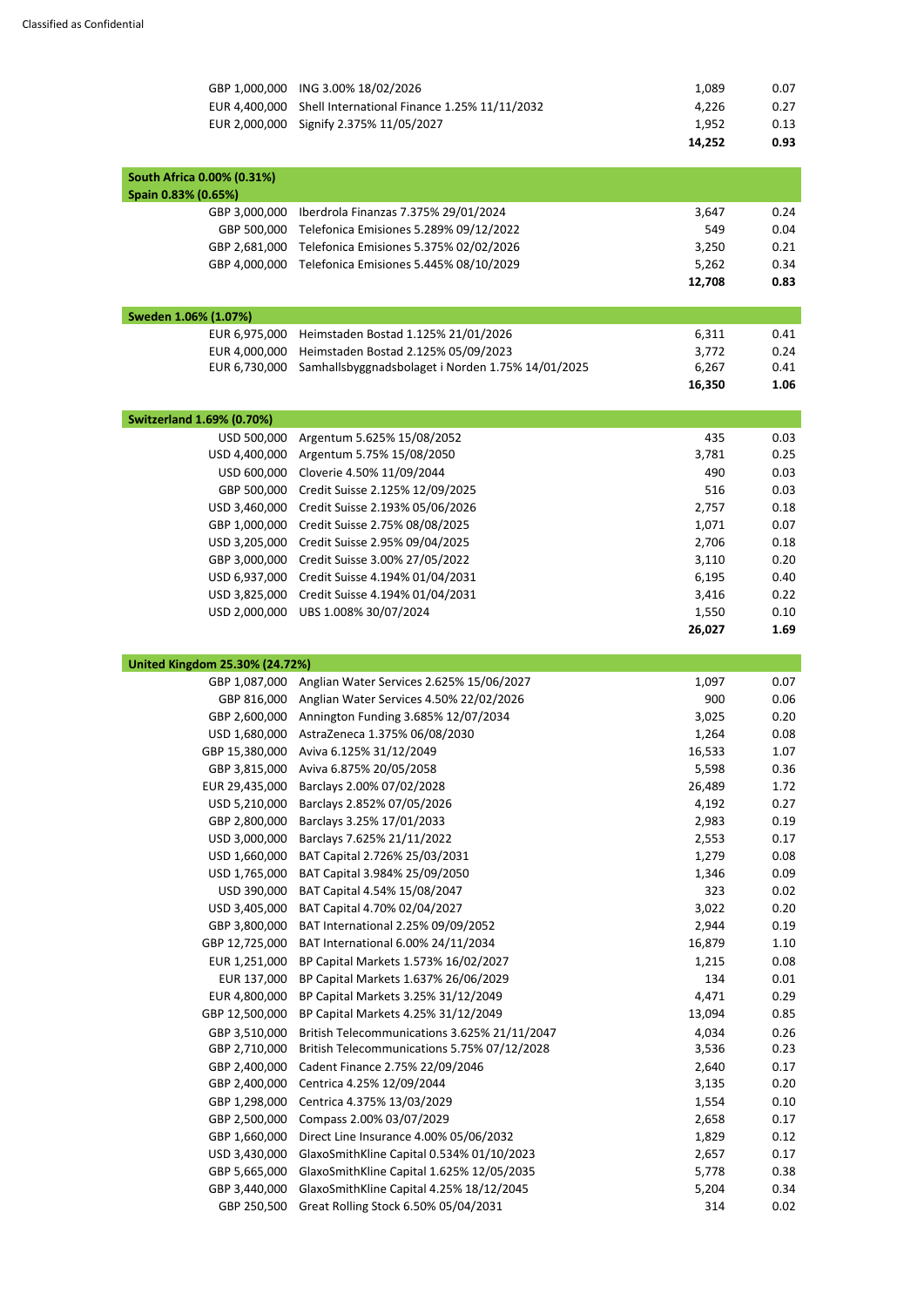| | | | |
|---|---|---|---|
| GBP 1,000,000 | ING 3.00% 18/02/2026 | 1,089 | 0.07 |
| EUR 4,400,000 | Shell International Finance 1.25% 11/11/2032 | 4,226 | 0.27 |
| EUR 2,000,000 | Signify 2.375% 11/05/2027 | 1,952 | 0.13 |
| | | **14,252** | **0.93** |
| **South Africa 0.00% (0.31%)** | | | |
| **Spain 0.83% (0.65%)** | | | |
| GBP 3,000,000 | Iberdrola Finanzas 7.375% 29/01/2024 | 3,647 | 0.24 |
| GBP 500,000 | Telefonica Emisiones 5.289% 09/12/2022 | 549 | 0.04 |
| GBP 2,681,000 | Telefonica Emisiones 5.375% 02/02/2026 | 3,250 | 0.21 |
| GBP 4,000,000 | Telefonica Emisiones 5.445% 08/10/2029 | 5,262 | 0.34 |
| | | **12,708** | **0.83** |
| **Sweden 1.06% (1.07%)** | | | |
| EUR 6,975,000 | Heimstaden Bostad 1.125% 21/01/2026 | 6,311 | 0.41 |
| EUR 4,000,000 | Heimstaden Bostad 2.125% 05/09/2023 | 3,772 | 0.24 |
| EUR 6,730,000 | Samhallsbyggnadsbolaget i Norden 1.75% 14/01/2025 | 6,267 | 0.41 |
| | | **16,350** | **1.06** |
| **Switzerland 1.69% (0.70%)** | | | |
| USD 500,000 | Argentum 5.625% 15/08/2052 | 435 | 0.03 |
| USD 4,400,000 | Argentum 5.75% 15/08/2050 | 3,781 | 0.25 |
| USD 600,000 | Cloverie 4.50% 11/09/2044 | 490 | 0.03 |
| GBP 500,000 | Credit Suisse 2.125% 12/09/2025 | 516 | 0.03 |
| USD 3,460,000 | Credit Suisse 2.193% 05/06/2026 | 2,757 | 0.18 |
| GBP 1,000,000 | Credit Suisse 2.75% 08/08/2025 | 1,071 | 0.07 |
| USD 3,205,000 | Credit Suisse 2.95% 09/04/2025 | 2,706 | 0.18 |
| GBP 3,000,000 | Credit Suisse 3.00% 27/05/2022 | 3,110 | 0.20 |
| USD 6,937,000 | Credit Suisse 4.194% 01/04/2031 | 6,195 | 0.40 |
| USD 3,825,000 | Credit Suisse 4.194% 01/04/2031 | 3,416 | 0.22 |
| USD 2,000,000 | UBS 1.008% 30/07/2024 | 1,550 | 0.10 |
| | | **26,027** | **1.69** |
| **United Kingdom 25.30% (24.72%)** | | | |
| GBP 1,087,000 | Anglian Water Services 2.625% 15/06/2027 | 1,097 | 0.07 |
| GBP 816,000 | Anglian Water Services 4.50% 22/02/2026 | 900 | 0.06 |
| GBP 2,600,000 | Annington Funding 3.685% 12/07/2034 | 3,025 | 0.20 |
| USD 1,680,000 | AstraZeneca 1.375% 06/08/2030 | 1,264 | 0.08 |
| GBP 15,380,000 | Aviva 6.125% 31/12/2049 | 16,533 | 1.07 |
| GBP 3,815,000 | Aviva 6.875% 20/05/2058 | 5,598 | 0.36 |
| EUR 29,435,000 | Barclays 2.00% 07/02/2028 | 26,489 | 1.72 |
| USD 5,210,000 | Barclays 2.852% 07/05/2026 | 4,192 | 0.27 |
| GBP 2,800,000 | Barclays 3.25% 17/01/2033 | 2,983 | 0.19 |
| USD 3,000,000 | Barclays 7.625% 21/11/2022 | 2,553 | 0.17 |
| USD 1,660,000 | BAT Capital 2.726% 25/03/2031 | 1,279 | 0.08 |
| USD 1,765,000 | BAT Capital 3.984% 25/09/2050 | 1,346 | 0.09 |
| USD 390,000 | BAT Capital 4.54% 15/08/2047 | 323 | 0.02 |
| USD 3,405,000 | BAT Capital 4.70% 02/04/2027 | 3,022 | 0.20 |
| GBP 3,800,000 | BAT International 2.25% 09/09/2052 | 2,944 | 0.19 |
| GBP 12,725,000 | BAT International 6.00% 24/11/2034 | 16,879 | 1.10 |
| EUR 1,251,000 | BP Capital Markets 1.573% 16/02/2027 | 1,215 | 0.08 |
| EUR 137,000 | BP Capital Markets 1.637% 26/06/2029 | 134 | 0.01 |
| EUR 4,800,000 | BP Capital Markets 3.25% 31/12/2049 | 4,471 | 0.29 |
| GBP 12,500,000 | BP Capital Markets 4.25% 31/12/2049 | 13,094 | 0.85 |
| GBP 3,510,000 | British Telecommunications 3.625% 21/11/2047 | 4,034 | 0.26 |
| GBP 2,710,000 | British Telecommunications 5.75% 07/12/2028 | 3,536 | 0.23 |
| GBP 2,400,000 | Cadent Finance 2.75% 22/09/2046 | 2,640 | 0.17 |
| GBP 2,400,000 | Centrica 4.25% 12/09/2044 | 3,135 | 0.20 |
| GBP 1,298,000 | Centrica 4.375% 13/03/2029 | 1,554 | 0.10 |
| GBP 2,500,000 | Compass 2.00% 03/07/2029 | 2,658 | 0.17 |
| GBP 1,660,000 | Direct Line Insurance 4.00% 05/06/2032 | 1,829 | 0.12 |
| USD 3,430,000 | GlaxoSmithKline Capital 0.534% 01/10/2023 | 2,657 | 0.17 |
| GBP 5,665,000 | GlaxoSmithKline Capital 1.625% 12/05/2035 | 5,778 | 0.38 |
| GBP 3,440,000 | GlaxoSmithKline Capital 4.25% 18/12/2045 | 5,204 | 0.34 |
| GBP 250,500 | Great Rolling Stock 6.50% 05/04/2031 | 314 | 0.02 |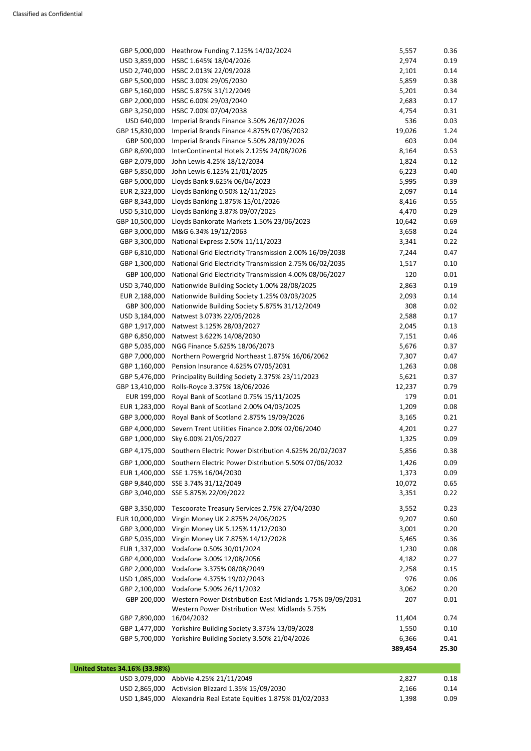| | | | |
|---|---|---|---|
| GBP 5,000,000 | Heathrow Funding 7.125% 14/02/2024 | 5,557 | 0.36 |
| USD 3,859,000 | HSBC 1.645% 18/04/2026 | 2,974 | 0.19 |
| USD 2,740,000 | HSBC 2.013% 22/09/2028 | 2,101 | 0.14 |
| GBP 5,500,000 | HSBC 3.00% 29/05/2030 | 5,859 | 0.38 |
| GBP 5,160,000 | HSBC 5.875% 31/12/2049 | 5,201 | 0.34 |
| GBP 2,000,000 | HSBC 6.00% 29/03/2040 | 2,683 | 0.17 |
| GBP 3,250,000 | HSBC 7.00% 07/04/2038 | 4,754 | 0.31 |
| USD 640,000 | Imperial Brands Finance 3.50% 26/07/2026 | 536 | 0.03 |
| GBP 15,830,000 | Imperial Brands Finance 4.875% 07/06/2032 | 19,026 | 1.24 |
| GBP 500,000 | Imperial Brands Finance 5.50% 28/09/2026 | 603 | 0.04 |
| GBP 8,690,000 | InterContinental Hotels 2.125% 24/08/2026 | 8,164 | 0.53 |
| GBP 2,079,000 | John Lewis 4.25% 18/12/2034 | 1,824 | 0.12 |
| GBP 5,850,000 | John Lewis 6.125% 21/01/2025 | 6,223 | 0.40 |
| GBP 5,000,000 | Lloyds Bank 9.625% 06/04/2023 | 5,995 | 0.39 |
| EUR 2,323,000 | Lloyds Banking 0.50% 12/11/2025 | 2,097 | 0.14 |
| GBP 8,343,000 | Lloyds Banking 1.875% 15/01/2026 | 8,416 | 0.55 |
| USD 5,310,000 | Lloyds Banking 3.87% 09/07/2025 | 4,470 | 0.29 |
| GBP 10,500,000 | Lloyds Bankorate Markets 1.50% 23/06/2023 | 10,642 | 0.69 |
| GBP 3,000,000 | M&G 6.34% 19/12/2063 | 3,658 | 0.24 |
| GBP 3,300,000 | National Express 2.50% 11/11/2023 | 3,341 | 0.22 |
| GBP 6,810,000 | National Grid Electricity Transmission 2.00% 16/09/2038 | 7,244 | 0.47 |
| GBP 1,300,000 | National Grid Electricity Transmission 2.75% 06/02/2035 | 1,517 | 0.10 |
| GBP 100,000 | National Grid Electricity Transmission 4.00% 08/06/2027 | 120 | 0.01 |
| USD 3,740,000 | Nationwide Building Society 1.00% 28/08/2025 | 2,863 | 0.19 |
| EUR 2,188,000 | Nationwide Building Society 1.25% 03/03/2025 | 2,093 | 0.14 |
| GBP 300,000 | Nationwide Building Society 5.875% 31/12/2049 | 308 | 0.02 |
| USD 3,184,000 | Natwest 3.073% 22/05/2028 | 2,588 | 0.17 |
| GBP 1,917,000 | Natwest 3.125% 28/03/2027 | 2,045 | 0.13 |
| GBP 6,850,000 | Natwest 3.622% 14/08/2030 | 7,151 | 0.46 |
| GBP 5,035,000 | NGG Finance 5.625% 18/06/2073 | 5,676 | 0.37 |
| GBP 7,000,000 | Northern Powergrid Northeast 1.875% 16/06/2062 | 7,307 | 0.47 |
| GBP 1,160,000 | Pension Insurance 4.625% 07/05/2031 | 1,263 | 0.08 |
| GBP 5,476,000 | Principality Building Society 2.375% 23/11/2023 | 5,621 | 0.37 |
| GBP 13,410,000 | Rolls-Royce 3.375% 18/06/2026 | 12,237 | 0.79 |
| EUR 199,000 | Royal Bank of Scotland 0.75% 15/11/2025 | 179 | 0.01 |
| EUR 1,283,000 | Royal Bank of Scotland 2.00% 04/03/2025 | 1,209 | 0.08 |
| GBP 3,000,000 | Royal Bank of Scotland 2.875% 19/09/2026 | 3,165 | 0.21 |
| GBP 4,000,000 | Severn Trent Utilities Finance 2.00% 02/06/2040 | 4,201 | 0.27 |
| GBP 1,000,000 | Sky 6.00% 21/05/2027 | 1,325 | 0.09 |
| GBP 4,175,000 | Southern Electric Power Distribution 4.625% 20/02/2037 | 5,856 | 0.38 |
| GBP 1,000,000 | Southern Electric Power Distribution 5.50% 07/06/2032 | 1,426 | 0.09 |
| EUR 1,400,000 | SSE 1.75% 16/04/2030 | 1,373 | 0.09 |
| GBP 9,840,000 | SSE 3.74% 31/12/2049 | 10,072 | 0.65 |
| GBP 3,040,000 | SSE 5.875% 22/09/2022 | 3,351 | 0.22 |
| GBP 3,350,000 | Tescoorate Treasury Services 2.75% 27/04/2030 | 3,552 | 0.23 |
| EUR 10,000,000 | Virgin Money UK 2.875% 24/06/2025 | 9,207 | 0.60 |
| GBP 3,000,000 | Virgin Money UK 5.125% 11/12/2030 | 3,001 | 0.20 |
| GBP 5,035,000 | Virgin Money UK 7.875% 14/12/2028 | 5,465 | 0.36 |
| EUR 1,337,000 | Vodafone 0.50% 30/01/2024 | 1,230 | 0.08 |
| GBP 4,000,000 | Vodafone 3.00% 12/08/2056 | 4,182 | 0.27 |
| GBP 2,000,000 | Vodafone 3.375% 08/08/2049 | 2,258 | 0.15 |
| USD 1,085,000 | Vodafone 4.375% 19/02/2043 | 976 | 0.06 |
| GBP 2,100,000 | Vodafone 5.90% 26/11/2032 | 3,062 | 0.20 |
| GBP 200,000 | Western Power Distribution East Midlands 1.75% 09/09/2031 | 207 | 0.01 |
| GBP 7,890,000 | Western Power Distribution West Midlands 5.75% 16/04/2032 | 11,404 | 0.74 |
| GBP 1,477,000 | Yorkshire Building Society 3.375% 13/09/2028 | 1,550 | 0.10 |
| GBP 5,700,000 | Yorkshire Building Society 3.50% 21/04/2026 | 6,366 | 0.41 |
| | | **389,454** | **25.30** |

| | | | |
|---|---|---|---|
| **United States 34.16% (33.98%)** | | | |
| USD 3,079,000 | AbbVie 4.25% 21/11/2049 | 2,827 | 0.18 |
| USD 2,865,000 | Activision Blizzard 1.35% 15/09/2030 | 2,166 | 0.14 |
| USD 1,845,000 | Alexandria Real Estate Equities 1.875% 01/02/2033 | 1,398 | 0.09 |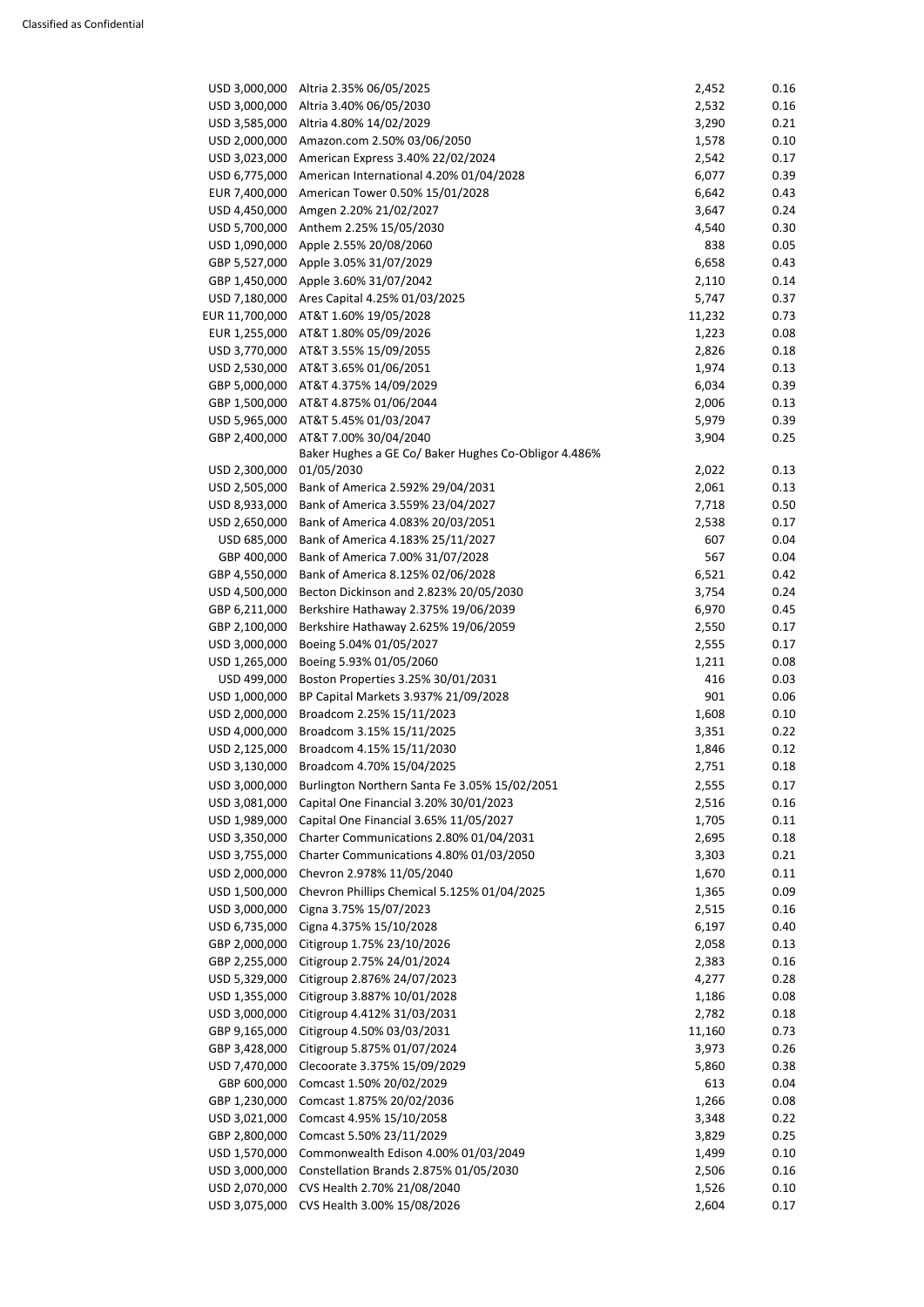| | | | |
|---|---|---|---|
| USD 3,000,000 | Altria 2.35% 06/05/2025 | 2,452 | 0.16 |
| USD 3,000,000 | Altria 3.40% 06/05/2030 | 2,532 | 0.16 |
| USD 3,585,000 | Altria 4.80% 14/02/2029 | 3,290 | 0.21 |
| USD 2,000,000 | Amazon.com 2.50% 03/06/2050 | 1,578 | 0.10 |
| USD 3,023,000 | American Express 3.40% 22/02/2024 | 2,542 | 0.17 |
| USD 6,775,000 | American International 4.20% 01/04/2028 | 6,077 | 0.39 |
| EUR 7,400,000 | American Tower 0.50% 15/01/2028 | 6,642 | 0.43 |
| USD 4,450,000 | Amgen 2.20% 21/02/2027 | 3,647 | 0.24 |
| USD 5,700,000 | Anthem 2.25% 15/05/2030 | 4,540 | 0.30 |
| USD 1,090,000 | Apple 2.55% 20/08/2060 | 838 | 0.05 |
| GBP 5,527,000 | Apple 3.05% 31/07/2029 | 6,658 | 0.43 |
| GBP 1,450,000 | Apple 3.60% 31/07/2042 | 2,110 | 0.14 |
| USD 7,180,000 | Ares Capital 4.25% 01/03/2025 | 5,747 | 0.37 |
| EUR 11,700,000 | AT&T 1.60% 19/05/2028 | 11,232 | 0.73 |
| EUR 1,255,000 | AT&T 1.80% 05/09/2026 | 1,223 | 0.08 |
| USD 3,770,000 | AT&T 3.55% 15/09/2055 | 2,826 | 0.18 |
| USD 2,530,000 | AT&T 3.65% 01/06/2051 | 1,974 | 0.13 |
| GBP 5,000,000 | AT&T 4.375% 14/09/2029 | 6,034 | 0.39 |
| GBP 1,500,000 | AT&T 4.875% 01/06/2044 | 2,006 | 0.13 |
| USD 5,965,000 | AT&T 5.45% 01/03/2047 | 5,979 | 0.39 |
| GBP 2,400,000 | AT&T 7.00% 30/04/2040 | 3,904 | 0.25 |
| USD 2,300,000 | Baker Hughes a GE Co/ Baker Hughes Co-Obligor 4.486% 01/05/2030 | 2,022 | 0.13 |
| USD 2,505,000 | Bank of America 2.592% 29/04/2031 | 2,061 | 0.13 |
| USD 8,933,000 | Bank of America 3.559% 23/04/2027 | 7,718 | 0.50 |
| USD 2,650,000 | Bank of America 4.083% 20/03/2051 | 2,538 | 0.17 |
| USD 685,000 | Bank of America 4.183% 25/11/2027 | 607 | 0.04 |
| GBP 400,000 | Bank of America 7.00% 31/07/2028 | 567 | 0.04 |
| GBP 4,550,000 | Bank of America 8.125% 02/06/2028 | 6,521 | 0.42 |
| USD 4,500,000 | Becton Dickinson and 2.823% 20/05/2030 | 3,754 | 0.24 |
| GBP 6,211,000 | Berkshire Hathaway 2.375% 19/06/2039 | 6,970 | 0.45 |
| GBP 2,100,000 | Berkshire Hathaway 2.625% 19/06/2059 | 2,550 | 0.17 |
| USD 3,000,000 | Boeing 5.04% 01/05/2027 | 2,555 | 0.17 |
| USD 1,265,000 | Boeing 5.93% 01/05/2060 | 1,211 | 0.08 |
| USD 499,000 | Boston Properties 3.25% 30/01/2031 | 416 | 0.03 |
| USD 1,000,000 | BP Capital Markets 3.937% 21/09/2028 | 901 | 0.06 |
| USD 2,000,000 | Broadcom 2.25% 15/11/2023 | 1,608 | 0.10 |
| USD 4,000,000 | Broadcom 3.15% 15/11/2025 | 3,351 | 0.22 |
| USD 2,125,000 | Broadcom 4.15% 15/11/2030 | 1,846 | 0.12 |
| USD 3,130,000 | Broadcom 4.70% 15/04/2025 | 2,751 | 0.18 |
| USD 3,000,000 | Burlington Northern Santa Fe 3.05% 15/02/2051 | 2,555 | 0.17 |
| USD 3,081,000 | Capital One Financial 3.20% 30/01/2023 | 2,516 | 0.16 |
| USD 1,989,000 | Capital One Financial 3.65% 11/05/2027 | 1,705 | 0.11 |
| USD 3,350,000 | Charter Communications 2.80% 01/04/2031 | 2,695 | 0.18 |
| USD 3,755,000 | Charter Communications 4.80% 01/03/2050 | 3,303 | 0.21 |
| USD 2,000,000 | Chevron 2.978% 11/05/2040 | 1,670 | 0.11 |
| USD 1,500,000 | Chevron Phillips Chemical 5.125% 01/04/2025 | 1,365 | 0.09 |
| USD 3,000,000 | Cigna 3.75% 15/07/2023 | 2,515 | 0.16 |
| USD 6,735,000 | Cigna 4.375% 15/10/2028 | 6,197 | 0.40 |
| GBP 2,000,000 | Citigroup 1.75% 23/10/2026 | 2,058 | 0.13 |
| GBP 2,255,000 | Citigroup 2.75% 24/01/2024 | 2,383 | 0.16 |
| USD 5,329,000 | Citigroup 2.876% 24/07/2023 | 4,277 | 0.28 |
| USD 1,355,000 | Citigroup 3.887% 10/01/2028 | 1,186 | 0.08 |
| USD 3,000,000 | Citigroup 4.412% 31/03/2031 | 2,782 | 0.18 |
| GBP 9,165,000 | Citigroup 4.50% 03/03/2031 | 11,160 | 0.73 |
| GBP 3,428,000 | Citigroup 5.875% 01/07/2024 | 3,973 | 0.26 |
| USD 7,470,000 | Clecoorate 3.375% 15/09/2029 | 5,860 | 0.38 |
| GBP 600,000 | Comcast 1.50% 20/02/2029 | 613 | 0.04 |
| GBP 1,230,000 | Comcast 1.875% 20/02/2036 | 1,266 | 0.08 |
| USD 3,021,000 | Comcast 4.95% 15/10/2058 | 3,348 | 0.22 |
| GBP 2,800,000 | Comcast 5.50% 23/11/2029 | 3,829 | 0.25 |
| USD 1,570,000 | Commonwealth Edison 4.00% 01/03/2049 | 1,499 | 0.10 |
| USD 3,000,000 | Constellation Brands 2.875% 01/05/2030 | 2,506 | 0.16 |
| USD 2,070,000 | CVS Health 2.70% 21/08/2040 | 1,526 | 0.10 |
| USD 3,075,000 | CVS Health 3.00% 15/08/2026 | 2,604 | 0.17 |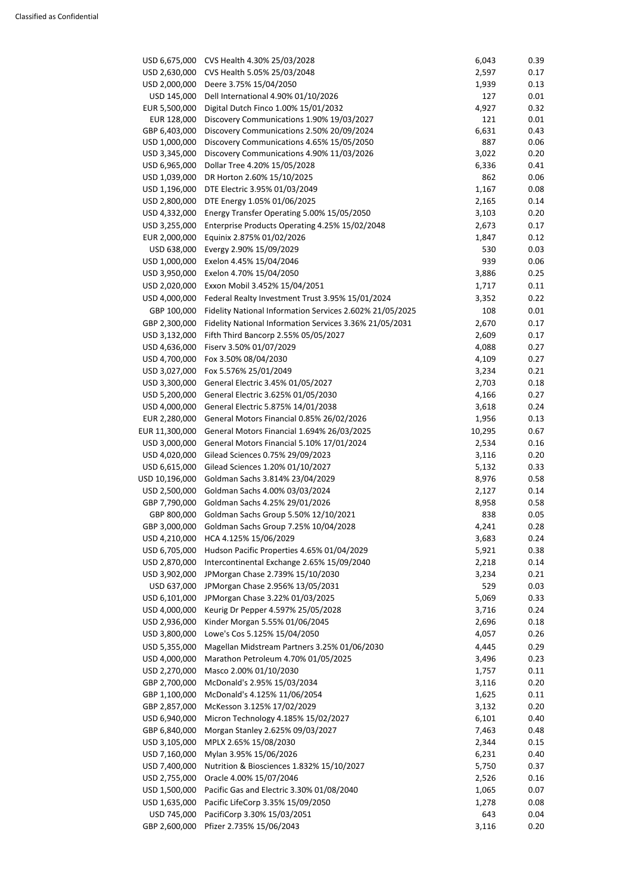| | | | |
|---|---|---|---|
| USD 6,675,000 | CVS Health 4.30% 25/03/2028 | 6,043 | 0.39 |
| USD 2,630,000 | CVS Health 5.05% 25/03/2048 | 2,597 | 0.17 |
| USD 2,000,000 | Deere 3.75% 15/04/2050 | 1,939 | 0.13 |
| USD 145,000 | Dell International 4.90% 01/10/2026 | 127 | 0.01 |
| EUR 5,500,000 | Digital Dutch Finco 1.00% 15/01/2032 | 4,927 | 0.32 |
| EUR 128,000 | Discovery Communications 1.90% 19/03/2027 | 121 | 0.01 |
| GBP 6,403,000 | Discovery Communications 2.50% 20/09/2024 | 6,631 | 0.43 |
| USD 1,000,000 | Discovery Communications 4.65% 15/05/2050 | 887 | 0.06 |
| USD 3,345,000 | Discovery Communications 4.90% 11/03/2026 | 3,022 | 0.20 |
| USD 6,965,000 | Dollar Tree 4.20% 15/05/2028 | 6,336 | 0.41 |
| USD 1,039,000 | DR Horton 2.60% 15/10/2025 | 862 | 0.06 |
| USD 1,196,000 | DTE Electric 3.95% 01/03/2049 | 1,167 | 0.08 |
| USD 2,800,000 | DTE Energy 1.05% 01/06/2025 | 2,165 | 0.14 |
| USD 4,332,000 | Energy Transfer Operating 5.00% 15/05/2050 | 3,103 | 0.20 |
| USD 3,255,000 | Enterprise Products Operating 4.25% 15/02/2048 | 2,673 | 0.17 |
| EUR 2,000,000 | Equinix 2.875% 01/02/2026 | 1,847 | 0.12 |
| USD 638,000 | Evergy 2.90% 15/09/2029 | 530 | 0.03 |
| USD 1,000,000 | Exelon 4.45% 15/04/2046 | 939 | 0.06 |
| USD 3,950,000 | Exelon 4.70% 15/04/2050 | 3,886 | 0.25 |
| USD 2,020,000 | Exxon Mobil 3.452% 15/04/2051 | 1,717 | 0.11 |
| USD 4,000,000 | Federal Realty Investment Trust 3.95% 15/01/2024 | 3,352 | 0.22 |
| GBP 100,000 | Fidelity National Information Services 2.602% 21/05/2025 | 108 | 0.01 |
| GBP 2,300,000 | Fidelity National Information Services 3.36% 21/05/2031 | 2,670 | 0.17 |
| USD 3,132,000 | Fifth Third Bancorp 2.55% 05/05/2027 | 2,609 | 0.17 |
| USD 4,636,000 | Fiserv 3.50% 01/07/2029 | 4,088 | 0.27 |
| USD 4,700,000 | Fox 3.50% 08/04/2030 | 4,109 | 0.27 |
| USD 3,027,000 | Fox 5.576% 25/01/2049 | 3,234 | 0.21 |
| USD 3,300,000 | General Electric 3.45% 01/05/2027 | 2,703 | 0.18 |
| USD 5,200,000 | General Electric 3.625% 01/05/2030 | 4,166 | 0.27 |
| USD 4,000,000 | General Electric 5.875% 14/01/2038 | 3,618 | 0.24 |
| EUR 2,280,000 | General Motors Financial 0.85% 26/02/2026 | 1,956 | 0.13 |
| EUR 11,300,000 | General Motors Financial 1.694% 26/03/2025 | 10,295 | 0.67 |
| USD 3,000,000 | General Motors Financial 5.10% 17/01/2024 | 2,534 | 0.16 |
| USD 4,020,000 | Gilead Sciences 0.75% 29/09/2023 | 3,116 | 0.20 |
| USD 6,615,000 | Gilead Sciences 1.20% 01/10/2027 | 5,132 | 0.33 |
| USD 10,196,000 | Goldman Sachs 3.814% 23/04/2029 | 8,976 | 0.58 |
| USD 2,500,000 | Goldman Sachs 4.00% 03/03/2024 | 2,127 | 0.14 |
| GBP 7,790,000 | Goldman Sachs 4.25% 29/01/2026 | 8,958 | 0.58 |
| GBP 800,000 | Goldman Sachs Group 5.50% 12/10/2021 | 838 | 0.05 |
| GBP 3,000,000 | Goldman Sachs Group 7.25% 10/04/2028 | 4,241 | 0.28 |
| USD 4,210,000 | HCA 4.125% 15/06/2029 | 3,683 | 0.24 |
| USD 6,705,000 | Hudson Pacific Properties 4.65% 01/04/2029 | 5,921 | 0.38 |
| USD 2,870,000 | Intercontinental Exchange 2.65% 15/09/2040 | 2,218 | 0.14 |
| USD 3,902,000 | JPMorgan Chase 2.739% 15/10/2030 | 3,234 | 0.21 |
| USD 637,000 | JPMorgan Chase 2.956% 13/05/2031 | 529 | 0.03 |
| USD 6,101,000 | JPMorgan Chase 3.22% 01/03/2025 | 5,069 | 0.33 |
| USD 4,000,000 | Keurig Dr Pepper 4.597% 25/05/2028 | 3,716 | 0.24 |
| USD 2,936,000 | Kinder Morgan 5.55% 01/06/2045 | 2,696 | 0.18 |
| USD 3,800,000 | Lowe's Cos 5.125% 15/04/2050 | 4,057 | 0.26 |
| USD 5,355,000 | Magellan Midstream Partners 3.25% 01/06/2030 | 4,445 | 0.29 |
| USD 4,000,000 | Marathon Petroleum 4.70% 01/05/2025 | 3,496 | 0.23 |
| USD 2,270,000 | Masco 2.00% 01/10/2030 | 1,757 | 0.11 |
| GBP 2,700,000 | McDonald's 2.95% 15/03/2034 | 3,116 | 0.20 |
| GBP 1,100,000 | McDonald's 4.125% 11/06/2054 | 1,625 | 0.11 |
| GBP 2,857,000 | McKesson 3.125% 17/02/2029 | 3,132 | 0.20 |
| USD 6,940,000 | Micron Technology 4.185% 15/02/2027 | 6,101 | 0.40 |
| GBP 6,840,000 | Morgan Stanley 2.625% 09/03/2027 | 7,463 | 0.48 |
| USD 3,105,000 | MPLX 2.65% 15/08/2030 | 2,344 | 0.15 |
| USD 7,160,000 | Mylan 3.95% 15/06/2026 | 6,231 | 0.40 |
| USD 7,400,000 | Nutrition & Biosciences 1.832% 15/10/2027 | 5,750 | 0.37 |
| USD 2,755,000 | Oracle 4.00% 15/07/2046 | 2,526 | 0.16 |
| USD 1,500,000 | Pacific Gas and Electric 3.30% 01/08/2040 | 1,065 | 0.07 |
| USD 1,635,000 | Pacific LifeCorp 3.35% 15/09/2050 | 1,278 | 0.08 |
| USD 745,000 | PacifiCorp 3.30% 15/03/2051 | 643 | 0.04 |
| GBP 2,600,000 | Pfizer 2.735% 15/06/2043 | 3,116 | 0.20 |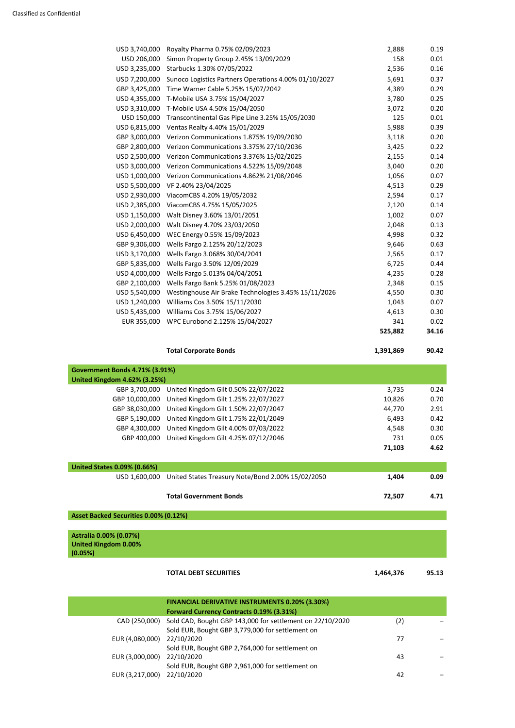| Holding | Investment | Market Value £'000 | % of Net Assets |
|---|---|---|---|
| USD 3,740,000 | Royalty Pharma 0.75% 02/09/2023 | 2,888 | 0.19 |
| USD 206,000 | Simon Property Group 2.45% 13/09/2029 | 158 | 0.01 |
| USD 3,235,000 | Starbucks 1.30% 07/05/2022 | 2,536 | 0.16 |
| USD 7,200,000 | Sunoco Logistics Partners Operations 4.00% 01/10/2027 | 5,691 | 0.37 |
| GBP 3,425,000 | Time Warner Cable 5.25% 15/07/2042 | 4,389 | 0.29 |
| USD 4,355,000 | T-Mobile USA 3.75% 15/04/2027 | 3,780 | 0.25 |
| USD 3,310,000 | T-Mobile USA 4.50% 15/04/2050 | 3,072 | 0.20 |
| USD 150,000 | Transcontinental Gas Pipe Line 3.25% 15/05/2030 | 125 | 0.01 |
| USD 6,815,000 | Ventas Realty 4.40% 15/01/2029 | 5,988 | 0.39 |
| GBP 3,000,000 | Verizon Communications 1.875% 19/09/2030 | 3,118 | 0.20 |
| GBP 2,800,000 | Verizon Communications 3.375% 27/10/2036 | 3,425 | 0.22 |
| USD 2,500,000 | Verizon Communications 3.376% 15/02/2025 | 2,155 | 0.14 |
| USD 3,000,000 | Verizon Communications 4.522% 15/09/2048 | 3,040 | 0.20 |
| USD 1,000,000 | Verizon Communications 4.862% 21/08/2046 | 1,056 | 0.07 |
| USD 5,500,000 | VF 2.40% 23/04/2025 | 4,513 | 0.29 |
| USD 2,930,000 | ViacomCBS 4.20% 19/05/2032 | 2,594 | 0.17 |
| USD 2,385,000 | ViacomCBS 4.75% 15/05/2025 | 2,120 | 0.14 |
| USD 1,150,000 | Walt Disney 3.60% 13/01/2051 | 1,002 | 0.07 |
| USD 2,000,000 | Walt Disney 4.70% 23/03/2050 | 2,048 | 0.13 |
| USD 6,450,000 | WEC Energy 0.55% 15/09/2023 | 4,998 | 0.32 |
| GBP 9,306,000 | Wells Fargo 2.125% 20/12/2023 | 9,646 | 0.63 |
| USD 3,170,000 | Wells Fargo 3.068% 30/04/2041 | 2,565 | 0.17 |
| GBP 5,835,000 | Wells Fargo 3.50% 12/09/2029 | 6,725 | 0.44 |
| USD 4,000,000 | Wells Fargo 5.013% 04/04/2051 | 4,235 | 0.28 |
| GBP 2,100,000 | Wells Fargo Bank 5.25% 01/08/2023 | 2,348 | 0.15 |
| USD 5,540,000 | Westinghouse Air Brake Technologies 3.45% 15/11/2026 | 4,550 | 0.30 |
| USD 1,240,000 | Williams Cos 3.50% 15/11/2030 | 1,043 | 0.07 |
| USD 5,435,000 | Williams Cos 3.75% 15/06/2027 | 4,613 | 0.30 |
| EUR 355,000 | WPC Eurobond 2.125% 15/04/2027 | 341 | 0.02 |
| | | **525,882** | **34.16** |
| | **Total Corporate Bonds** | **1,391,869** | **90.42** |
| **Government Bonds 4.71% (3.91%)** | | | |
| **United Kingdom 4.62% (3.25%)** | | | |
| GBP 3,700,000 | United Kingdom Gilt 0.50% 22/07/2022 | 3,735 | 0.24 |
| GBP 10,000,000 | United Kingdom Gilt 1.25% 22/07/2027 | 10,826 | 0.70 |
| GBP 38,030,000 | United Kingdom Gilt 1.50% 22/07/2047 | 44,770 | 2.91 |
| GBP 5,190,000 | United Kingdom Gilt 1.75% 22/01/2049 | 6,493 | 0.42 |
| GBP 4,300,000 | United Kingdom Gilt 4.00% 07/03/2022 | 4,548 | 0.30 |
| GBP 400,000 | United Kingdom Gilt 4.25% 07/12/2046 | 731 | 0.05 |
| | | **71,103** | **4.62** |
| **United States 0.09% (0.66%)** | | | |
| USD 1,600,000 | United States Treasury Note/Bond 2.00% 15/02/2050 | **1,404** | **0.09** |
| | **Total Government Bonds** | **72,507** | **4.71** |
| **Asset Backed Securities 0.00% (0.12%)** | | | |
| **Astralia 0.00% (0.07%)** | | | |
| **United Kingdom 0.00% (0.05%)** | | | |
| | **TOTAL DEBT SECURITIES** | **1,464,376** | **95.13** |
| | **FINANCIAL DERIVATIVE INSTRUMENTS 0.20% (3.30%)** | | |
| | **Forward Currency Contracts 0.19% (3.31%)** | | |
| CAD (250,000) | Sold CAD, Bought GBP 143,000 for settlement on 22/10/2020 | (2) | – |
| EUR (4,080,000) | Sold EUR, Bought GBP 3,779,000 for settlement on 22/10/2020 | 77 | – |
| EUR (3,000,000) | Sold EUR, Bought GBP 2,764,000 for settlement on 22/10/2020 | 43 | – |
| EUR (3,217,000) | Sold EUR, Bought GBP 2,961,000 for settlement on 22/10/2020 | 42 | – |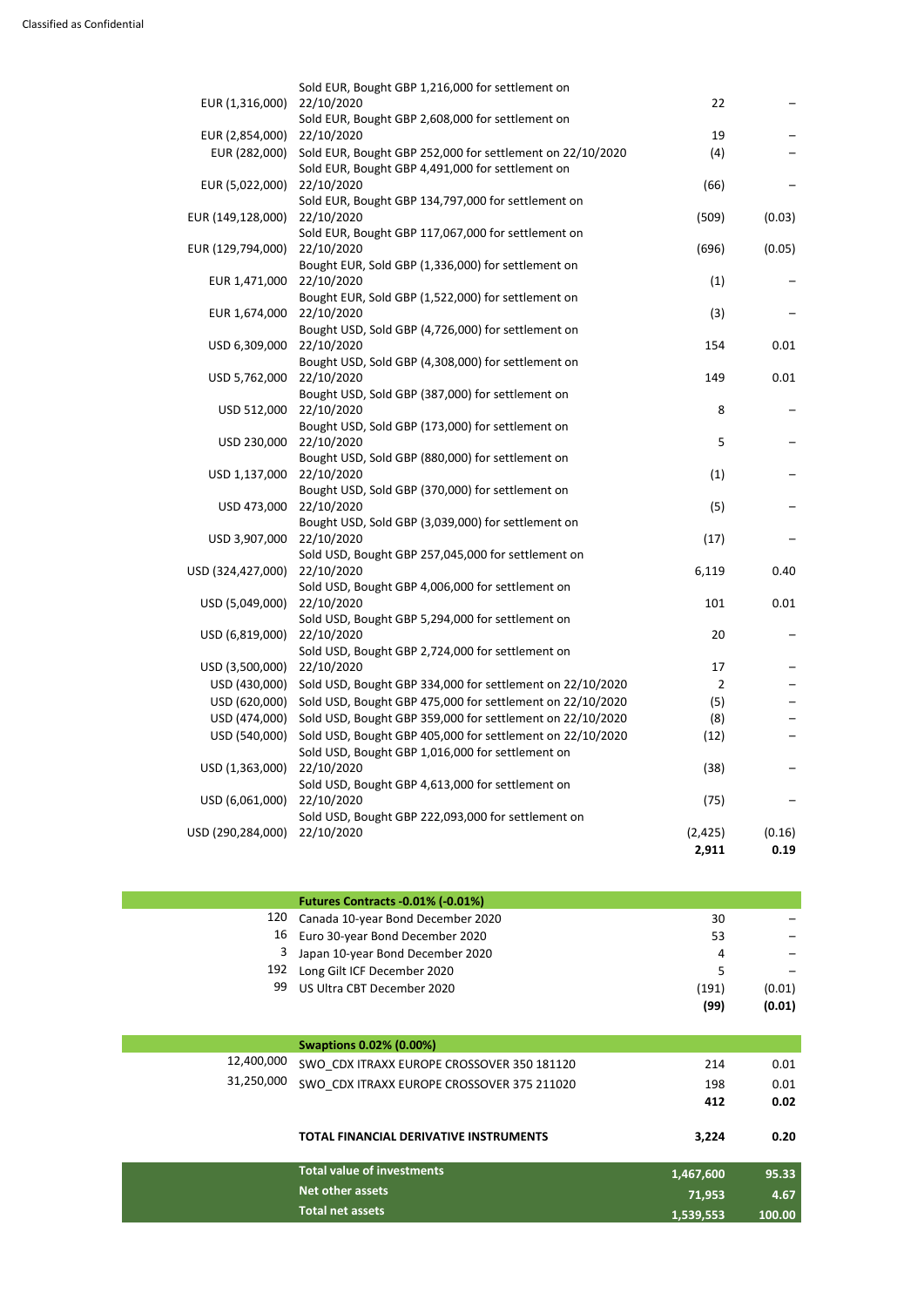| | | | |
|---|---|---|---|
| EUR (1,316,000) | Sold EUR, Bought GBP 1,216,000 for settlement on 22/10/2020 | 22 | – |
| EUR (2,854,000) | Sold EUR, Bought GBP 2,608,000 for settlement on 22/10/2020 | 19 | – |
| EUR (282,000) | Sold EUR, Bought GBP 252,000 for settlement on 22/10/2020 | (4) | – |
| EUR (5,022,000) | Sold EUR, Bought GBP 4,491,000 for settlement on 22/10/2020 | (66) | – |
| EUR (149,128,000) | Sold EUR, Bought GBP 134,797,000 for settlement on 22/10/2020 | (509) | (0.03) |
| EUR (129,794,000) | Sold EUR, Bought GBP 117,067,000 for settlement on 22/10/2020 | (696) | (0.05) |
| EUR 1,471,000 | Bought EUR, Sold GBP (1,336,000) for settlement on 22/10/2020 | (1) | – |
| EUR 1,674,000 | Bought EUR, Sold GBP (1,522,000) for settlement on 22/10/2020 | (3) | – |
| USD 6,309,000 | Bought USD, Sold GBP (4,726,000) for settlement on 22/10/2020 | 154 | 0.01 |
| USD 5,762,000 | Bought USD, Sold GBP (4,308,000) for settlement on 22/10/2020 | 149 | 0.01 |
| USD 512,000 | Bought USD, Sold GBP (387,000) for settlement on 22/10/2020 | 8 | – |
| USD 230,000 | Bought USD, Sold GBP (173,000) for settlement on 22/10/2020 | 5 | – |
| USD 1,137,000 | Bought USD, Sold GBP (880,000) for settlement on 22/10/2020 | (1) | – |
| USD 473,000 | Bought USD, Sold GBP (370,000) for settlement on 22/10/2020 | (5) | – |
| USD 3,907,000 | Bought USD, Sold GBP (3,039,000) for settlement on 22/10/2020 | (17) | – |
| USD (324,427,000) | Sold USD, Bought GBP 257,045,000 for settlement on 22/10/2020 | 6,119 | 0.40 |
| USD (5,049,000) | Sold USD, Bought GBP 4,006,000 for settlement on 22/10/2020 | 101 | 0.01 |
| USD (6,819,000) | Sold USD, Bought GBP 5,294,000 for settlement on 22/10/2020 | 20 | – |
| USD (3,500,000) | Sold USD, Bought GBP 2,724,000 for settlement on 22/10/2020 | 17 | – |
| USD (430,000) | Sold USD, Bought GBP 334,000 for settlement on 22/10/2020 | 2 | – |
| USD (620,000) | Sold USD, Bought GBP 475,000 for settlement on 22/10/2020 | (5) | – |
| USD (474,000) | Sold USD, Bought GBP 359,000 for settlement on 22/10/2020 | (8) | – |
| USD (540,000) | Sold USD, Bought GBP 405,000 for settlement on 22/10/2020 | (12) | – |
| USD (1,363,000) | Sold USD, Bought GBP 1,016,000 for settlement on 22/10/2020 | (38) | – |
| USD (6,061,000) | Sold USD, Bought GBP 4,613,000 for settlement on 22/10/2020 | (75) | – |
| USD (290,284,000) | Sold USD, Bought GBP 222,093,000 for settlement on 22/10/2020 | (2,425) | (0.16) |
| | | **2,911** | **0.19** |
| | **Futures Contracts -0.01% (-0.01%)** | | |
| 120 | Canada 10-year Bond December 2020 | 30 | – |
| 16 | Euro 30-year Bond December 2020 | 53 | – |
| 3 | Japan 10-year Bond December 2020 | 4 | – |
| 192 | Long Gilt ICF December 2020 | 5 | – |
| 99 | US Ultra CBT December 2020 | (191) | (0.01) |
| | | **(99)** | **(0.01)** |
| | **Swaptions 0.02% (0.00%)** | | |
| 12,400,000 | SWO_CDX ITRAXX EUROPE CROSSOVER 350 181120 | 214 | 0.01 |
| 31,250,000 | SWO_CDX ITRAXX EUROPE CROSSOVER 375 211020 | 198 | 0.01 |
| | | **412** | **0.02** |
| | **TOTAL FINANCIAL DERIVATIVE INSTRUMENTS** | **3,224** | **0.20** |
| | **Total value of investments** | **1,467,600** | **95.33** |
| | **Net other assets** | **71,953** | **4.67** |
| | **Total net assets** | **1,539,553** | **100.00** |